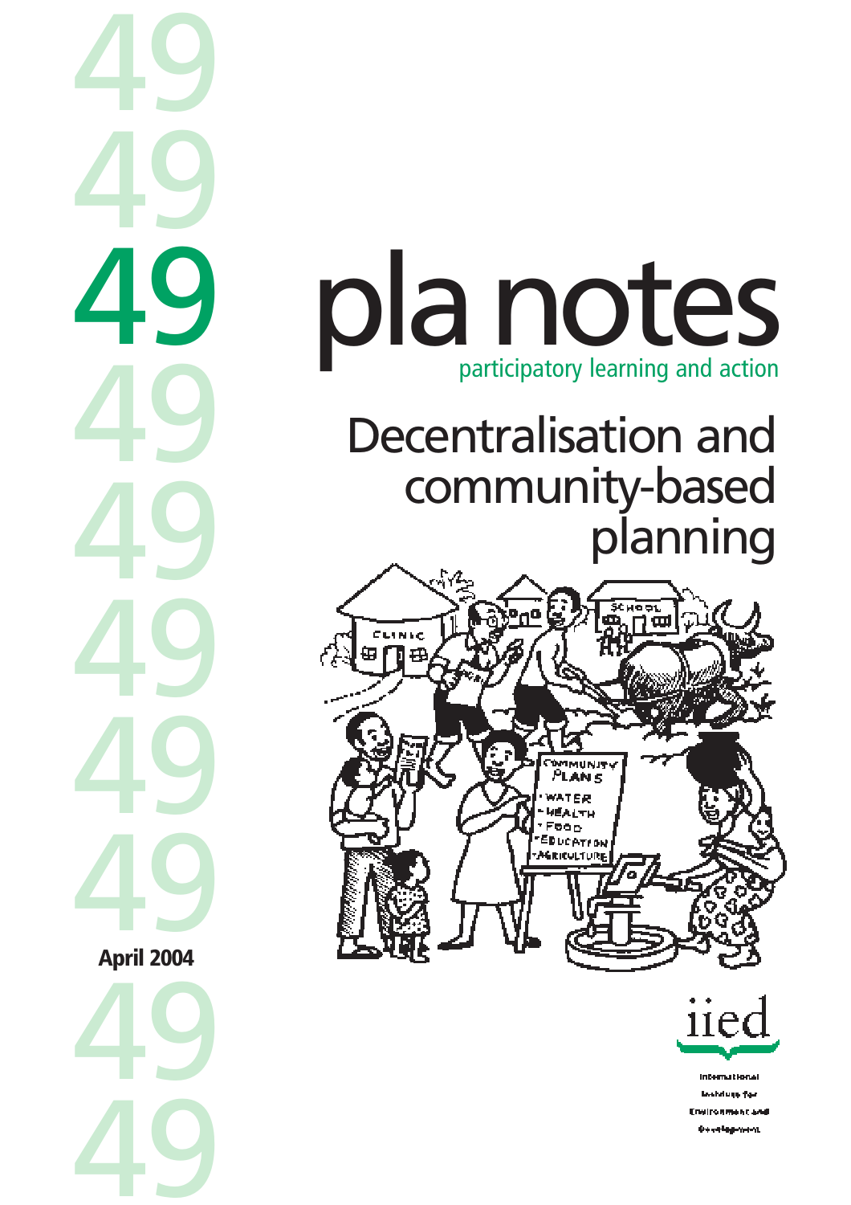49

# pla notes

participatory learning and action

## Decentralisation and community-based planning

April 2004

iied

International Institute for Environment and Development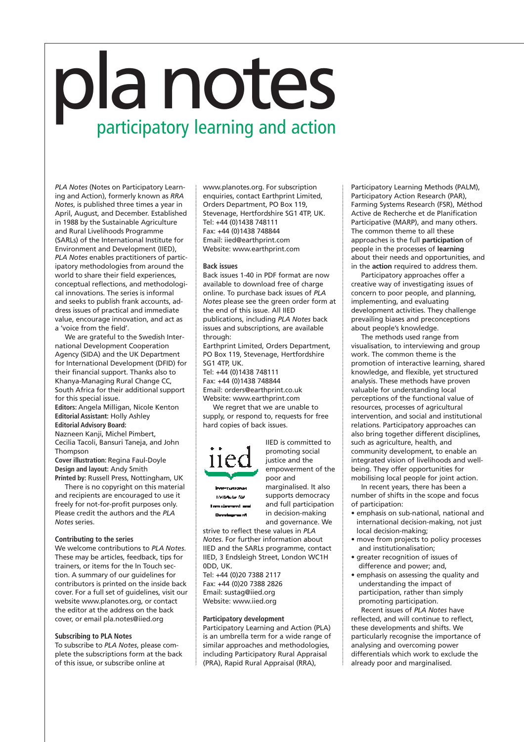# pla notes

## participatory learning and action

*PLA Notes* (Notes on Participatory Learning and Action), formerly known as *RRA Notes*, is published three times a year in April, August, and December. Established in 1988 by the Sustainable Agriculture and Rural Livelihoods Programme (SARLs) of the International Institute for Environment and Development (IIED), *PLA Notes* enables practitioners of participatory methodologies from around the world to share their field experiences, conceptual reflections, and methodological innovations. The series is informal and seeks to publish frank accounts, address issues of practical and immediate value, encourage innovation, and act as a 'voice from the field'.

We are grateful to the Swedish International Development Cooperation Agency (SIDA) and the UK Department for International Development (DFID) for their financial support. Thanks also to Khanya-Managing Rural Change CC, South Africa for their additional support for this special issue.

**Editors:** Angela Milligan, Nicole Kenton
**Editorial Assistant:** Holly Ashley
**Editorial Advisory Board:**
Nazneen Kanji, Michel Pimbert, Cecilia Tacoli, Bansuri Taneja, and John Thompson
**Cover illustration:** Regina Faul-Doyle
**Design and layout:** Andy Smith
**Printed by:** Russell Press, Nottingham, UK

There is no copyright on this material and recipients are encouraged to use it freely for not-for-profit purposes only. Please credit the authors and the *PLA Notes* series.

**Contributing to the series**
We welcome contributions to *PLA Notes*. These may be articles, feedback, tips for trainers, or items for the In Touch section. A summary of our guidelines for contributors is printed on the inside back cover. For a full set of guidelines, visit our website www.planotes.org, or contact the editor at the address on the back cover, or email pla.notes@iied.org

**Subscribing to PLA Notes**
To subscribe to *PLA Notes*, please complete the subscriptions form at the back of this issue, or subscribe online at www.planotes.org. For subscription enquiries, contact Earthprint Limited, Orders Department, PO Box 119, Stevenage, Hertfordshire SG1 4TP, UK.
Tel: +44 (0)1438 748111
Fax: +44 (0)1438 748844
Email: iied@earthprint.com
Website: www.earthprint.com

**Back issues**
Back issues 1-40 in PDF format are now available to download free of charge online. To purchase back issues of *PLA Notes* please see the green order form at the end of this issue. All IIED publications, including *PLA Notes* back issues and subscriptions, are available through:
Earthprint Limited, Orders Department, PO Box 119, Stevenage, Hertfordshire SG1 4TP, UK.
Tel: +44 (0)1438 748111
Fax: +44 (0)1438 748844
Email: orders@earthprint.co.uk
Website: www.earthprint.com

We regret that we are unable to supply, or respond to, requests for free hard copies of back issues.

IIED is committed to promoting social justice and the empowerment of the poor and marginalised. It also supports democracy and full participation in decision-making and governance. We strive to reflect these values in *PLA Notes*. For further information about IIED and the SARLs programme, contact IIED, 3 Endsleigh Street, London WC1H 0DD, UK.
Tel: +44 (0)20 7388 2117
Fax: +44 (0)20 7388 2826
Email: sustag@iied.org
Website: www.iied.org

**Participatory development**
Participatory Learning and Action (PLA) is an umbrella term for a wide range of similar approaches and methodologies, including Participatory Rural Appraisal (PRA), Rapid Rural Appraisal (RRA), Participatory Learning Methods (PALM), Participatory Action Research (PAR), Farming Systems Research (FSR), Méthod Active de Recherche et de Planification Participative (MARP), and many others. The common theme to all these approaches is the full **participation** of people in the processes of **learning** about their needs and opportunities, and in the **action** required to address them.

Participatory approaches offer a creative way of investigating issues of concern to poor people, and planning, implementing, and evaluating development activities. They challenge prevailing biases and preconceptions about people's knowledge.

The methods used range from visualisation, to interviewing and group work. The common theme is the promotion of interactive learning, shared knowledge, and flexible, yet structured analysis. These methods have proven valuable for understanding local perceptions of the functional value of resources, processes of agricultural intervention, and social and institutional relations. Participatory approaches can also bring together different disciplines, such as agriculture, health, and community development, to enable an integrated vision of livelihoods and well-being. They offer opportunities for mobilising local people for joint action.

In recent years, there has been a number of shifts in the scope and focus of participation:

- emphasis on sub-national, national and international decision-making, not just local decision-making;
- move from projects to policy processes and institutionalisation;
- greater recognition of issues of difference and power; and,
- emphasis on assessing the quality and understanding the impact of participation, rather than simply promoting participation.

Recent issues of *PLA Notes* have reflected, and will continue to reflect, these developments and shifts. We particularly recognise the importance of analysing and overcoming power differentials which work to exclude the already poor and marginalised.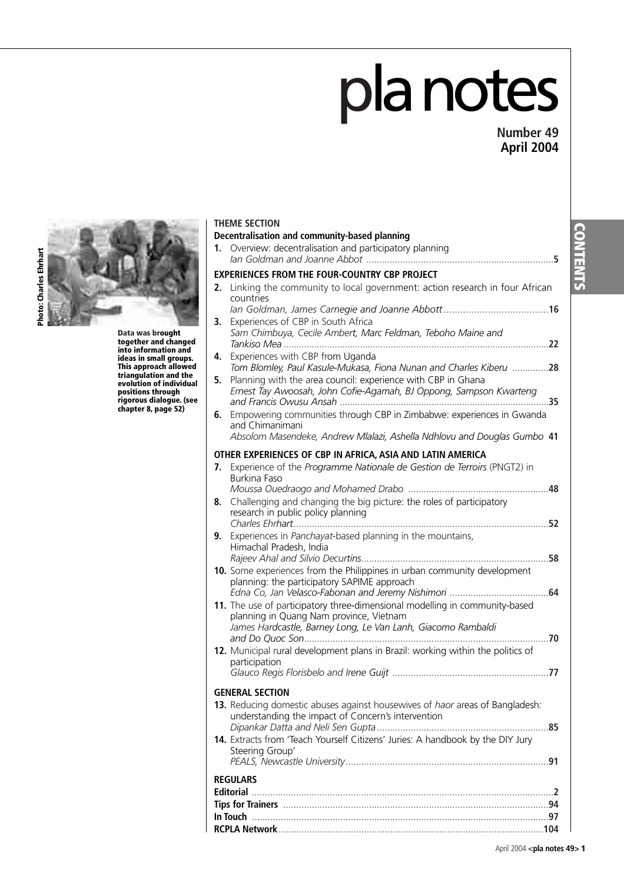# pla notes

**Number 49**
**April 2004**

**CONTENTS**

Photo: Charles Ehrhart

**Data was brought together and changed into information and ideas in small groups. This approach allowed triangulation and the evolution of individual positions through rigorous dialogue. (see chapter 8, page 52)**

## THEME SECTION

### Decentralisation and community-based planning

**1.** Overview: decentralisation and participatory planning
*Ian Goldman and Joanne Abbot* ....... **5**

### EXPERIENCES FROM THE FOUR-COUNTRY CBP PROJECT

**2.** Linking the community to local government: action research in four African countries
*Ian Goldman, James Carnegie and Joanne Abbott* ....... **16**

**3.** Experiences of CBP in South Africa
*Sam Chimbuya, Cecile Ambert, Marc Feldman, Teboho Maine and Tankiso Mea* ....... **22**

**4.** Experiences with CBP from Uganda
*Tom Blomley, Paul Kasule-Mukasa, Fiona Nunan and Charles Kiberu* ....... **28**

**5.** Planning with the area council: experience with CBP in Ghana
*Ernest Tay Awoosah, John Cofie-Agamah, BJ Oppong, Sampson Kwarteng and Francis Owusu Ansah* ....... **35**

**6.** Empowering communities through CBP in Zimbabwe: experiences in Gwanda and Chimanimani
*Absolom Masendeke, Andrew Mlalazi, Ashella Ndhlovu and Douglas Gumbo* **41**

### OTHER EXPERIENCES OF CBP IN AFRICA, ASIA AND LATIN AMERICA

**7.** Experience of the *Programme Nationale de Gestion de Terroirs* (PNGT2) in Burkina Faso
*Moussa Ouedraogo and Mohamed Drabo* ....... **48**

**8.** Challenging and changing the big picture: the roles of participatory research in public policy planning
*Charles Ehrhart* ....... **52**

**9.** Experiences in *Panchayat*-based planning in the mountains, Himachal Pradesh, India
*Rajeev Ahal and Silvio Decurtins* ....... **58**

**10.** Some experiences from the Philippines in urban community development planning: the participatory SAPIME approach
*Edna Co, Jan Velasco-Fabonan and Jeremy Nishimori* ....... **64**

**11.** The use of participatory three-dimensional modelling in community-based planning in Quang Nam province, Vietnam
*James Hardcastle, Barney Long, Le Van Lanh, Giacomo Rambaldi and Do Quoc Son* ....... **70**

**12.** Municipal rural development plans in Brazil: working within the politics of participation
*Glauco Regis Florisbelo and Irene Guijt* ....... **77**

## GENERAL SECTION

**13.** Reducing domestic abuses against housewives of *haor* areas of Bangladesh: understanding the impact of Concern's intervention
*Dipankar Datta and Neli Sen Gupta* ....... **85**

**14.** Extracts from 'Teach Yourself Citizens' Juries: A handbook by the DIY Jury Steering Group'
*PEALS, Newcastle University* ....... **91**

## REGULARS

**Editorial** ....... **2**
**Tips for Trainers** ....... **94**
**In Touch** ....... **97**
**RCPLA Network** ....... **104**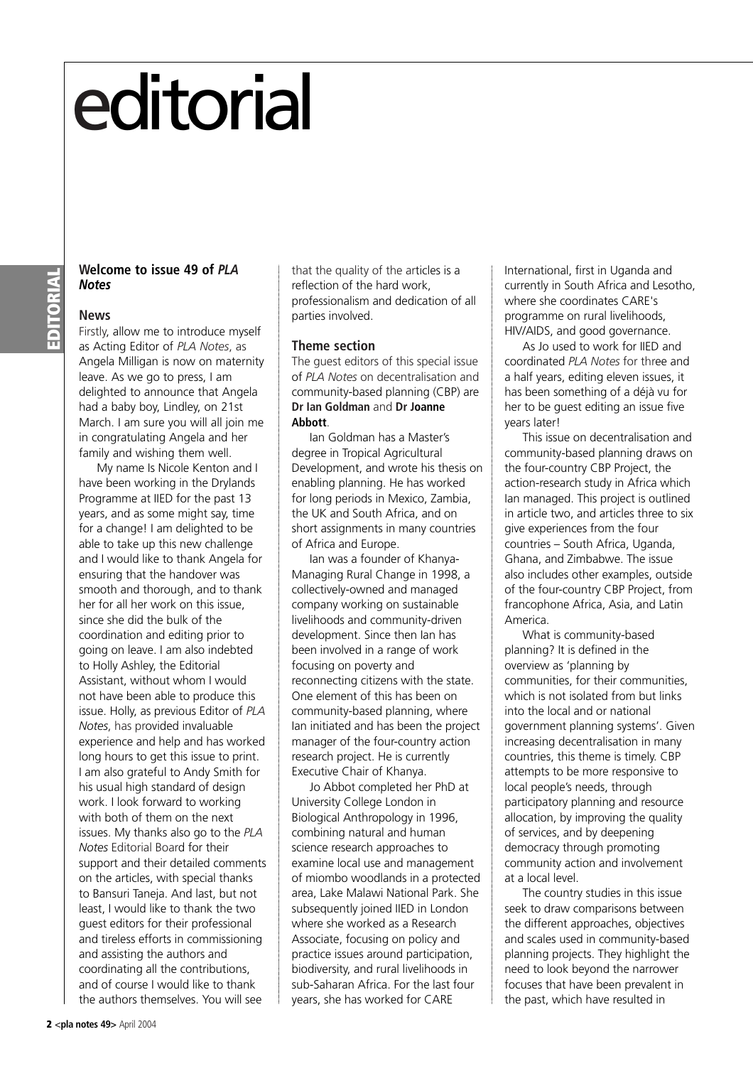# editorial

### Welcome to issue 49 of *PLA Notes*

### News

Firstly, allow me to introduce myself as Acting Editor of *PLA Notes*, as Angela Milligan is now on maternity leave. As we go to press, I am delighted to announce that Angela had a baby boy, Lindley, on 21st March. I am sure you will all join me in congratulating Angela and her family and wishing them well.

My name Is Nicole Kenton and I have been working in the Drylands Programme at IIED for the past 13 years, and as some might say, time for a change! I am delighted to be able to take up this new challenge and I would like to thank Angela for ensuring that the handover was smooth and thorough, and to thank her for all her work on this issue, since she did the bulk of the coordination and editing prior to going on leave. I am also indebted to Holly Ashley, the Editorial Assistant, without whom I would not have been able to produce this issue. Holly, as previous Editor of *PLA Notes*, has provided invaluable experience and help and has worked long hours to get this issue to print. I am also grateful to Andy Smith for his usual high standard of design work. I look forward to working with both of them on the next issues. My thanks also go to the *PLA Notes* Editorial Board for their support and their detailed comments on the articles, with special thanks to Bansuri Taneja. And last, but not least, I would like to thank the two guest editors for their professional and tireless efforts in commissioning and assisting the authors and coordinating all the contributions, and of course I would like to thank the authors themselves. You will see that the quality of the articles is a reflection of the hard work, professionalism and dedication of all parties involved.

### Theme section

The guest editors of this special issue of *PLA Notes* on decentralisation and community-based planning (CBP) are **Dr Ian Goldman** and **Dr Joanne Abbott**.

Ian Goldman has a Master's degree in Tropical Agricultural Development, and wrote his thesis on enabling planning. He has worked for long periods in Mexico, Zambia, the UK and South Africa, and on short assignments in many countries of Africa and Europe.

Ian was a founder of Khanya-Managing Rural Change in 1998, a collectively-owned and managed company working on sustainable livelihoods and community-driven development. Since then Ian has been involved in a range of work focusing on poverty and reconnecting citizens with the state. One element of this has been on community-based planning, where Ian initiated and has been the project manager of the four-country action research project. He is currently Executive Chair of Khanya.

Jo Abbot completed her PhD at University College London in Biological Anthropology in 1996, combining natural and human science research approaches to examine local use and management of miombo woodlands in a protected area, Lake Malawi National Park. She subsequently joined IIED in London where she worked as a Research Associate, focusing on policy and practice issues around participation, biodiversity, and rural livelihoods in sub-Saharan Africa. For the last four years, she has worked for CARE International, first in Uganda and currently in South Africa and Lesotho, where she coordinates CARE's programme on rural livelihoods, HIV/AIDS, and good governance.

As Jo used to work for IIED and coordinated *PLA Notes* for three and a half years, editing eleven issues, it has been something of a déjà vu for her to be guest editing an issue five years later!

This issue on decentralisation and community-based planning draws on the four-country CBP Project, the action-research study in Africa which Ian managed. This project is outlined in article two, and articles three to six give experiences from the four countries – South Africa, Uganda, Ghana, and Zimbabwe. The issue also includes other examples, outside of the four-country CBP Project, from francophone Africa, Asia, and Latin America.

What is community-based planning? It is defined in the overview as 'planning by communities, for their communities, which is not isolated from but links into the local and or national government planning systems'. Given increasing decentralisation in many countries, this theme is timely. CBP attempts to be more responsive to local people's needs, through participatory planning and resource allocation, by improving the quality of services, and by deepening democracy through promoting community action and involvement at a local level.

The country studies in this issue seek to draw comparisons between the different approaches, objectives and scales used in community-based planning projects. They highlight the need to look beyond the narrower focuses that have been prevalent in the past, which have resulted in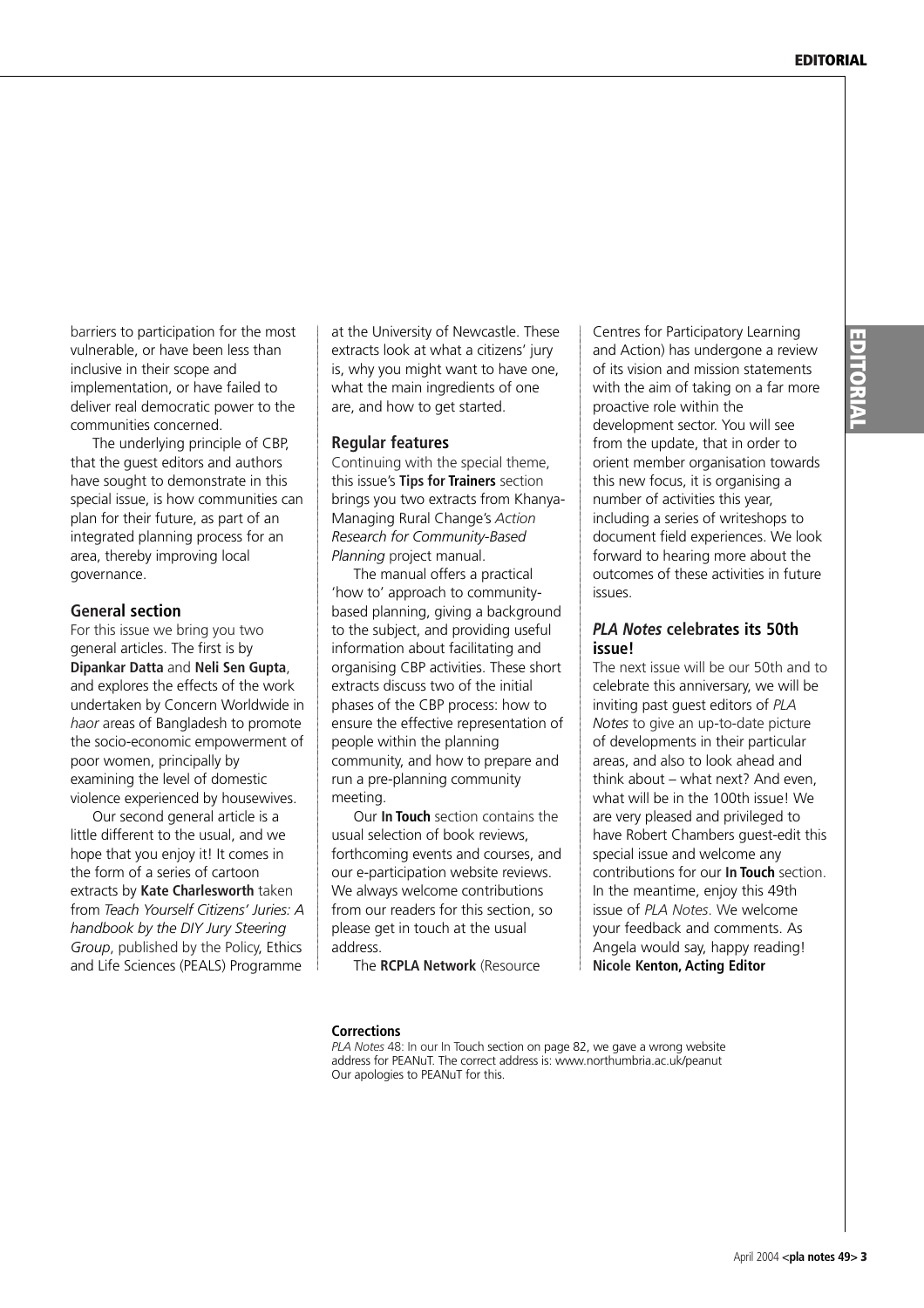barriers to participation for the most vulnerable, or have been less than inclusive in their scope and implementation, or have failed to deliver real democratic power to the communities concerned.

The underlying principle of CBP, that the guest editors and authors have sought to demonstrate in this special issue, is how communities can plan for their future, as part of an integrated planning process for an area, thereby improving local governance.

### General section

For this issue we bring you two general articles. The first is by **Dipankar Datta** and **Neli Sen Gupta**, and explores the effects of the work undertaken by Concern Worldwide in *haor* areas of Bangladesh to promote the socio-economic empowerment of poor women, principally by examining the level of domestic violence experienced by housewives.

Our second general article is a little different to the usual, and we hope that you enjoy it! It comes in the form of a series of cartoon extracts by **Kate Charlesworth** taken from *Teach Yourself Citizens' Juries: A handbook by the DIY Jury Steering Group*, published by the Policy, Ethics and Life Sciences (PEALS) Programme at the University of Newcastle. These extracts look at what a citizens' jury is, why you might want to have one, what the main ingredients of one are, and how to get started.

### Regular features

Continuing with the special theme, this issue's **Tips for Trainers** section brings you two extracts from Khanya-Managing Rural Change's *Action Research for Community-Based Planning* project manual.

The manual offers a practical 'how to' approach to community-based planning, giving a background to the subject, and providing useful information about facilitating and organising CBP activities. These short extracts discuss two of the initial phases of the CBP process: how to ensure the effective representation of people within the planning community, and how to prepare and run a pre-planning community meeting.

Our **In Touch** section contains the usual selection of book reviews, forthcoming events and courses, and our e-participation website reviews. We always welcome contributions from our readers for this section, so please get in touch at the usual address.

The **RCPLA Network** (Resource Centres for Participatory Learning and Action) has undergone a review of its vision and mission statements with the aim of taking on a far more proactive role within the development sector. You will see from the update, that in order to orient member organisation towards this new focus, it is organising a number of activities this year, including a series of writeshops to document field experiences. We look forward to hearing more about the outcomes of these activities in future issues.

### *PLA Notes* celebrates its 50th issue!

The next issue will be our 50th and to celebrate this anniversary, we will be inviting past guest editors of *PLA Notes* to give an up-to-date picture of developments in their particular areas, and also to look ahead and think about – what next? And even, what will be in the 100th issue! We are very pleased and privileged to have Robert Chambers guest-edit this special issue and welcome any contributions for our **In Touch** section. In the meantime, enjoy this 49th issue of *PLA Notes*. We welcome your feedback and comments. As Angela would say, happy reading!

**Nicole Kenton, Acting Editor**

**Corrections**

*PLA Notes* 48: In our In Touch section on page 82, we gave a wrong website address for PEANuT. The correct address is: www.northumbria.ac.uk/peanut
Our apologies to PEANuT for this.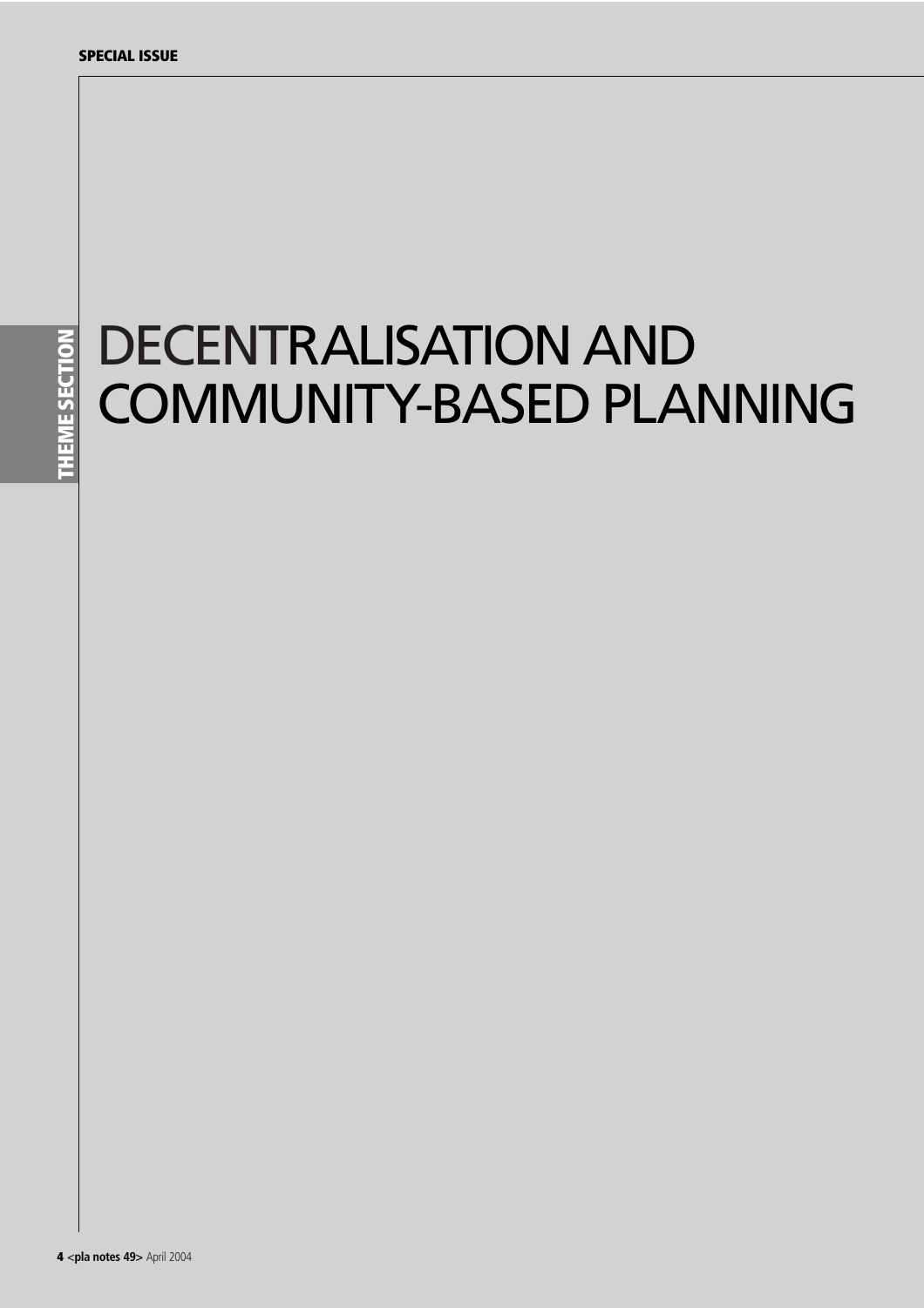# DECENTRALISATION AND COMMUNITY-BASED PLANNING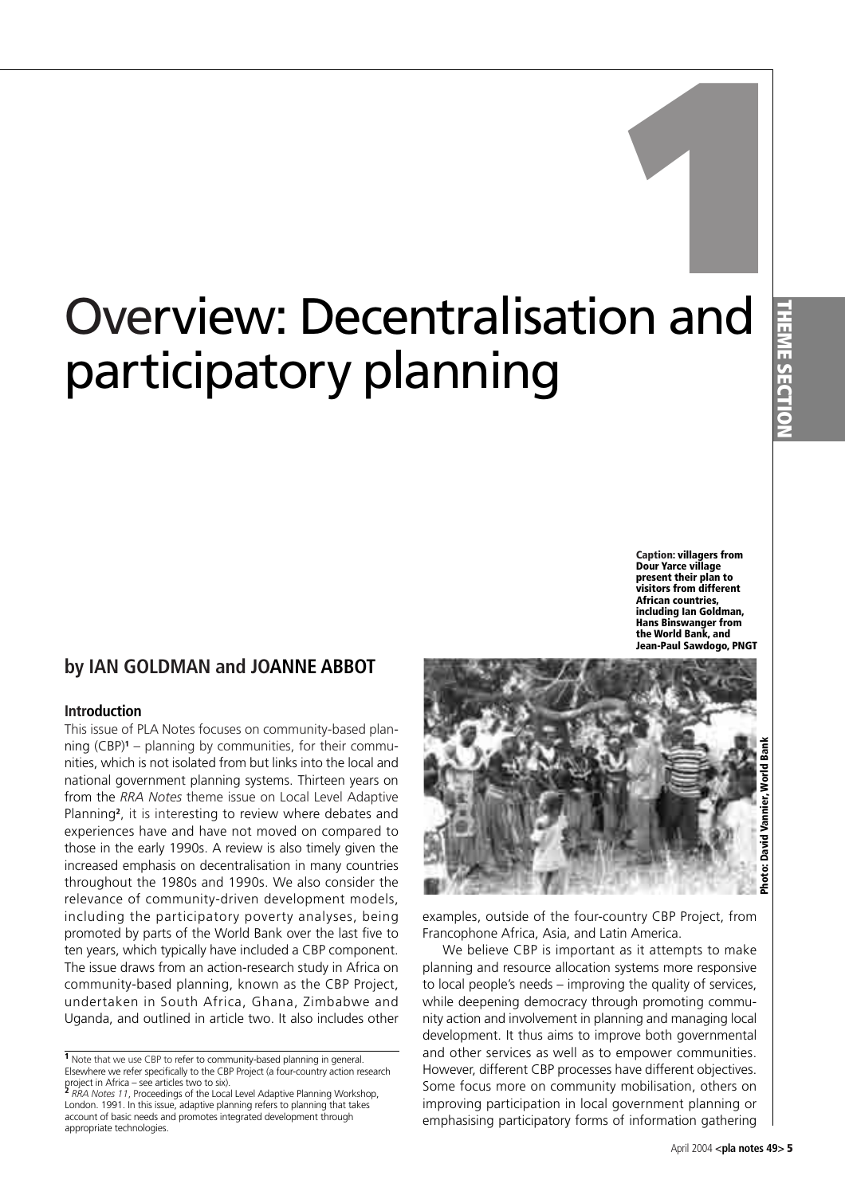# Overview: Decentralisation and participatory planning

**by IAN GOLDMAN and JOANNE ABBOT**

Caption: villagers from Dour Yarce village present their plan to visitors from different African countries, including Ian Goldman, Hans Binswanger from the World Bank, and Jean-Paul Sawdogo, PNGT

Photo: David Vannier, World Bank

## Introduction

This issue of PLA Notes focuses on community-based planning (CBP)[1] – planning by communities, for their communities, which is not isolated from but links into the local and national government planning systems. Thirteen years on from the *RRA Notes* theme issue on Local Level Adaptive Planning[2], it is interesting to review where debates and experiences have and have not moved on compared to those in the early 1990s. A review is also timely given the increased emphasis on decentralisation in many countries throughout the 1980s and 1990s. We also consider the relevance of community-driven development models, including the participatory poverty analyses, being promoted by parts of the World Bank over the last five to ten years, which typically have included a CBP component. The issue draws from an action-research study in Africa on community-based planning, known as the CBP Project, undertaken in South Africa, Ghana, Zimbabwe and Uganda, and outlined in article two. It also includes other examples, outside of the four-country CBP Project, from Francophone Africa, Asia, and Latin America.

We believe CBP is important as it attempts to make planning and resource allocation systems more responsive to local people's needs – improving the quality of services, while deepening democracy through promoting community action and involvement in planning and managing local development. It thus aims to improve both governmental and other services as well as to empower communities. However, different CBP processes have different objectives. Some focus more on community mobilisation, others on improving participation in local government planning or emphasising participatory forms of information gathering

[1] Note that we use CBP to refer to community-based planning in general. Elsewhere we refer specifically to the CBP Project (a four-country action research project in Africa – see articles two to six).

[2] *RRA Notes 11*, Proceedings of the Local Level Adaptive Planning Workshop, London. 1991. In this issue, adaptive planning refers to planning that takes account of basic needs and promotes integrated development through appropriate technologies.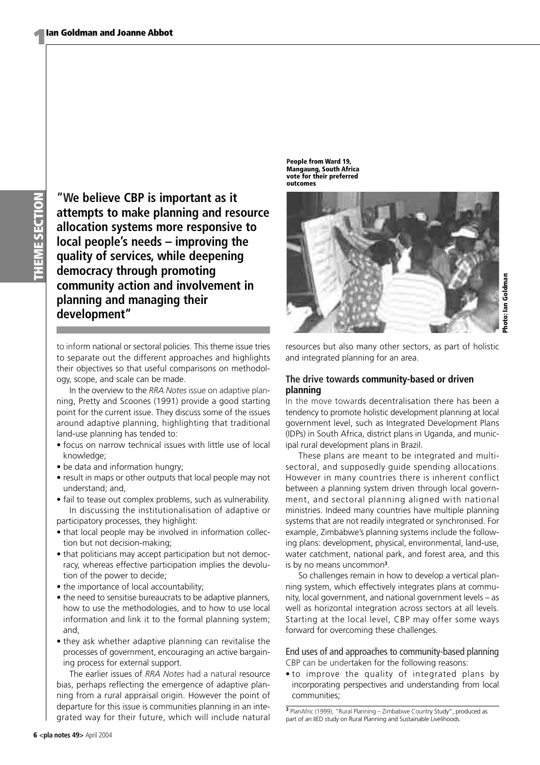"We believe CBP is important as it attempts to make planning and resource allocation systems more responsive to local people's needs – improving the quality of services, while deepening democracy through promoting community action and involvement in planning and managing their development"

People from Ward 19, Mangaung, South Africa vote for their preferred outcomes

Photo: Ian Goldman

to inform national or sectoral policies. This theme issue tries to separate out the different approaches and highlights their objectives so that useful comparisons on methodology, scope, and scale can be made.

In the overview to the *RRA Notes* issue on adaptive planning, Pretty and Scoones (1991) provide a good starting point for the current issue. They discuss some of the issues around adaptive planning, highlighting that traditional land-use planning has tended to:

- focus on narrow technical issues with little use of local knowledge;
- be data and information hungry;
- result in maps or other outputs that local people may not understand; and,
- fail to tease out complex problems, such as vulnerability.

In discussing the institutionalisation of adaptive or participatory processes, they highlight:

- that local people may be involved in information collection but not decision-making;
- that politicians may accept participation but not democracy, whereas effective participation implies the devolution of the power to decide;
- the importance of local accountability;
- the need to sensitise bureaucrats to be adaptive planners, how to use the methodologies, and to how to use local information and link it to the formal planning system; and,
- they ask whether adaptive planning can revitalise the processes of government, encouraging an active bargaining process for external support.

The earlier issues of *RRA Notes* had a natural resource bias, perhaps reflecting the emergence of adaptive planning from a rural appraisal origin. However the point of departure for this issue is communities planning in an integrated way for their future, which will include natural resources but also many other sectors, as part of holistic and integrated planning for an area.

### The drive towards community-based or driven planning

In the move towards decentralisation there has been a tendency to promote holistic development planning at local government level, such as Integrated Development Plans (IDPs) in South Africa, district plans in Uganda, and municipal rural development plans in Brazil.

These plans are meant to be integrated and multisectoral, and supposedly guide spending allocations. However in many countries there is inherent conflict between a planning system driven through local government, and sectoral planning aligned with national ministries. Indeed many countries have multiple planning systems that are not readily integrated or synchronised. For example, Zimbabwe's planning systems include the following plans: development, physical, environmental, land-use, water catchment, national park, and forest area, and this is by no means uncommon[3].

So challenges remain in how to develop a vertical planning system, which effectively integrates plans at community, local government, and national government levels – as well as horizontal integration across sectors at all levels. Starting at the local level, CBP may offer some ways forward for overcoming these challenges.

### End uses of and approaches to community-based planning

CBP can be undertaken for the following reasons:

- to improve the quality of integrated plans by incorporating perspectives and understanding from local communities;

[3] PlanAfric (1999), "Rural Planning – Zimbabwe Country Study", produced as part of an IIED study on Rural Planning and Sustainable Livelihoods.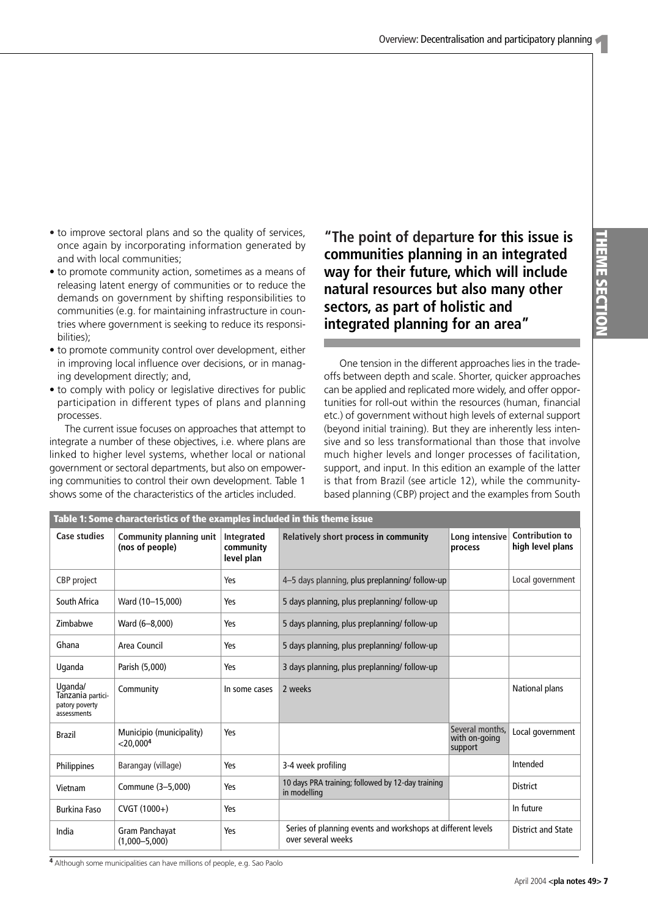- to improve sectoral plans and so the quality of services, once again by incorporating information generated by and with local communities;
- to promote community action, sometimes as a means of releasing latent energy of communities or to reduce the demands on government by shifting responsibilities to communities (e.g. for maintaining infrastructure in countries where government is seeking to reduce its responsibilities);
- to promote community control over development, either in improving local influence over decisions, or in managing development directly; and,
- to comply with policy or legislative directives for public participation in different types of plans and planning processes.

The current issue focuses on approaches that attempt to integrate a number of these objectives, i.e. where plans are linked to higher level systems, whether local or national government or sectoral departments, but also on empowering communities to control their own development. Table 1 shows some of the characteristics of the articles included.

**"The point of departure for this issue is communities planning in an integrated way for their future, which will include natural resources but also many other sectors, as part of holistic and integrated planning for an area"**

One tension in the different approaches lies in the tradeoffs between depth and scale. Shorter, quicker approaches can be applied and replicated more widely, and offer opportunities for roll-out within the resources (human, financial etc.) of government without high levels of external support (beyond initial training). But they are inherently less intensive and so less transformational than those that involve much higher levels and longer processes of facilitation, support, and input. In this edition an example of the latter is that from Brazil (see article 12), while the community-based planning (CBP) project and the examples from South

**Table 1: Some characteristics of the examples included in this theme issue**

| Case studies | Community planning unit (nos of people) | Integrated community level plan | Relatively short process in community | Long intensive process | Contribution to high level plans |
|---|---|---|---|---|---|
| CBP project | | Yes | 4–5 days planning, plus preplanning/ follow-up | | Local government |
| South Africa | Ward (10–15,000) | Yes | 5 days planning, plus preplanning/ follow-up | | |
| Zimbabwe | Ward (6–8,000) | Yes | 5 days planning, plus preplanning/ follow-up | | |
| Ghana | Area Council | Yes | 5 days planning, plus preplanning/ follow-up | | |
| Uganda | Parish (5,000) | Yes | 3 days planning, plus preplanning/ follow-up | | |
| Uganda/ Tanzania participatory poverty assessments | Community | In some cases | 2 weeks | | National plans |
| Brazil | Municipio (municipality) <20,000[4] | Yes | | Several months, with on-going support | Local government |
| Philippines | Barangay (village) | Yes | 3-4 week profiling | | Intended |
| Vietnam | Commune (3–5,000) | Yes | 10 days PRA training; followed by 12-day training in modelling | | District |
| Burkina Faso | CVGT (1000+) | Yes | | | In future |
| India | Gram Panchayat (1,000–5,000) | Yes | Series of planning events and workshops at different levels over several weeks | | District and State |

[4] Although some municipalities can have millions of people, e.g. Sao Paolo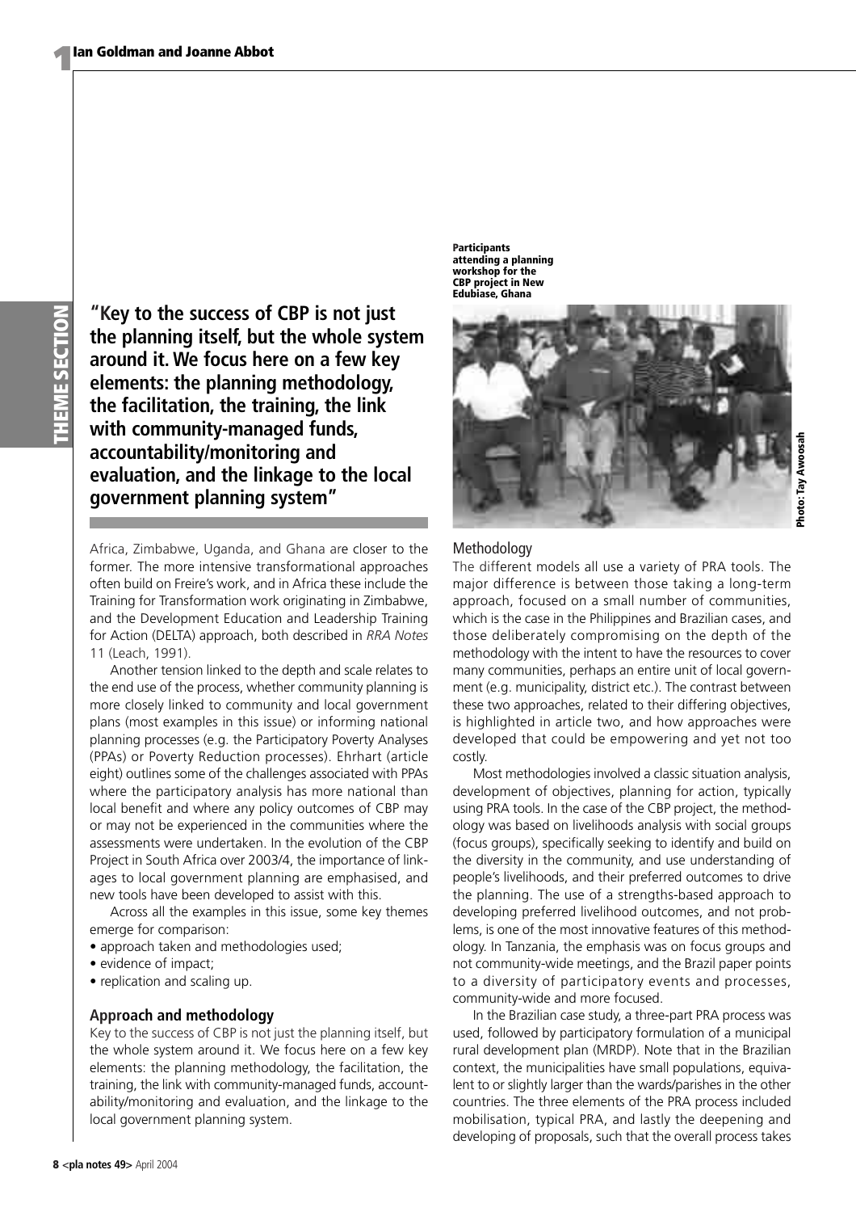"Key to the success of CBP is not just the planning itself, but the whole system around it. We focus here on a few key elements: the planning methodology, the facilitation, the training, the link with community-managed funds, accountability/monitoring and evaluation, and the linkage to the local government planning system"

Africa, Zimbabwe, Uganda, and Ghana are closer to the former. The more intensive transformational approaches often build on Freire's work, and in Africa these include the Training for Transformation work originating in Zimbabwe, and the Development Education and Leadership Training for Action (DELTA) approach, both described in *RRA Notes* 11 (Leach, 1991).

Another tension linked to the depth and scale relates to the end use of the process, whether community planning is more closely linked to community and local government plans (most examples in this issue) or informing national planning processes (e.g. the Participatory Poverty Analyses (PPAs) or Poverty Reduction processes). Ehrhart (article eight) outlines some of the challenges associated with PPAs where the participatory analysis has more national than local benefit and where any policy outcomes of CBP may or may not be experienced in the communities where the assessments were undertaken. In the evolution of the CBP Project in South Africa over 2003/4, the importance of linkages to local government planning are emphasised, and new tools have been developed to assist with this.

Across all the examples in this issue, some key themes emerge for comparison:

- approach taken and methodologies used;
- evidence of impact;
- replication and scaling up.

### Approach and methodology

Key to the success of CBP is not just the planning itself, but the whole system around it. We focus here on a few key elements: the planning methodology, the facilitation, the training, the link with community-managed funds, accountability/monitoring and evaluation, and the linkage to the local government planning system.

**Participants attending a planning workshop for the CBP project in New Edubiase, Ghana**

Photo: Tay Awoosah

### Methodology

The different models all use a variety of PRA tools. The major difference is between those taking a long-term approach, focused on a small number of communities, which is the case in the Philippines and Brazilian cases, and those deliberately compromising on the depth of the methodology with the intent to have the resources to cover many communities, perhaps an entire unit of local government (e.g. municipality, district etc.). The contrast between these two approaches, related to their differing objectives, is highlighted in article two, and how approaches were developed that could be empowering and yet not too costly.

Most methodologies involved a classic situation analysis, development of objectives, planning for action, typically using PRA tools. In the case of the CBP project, the methodology was based on livelihoods analysis with social groups (focus groups), specifically seeking to identify and build on the diversity in the community, and use understanding of people's livelihoods, and their preferred outcomes to drive the planning. The use of a strengths-based approach to developing preferred livelihood outcomes, and not problems, is one of the most innovative features of this methodology. In Tanzania, the emphasis was on focus groups and not community-wide meetings, and the Brazil paper points to a diversity of participatory events and processes, community-wide and more focused.

In the Brazilian case study, a three-part PRA process was used, followed by participatory formulation of a municipal rural development plan (MRDP). Note that in the Brazilian context, the municipalities have small populations, equivalent to or slightly larger than the wards/parishes in the other countries. The three elements of the PRA process included mobilisation, typical PRA, and lastly the deepening and developing of proposals, such that the overall process takes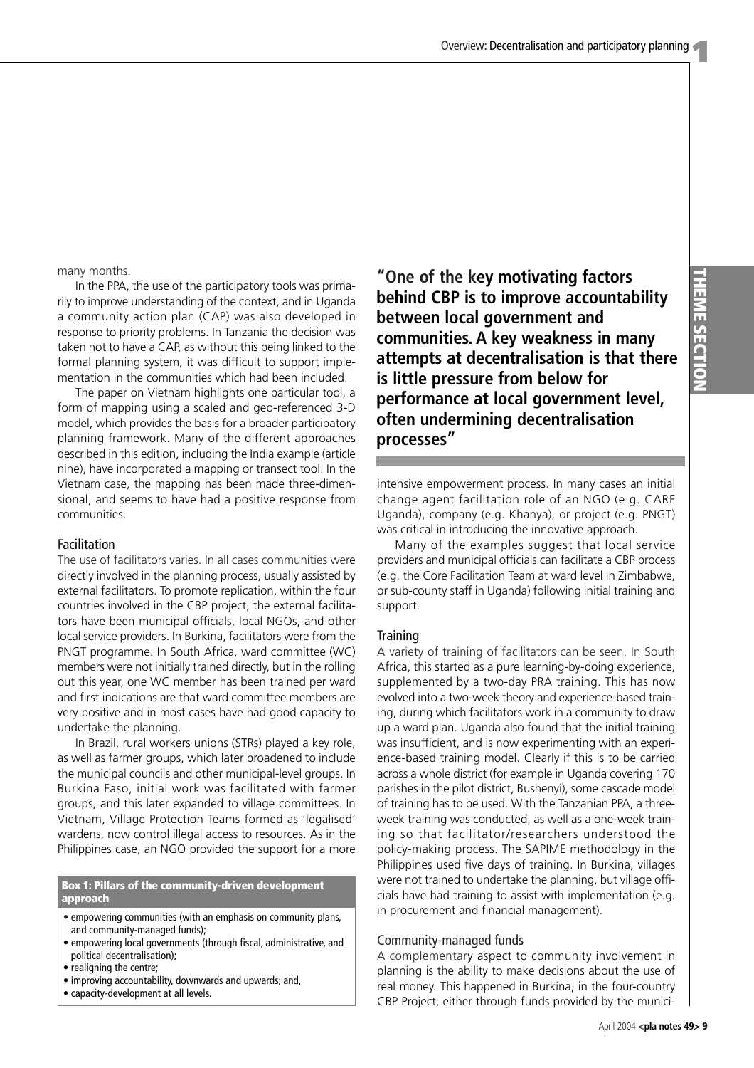many months.

In the PPA, the use of the participatory tools was primarily to improve understanding of the context, and in Uganda a community action plan (CAP) was also developed in response to priority problems. In Tanzania the decision was taken not to have a CAP, as without this being linked to the formal planning system, it was difficult to support implementation in the communities which had been included.

The paper on Vietnam highlights one particular tool, a form of mapping using a scaled and geo-referenced 3-D model, which provides the basis for a broader participatory planning framework. Many of the different approaches described in this edition, including the India example (article nine), have incorporated a mapping or transect tool. In the Vietnam case, the mapping has been made three-dimensional, and seems to have had a positive response from communities.

### Facilitation

The use of facilitators varies. In all cases communities were directly involved in the planning process, usually assisted by external facilitators. To promote replication, within the four countries involved in the CBP project, the external facilitators have been municipal officials, local NGOs, and other local service providers. In Burkina, facilitators were from the PNGT programme. In South Africa, ward committee (WC) members were not initially trained directly, but in the rolling out this year, one WC member has been trained per ward and first indications are that ward committee members are very positive and in most cases have had good capacity to undertake the planning.

In Brazil, rural workers unions (STRs) played a key role, as well as farmer groups, which later broadened to include the municipal councils and other municipal-level groups. In Burkina Faso, initial work was facilitated with farmer groups, and this later expanded to village committees. In Vietnam, Village Protection Teams formed as 'legalised' wardens, now control illegal access to resources. As in the Philippines case, an NGO provided the support for a more intensive empowerment process. In many cases an initial change agent facilitation role of an NGO (e.g. CARE Uganda), company (e.g. Khanya), or project (e.g. PNGT) was critical in introducing the innovative approach.

Many of the examples suggest that local service providers and municipal officials can facilitate a CBP process (e.g. the Core Facilitation Team at ward level in Zimbabwe, or sub-county staff in Uganda) following initial training and support.

**Box 1: Pillars of the community-driven development approach**

- empowering communities (with an emphasis on community plans, and community-managed funds);
- empowering local governments (through fiscal, administrative, and political decentralisation);
- realigning the centre;
- improving accountability, downwards and upwards; and,
- capacity-development at all levels.

**"One of the key motivating factors behind CBP is to improve accountability between local government and communities. A key weakness in many attempts at decentralisation is that there is little pressure from below for performance at local government level, often undermining decentralisation processes"**

### Training

A variety of training of facilitators can be seen. In South Africa, this started as a pure learning-by-doing experience, supplemented by a two-day PRA training. This has now evolved into a two-week theory and experience-based training, during which facilitators work in a community to draw up a ward plan. Uganda also found that the initial training was insufficient, and is now experimenting with an experience-based training model. Clearly if this is to be carried across a whole district (for example in Uganda covering 170 parishes in the pilot district, Bushenyi), some cascade model of training has to be used. With the Tanzanian PPA, a three-week training was conducted, as well as a one-week training so that facilitator/researchers understood the policy-making process. The SAPIME methodology in the Philippines used five days of training. In Burkina, villages were not trained to undertake the planning, but village officials have had training to assist with implementation (e.g. in procurement and financial management).

### Community-managed funds

A complementary aspect to community involvement in planning is the ability to make decisions about the use of real money. This happened in Burkina, in the four-country CBP Project, either through funds provided by the munici-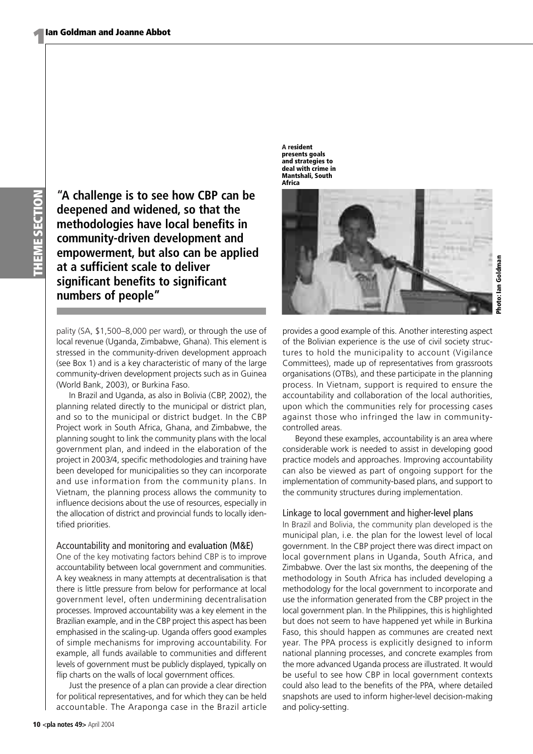"A challenge is to see how CBP can be deepened and widened, so that the methodologies have local benefits in community-driven development and empowerment, but also can be applied at a sufficient scale to deliver significant benefits to significant numbers of people"

pality (SA, $1,500–8,000 per ward), or through the use of local revenue (Uganda, Zimbabwe, Ghana). This element is stressed in the community-driven development approach (see Box 1) and is a key characteristic of many of the large community-driven development projects such as in Guinea (World Bank, 2003), or Burkina Faso.

In Brazil and Uganda, as also in Bolivia (CBP, 2002), the planning related directly to the municipal or district plan, and so to the municipal or district budget. In the CBP Project work in South Africa, Ghana, and Zimbabwe, the planning sought to link the community plans with the local government plan, and indeed in the elaboration of the project in 2003/4, specific methodologies and training have been developed for municipalities so they can incorporate and use information from the community plans. In Vietnam, the planning process allows the community to influence decisions about the use of resources, especially in the allocation of district and provincial funds to locally identified priorities.

### Accountability and monitoring and evaluation (M&E)

One of the key motivating factors behind CBP is to improve accountability between local government and communities. A key weakness in many attempts at decentralisation is that there is little pressure from below for performance at local government level, often undermining decentralisation processes. Improved accountability was a key element in the Brazilian example, and in the CBP project this aspect has been emphasised in the scaling-up. Uganda offers good examples of simple mechanisms for improving accountability. For example, all funds available to communities and different levels of government must be publicly displayed, typically on flip charts on the walls of local government offices.

Just the presence of a plan can provide a clear direction for political representatives, and for which they can be held accountable. The Araponga case in the Brazil article provides a good example of this. Another interesting aspect of the Bolivian experience is the use of civil society structures to hold the municipality to account (Vigilance Committees), made up of representatives from grassroots organisations (OTBs), and these participate in the planning process. In Vietnam, support is required to ensure the accountability and collaboration of the local authorities, upon which the communities rely for processing cases against those who infringed the law in community-controlled areas.

Beyond these examples, accountability is an area where considerable work is needed to assist in developing good practice models and approaches. Improving accountability can also be viewed as part of ongoing support for the implementation of community-based plans, and support to the community structures during implementation.

A resident presents goals and strategies to deal with crime in Mantshali, South Africa

Photo: Ian Goldman

### Linkage to local government and higher-level plans

In Brazil and Bolivia, the community plan developed is the municipal plan, i.e. the plan for the lowest level of local government. In the CBP project there was direct impact on local government plans in Uganda, South Africa, and Zimbabwe. Over the last six months, the deepening of the methodology in South Africa has included developing a methodology for the local government to incorporate and use the information generated from the CBP project in the local government plan. In the Philippines, this is highlighted but does not seem to have happened yet while in Burkina Faso, this should happen as communes are created next year. The PPA process is explicitly designed to inform national planning processes, and concrete examples from the more advanced Uganda process are illustrated. It would be useful to see how CBP in local government contexts could also lead to the benefits of the PPA, where detailed snapshots are used to inform higher-level decision-making and policy-setting.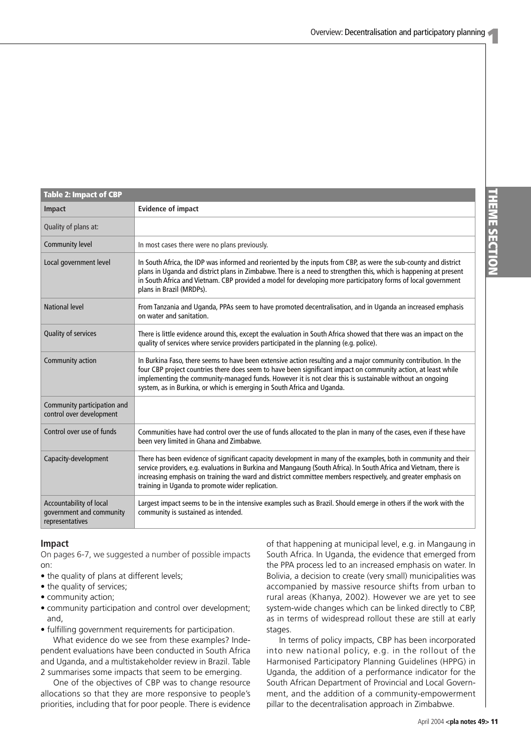**Table 2: Impact of CBP**

| Impact | Evidence of impact |
|---|---|
| Quality of plans at: | |
| Community level | In most cases there were no plans previously. |
| Local government level | In South Africa, the IDP was informed and reoriented by the inputs from CBP, as were the sub-county and district plans in Uganda and district plans in Zimbabwe. There is a need to strengthen this, which is happening at present in South Africa and Vietnam. CBP provided a model for developing more participatory forms of local government plans in Brazil (MRDPs). |
| National level | From Tanzania and Uganda, PPAs seem to have promoted decentralisation, and in Uganda an increased emphasis on water and sanitation. |
| Quality of services | There is little evidence around this, except the evaluation in South Africa showed that there was an impact on the quality of services where service providers participated in the planning (e.g. police). |
| Community action | In Burkina Faso, there seems to have been extensive action resulting and a major community contribution. In the four CBP project countries there does seem to have been significant impact on community action, at least while implementing the community-managed funds. However it is not clear this is sustainable without an ongoing system, as in Burkina, or which is emerging in South Africa and Uganda. |
| Community participation and control over development | |
| Control over use of funds | Communities have had control over the use of funds allocated to the plan in many of the cases, even if these have been very limited in Ghana and Zimbabwe. |
| Capacity-development | There has been evidence of significant capacity development in many of the examples, both in community and their service providers, e.g. evaluations in Burkina and Mangaung (South Africa). In South Africa and Vietnam, there is increasing emphasis on training the ward and district committee members respectively, and greater emphasis on training in Uganda to promote wider replication. |
| Accountability of local government and community representatives | Largest impact seems to be in the intensive examples such as Brazil. Should emerge in others if the work with the community is sustained as intended. |

### Impact

On pages 6-7, we suggested a number of possible impacts on:

- the quality of plans at different levels;
- the quality of services;
- community action;
- community participation and control over development; and,
- fulfilling government requirements for participation.

What evidence do we see from these examples? Independent evaluations have been conducted in South Africa and Uganda, and a multistakeholder review in Brazil. Table 2 summarises some impacts that seem to be emerging.

One of the objectives of CBP was to change resource allocations so that they are more responsive to people's priorities, including that for poor people. There is evidence of that happening at municipal level, e.g. in Mangaung in South Africa. In Uganda, the evidence that emerged from the PPA process led to an increased emphasis on water. In Bolivia, a decision to create (very small) municipalities was accompanied by massive resource shifts from urban to rural areas (Khanya, 2002). However we are yet to see system-wide changes which can be linked directly to CBP, as in terms of widespread rollout these are still at early stages.

In terms of policy impacts, CBP has been incorporated into new national policy, e.g. in the rollout of the Harmonised Participatory Planning Guidelines (HPPG) in Uganda, the addition of a performance indicator for the South African Department of Provincial and Local Government, and the addition of a community-empowerment pillar to the decentralisation approach in Zimbabwe.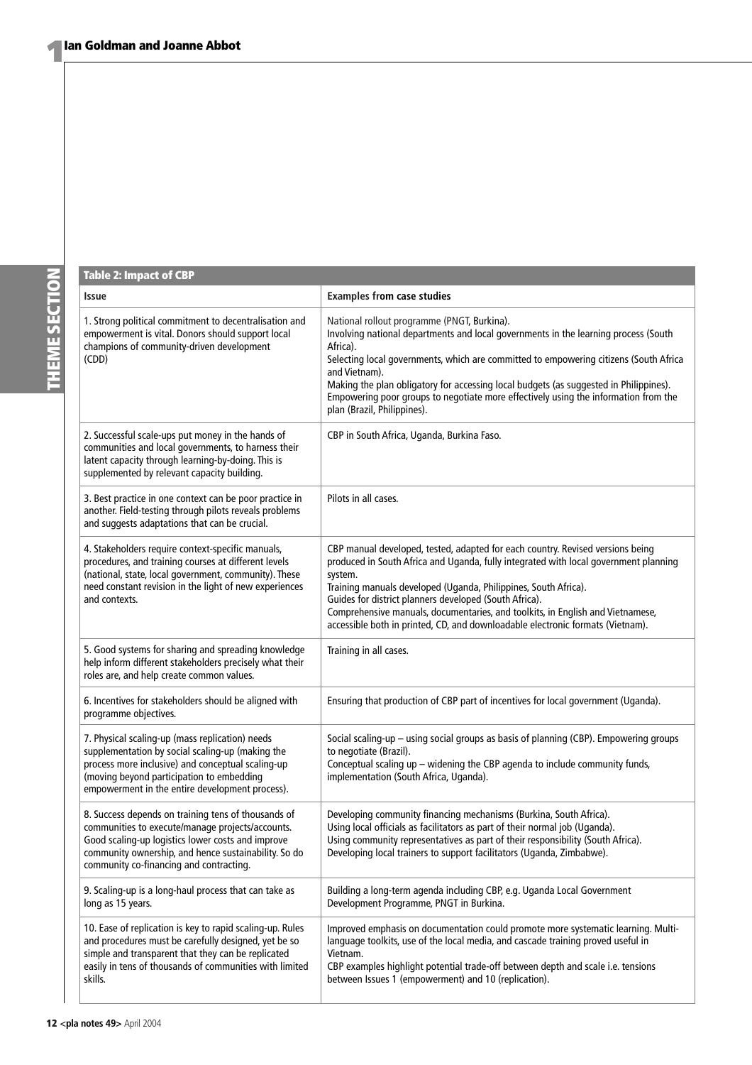**Table 2: Impact of CBP**

| Issue | Examples from case studies |
|---|---|
| 1. Strong political commitment to decentralisation and empowerment is vital. Donors should support local champions of community-driven development (CDD) | National rollout programme (PNGT, Burkina).<br>Involving national departments and local governments in the learning process (South Africa).<br>Selecting local governments, which are committed to empowering citizens (South Africa and Vietnam).<br>Making the plan obligatory for accessing local budgets (as suggested in Philippines).<br>Empowering poor groups to negotiate more effectively using the information from the plan (Brazil, Philippines). |
| 2. Successful scale-ups put money in the hands of communities and local governments, to harness their latent capacity through learning-by-doing. This is supplemented by relevant capacity building. | CBP in South Africa, Uganda, Burkina Faso. |
| 3. Best practice in one context can be poor practice in another. Field-testing through pilots reveals problems and suggests adaptations that can be crucial. | Pilots in all cases. |
| 4. Stakeholders require context-specific manuals, procedures, and training courses at different levels (national, state, local government, community). These need constant revision in the light of new experiences and contexts. | CBP manual developed, tested, adapted for each country. Revised versions being produced in South Africa and Uganda, fully integrated with local government planning system.<br>Training manuals developed (Uganda, Philippines, South Africa).<br>Guides for district planners developed (South Africa).<br>Comprehensive manuals, documentaries, and toolkits, in English and Vietnamese, accessible both in printed, CD, and downloadable electronic formats (Vietnam). |
| 5. Good systems for sharing and spreading knowledge help inform different stakeholders precisely what their roles are, and help create common values. | Training in all cases. |
| 6. Incentives for stakeholders should be aligned with programme objectives. | Ensuring that production of CBP part of incentives for local government (Uganda). |
| 7. Physical scaling-up (mass replication) needs supplementation by social scaling-up (making the process more inclusive) and conceptual scaling-up (moving beyond participation to embedding empowerment in the entire development process). | Social scaling-up – using social groups as basis of planning (CBP). Empowering groups to negotiate (Brazil).<br>Conceptual scaling up – widening the CBP agenda to include community funds, implementation (South Africa, Uganda). |
| 8. Success depends on training tens of thousands of communities to execute/manage projects/accounts. Good scaling-up logistics lower costs and improve community ownership, and hence sustainability. So do community co-financing and contracting. | Developing community financing mechanisms (Burkina, South Africa).<br>Using local officials as facilitators as part of their normal job (Uganda).<br>Using community representatives as part of their responsibility (South Africa).<br>Developing local trainers to support facilitators (Uganda, Zimbabwe). |
| 9. Scaling-up is a long-haul process that can take as long as 15 years. | Building a long-term agenda including CBP, e.g. Uganda Local Government Development Programme, PNGT in Burkina. |
| 10. Ease of replication is key to rapid scaling-up. Rules and procedures must be carefully designed, yet be so simple and transparent that they can be replicated easily in tens of thousands of communities with limited skills. | Improved emphasis on documentation could promote more systematic learning. Multi-language toolkits, use of the local media, and cascade training proved useful in Vietnam.<br>CBP examples highlight potential trade-off between depth and scale i.e. tensions between Issues 1 (empowerment) and 10 (replication). |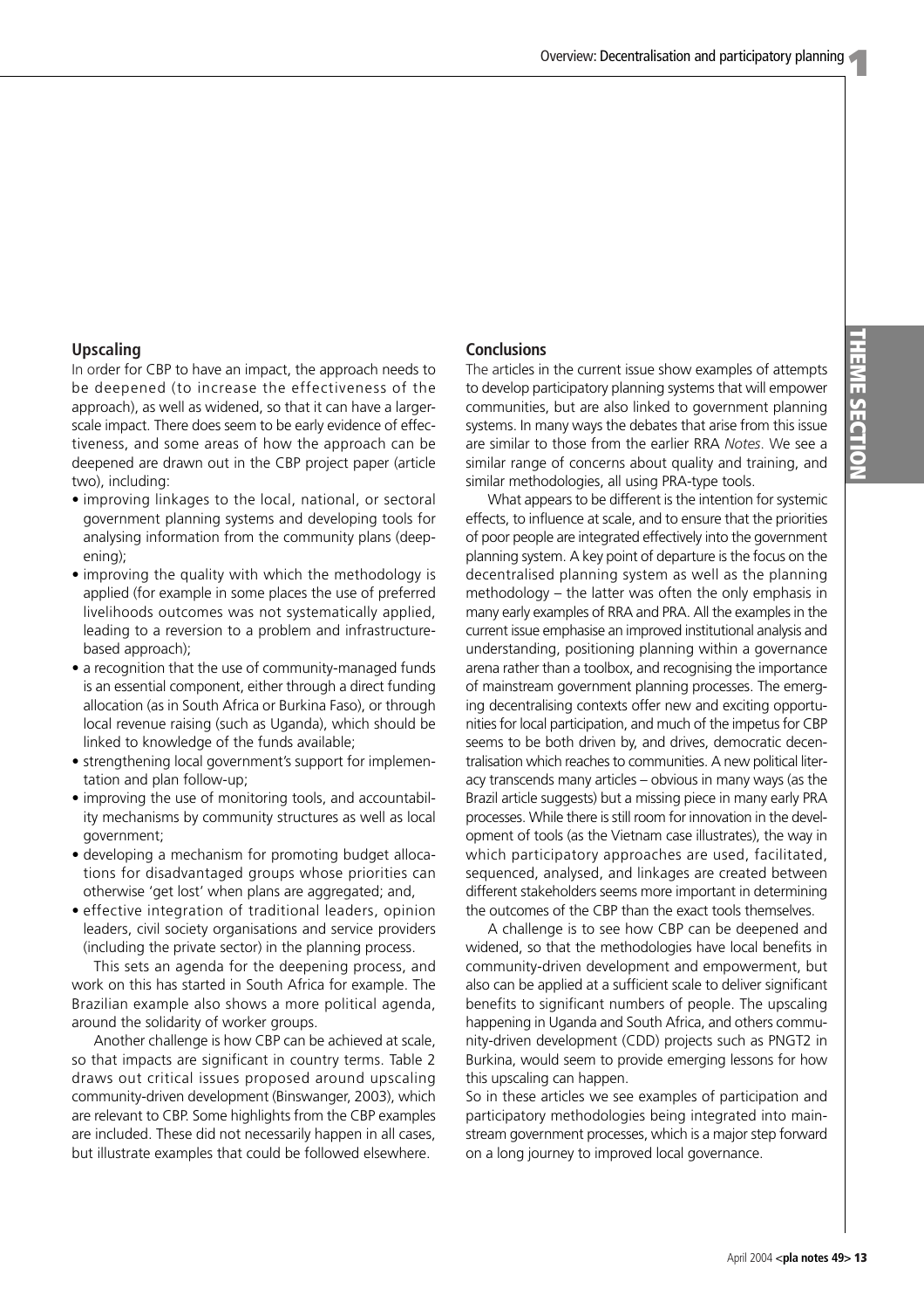## Upscaling

In order for CBP to have an impact, the approach needs to be deepened (to increase the effectiveness of the approach), as well as widened, so that it can have a larger-scale impact. There does seem to be early evidence of effectiveness, and some areas of how the approach can be deepened are drawn out in the CBP project paper (article two), including:

- improving linkages to the local, national, or sectoral government planning systems and developing tools for analysing information from the community plans (deepening);
- improving the quality with which the methodology is applied (for example in some places the use of preferred livelihoods outcomes was not systematically applied, leading to a reversion to a problem and infrastructure-based approach);
- a recognition that the use of community-managed funds is an essential component, either through a direct funding allocation (as in South Africa or Burkina Faso), or through local revenue raising (such as Uganda), which should be linked to knowledge of the funds available;
- strengthening local government's support for implementation and plan follow-up;
- improving the use of monitoring tools, and accountability mechanisms by community structures as well as local government;
- developing a mechanism for promoting budget allocations for disadvantaged groups whose priorities can otherwise 'get lost' when plans are aggregated; and,
- effective integration of traditional leaders, opinion leaders, civil society organisations and service providers (including the private sector) in the planning process.

This sets an agenda for the deepening process, and work on this has started in South Africa for example. The Brazilian example also shows a more political agenda, around the solidarity of worker groups.

Another challenge is how CBP can be achieved at scale, so that impacts are significant in country terms. Table 2 draws out critical issues proposed around upscaling community-driven development (Binswanger, 2003), which are relevant to CBP. Some highlights from the CBP examples are included. These did not necessarily happen in all cases, but illustrate examples that could be followed elsewhere.

## Conclusions

The articles in the current issue show examples of attempts to develop participatory planning systems that will empower communities, but are also linked to government planning systems. In many ways the debates that arise from this issue are similar to those from the earlier RRA *Notes*. We see a similar range of concerns about quality and training, and similar methodologies, all using PRA-type tools.

What appears to be different is the intention for systemic effects, to influence at scale, and to ensure that the priorities of poor people are integrated effectively into the government planning system. A key point of departure is the focus on the decentralised planning system as well as the planning methodology – the latter was often the only emphasis in many early examples of RRA and PRA. All the examples in the current issue emphasise an improved institutional analysis and understanding, positioning planning within a governance arena rather than a toolbox, and recognising the importance of mainstream government planning processes. The emerging decentralising contexts offer new and exciting opportunities for local participation, and much of the impetus for CBP seems to be both driven by, and drives, democratic decentralisation which reaches to communities. A new political literacy transcends many articles – obvious in many ways (as the Brazil article suggests) but a missing piece in many early PRA processes. While there is still room for innovation in the development of tools (as the Vietnam case illustrates), the way in which participatory approaches are used, facilitated, sequenced, analysed, and linkages are created between different stakeholders seems more important in determining the outcomes of the CBP than the exact tools themselves.

A challenge is to see how CBP can be deepened and widened, so that the methodologies have local benefits in community-driven development and empowerment, but also can be applied at a sufficient scale to deliver significant benefits to significant numbers of people. The upscaling happening in Uganda and South Africa, and others community-driven development (CDD) projects such as PNGT2 in Burkina, would seem to provide emerging lessons for how this upscaling can happen.

So in these articles we see examples of participation and participatory methodologies being integrated into mainstream government processes, which is a major step forward on a long journey to improved local governance.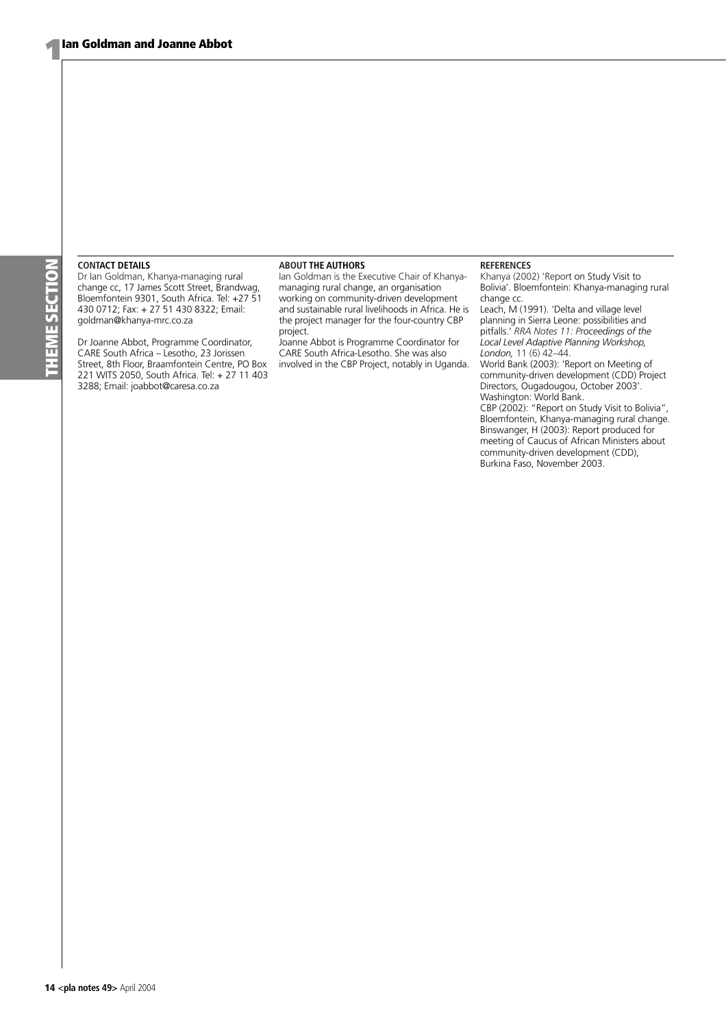#### CONTACT DETAILS

Dr Ian Goldman, Khanya-managing rural change cc, 17 James Scott Street, Brandwag, Bloemfontein 9301, South Africa. Tel: +27 51 430 0712; Fax: + 27 51 430 8322; Email: goldman@khanya-mrc.co.za

Dr Joanne Abbot, Programme Coordinator, CARE South Africa – Lesotho, 23 Jorissen Street, 8th Floor, Braamfontein Centre, PO Box 221 WITS 2050, South Africa. Tel: + 27 11 403 3288; Email: joabbot@caresa.co.za

#### ABOUT THE AUTHORS

Ian Goldman is the Executive Chair of Khanya-managing rural change, an organisation working on community-driven development and sustainable rural livelihoods in Africa. He is the project manager for the four-country CBP project.

Joanne Abbot is Programme Coordinator for CARE South Africa-Lesotho. She was also involved in the CBP Project, notably in Uganda.

#### REFERENCES

Khanya (2002) 'Report on Study Visit to Bolivia'. Bloemfontein: Khanya-managing rural change cc.

Leach, M (1991). 'Delta and village level planning in Sierra Leone: possibilities and pitfalls.' *RRA Notes 11: Proceedings of the Local Level Adaptive Planning Workshop, London,* 11 (6) 42–44.

World Bank (2003): 'Report on Meeting of community-driven development (CDD) Project Directors, Ougadougou, October 2003'. Washington: World Bank.

CBP (2002): "Report on Study Visit to Bolivia", Bloemfontein, Khanya-managing rural change.

Binswanger, H (2003): Report produced for meeting of Caucus of African Ministers about community-driven development (CDD), Burkina Faso, November 2003.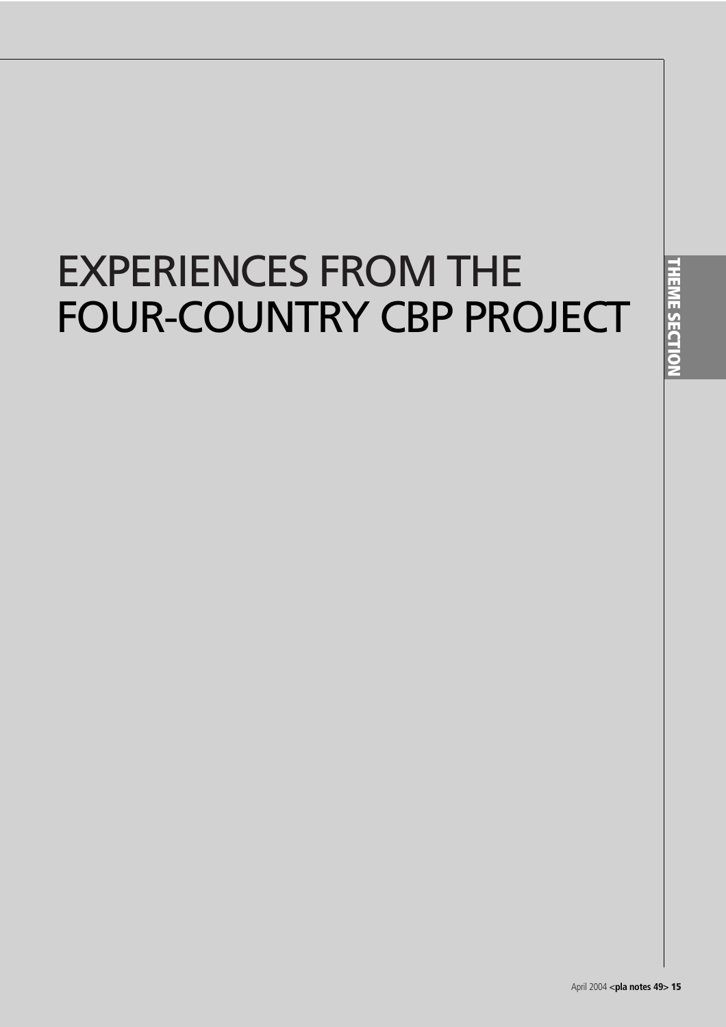# EXPERIENCES FROM THE FOUR-COUNTRY CBP PROJECT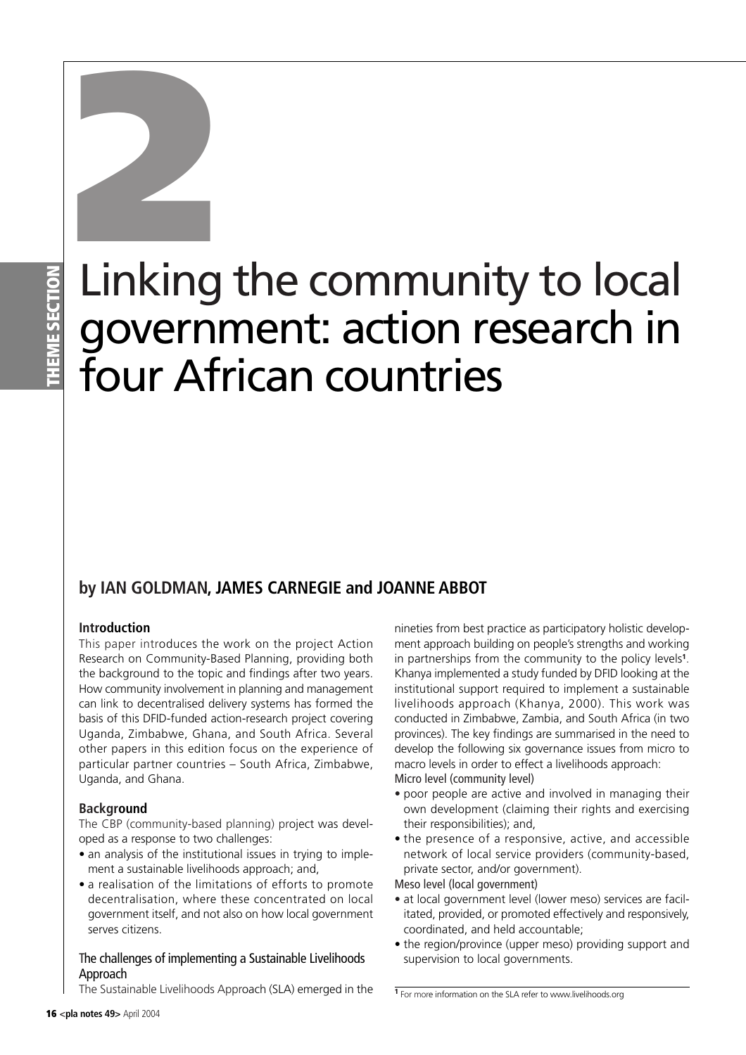# 2

# Linking the community to local government: action research in four African countries

**by IAN GOLDMAN, JAMES CARNEGIE and JOANNE ABBOT**

### Introduction

This paper introduces the work on the project Action Research on Community-Based Planning, providing both the background to the topic and findings after two years. How community involvement in planning and management can link to decentralised delivery systems has formed the basis of this DFID-funded action-research project covering Uganda, Zimbabwe, Ghana, and South Africa. Several other papers in this edition focus on the experience of particular partner countries – South Africa, Zimbabwe, Uganda, and Ghana.

### Background

The CBP (community-based planning) project was developed as a response to two challenges:

- an analysis of the institutional issues in trying to implement a sustainable livelihoods approach; and,
- a realisation of the limitations of efforts to promote decentralisation, where these concentrated on local government itself, and not also on how local government serves citizens.

#### The challenges of implementing a Sustainable Livelihoods Approach

The Sustainable Livelihoods Approach (SLA) emerged in the nineties from best practice as participatory holistic development approach building on people's strengths and working in partnerships from the community to the policy levels[1]. Khanya implemented a study funded by DFID looking at the institutional support required to implement a sustainable livelihoods approach (Khanya, 2000). This work was conducted in Zimbabwe, Zambia, and South Africa (in two provinces). The key findings are summarised in the need to develop the following six governance issues from micro to macro levels in order to effect a livelihoods approach:

Micro level (community level)

- poor people are active and involved in managing their own development (claiming their rights and exercising their responsibilities); and,
- the presence of a responsive, active, and accessible network of local service providers (community-based, private sector, and/or government).

Meso level (local government)

- at local government level (lower meso) services are facilitated, provided, or promoted effectively and responsively, coordinated, and held accountable;
- the region/province (upper meso) providing support and supervision to local governments.

[1] For more information on the SLA refer to www.livelihoods.org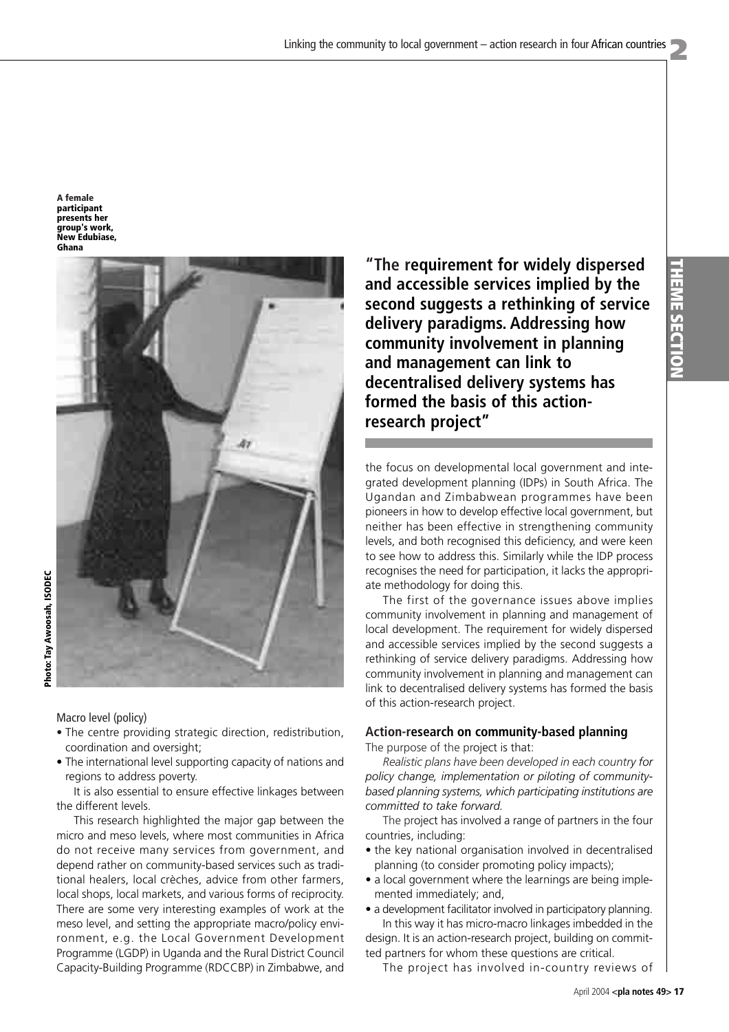A female participant presents her group's work, New Edubiase, Ghana

Photo: Tay Awoosah, ISODEC

Macro level (policy)

- The centre providing strategic direction, redistribution, coordination and oversight;
- The international level supporting capacity of nations and regions to address poverty.

It is also essential to ensure effective linkages between the different levels.

This research highlighted the major gap between the micro and meso levels, where most communities in Africa do not receive many services from government, and depend rather on community-based services such as traditional healers, local crèches, advice from other farmers, local shops, local markets, and various forms of reciprocity. There are some very interesting examples of work at the meso level, and setting the appropriate macro/policy environment, e.g. the Local Government Development Programme (LGDP) in Uganda and the Rural District Council Capacity-Building Programme (RDCCBP) in Zimbabwe, and the focus on developmental local government and integrated development planning (IDPs) in South Africa. The Ugandan and Zimbabwean programmes have been pioneers in how to develop effective local government, but neither has been effective in strengthening community levels, and both recognised this deficiency, and were keen to see how to address this. Similarly while the IDP process recognises the need for participation, it lacks the appropriate methodology for doing this.

**"The requirement for widely dispersed and accessible services implied by the second suggests a rethinking of service delivery paradigms. Addressing how community involvement in planning and management can link to decentralised delivery systems has formed the basis of this action-research project"**

The first of the governance issues above implies community involvement in planning and management of local development. The requirement for widely dispersed and accessible services implied by the second suggests a rethinking of service delivery paradigms. Addressing how community involvement in planning and management can link to decentralised delivery systems has formed the basis of this action-research project.

### Action-research on community-based planning

The purpose of the project is that:

*Realistic plans have been developed in each country for policy change, implementation or piloting of community-based planning systems, which participating institutions are committed to take forward.*

The project has involved a range of partners in the four countries, including:

- the key national organisation involved in decentralised planning (to consider promoting policy impacts);
- a local government where the learnings are being implemented immediately; and,
- a development facilitator involved in participatory planning.

In this way it has micro-macro linkages imbedded in the design. It is an action-research project, building on committed partners for whom these questions are critical.

The project has involved in-country reviews of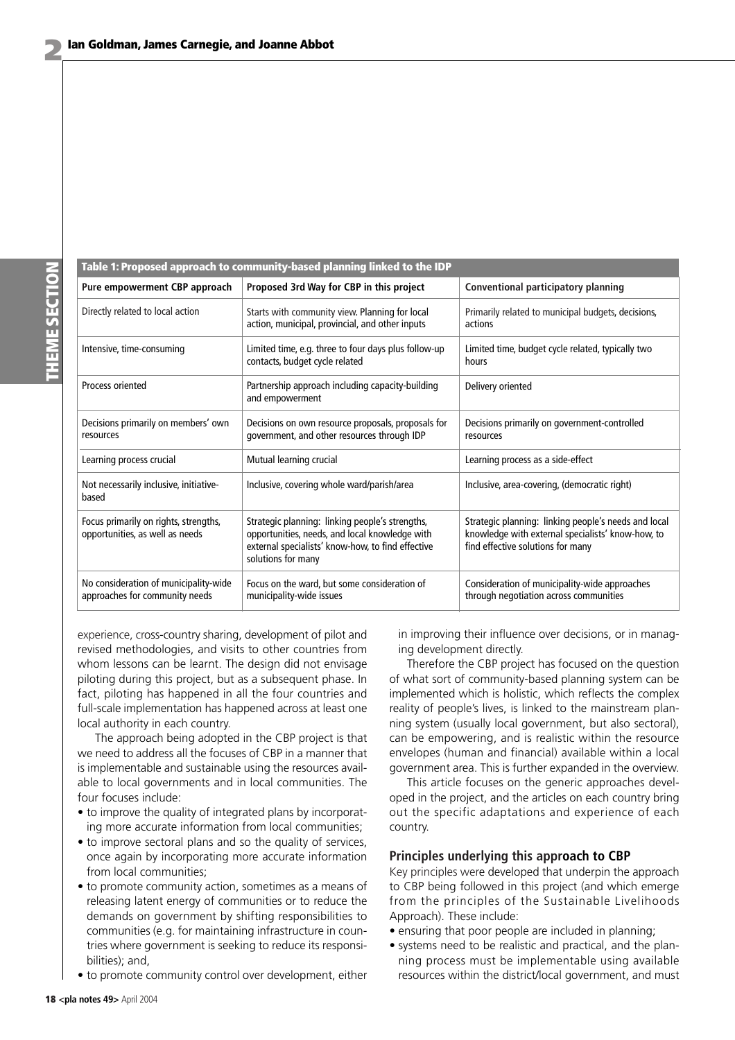**Table 1: Proposed approach to community-based planning linked to the IDP**

| Pure empowerment CBP approach | Proposed 3rd Way for CBP in this project | Conventional participatory planning |
|---|---|---|
| Directly related to local action | Starts with community view. Planning for local action, municipal, provincial, and other inputs | Primarily related to municipal budgets, decisions, actions |
| Intensive, time-consuming | Limited time, e.g. three to four days plus follow-up contacts, budget cycle related | Limited time, budget cycle related, typically two hours |
| Process oriented | Partnership approach including capacity-building and empowerment | Delivery oriented |
| Decisions primarily on members' own resources | Decisions on own resource proposals, proposals for government, and other resources through IDP | Decisions primarily on government-controlled resources |
| Learning process crucial | Mutual learning crucial | Learning process as a side-effect |
| Not necessarily inclusive, initiative-based | Inclusive, covering whole ward/parish/area | Inclusive, area-covering, (democratic right) |
| Focus primarily on rights, strengths, opportunities, as well as needs | Strategic planning: linking people's strengths, opportunities, needs, and local knowledge with external specialists' know-how, to find effective solutions for many | Strategic planning: linking people's needs and local knowledge with external specialists' know-how, to find effective solutions for many |
| No consideration of municipality-wide approaches for community needs | Focus on the ward, but some consideration of municipality-wide issues | Consideration of municipality-wide approaches through negotiation across communities |

experience, cross-country sharing, development of pilot and revised methodologies, and visits to other countries from whom lessons can be learnt. The design did not envisage piloting during this project, but as a subsequent phase. In fact, piloting has happened in all the four countries and full-scale implementation has happened across at least one local authority in each country.

The approach being adopted in the CBP project is that we need to address all the focuses of CBP in a manner that is implementable and sustainable using the resources available to local governments and in local communities. The four focuses include:

- to improve the quality of integrated plans by incorporating more accurate information from local communities;
- to improve sectoral plans and so the quality of services, once again by incorporating more accurate information from local communities;
- to promote community action, sometimes as a means of releasing latent energy of communities or to reduce the demands on government by shifting responsibilities to communities (e.g. for maintaining infrastructure in countries where government is seeking to reduce its responsibilities); and,
- to promote community control over development, either in improving their influence over decisions, or in managing development directly.

Therefore the CBP project has focused on the question of what sort of community-based planning system can be implemented which is holistic, which reflects the complex reality of people's lives, is linked to the mainstream planning system (usually local government, but also sectoral), can be empowering, and is realistic within the resource envelopes (human and financial) available within a local government area. This is further expanded in the overview.

This article focuses on the generic approaches developed in the project, and the articles on each country bring out the specific adaptations and experience of each country.

### Principles underlying this approach to CBP

Key principles were developed that underpin the approach to CBP being followed in this project (and which emerge from the principles of the Sustainable Livelihoods Approach). These include:

- ensuring that poor people are included in planning;
- systems need to be realistic and practical, and the planning process must be implementable using available resources within the district/local government, and must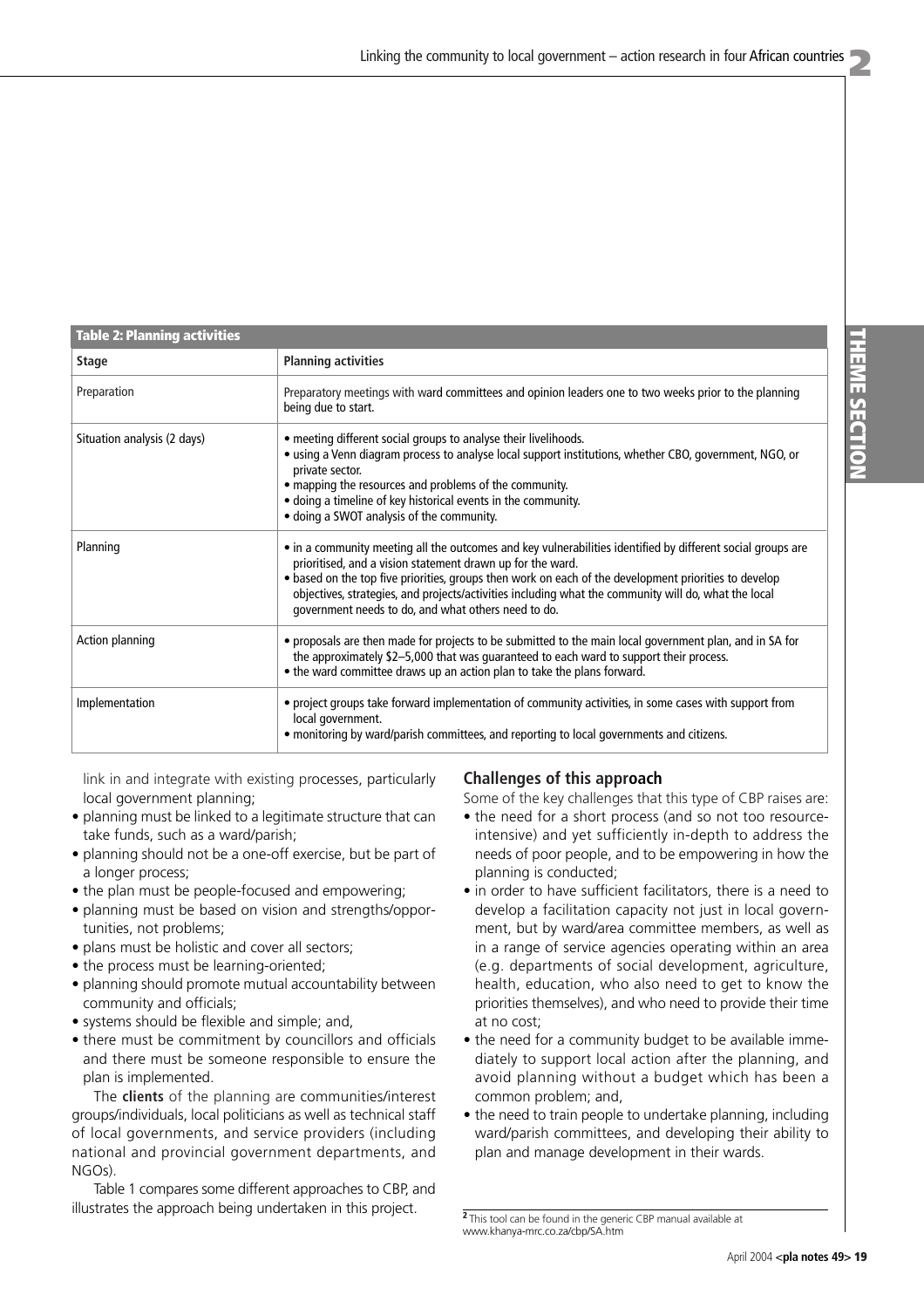**Table 2: Planning activities**

| Stage | Planning activities |
|---|---|
| Preparation | Preparatory meetings with ward committees and opinion leaders one to two weeks prior to the planning being due to start. |
| Situation analysis (2 days) | • meeting different social groups to analyse their livelihoods.<br>• using a Venn diagram process to analyse local support institutions, whether CBO, government, NGO, or private sector.<br>• mapping the resources and problems of the community.<br>• doing a timeline of key historical events in the community.<br>• doing a SWOT analysis of the community. |
| Planning | • in a community meeting all the outcomes and key vulnerabilities identified by different social groups are prioritised, and a vision statement drawn up for the ward.<br>• based on the top five priorities, groups then work on each of the development priorities to develop objectives, strategies, and projects/activities including what the community will do, what the local government needs to do, and what others need to do. |
| Action planning | • proposals are then made for projects to be submitted to the main local government plan, and in SA for the approximately $2–5,000 that was guaranteed to each ward to support their process.<br>• the ward committee draws up an action plan to take the plans forward. |
| Implementation | • project groups take forward implementation of community activities, in some cases with support from local government.<br>• monitoring by ward/parish committees, and reporting to local governments and citizens. |

link in and integrate with existing processes, particularly local government planning;

- planning must be linked to a legitimate structure that can take funds, such as a ward/parish;
- planning should not be a one-off exercise, but be part of a longer process;
- the plan must be people-focused and empowering;
- planning must be based on vision and strengths/opportunities, not problems;
- plans must be holistic and cover all sectors;
- the process must be learning-oriented;
- planning should promote mutual accountability between community and officials;
- systems should be flexible and simple; and,
- there must be commitment by councillors and officials and there must be someone responsible to ensure the plan is implemented.

The **clients** of the planning are communities/interest groups/individuals, local politicians as well as technical staff of local governments, and service providers (including national and provincial government departments, and NGOs).

Table 1 compares some different approaches to CBP, and illustrates the approach being undertaken in this project.

### Challenges of this approach

Some of the key challenges that this type of CBP raises are:

- the need for a short process (and so not too resource-intensive) and yet sufficiently in-depth to address the needs of poor people, and to be empowering in how the planning is conducted;
- in order to have sufficient facilitators, there is a need to develop a facilitation capacity not just in local government, but by ward/area committee members, as well as in a range of service agencies operating within an area (e.g. departments of social development, agriculture, health, education, who also need to get to know the priorities themselves), and who need to provide their time at no cost;
- the need for a community budget to be available immediately to support local action after the planning, and avoid planning without a budget which has been a common problem; and,
- the need to train people to undertake planning, including ward/parish committees, and developing their ability to plan and manage development in their wards.

[2] This tool can be found in the generic CBP manual available at www.khanya-mrc.co.za/cbp/SA.htm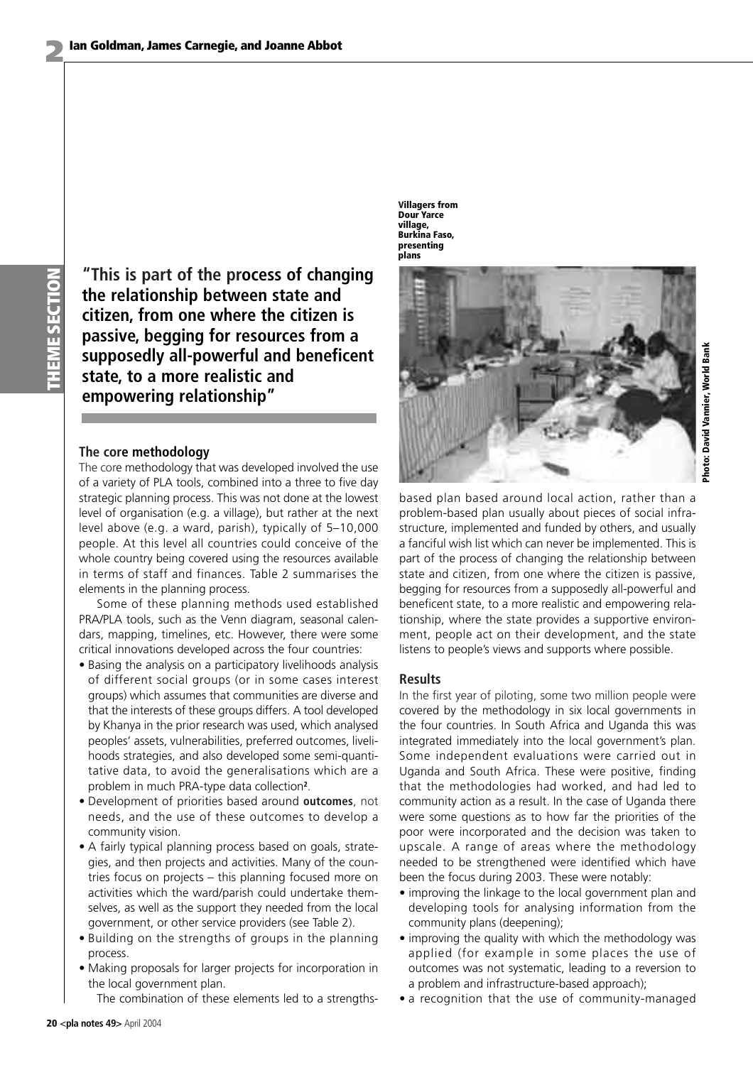"This is part of the process of changing the relationship between state and citizen, from one where the citizen is passive, begging for resources from a supposedly all-powerful and beneficent state, to a more realistic and empowering relationship"

### The core methodology

The core methodology that was developed involved the use of a variety of PLA tools, combined into a three to five day strategic planning process. This was not done at the lowest level of organisation (e.g. a village), but rather at the next level above (e.g. a ward, parish), typically of 5–10,000 people. At this level all countries could conceive of the whole country being covered using the resources available in terms of staff and finances. Table 2 summarises the elements in the planning process.

Some of these planning methods used established PRA/PLA tools, such as the Venn diagram, seasonal calendars, mapping, timelines, etc. However, there were some critical innovations developed across the four countries:

- Basing the analysis on a participatory livelihoods analysis of different social groups (or in some cases interest groups) which assumes that communities are diverse and that the interests of these groups differs. A tool developed by Khanya in the prior research was used, which analysed peoples' assets, vulnerabilities, preferred outcomes, livelihoods strategies, and also developed some semi-quantitative data, to avoid the generalisations which are a problem in much PRA-type data collection[2].
- Development of priorities based around **outcomes**, not needs, and the use of these outcomes to develop a community vision.
- A fairly typical planning process based on goals, strategies, and then projects and activities. Many of the countries focus on projects – this planning focused more on activities which the ward/parish could undertake themselves, as well as the support they needed from the local government, or other service providers (see Table 2).
- Building on the strengths of groups in the planning process.
- Making proposals for larger projects for incorporation in the local government plan.

The combination of these elements led to a strengths-based plan based around local action, rather than a problem-based plan usually about pieces of social infrastructure, implemented and funded by others, and usually a fanciful wish list which can never be implemented. This is part of the process of changing the relationship between state and citizen, from one where the citizen is passive, begging for resources from a supposedly all-powerful and beneficent state, to a more realistic and empowering relationship, where the state provides a supportive environment, people act on their development, and the state listens to people's views and supports where possible.

Villagers from Dour Yarce village, Burkina Faso, presenting plans

Photo: David Vannier, World Bank

### Results

In the first year of piloting, some two million people were covered by the methodology in six local governments in the four countries. In South Africa and Uganda this was integrated immediately into the local government's plan. Some independent evaluations were carried out in Uganda and South Africa. These were positive, finding that the methodologies had worked, and had led to community action as a result. In the case of Uganda there were some questions as to how far the priorities of the poor were incorporated and the decision was taken to upscale. A range of areas where the methodology needed to be strengthened were identified which have been the focus during 2003. These were notably:

- improving the linkage to the local government plan and developing tools for analysing information from the community plans (deepening);
- improving the quality with which the methodology was applied (for example in some places the use of outcomes was not systematic, leading to a reversion to a problem and infrastructure-based approach);
- a recognition that the use of community-managed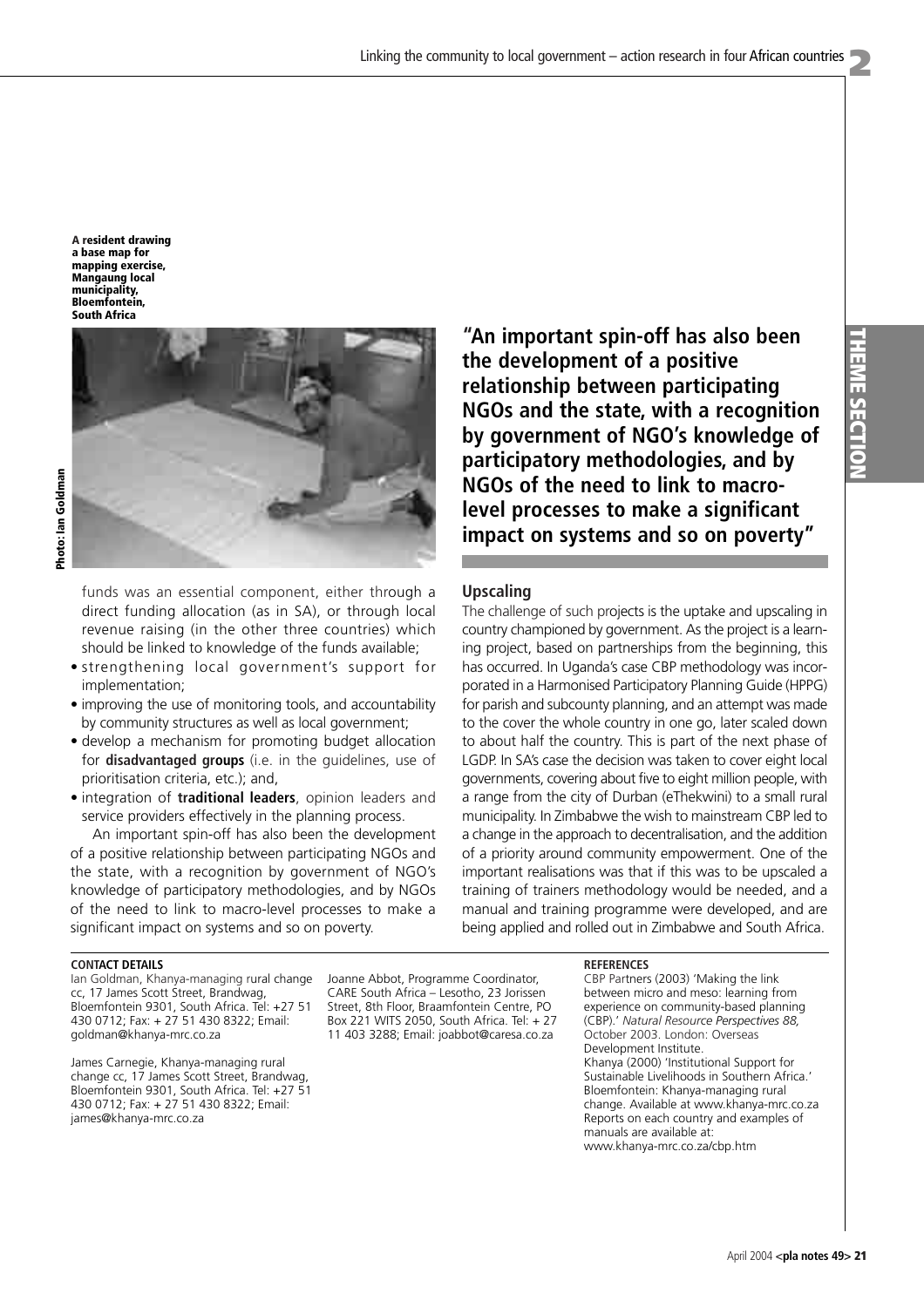A resident drawing a base map for mapping exercise, Mangaung local municipality, Bloemfontein, South Africa

Photo: Ian Goldman

funds was an essential component, either through a direct funding allocation (as in SA), or through local revenue raising (in the other three countries) which should be linked to knowledge of the funds available;

- strengthening local government's support for implementation;
- improving the use of monitoring tools, and accountability by community structures as well as local government;
- develop a mechanism for promoting budget allocation for **disadvantaged groups** (i.e. in the guidelines, use of prioritisation criteria, etc.); and,
- integration of **traditional leaders**, opinion leaders and service providers effectively in the planning process.

An important spin-off has also been the development of a positive relationship between participating NGOs and the state, with a recognition by government of NGO's knowledge of participatory methodologies, and by NGOs of the need to link to macro-level processes to make a significant impact on systems and so on poverty.

**"An important spin-off has also been the development of a positive relationship between participating NGOs and the state, with a recognition by government of NGO's knowledge of participatory methodologies, and by NGOs of the need to link to macro-level processes to make a significant impact on systems and so on poverty"**

## Upscaling

The challenge of such projects is the uptake and upscaling in country championed by government. As the project is a learning project, based on partnerships from the beginning, this has occurred. In Uganda's case CBP methodology was incorporated in a Harmonised Participatory Planning Guide (HPPG) for parish and subcounty planning, and an attempt was made to the cover the whole country in one go, later scaled down to about half the country. This is part of the next phase of LGDP. In SA's case the decision was taken to cover eight local governments, covering about five to eight million people, with a range from the city of Durban (eThekwini) to a small rural municipality. In Zimbabwe the wish to mainstream CBP led to a change in the approach to decentralisation, and the addition of a priority around community empowerment. One of the important realisations was that if this was to be upscaled a training of trainers methodology would be needed, and a manual and training programme were developed, and are being applied and rolled out in Zimbabwe and South Africa.

**CONTACT DETAILS**

Ian Goldman, Khanya-managing rural change cc, 17 James Scott Street, Brandwag, Bloemfontein 9301, South Africa. Tel: +27 51 430 0712; Fax: + 27 51 430 8322; Email: goldman@khanya-mrc.co.za

James Carnegie, Khanya-managing rural change cc, 17 James Scott Street, Brandwag, Bloemfontein 9301, South Africa. Tel: +27 51 430 0712; Fax: + 27 51 430 8322; Email: james@khanya-mrc.co.za

Joanne Abbot, Programme Coordinator, CARE South Africa – Lesotho, 23 Jorissen Street, 8th Floor, Braamfontein Centre, PO Box 221 WITS 2050, South Africa. Tel: + 27 11 403 3288; Email: joabbot@caresa.co.za

**REFERENCES**

CBP Partners (2003) 'Making the link between micro and meso: learning from experience on community-based planning (CBP).' *Natural Resource Perspectives 88,* October 2003. London: Overseas Development Institute.

Khanya (2000) 'Institutional Support for Sustainable Livelihoods in Southern Africa.' Bloemfontein: Khanya-managing rural change. Available at www.khanya-mrc.co.za

Reports on each country and examples of manuals are available at: www.khanya-mrc.co.za/cbp.htm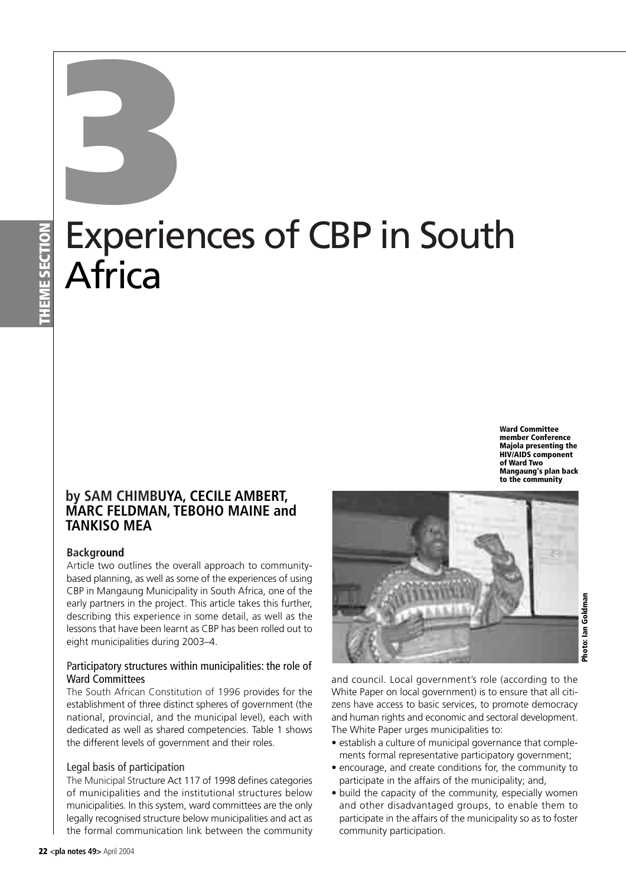# 3

# Experiences of CBP in South Africa

**by SAM CHIMBUYA, CECILE AMBERT, MARC FELDMAN, TEBOHO MAINE and TANKISO MEA**

### Background

Article two outlines the overall approach to community-based planning, as well as some of the experiences of using CBP in Mangaung Municipality in South Africa, one of the early partners in the project. This article takes this further, describing this experience in some detail, as well as the lessons that have been learnt as CBP has been rolled out to eight municipalities during 2003–4.

### Participatory structures within municipalities: the role of Ward Committees

The South African Constitution of 1996 provides for the establishment of three distinct spheres of government (the national, provincial, and the municipal level), each with dedicated as well as shared competencies. Table 1 shows the different levels of government and their roles.

### Legal basis of participation

The Municipal Structure Act 117 of 1998 defines categories of municipalities and the institutional structures below municipalities. In this system, ward committees are the only legally recognised structure below municipalities and act as the formal communication link between the community and council. Local government's role (according to the White Paper on local government) is to ensure that all citizens have access to basic services, to promote democracy and human rights and economic and sectoral development. The White Paper urges municipalities to:

- establish a culture of municipal governance that complements formal representative participatory government;
- encourage, and create conditions for, the community to participate in the affairs of the municipality; and,
- build the capacity of the community, especially women and other disadvantaged groups, to enable them to participate in the affairs of the municipality so as to foster community participation.

**Ward Committee member Conference Majola presenting the HIV/AIDS component of Ward Two Mangaung's plan back to the community**

Photo: Ian Goldman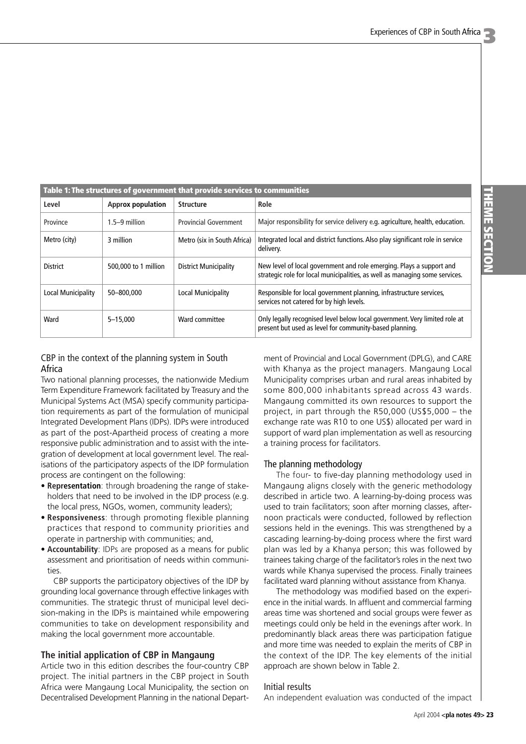**Table 1: The structures of government that provide services to communities**

| Level | Approx population | Structure | Role |
|---|---|---|---|
| Province | 1.5–9 million | Provincial Government | Major responsibility for service delivery e.g. agriculture, health, education. |
| Metro (city) | 3 million | Metro (six in South Africa) | Integrated local and district functions. Also play significant role in service delivery. |
| District | 500,000 to 1 million | District Municipality | New level of local government and role emerging. Plays a support and strategic role for local municipalities, as well as managing some services. |
| Local Municipality | 50–800,000 | Local Municipality | Responsible for local government planning, infrastructure services, services not catered for by high levels. |
| Ward | 5–15,000 | Ward committee | Only legally recognised level below local government. Very limited role at present but used as level for community-based planning. |

### CBP in the context of the planning system in South Africa

Two national planning processes, the nationwide Medium Term Expenditure Framework facilitated by Treasury and the Municipal Systems Act (MSA) specify community participation requirements as part of the formulation of municipal Integrated Development Plans (IDPs). IDPs were introduced as part of the post-Apartheid process of creating a more responsive public administration and to assist with the integration of development at local government level. The realisations of the participatory aspects of the IDP formulation process are contingent on the following:

- **Representation**: through broadening the range of stakeholders that need to be involved in the IDP process (e.g. the local press, NGOs, women, community leaders);
- **Responsiveness**: through promoting flexible planning practices that respond to community priorities and operate in partnership with communities; and,
- **Accountability**: IDPs are proposed as a means for public assessment and prioritisation of needs within communities.

CBP supports the participatory objectives of the IDP by grounding local governance through effective linkages with communities. The strategic thrust of municipal level decision-making in the IDPs is maintained while empowering communities to take on development responsibility and making the local government more accountable.

### The initial application of CBP in Mangaung

Article two in this edition describes the four-country CBP project. The initial partners in the CBP project in South Africa were Mangaung Local Municipality, the section on Decentralised Development Planning in the national Department of Provincial and Local Government (DPLG), and CARE with Khanya as the project managers. Mangaung Local Municipality comprises urban and rural areas inhabited by some 800,000 inhabitants spread across 43 wards. Mangaung committed its own resources to support the project, in part through the R50,000 (US$5,000 – the exchange rate was R10 to one US$) allocated per ward in support of ward plan implementation as well as resourcing a training process for facilitators.

### The planning methodology

The four- to five-day planning methodology used in Mangaung aligns closely with the generic methodology described in article two. A learning-by-doing process was used to train facilitators; soon after morning classes, afternoon practicals were conducted, followed by reflection sessions held in the evenings. This was strengthened by a cascading learning-by-doing process where the first ward plan was led by a Khanya person; this was followed by trainees taking charge of the facilitator's roles in the next two wards while Khanya supervised the process. Finally trainees facilitated ward planning without assistance from Khanya.

The methodology was modified based on the experience in the initial wards. In affluent and commercial farming areas time was shortened and social groups were fewer as meetings could only be held in the evenings after work. In predominantly black areas there was participation fatigue and more time was needed to explain the merits of CBP in the context of the IDP. The key elements of the initial approach are shown below in Table 2.

### Initial results

An independent evaluation was conducted of the impact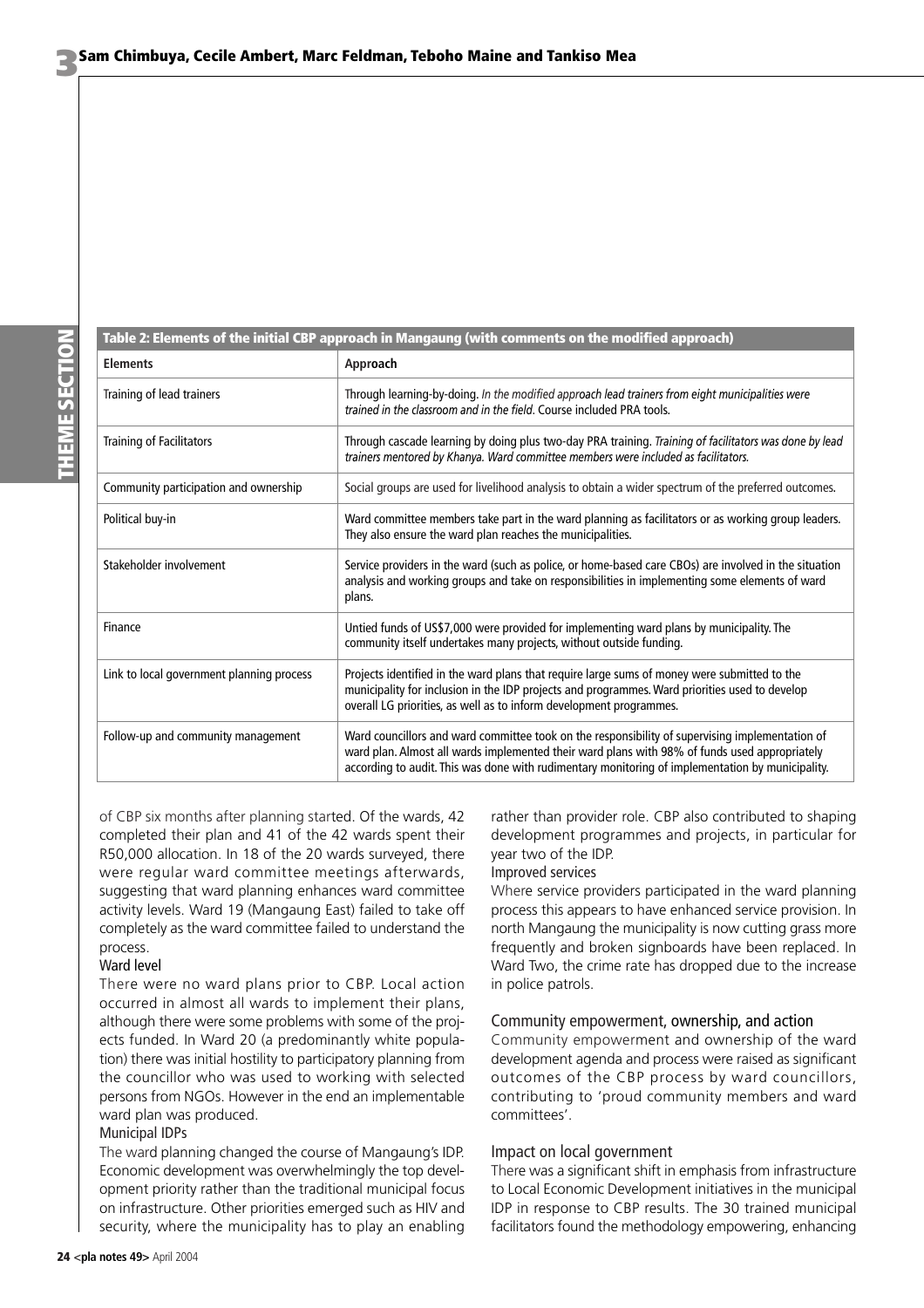**Table 2: Elements of the initial CBP approach in Mangaung (with comments on the modified approach)**

| Elements | Approach |
|---|---|
| Training of lead trainers | Through learning-by-doing. *In the modified approach lead trainers from eight municipalities were trained in the classroom and in the field*. Course included PRA tools. |
| Training of Facilitators | Through cascade learning by doing plus two-day PRA training. *Training of facilitators was done by lead trainers mentored by Khanya. Ward committee members were included as facilitators.* |
| Community participation and ownership | Social groups are used for livelihood analysis to obtain a wider spectrum of the preferred outcomes. |
| Political buy-in | Ward committee members take part in the ward planning as facilitators or as working group leaders. They also ensure the ward plan reaches the municipalities. |
| Stakeholder involvement | Service providers in the ward (such as police, or home-based care CBOs) are involved in the situation analysis and working groups and take on responsibilities in implementing some elements of ward plans. |
| Finance | Untied funds of US$7,000 were provided for implementing ward plans by municipality. The community itself undertakes many projects, without outside funding. |
| Link to local government planning process | Projects identified in the ward plans that require large sums of money were submitted to the municipality for inclusion in the IDP projects and programmes. Ward priorities used to develop overall LG priorities, as well as to inform development programmes. |
| Follow-up and community management | Ward councillors and ward committee took on the responsibility of supervising implementation of ward plan. Almost all wards implemented their ward plans with 98% of funds used appropriately according to audit. This was done with rudimentary monitoring of implementation by municipality. |

of CBP six months after planning started. Of the wards, 42 completed their plan and 41 of the 42 wards spent their R50,000 allocation. In 18 of the 20 wards surveyed, there were regular ward committee meetings afterwards, suggesting that ward planning enhances ward committee activity levels. Ward 19 (Mangaung East) failed to take off completely as the ward committee failed to understand the process.

#### Ward level

There were no ward plans prior to CBP. Local action occurred in almost all wards to implement their plans, although there were some problems with some of the projects funded. In Ward 20 (a predominantly white population) there was initial hostility to participatory planning from the councillor who was used to working with selected persons from NGOs. However in the end an implementable ward plan was produced.

#### Municipal IDPs

The ward planning changed the course of Mangaung's IDP. Economic development was overwhelmingly the top development priority rather than the traditional municipal focus on infrastructure. Other priorities emerged such as HIV and security, where the municipality has to play an enabling rather than provider role. CBP also contributed to shaping development programmes and projects, in particular for year two of the IDP.

#### Improved services

Where service providers participated in the ward planning process this appears to have enhanced service provision. In north Mangaung the municipality is now cutting grass more frequently and broken signboards have been replaced. In Ward Two, the crime rate has dropped due to the increase in police patrols.

### Community empowerment, ownership, and action

Community empowerment and ownership of the ward development agenda and process were raised as significant outcomes of the CBP process by ward councillors, contributing to 'proud community members and ward committees'.

### Impact on local government

There was a significant shift in emphasis from infrastructure to Local Economic Development initiatives in the municipal IDP in response to CBP results. The 30 trained municipal facilitators found the methodology empowering, enhancing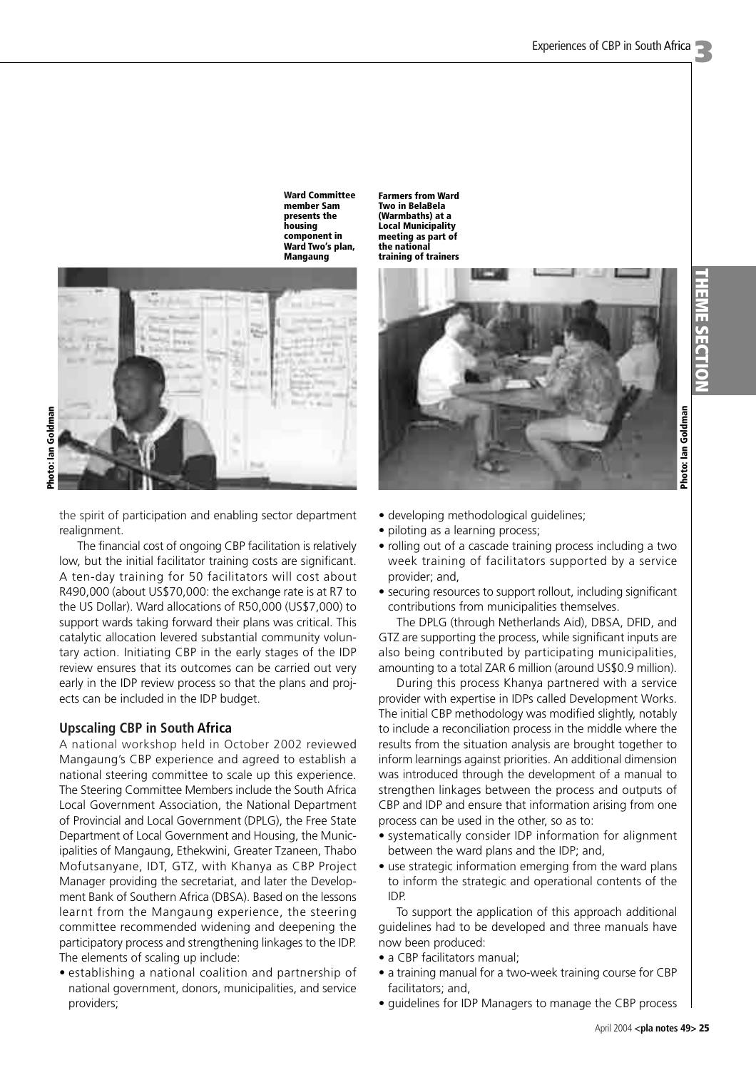Ward Committee member Sam presents the housing component in Ward Two's plan, Mangaung

Photo: Ian Goldman

Farmers from Ward Two in BelaBela (Warmbaths) at a Local Municipality meeting as part of the national training of trainers

Photo: Ian Goldman

the spirit of participation and enabling sector department realignment.

The financial cost of ongoing CBP facilitation is relatively low, but the initial facilitator training costs are significant. A ten-day training for 50 facilitators will cost about R490,000 (about US$70,000: the exchange rate is at R7 to the US Dollar). Ward allocations of R50,000 (US$7,000) to support wards taking forward their plans was critical. This catalytic allocation levered substantial community voluntary action. Initiating CBP in the early stages of the IDP review ensures that its outcomes can be carried out very early in the IDP review process so that the plans and projects can be included in the IDP budget.

## Upscaling CBP in South Africa

A national workshop held in October 2002 reviewed Mangaung's CBP experience and agreed to establish a national steering committee to scale up this experience. The Steering Committee Members include the South Africa Local Government Association, the National Department of Provincial and Local Government (DPLG), the Free State Department of Local Government and Housing, the Municipalities of Mangaung, Ethekwini, Greater Tzaneen, Thabo Mofutsanyane, IDT, GTZ, with Khanya as CBP Project Manager providing the secretariat, and later the Development Bank of Southern Africa (DBSA). Based on the lessons learnt from the Mangaung experience, the steering committee recommended widening and deepening the participatory process and strengthening linkages to the IDP. The elements of scaling up include:

- establishing a national coalition and partnership of national government, donors, municipalities, and service providers;
- developing methodological guidelines;
- piloting as a learning process;
- rolling out of a cascade training process including a two week training of facilitators supported by a service provider; and,
- securing resources to support rollout, including significant contributions from municipalities themselves.

The DPLG (through Netherlands Aid), DBSA, DFID, and GTZ are supporting the process, while significant inputs are also being contributed by participating municipalities, amounting to a total ZAR 6 million (around US$0.9 million).

During this process Khanya partnered with a service provider with expertise in IDPs called Development Works. The initial CBP methodology was modified slightly, notably to include a reconciliation process in the middle where the results from the situation analysis are brought together to inform learnings against priorities. An additional dimension was introduced through the development of a manual to strengthen linkages between the process and outputs of CBP and IDP and ensure that information arising from one process can be used in the other, so as to:

- systematically consider IDP information for alignment between the ward plans and the IDP; and,
- use strategic information emerging from the ward plans to inform the strategic and operational contents of the IDP.

To support the application of this approach additional guidelines had to be developed and three manuals have now been produced:

- a CBP facilitators manual;
- a training manual for a two-week training course for CBP facilitators; and,
- guidelines for IDP Managers to manage the CBP process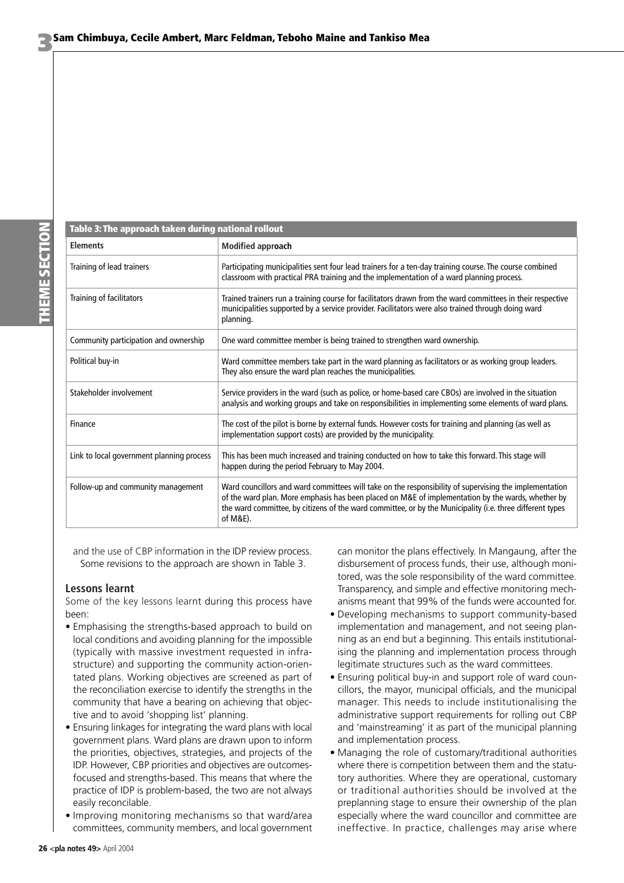**Table 3: The approach taken during national rollout**

| Elements | Modified approach |
| --- | --- |
| Training of lead trainers | Participating municipalities sent four lead trainers for a ten-day training course. The course combined classroom with practical PRA training and the implementation of a ward planning process. |
| Training of facilitators | Trained trainers run a training course for facilitators drawn from the ward committees in their respective municipalities supported by a service provider. Facilitators were also trained through doing ward planning. |
| Community participation and ownership | One ward committee member is being trained to strengthen ward ownership. |
| Political buy-in | Ward committee members take part in the ward planning as facilitators or as working group leaders. They also ensure the ward plan reaches the municipalities. |
| Stakeholder involvement | Service providers in the ward (such as police, or home-based care CBOs) are involved in the situation analysis and working groups and take on responsibilities in implementing some elements of ward plans. |
| Finance | The cost of the pilot is borne by external funds. However costs for training and planning (as well as implementation support costs) are provided by the municipality. |
| Link to local government planning process | This has been much increased and training conducted on how to take this forward. This stage will happen during the period February to May 2004. |
| Follow-up and community management | Ward councillors and ward committees will take on the responsibility of supervising the implementation of the ward plan. More emphasis has been placed on M&E of implementation by the wards, whether by the ward committee, by citizens of the ward committee, or by the Municipality (i.e. three different types of M&E). |

and the use of CBP information in the IDP review process. Some revisions to the approach are shown in Table 3.

### Lessons learnt

Some of the key lessons learnt during this process have been:

- Emphasising the strengths-based approach to build on local conditions and avoiding planning for the impossible (typically with massive investment requested in infrastructure) and supporting the community action-orientated plans. Working objectives are screened as part of the reconciliation exercise to identify the strengths in the community that have a bearing on achieving that objective and to avoid 'shopping list' planning.
- Ensuring linkages for integrating the ward plans with local government plans. Ward plans are drawn upon to inform the priorities, objectives, strategies, and projects of the IDP. However, CBP priorities and objectives are outcomes-focused and strengths-based. This means that where the practice of IDP is problem-based, the two are not always easily reconcilable.
- Improving monitoring mechanisms so that ward/area committees, community members, and local government can monitor the plans effectively. In Mangaung, after the disbursement of process funds, their use, although monitored, was the sole responsibility of the ward committee. Transparency, and simple and effective monitoring mechanisms meant that 99% of the funds were accounted for.
- Developing mechanisms to support community-based implementation and management, and not seeing planning as an end but a beginning. This entails institutionalising the planning and implementation process through legitimate structures such as the ward committees.
- Ensuring political buy-in and support role of ward councillors, the mayor, municipal officials, and the municipal manager. This needs to include institutionalising the administrative support requirements for rolling out CBP and 'mainstreaming' it as part of the municipal planning and implementation process.
- Managing the role of customary/traditional authorities where there is competition between them and the statutory authorities. Where they are operational, customary or traditional authorities should be involved at the preplanning stage to ensure their ownership of the plan especially where the ward councillor and committee are ineffective. In practice, challenges may arise where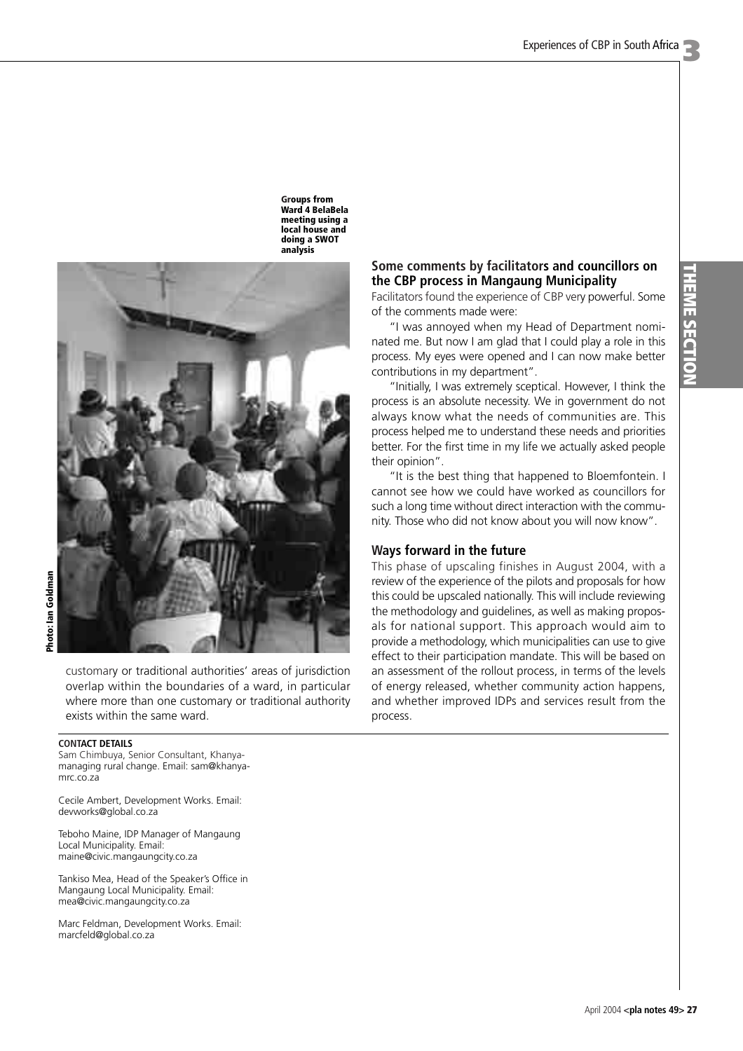Groups from Ward 4 BelaBela meeting using a local house and doing a SWOT analysis

Photo: Ian Goldman

customary or traditional authorities' areas of jurisdiction overlap within the boundaries of a ward, in particular where more than one customary or traditional authority exists within the same ward.

## Some comments by facilitators and councillors on the CBP process in Mangaung Municipality

Facilitators found the experience of CBP very powerful. Some of the comments made were:

"I was annoyed when my Head of Department nominated me. But now I am glad that I could play a role in this process. My eyes were opened and I can now make better contributions in my department".

"Initially, I was extremely sceptical. However, I think the process is an absolute necessity. We in government do not always know what the needs of communities are. This process helped me to understand these needs and priorities better. For the first time in my life we actually asked people their opinion".

"It is the best thing that happened to Bloemfontein. I cannot see how we could have worked as councillors for such a long time without direct interaction with the community. Those who did not know about you will now know".

## Ways forward in the future

This phase of upscaling finishes in August 2004, with a review of the experience of the pilots and proposals for how this could be upscaled nationally. This will include reviewing the methodology and guidelines, as well as making proposals for national support. This approach would aim to provide a methodology, which municipalities can use to give effect to their participation mandate. This will be based on an assessment of the rollout process, in terms of the levels of energy released, whether community action happens, and whether improved IDPs and services result from the process.

**CONTACT DETAILS**

Sam Chimbuya, Senior Consultant, Khanya-managing rural change. Email: sam@khanya-mrc.co.za

Cecile Ambert, Development Works. Email: devworks@global.co.za

Teboho Maine, IDP Manager of Mangaung Local Municipality. Email: maine@civic.mangaungcity.co.za

Tankiso Mea, Head of the Speaker's Office in Mangaung Local Municipality. Email: mea@civic.mangaungcity.co.za

Marc Feldman, Development Works. Email: marcfeld@global.co.za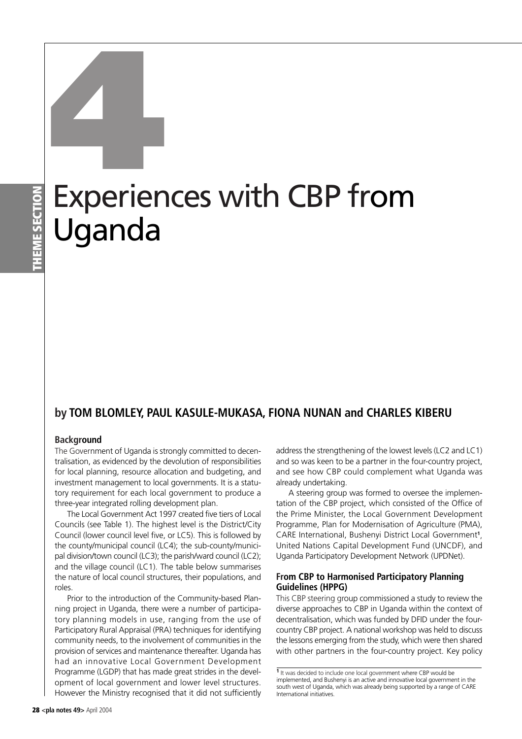# 4

# Experiences with CBP from Uganda

## by TOM BLOMLEY, PAUL KASULE-MUKASA, FIONA NUNAN and CHARLES KIBERU

### Background

The Government of Uganda is strongly committed to decentralisation, as evidenced by the devolution of responsibilities for local planning, resource allocation and budgeting, and investment management to local governments. It is a statutory requirement for each local government to produce a three-year integrated rolling development plan.

The Local Government Act 1997 created five tiers of Local Councils (see Table 1). The highest level is the District/City Council (lower council level five, or LC5). This is followed by the county/municipal council (LC4); the sub-county/municipal division/town council (LC3); the parish/ward council (LC2); and the village council (LC1). The table below summarises the nature of local council structures, their populations, and roles.

Prior to the introduction of the Community-based Planning project in Uganda, there were a number of participatory planning models in use, ranging from the use of Participatory Rural Appraisal (PRA) techniques for identifying community needs, to the involvement of communities in the provision of services and maintenance thereafter. Uganda has had an innovative Local Government Development Programme (LGDP) that has made great strides in the development of local government and lower level structures. However the Ministry recognised that it did not sufficiently address the strengthening of the lowest levels (LC2 and LC1) and so was keen to be a partner in the four-country project, and see how CBP could complement what Uganda was already undertaking.

A steering group was formed to oversee the implementation of the CBP project, which consisted of the Office of the Prime Minister, the Local Government Development Programme, Plan for Modernisation of Agriculture (PMA), CARE International, Bushenyi District Local Government[1], United Nations Capital Development Fund (UNCDF), and Uganda Participatory Development Network (UPDNet).

### From CBP to Harmonised Participatory Planning Guidelines (HPPG)

This CBP steering group commissioned a study to review the diverse approaches to CBP in Uganda within the context of decentralisation, which was funded by DFID under the four-country CBP project. A national workshop was held to discuss the lessons emerging from the study, which were then shared with other partners in the four-country project. Key policy

[1] It was decided to include one local government where CBP would be implemented, and Bushenyi is an active and innovative local government in the south west of Uganda, which was already being supported by a range of CARE International initiatives.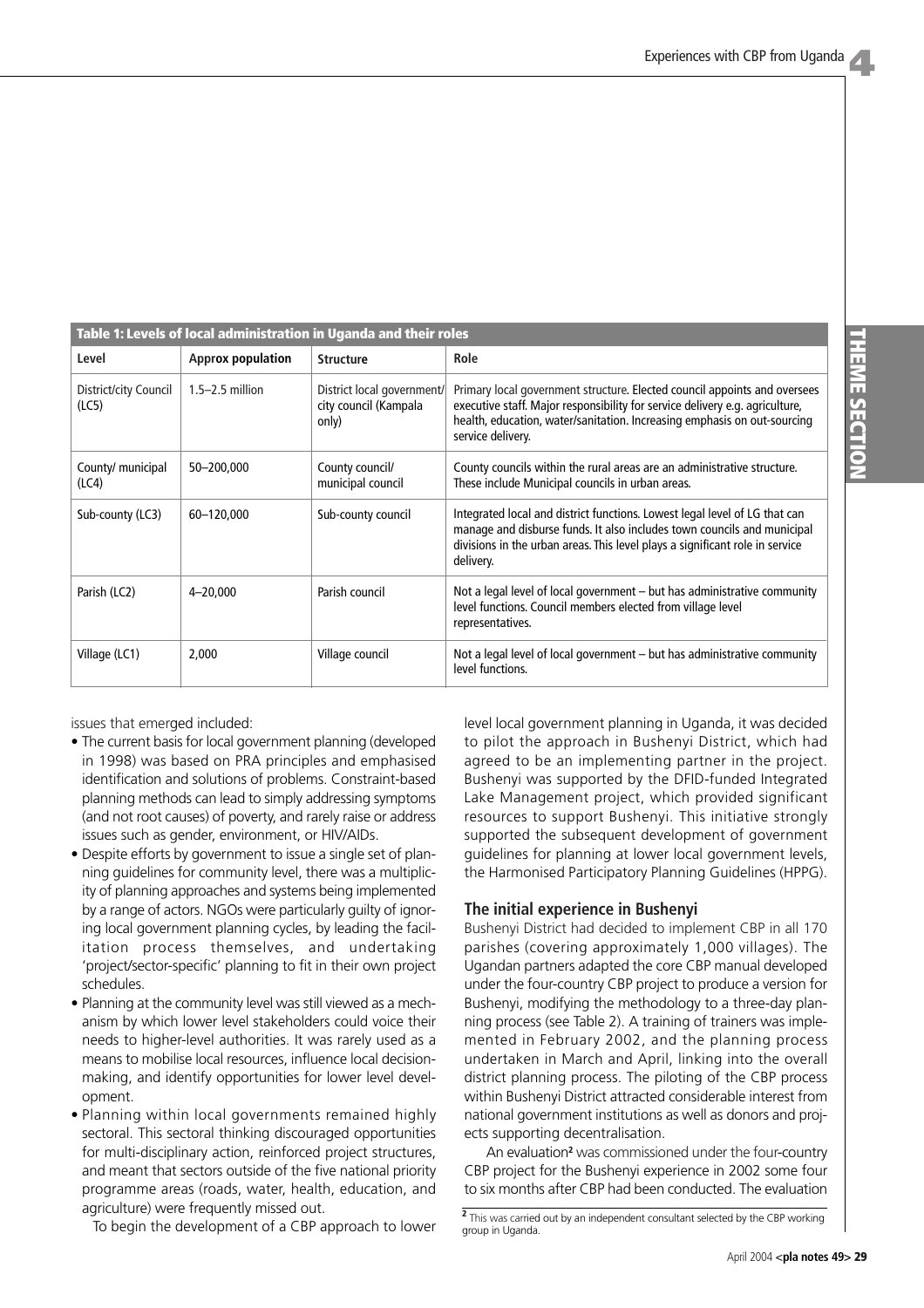**Table 1: Levels of local administration in Uganda and their roles**

| Level | Approx population | Structure | Role |
|---|---|---|---|
| District/city Council (LC5) | 1.5–2.5 million | District local government/ city council (Kampala only) | Primary local government structure. Elected council appoints and oversees executive staff. Major responsibility for service delivery e.g. agriculture, health, education, water/sanitation. Increasing emphasis on out-sourcing service delivery. |
| County/ municipal (LC4) | 50–200,000 | County council/ municipal council | County councils within the rural areas are an administrative structure. These include Municipal councils in urban areas. |
| Sub-county (LC3) | 60–120,000 | Sub-county council | Integrated local and district functions. Lowest legal level of LG that can manage and disburse funds. It also includes town councils and municipal divisions in the urban areas. This level plays a significant role in service delivery. |
| Parish (LC2) | 4–20,000 | Parish council | Not a legal level of local government – but has administrative community level functions. Council members elected from village level representatives. |
| Village (LC1) | 2,000 | Village council | Not a legal level of local government – but has administrative community level functions. |

issues that emerged included:

- The current basis for local government planning (developed in 1998) was based on PRA principles and emphasised identification and solutions of problems. Constraint-based planning methods can lead to simply addressing symptoms (and not root causes) of poverty, and rarely raise or address issues such as gender, environment, or HIV/AIDs.
- Despite efforts by government to issue a single set of planning guidelines for community level, there was a multiplicity of planning approaches and systems being implemented by a range of actors. NGOs were particularly guilty of ignoring local government planning cycles, by leading the facilitation process themselves, and undertaking 'project/sector-specific' planning to fit in their own project schedules.
- Planning at the community level was still viewed as a mechanism by which lower level stakeholders could voice their needs to higher-level authorities. It was rarely used as a means to mobilise local resources, influence local decision-making, and identify opportunities for lower level development.
- Planning within local governments remained highly sectoral. This sectoral thinking discouraged opportunities for multi-disciplinary action, reinforced project structures, and meant that sectors outside of the five national priority programme areas (roads, water, health, education, and agriculture) were frequently missed out.

To begin the development of a CBP approach to lower level local government planning in Uganda, it was decided to pilot the approach in Bushenyi District, which had agreed to be an implementing partner in the project. Bushenyi was supported by the DFID-funded Integrated Lake Management project, which provided significant resources to support Bushenyi. This initiative strongly supported the subsequent development of government guidelines for planning at lower local government levels, the Harmonised Participatory Planning Guidelines (HPPG).

## The initial experience in Bushenyi

Bushenyi District had decided to implement CBP in all 170 parishes (covering approximately 1,000 villages). The Ugandan partners adapted the core CBP manual developed under the four-country CBP project to produce a version for Bushenyi, modifying the methodology to a three-day planning process (see Table 2). A training of trainers was implemented in February 2002, and the planning process undertaken in March and April, linking into the overall district planning process. The piloting of the CBP process within Bushenyi District attracted considerable interest from national government institutions as well as donors and projects supporting decentralisation.

An evaluation[2] was commissioned under the four-country CBP project for the Bushenyi experience in 2002 some four to six months after CBP had been conducted. The evaluation

[2] This was carried out by an independent consultant selected by the CBP working group in Uganda.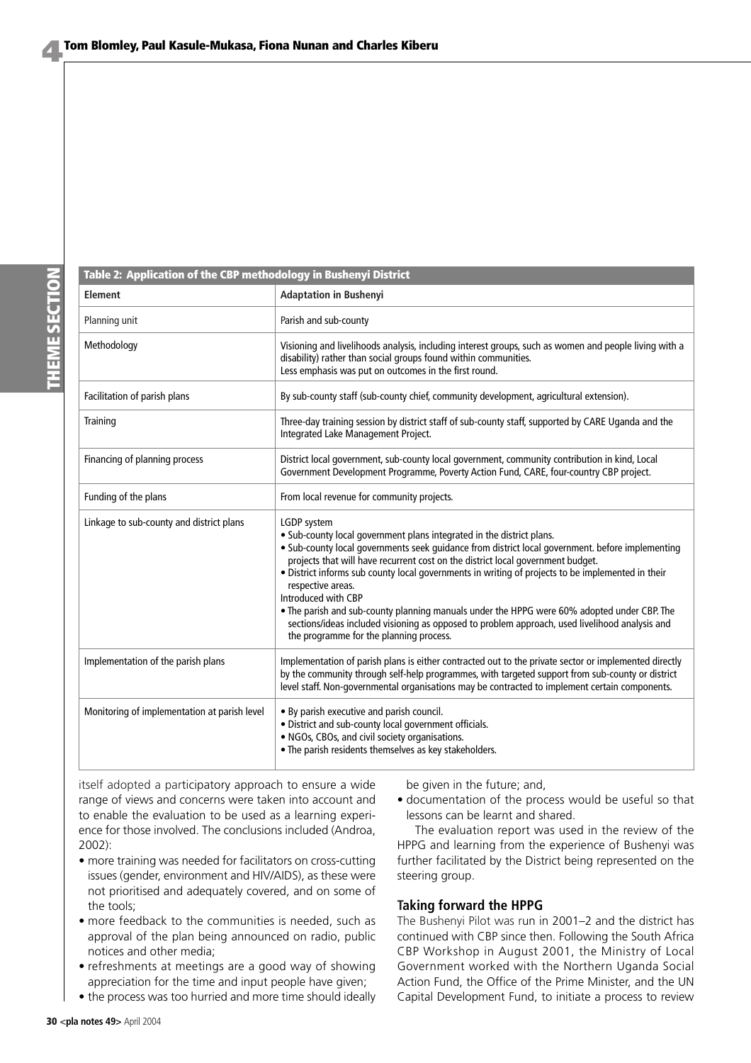**Table 2: Application of the CBP methodology in Bushenyi District**

| Element | Adaptation in Bushenyi |
|---|---|
| Planning unit | Parish and sub-county |
| Methodology | Visioning and livelihoods analysis, including interest groups, such as women and people living with a disability) rather than social groups found within communities. Less emphasis was put on outcomes in the first round. |
| Facilitation of parish plans | By sub-county staff (sub-county chief, community development, agricultural extension). |
| Training | Three-day training session by district staff of sub-county staff, supported by CARE Uganda and the Integrated Lake Management Project. |
| Financing of planning process | District local government, sub-county local government, community contribution in kind, Local Government Development Programme, Poverty Action Fund, CARE, four-country CBP project. |
| Funding of the plans | From local revenue for community projects. |
| Linkage to sub-county and district plans | LGDP system<br>• Sub-county local government plans integrated in the district plans.<br>• Sub-county local governments seek guidance from district local government. before implementing projects that will have recurrent cost on the district local government budget.<br>• District informs sub county local governments in writing of projects to be implemented in their respective areas.<br>Introduced with CBP<br>• The parish and sub-county planning manuals under the HPPG were 60% adopted under CBP. The sections/ideas included visioning as opposed to problem approach, used livelihood analysis and the programme for the planning process. |
| Implementation of the parish plans | Implementation of parish plans is either contracted out to the private sector or implemented directly by the community through self-help programmes, with targeted support from sub-county or district level staff. Non-governmental organisations may be contracted to implement certain components. |
| Monitoring of implementation at parish level | • By parish executive and parish council.<br>• District and sub-county local government officials.<br>• NGOs, CBOs, and civil society organisations.<br>• The parish residents themselves as key stakeholders. |

itself adopted a participatory approach to ensure a wide range of views and concerns were taken into account and to enable the evaluation to be used as a learning experience for those involved. The conclusions included (Androa, 2002):

- more training was needed for facilitators on cross-cutting issues (gender, environment and HIV/AIDS), as these were not prioritised and adequately covered, and on some of the tools;
- more feedback to the communities is needed, such as approval of the plan being announced on radio, public notices and other media;
- refreshments at meetings are a good way of showing appreciation for the time and input people have given;
- the process was too hurried and more time should ideally be given in the future; and,
- documentation of the process would be useful so that lessons can be learnt and shared.

The evaluation report was used in the review of the HPPG and learning from the experience of Bushenyi was further facilitated by the District being represented on the steering group.

## Taking forward the HPPG

The Bushenyi Pilot was run in 2001–2 and the district has continued with CBP since then. Following the South Africa CBP Workshop in August 2001, the Ministry of Local Government worked with the Northern Uganda Social Action Fund, the Office of the Prime Minister, and the UN Capital Development Fund, to initiate a process to review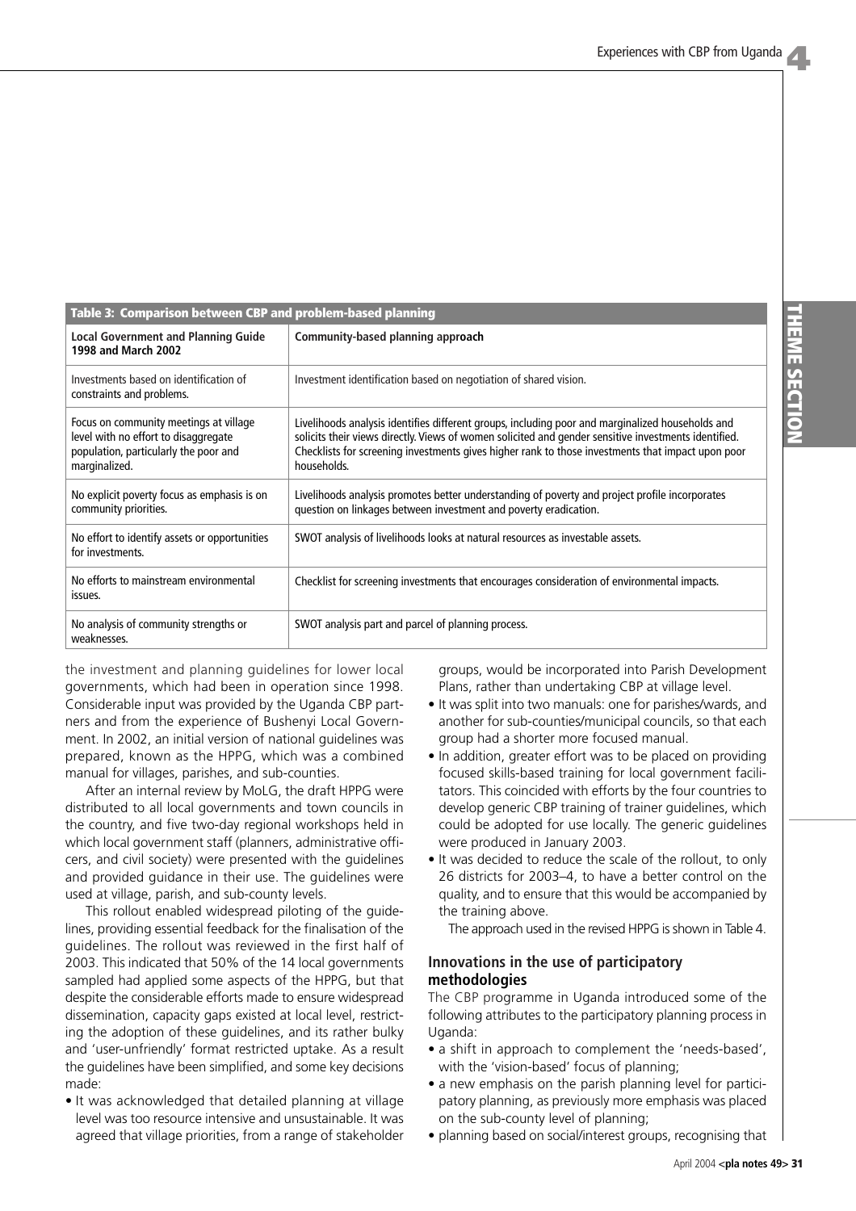**Table 3: Comparison between CBP and problem-based planning**

| Local Government and Planning Guide 1998 and March 2002 | Community-based planning approach |
|---|---|
| Investments based on identification of constraints and problems. | Investment identification based on negotiation of shared vision. |
| Focus on community meetings at village level with no effort to disaggregate population, particularly the poor and marginalized. | Livelihoods analysis identifies different groups, including poor and marginalized households and solicits their views directly. Views of women solicited and gender sensitive investments identified. Checklists for screening investments gives higher rank to those investments that impact upon poor households. |
| No explicit poverty focus as emphasis is on community priorities. | Livelihoods analysis promotes better understanding of poverty and project profile incorporates question on linkages between investment and poverty eradication. |
| No effort to identify assets or opportunities for investments. | SWOT analysis of livelihoods looks at natural resources as investable assets. |
| No efforts to mainstream environmental issues. | Checklist for screening investments that encourages consideration of environmental impacts. |
| No analysis of community strengths or weaknesses. | SWOT analysis part and parcel of planning process. |

the investment and planning guidelines for lower local governments, which had been in operation since 1998. Considerable input was provided by the Uganda CBP partners and from the experience of Bushenyi Local Government. In 2002, an initial version of national guidelines was prepared, known as the HPPG, which was a combined manual for villages, parishes, and sub-counties.

After an internal review by MoLG, the draft HPPG were distributed to all local governments and town councils in the country, and five two-day regional workshops held in which local government staff (planners, administrative officers, and civil society) were presented with the guidelines and provided guidance in their use. The guidelines were used at village, parish, and sub-county levels.

This rollout enabled widespread piloting of the guidelines, providing essential feedback for the finalisation of the guidelines. The rollout was reviewed in the first half of 2003. This indicated that 50% of the 14 local governments sampled had applied some aspects of the HPPG, but that despite the considerable efforts made to ensure widespread dissemination, capacity gaps existed at local level, restricting the adoption of these guidelines, and its rather bulky and 'user-unfriendly' format restricted uptake. As a result the guidelines have been simplified, and some key decisions made:

- It was acknowledged that detailed planning at village level was too resource intensive and unsustainable. It was agreed that village priorities, from a range of stakeholder groups, would be incorporated into Parish Development Plans, rather than undertaking CBP at village level.
- It was split into two manuals: one for parishes/wards, and another for sub-counties/municipal councils, so that each group had a shorter more focused manual.
- In addition, greater effort was to be placed on providing focused skills-based training for local government facilitators. This coincided with efforts by the four countries to develop generic CBP training of trainer guidelines, which could be adopted for use locally. The generic guidelines were produced in January 2003.
- It was decided to reduce the scale of the rollout, to only 26 districts for 2003–4, to have a better control on the quality, and to ensure that this would be accompanied by the training above.

The approach used in the revised HPPG is shown in Table 4.

### Innovations in the use of participatory methodologies

The CBP programme in Uganda introduced some of the following attributes to the participatory planning process in Uganda:

- a shift in approach to complement the 'needs-based', with the 'vision-based' focus of planning;
- a new emphasis on the parish planning level for participatory planning, as previously more emphasis was placed on the sub-county level of planning;
- planning based on social/interest groups, recognising that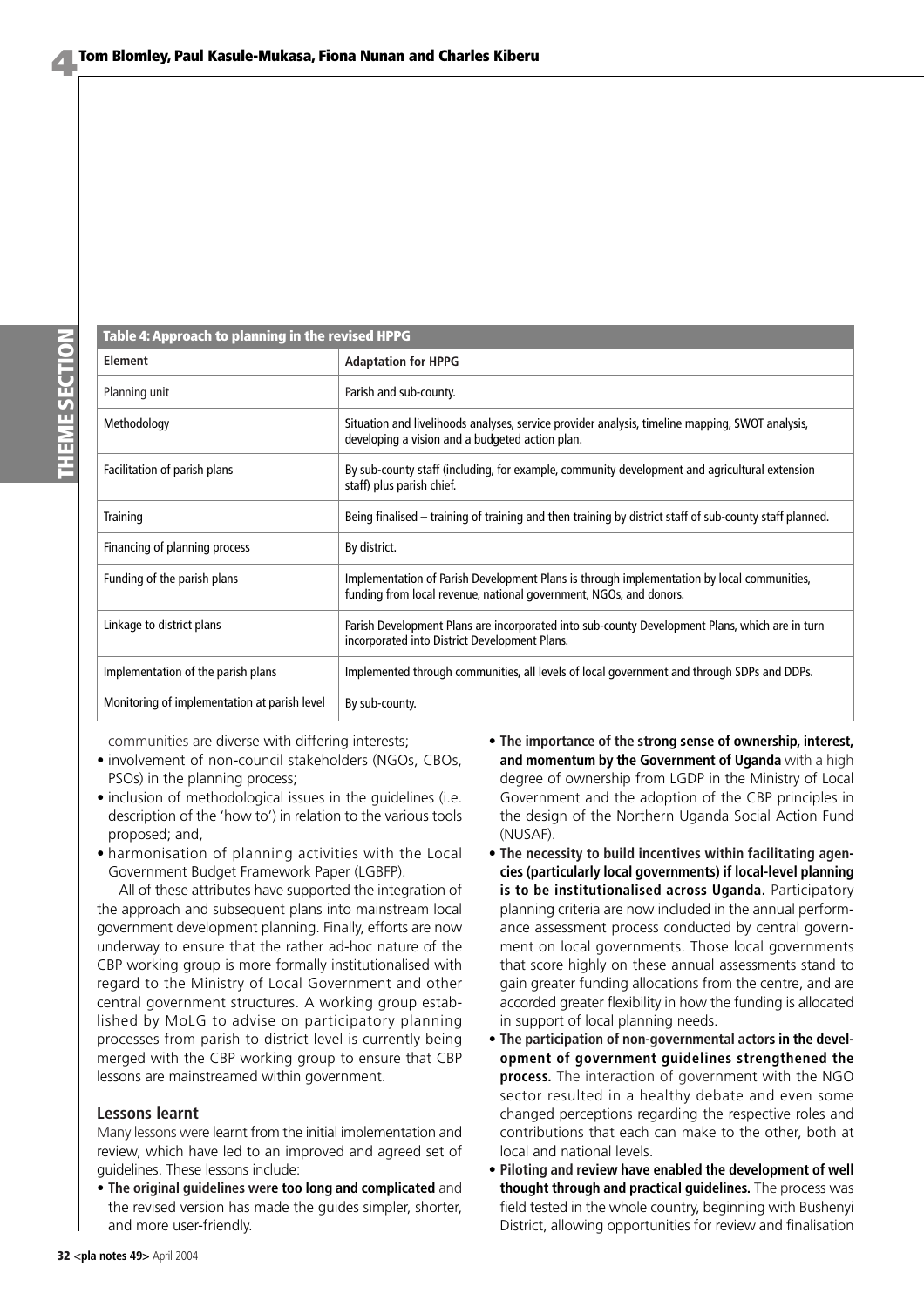**Table 4: Approach to planning in the revised HPPG**

| Element | Adaptation for HPPG |
| --- | --- |
| Planning unit | Parish and sub-county. |
| Methodology | Situation and livelihoods analyses, service provider analysis, timeline mapping, SWOT analysis, developing a vision and a budgeted action plan. |
| Facilitation of parish plans | By sub-county staff (including, for example, community development and agricultural extension staff) plus parish chief. |
| Training | Being finalised – training of training and then training by district staff of sub-county staff planned. |
| Financing of planning process | By district. |
| Funding of the parish plans | Implementation of Parish Development Plans is through implementation by local communities, funding from local revenue, national government, NGOs, and donors. |
| Linkage to district plans | Parish Development Plans are incorporated into sub-county Development Plans, which are in turn incorporated into District Development Plans. |
| Implementation of the parish plans | Implemented through communities, all levels of local government and through SDPs and DDPs. |
| Monitoring of implementation at parish level | By sub-county. |

communities are diverse with differing interests;

- involvement of non-council stakeholders (NGOs, CBOs, PSOs) in the planning process;
- inclusion of methodological issues in the guidelines (i.e. description of the 'how to') in relation to the various tools proposed; and,
- harmonisation of planning activities with the Local Government Budget Framework Paper (LGBFP).

All of these attributes have supported the integration of the approach and subsequent plans into mainstream local government development planning. Finally, efforts are now underway to ensure that the rather ad-hoc nature of the CBP working group is more formally institutionalised with regard to the Ministry of Local Government and other central government structures. A working group established by MoLG to advise on participatory planning processes from parish to district level is currently being merged with the CBP working group to ensure that CBP lessons are mainstreamed within government.

### Lessons learnt

Many lessons were learnt from the initial implementation and review, which have led to an improved and agreed set of guidelines. These lessons include:

- **The original guidelines were too long and complicated** and the revised version has made the guides simpler, shorter, and more user-friendly.
- **The importance of the strong sense of ownership, interest, and momentum by the Government of Uganda** with a high degree of ownership from LGDP in the Ministry of Local Government and the adoption of the CBP principles in the design of the Northern Uganda Social Action Fund (NUSAF).
- **The necessity to build incentives within facilitating agencies (particularly local governments) if local-level planning is to be institutionalised across Uganda.** Participatory planning criteria are now included in the annual performance assessment process conducted by central government on local governments. Those local governments that score highly on these annual assessments stand to gain greater funding allocations from the centre, and are accorded greater flexibility in how the funding is allocated in support of local planning needs.
- **The participation of non-governmental actors in the development of government guidelines strengthened the process.** The interaction of government with the NGO sector resulted in a healthy debate and even some changed perceptions regarding the respective roles and contributions that each can make to the other, both at local and national levels.
- **Piloting and review have enabled the development of well thought through and practical guidelines.** The process was field tested in the whole country, beginning with Bushenyi District, allowing opportunities for review and finalisation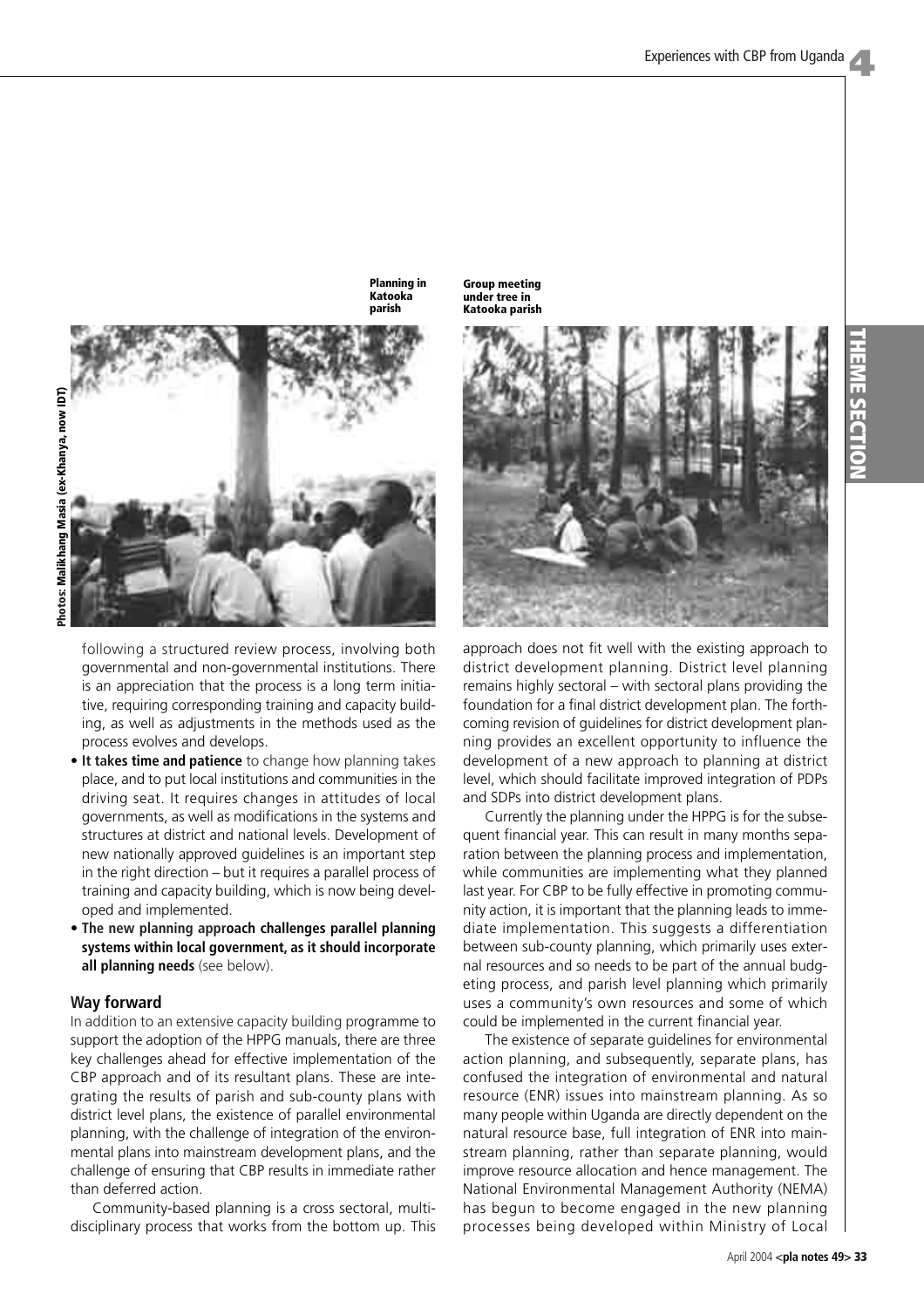Planning in Katooka parish

Group meeting under tree in Katooka parish

Photos: Malikhang Masia (ex-Khanya, now IDT)

following a structured review process, involving both governmental and non-governmental institutions. There is an appreciation that the process is a long term initiative, requiring corresponding training and capacity building, as well as adjustments in the methods used as the process evolves and develops.

- **It takes time and patience** to change how planning takes place, and to put local institutions and communities in the driving seat. It requires changes in attitudes of local governments, as well as modifications in the systems and structures at district and national levels. Development of new nationally approved guidelines is an important step in the right direction – but it requires a parallel process of training and capacity building, which is now being developed and implemented.
- **The new planning approach challenges parallel planning systems within local government, as it should incorporate all planning needs** (see below).

## Way forward

In addition to an extensive capacity building programme to support the adoption of the HPPG manuals, there are three key challenges ahead for effective implementation of the CBP approach and of its resultant plans. These are integrating the results of parish and sub-county plans with district level plans, the existence of parallel environmental planning, with the challenge of integration of the environmental plans into mainstream development plans, and the challenge of ensuring that CBP results in immediate rather than deferred action.

Community-based planning is a cross sectoral, multidisciplinary process that works from the bottom up. This approach does not fit well with the existing approach to district development planning. District level planning remains highly sectoral – with sectoral plans providing the foundation for a final district development plan. The forthcoming revision of guidelines for district development planning provides an excellent opportunity to influence the development of a new approach to planning at district level, which should facilitate improved integration of PDPs and SDPs into district development plans.

Currently the planning under the HPPG is for the subsequent financial year. This can result in many months separation between the planning process and implementation, while communities are implementing what they planned last year. For CBP to be fully effective in promoting community action, it is important that the planning leads to immediate implementation. This suggests a differentiation between sub-county planning, which primarily uses external resources and so needs to be part of the annual budgeting process, and parish level planning which primarily uses a community's own resources and some of which could be implemented in the current financial year.

The existence of separate guidelines for environmental action planning, and subsequently, separate plans, has confused the integration of environmental and natural resource (ENR) issues into mainstream planning. As so many people within Uganda are directly dependent on the natural resource base, full integration of ENR into mainstream planning, rather than separate planning, would improve resource allocation and hence management. The National Environmental Management Authority (NEMA) has begun to become engaged in the new planning processes being developed within Ministry of Local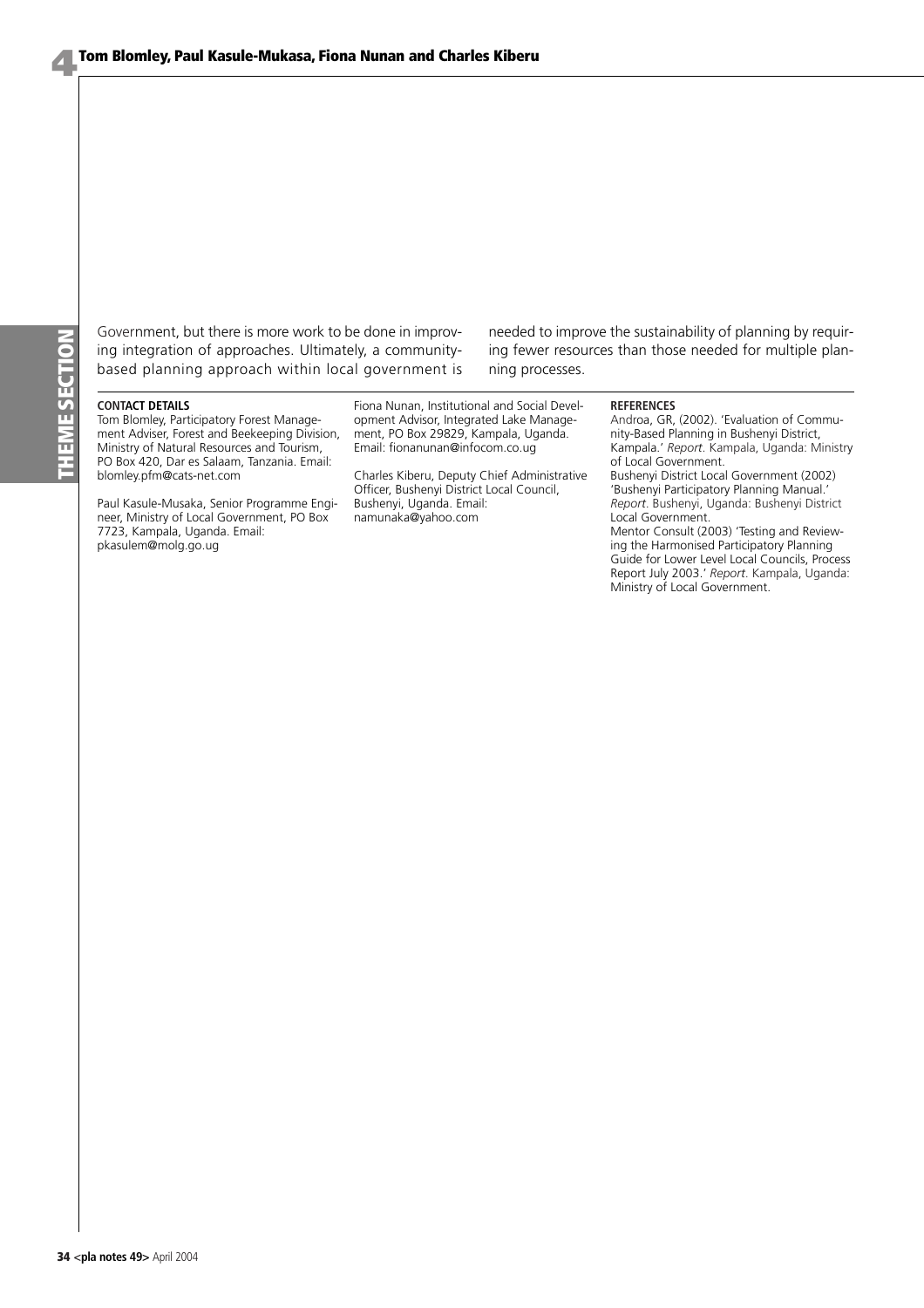Government, but there is more work to be done in improving integration of approaches. Ultimately, a community-based planning approach within local government is needed to improve the sustainability of planning by requiring fewer resources than those needed for multiple planning processes.

**CONTACT DETAILS**

Tom Blomley, Participatory Forest Management Adviser, Forest and Beekeeping Division, Ministry of Natural Resources and Tourism, PO Box 420, Dar es Salaam, Tanzania. Email: blomley.pfm@cats-net.com

Paul Kasule-Musaka, Senior Programme Engineer, Ministry of Local Government, PO Box 7723, Kampala, Uganda. Email: pkasulem@molg.go.ug

Fiona Nunan, Institutional and Social Development Advisor, Integrated Lake Management, PO Box 29829, Kampala, Uganda. Email: fionanunan@infocom.co.ug

Charles Kiberu, Deputy Chief Administrative Officer, Bushenyi District Local Council, Bushenyi, Uganda. Email: namunaka@yahoo.com

**REFERENCES**

Androa, GR, (2002). 'Evaluation of Community-Based Planning in Bushenyi District, Kampala.' *Report*. Kampala, Uganda: Ministry of Local Government.

Bushenyi District Local Government (2002) 'Bushenyi Participatory Planning Manual.' *Report*. Bushenyi, Uganda: Bushenyi District Local Government.

Mentor Consult (2003) 'Testing and Reviewing the Harmonised Participatory Planning Guide for Lower Level Local Councils, Process Report July 2003.' *Report*. Kampala, Uganda: Ministry of Local Government.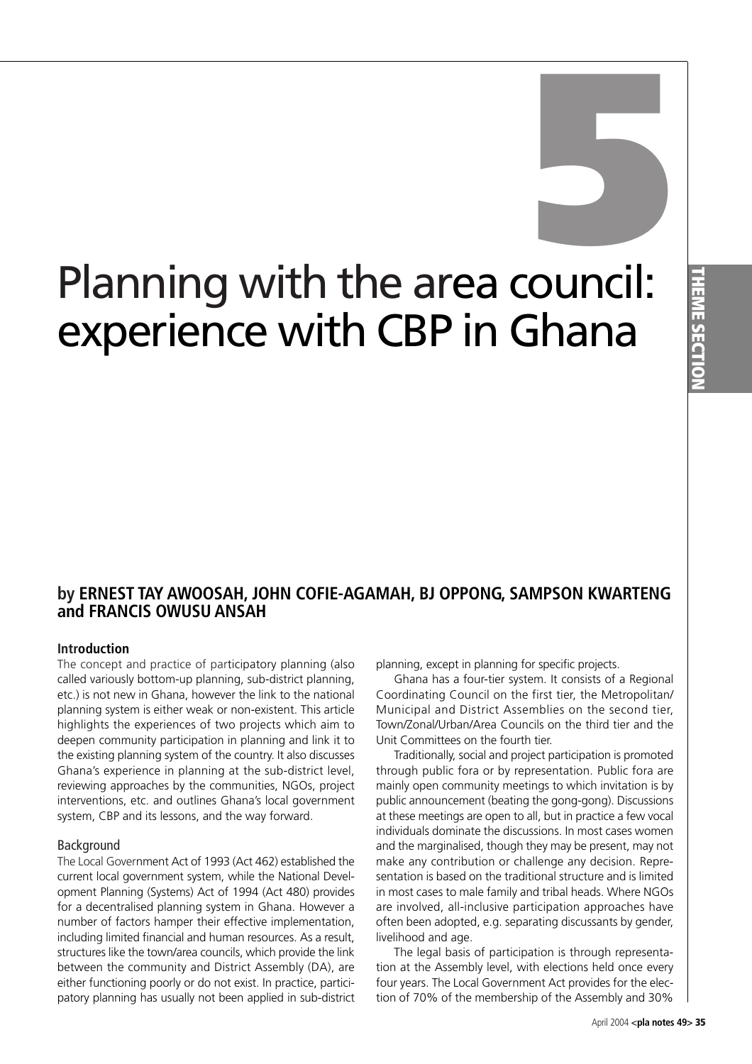# Planning with the area council: experience with CBP in Ghana

### by ERNEST TAY AWOOSAH, JOHN COFIE-AGAMAH, BJ OPPONG, SAMPSON KWARTENG and FRANCIS OWUSU ANSAH

#### Introduction

The concept and practice of participatory planning (also called variously bottom-up planning, sub-district planning, etc.) is not new in Ghana, however the link to the national planning system is either weak or non-existent. This article highlights the experiences of two projects which aim to deepen community participation in planning and link it to the existing planning system of the country. It also discusses Ghana's experience in planning at the sub-district level, reviewing approaches by the communities, NGOs, project interventions, etc. and outlines Ghana's local government system, CBP and its lessons, and the way forward.

#### Background

The Local Government Act of 1993 (Act 462) established the current local government system, while the National Development Planning (Systems) Act of 1994 (Act 480) provides for a decentralised planning system in Ghana. However a number of factors hamper their effective implementation, including limited financial and human resources. As a result, structures like the town/area councils, which provide the link between the community and District Assembly (DA), are either functioning poorly or do not exist. In practice, participatory planning has usually not been applied in sub-district planning, except in planning for specific projects.

Ghana has a four-tier system. It consists of a Regional Coordinating Council on the first tier, the Metropolitan/Municipal and District Assemblies on the second tier, Town/Zonal/Urban/Area Councils on the third tier and the Unit Committees on the fourth tier.

Traditionally, social and project participation is promoted through public fora or by representation. Public fora are mainly open community meetings to which invitation is by public announcement (beating the gong-gong). Discussions at these meetings are open to all, but in practice a few vocal individuals dominate the discussions. In most cases women and the marginalised, though they may be present, may not make any contribution or challenge any decision. Representation is based on the traditional structure and is limited in most cases to male family and tribal heads. Where NGOs are involved, all-inclusive participation approaches have often been adopted, e.g. separating discussants by gender, livelihood and age.

The legal basis of participation is through representation at the Assembly level, with elections held once every four years. The Local Government Act provides for the election of 70% of the membership of the Assembly and 30%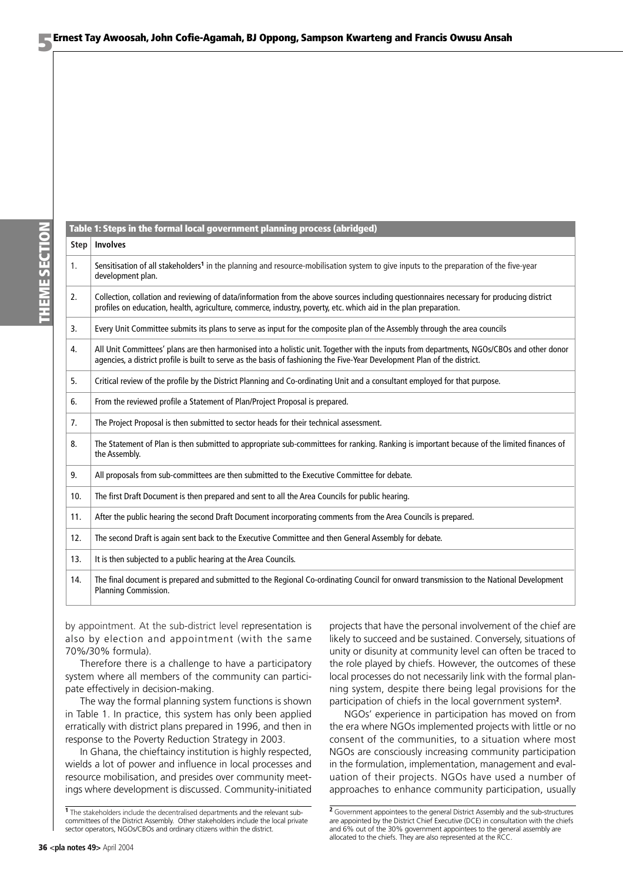**Table 1: Steps in the formal local government planning process (abridged)**

| Step | Involves |
|---|---|
| 1. | Sensitisation of all stakeholders[1] in the planning and resource-mobilisation system to give inputs to the preparation of the five-year development plan. |
| 2. | Collection, collation and reviewing of data/information from the above sources including questionnaires necessary for producing district profiles on education, health, agriculture, commerce, industry, poverty, etc. which aid in the plan preparation. |
| 3. | Every Unit Committee submits its plans to serve as input for the composite plan of the Assembly through the area councils |
| 4. | All Unit Committees' plans are then harmonised into a holistic unit. Together with the inputs from departments, NGOs/CBOs and other donor agencies, a district profile is built to serve as the basis of fashioning the Five-Year Development Plan of the district. |
| 5. | Critical review of the profile by the District Planning and Co-ordinating Unit and a consultant employed for that purpose. |
| 6. | From the reviewed profile a Statement of Plan/Project Proposal is prepared. |
| 7. | The Project Proposal is then submitted to sector heads for their technical assessment. |
| 8. | The Statement of Plan is then submitted to appropriate sub-committees for ranking. Ranking is important because of the limited finances of the Assembly. |
| 9. | All proposals from sub-committees are then submitted to the Executive Committee for debate. |
| 10. | The first Draft Document is then prepared and sent to all the Area Councils for public hearing. |
| 11. | After the public hearing the second Draft Document incorporating comments from the Area Councils is prepared. |
| 12. | The second Draft is again sent back to the Executive Committee and then General Assembly for debate. |
| 13. | It is then subjected to a public hearing at the Area Councils. |
| 14. | The final document is prepared and submitted to the Regional Co-ordinating Council for onward transmission to the National Development Planning Commission. |

by appointment. At the sub-district level representation is also by election and appointment (with the same 70%/30% formula).

Therefore there is a challenge to have a participatory system where all members of the community can participate effectively in decision-making.

The way the formal planning system functions is shown in Table 1. In practice, this system has only been applied erratically with district plans prepared in 1996, and then in response to the Poverty Reduction Strategy in 2003.

In Ghana, the chieftaincy institution is highly respected, wields a lot of power and influence in local processes and resource mobilisation, and presides over community meetings where development is discussed. Community-initiated projects that have the personal involvement of the chief are likely to succeed and be sustained. Conversely, situations of unity or disunity at community level can often be traced to the role played by chiefs. However, the outcomes of these local processes do not necessarily link with the formal planning system, despite there being legal provisions for the participation of chiefs in the local government system[2].

NGOs' experience in participation has moved on from the era where NGOs implemented projects with little or no consent of the communities, to a situation where most NGOs are consciously increasing community participation in the formulation, implementation, management and evaluation of their projects. NGOs have used a number of approaches to enhance community participation, usually

[1] The stakeholders include the decentralised departments and the relevant sub-committees of the District Assembly. Other stakeholders include the local private sector operators, NGOs/CBOs and ordinary citizens within the district.

[2] Government appointees to the general District Assembly and the sub-structures are appointed by the District Chief Executive (DCE) in consultation with the chiefs and 6% out of the 30% government appointees to the general assembly are allocated to the chiefs. They are also represented at the RCC.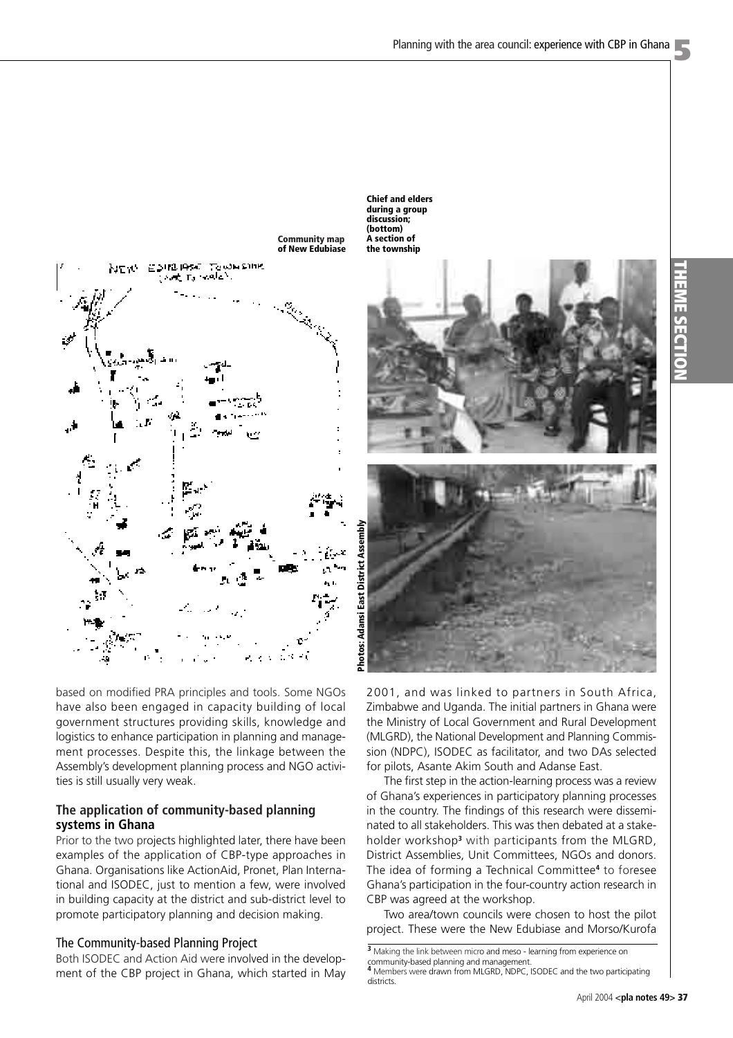Community map of New Edubiase

Chief and elders during a group discussion; (bottom) A section of the township

Photos: Adansi East District Assembly

based on modified PRA principles and tools. Some NGOs have also been engaged in capacity building of local government structures providing skills, knowledge and logistics to enhance participation in planning and management processes. Despite this, the linkage between the Assembly's development planning process and NGO activities is still usually very weak.

### The application of community-based planning systems in Ghana

Prior to the two projects highlighted later, there have been examples of the application of CBP-type approaches in Ghana. Organisations like ActionAid, Pronet, Plan International and ISODEC, just to mention a few, were involved in building capacity at the district and sub-district level to promote participatory planning and decision making.

#### The Community-based Planning Project

Both ISODEC and Action Aid were involved in the development of the CBP project in Ghana, which started in May 2001, and was linked to partners in South Africa, Zimbabwe and Uganda. The initial partners in Ghana were the Ministry of Local Government and Rural Development (MLGRD), the National Development and Planning Commission (NDPC), ISODEC as facilitator, and two DAs selected for pilots, Asante Akim South and Adanse East.

The first step in the action-learning process was a review of Ghana's experiences in participatory planning processes in the country. The findings of this research were disseminated to all stakeholders. This was then debated at a stakeholder workshop[3] with participants from the MLGRD, District Assemblies, Unit Committees, NGOs and donors. The idea of forming a Technical Committee[4] to foresee Ghana's participation in the four-country action research in CBP was agreed at the workshop.

Two area/town councils were chosen to host the pilot project. These were the New Edubiase and Morso/Kurofa

[3] Making the link between micro and meso - learning from experience on community-based planning and management.

[4] Members were drawn from MLGRD, NDPC, ISODEC and the two participating districts.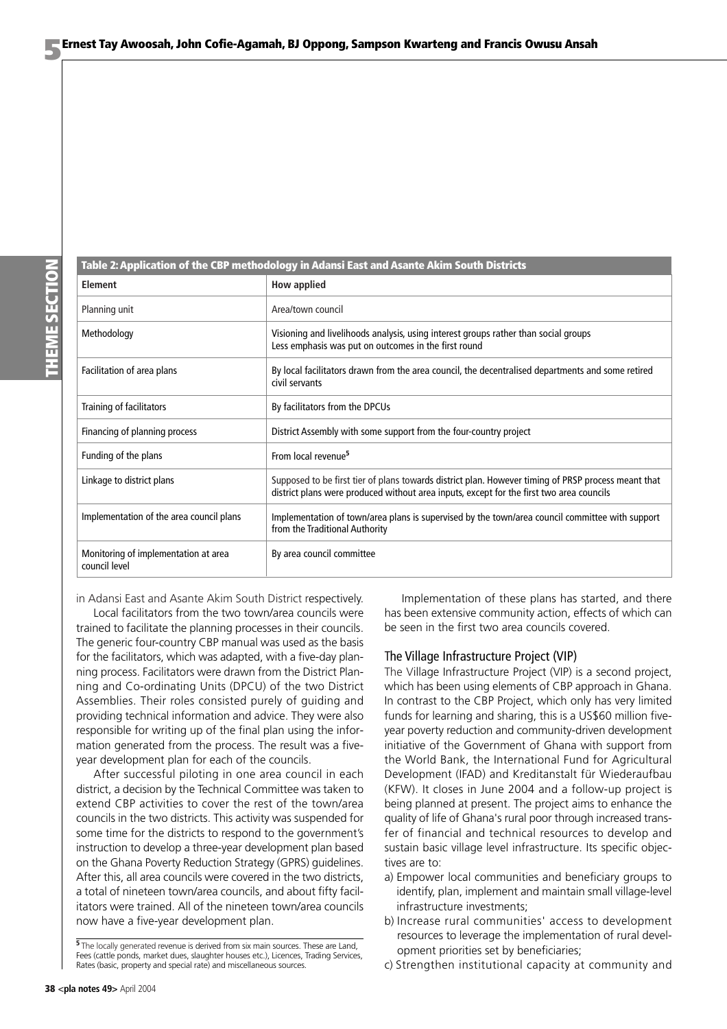**Table 2: Application of the CBP methodology in Adansi East and Asante Akim South Districts**

| Element | How applied |
|---|---|
| Planning unit | Area/town council |
| Methodology | Visioning and livelihoods analysis, using interest groups rather than social groups<br>Less emphasis was put on outcomes in the first round |
| Facilitation of area plans | By local facilitators drawn from the area council, the decentralised departments and some retired civil servants |
| Training of facilitators | By facilitators from the DPCUs |
| Financing of planning process | District Assembly with some support from the four-country project |
| Funding of the plans | From local revenue[5] |
| Linkage to district plans | Supposed to be first tier of plans towards district plan. However timing of PRSP process meant that district plans were produced without area inputs, except for the first two area councils |
| Implementation of the area council plans | Implementation of town/area plans is supervised by the town/area council committee with support from the Traditional Authority |
| Monitoring of implementation at area council level | By area council committee |

in Adansi East and Asante Akim South District respectively.

Local facilitators from the two town/area councils were trained to facilitate the planning processes in their councils. The generic four-country CBP manual was used as the basis for the facilitators, which was adapted, with a five-day planning process. Facilitators were drawn from the District Planning and Co-ordinating Units (DPCU) of the two District Assemblies. Their roles consisted purely of guiding and providing technical information and advice. They were also responsible for writing up of the final plan using the information generated from the process. The result was a five-year development plan for each of the councils.

After successful piloting in one area council in each district, a decision by the Technical Committee was taken to extend CBP activities to cover the rest of the town/area councils in the two districts. This activity was suspended for some time for the districts to respond to the government's instruction to develop a three-year development plan based on the Ghana Poverty Reduction Strategy (GPRS) guidelines. After this, all area councils were covered in the two districts, a total of nineteen town/area councils, and about fifty facilitators were trained. All of the nineteen town/area councils now have a five-year development plan.

[5] The locally generated revenue is derived from six main sources. These are Land, Fees (cattle ponds, market dues, slaughter houses etc.), Licences, Trading Services, Rates (basic, property and special rate) and miscellaneous sources.

Implementation of these plans has started, and there has been extensive community action, effects of which can be seen in the first two area councils covered.

## The Village Infrastructure Project (VIP)

The Village Infrastructure Project (VIP) is a second project, which has been using elements of CBP approach in Ghana. In contrast to the CBP Project, which only has very limited funds for learning and sharing, this is a US$60 million five-year poverty reduction and community-driven development initiative of the Government of Ghana with support from the World Bank, the International Fund for Agricultural Development (IFAD) and Kreditanstalt für Wiederaufbau (KFW). It closes in June 2004 and a follow-up project is being planned at present. The project aims to enhance the quality of life of Ghana's rural poor through increased transfer of financial and technical resources to develop and sustain basic village level infrastructure. Its specific objectives are to:

a) Empower local communities and beneficiary groups to identify, plan, implement and maintain small village-level infrastructure investments;
b) Increase rural communities' access to development resources to leverage the implementation of rural development priorities set by beneficiaries;
c) Strengthen institutional capacity at community and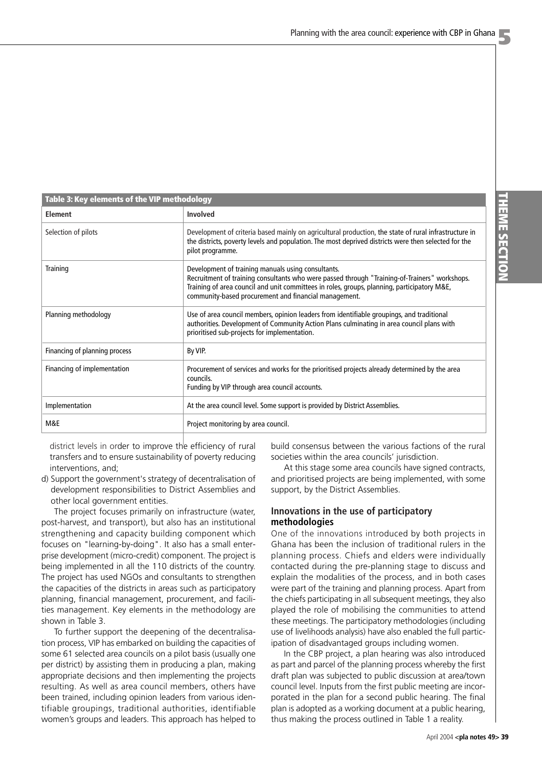**Table 3: Key elements of the VIP methodology**

| Element | Involved |
|---|---|
| Selection of pilots | Development of criteria based mainly on agricultural production, the state of rural infrastructure in the districts, poverty levels and population. The most deprived districts were then selected for the pilot programme. |
| Training | Development of training manuals using consultants. Recruitment of training consultants who were passed through "Training-of-Trainers" workshops. Training of area council and unit committees in roles, groups, planning, participatory M&E, community-based procurement and financial management. |
| Planning methodology | Use of area council members, opinion leaders from identifiable groupings, and traditional authorities. Development of Community Action Plans culminating in area council plans with prioritised sub-projects for implementation. |
| Financing of planning process | By VIP. |
| Financing of implementation | Procurement of services and works for the prioritised projects already determined by the area councils. Funding by VIP through area council accounts. |
| Implementation | At the area council level. Some support is provided by District Assemblies. |
| M&E | Project monitoring by area council. |

district levels in order to improve the efficiency of rural transfers and to ensure sustainability of poverty reducing interventions, and;

d) Support the government's strategy of decentralisation of development responsibilities to District Assemblies and other local government entities.

The project focuses primarily on infrastructure (water, post-harvest, and transport), but also has an institutional strengthening and capacity building component which focuses on "learning-by-doing". It also has a small enterprise development (micro-credit) component. The project is being implemented in all the 110 districts of the country. The project has used NGOs and consultants to strengthen the capacities of the districts in areas such as participatory planning, financial management, procurement, and facilities management. Key elements in the methodology are shown in Table 3.

To further support the deepening of the decentralisation process, VIP has embarked on building the capacities of some 61 selected area councils on a pilot basis (usually one per district) by assisting them in producing a plan, making appropriate decisions and then implementing the projects resulting. As well as area council members, others have been trained, including opinion leaders from various identifiable groupings, traditional authorities, identifiable women's groups and leaders. This approach has helped to build consensus between the various factions of the rural societies within the area councils' jurisdiction.

At this stage some area councils have signed contracts, and prioritised projects are being implemented, with some support, by the District Assemblies.

### Innovations in the use of participatory methodologies

One of the innovations introduced by both projects in Ghana has been the inclusion of traditional rulers in the planning process. Chiefs and elders were individually contacted during the pre-planning stage to discuss and explain the modalities of the process, and in both cases were part of the training and planning process. Apart from the chiefs participating in all subsequent meetings, they also played the role of mobilising the communities to attend these meetings. The participatory methodologies (including use of livelihoods analysis) have also enabled the full participation of disadvantaged groups including women.

In the CBP project, a plan hearing was also introduced as part and parcel of the planning process whereby the first draft plan was subjected to public discussion at area/town council level. Inputs from the first public meeting are incorporated in the plan for a second public hearing. The final plan is adopted as a working document at a public hearing, thus making the process outlined in Table 1 a reality.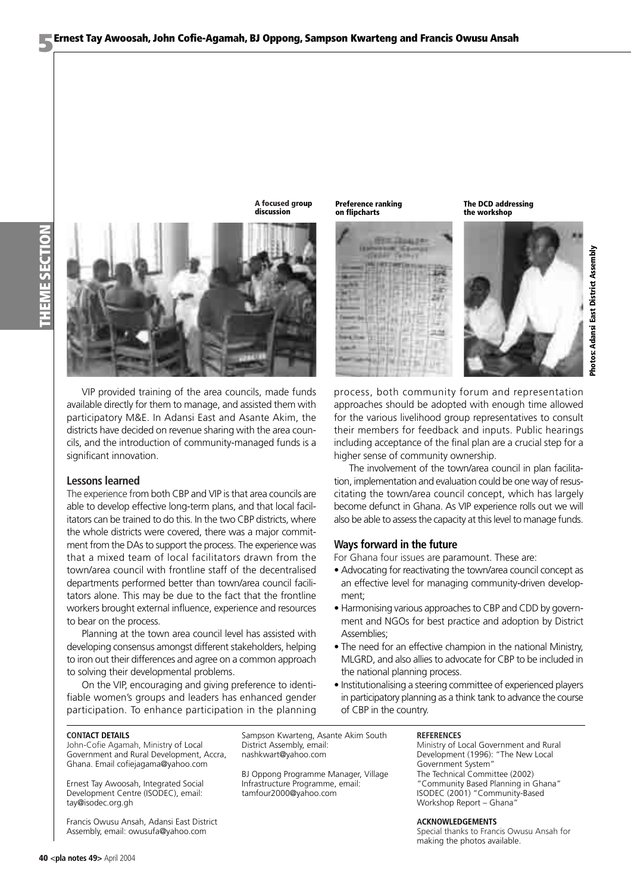A focused group discussion

Preference ranking on flipcharts

The DCD addressing the workshop

Photos: Adansi East District Assembly

VIP provided training of the area councils, made funds available directly for them to manage, and assisted them with participatory M&E. In Adansi East and Asante Akim, the districts have decided on revenue sharing with the area councils, and the introduction of community-managed funds is a significant innovation.

## Lessons learned

The experience from both CBP and VIP is that area councils are able to develop effective long-term plans, and that local facilitators can be trained to do this. In the two CBP districts, where the whole districts were covered, there was a major commitment from the DAs to support the process. The experience was that a mixed team of local facilitators drawn from the town/area council with frontline staff of the decentralised departments performed better than town/area council facilitators alone. This may be due to the fact that the frontline workers brought external influence, experience and resources to bear on the process.

Planning at the town area council level has assisted with developing consensus amongst different stakeholders, helping to iron out their differences and agree on a common approach to solving their developmental problems.

On the VIP, encouraging and giving preference to identifiable women's groups and leaders has enhanced gender participation. To enhance participation in the planning process, both community forum and representation approaches should be adopted with enough time allowed for the various livelihood group representatives to consult their members for feedback and inputs. Public hearings including acceptance of the final plan are a crucial step for a higher sense of community ownership.

The involvement of the town/area council in plan facilitation, implementation and evaluation could be one way of resuscitating the town/area council concept, which has largely become defunct in Ghana. As VIP experience rolls out we will also be able to assess the capacity at this level to manage funds.

## Ways forward in the future

For Ghana four issues are paramount. These are:

- Advocating for reactivating the town/area council concept as an effective level for managing community-driven development;
- Harmonising various approaches to CBP and CDD by government and NGOs for best practice and adoption by District Assemblies;
- The need for an effective champion in the national Ministry, MLGRD, and also allies to advocate for CBP to be included in the national planning process.
- Institutionalising a steering committee of experienced players in participatory planning as a think tank to advance the course of CBP in the country.

**CONTACT DETAILS**

John-Cofie Agamah, Ministry of Local Government and Rural Development, Accra, Ghana. Email cofiejagama@yahoo.com

Ernest Tay Awoosah, Integrated Social Development Centre (ISODEC), email: tay@isodec.org.gh

Francis Owusu Ansah, Adansi East District Assembly, email: owusufa@yahoo.com

Sampson Kwarteng, Asante Akim South District Assembly, email: nashkwart@yahoo.com

BJ Oppong Programme Manager, Village Infrastructure Programme, email: tamfour2000@yahoo.com

**REFERENCES**

Ministry of Local Government and Rural Development (1996): "The New Local Government System"
The Technical Committee (2002) "Community Based Planning in Ghana"
ISODEC (2001) "Community-Based Workshop Report – Ghana"

**ACKNOWLEDGEMENTS**

Special thanks to Francis Owusu Ansah for making the photos available.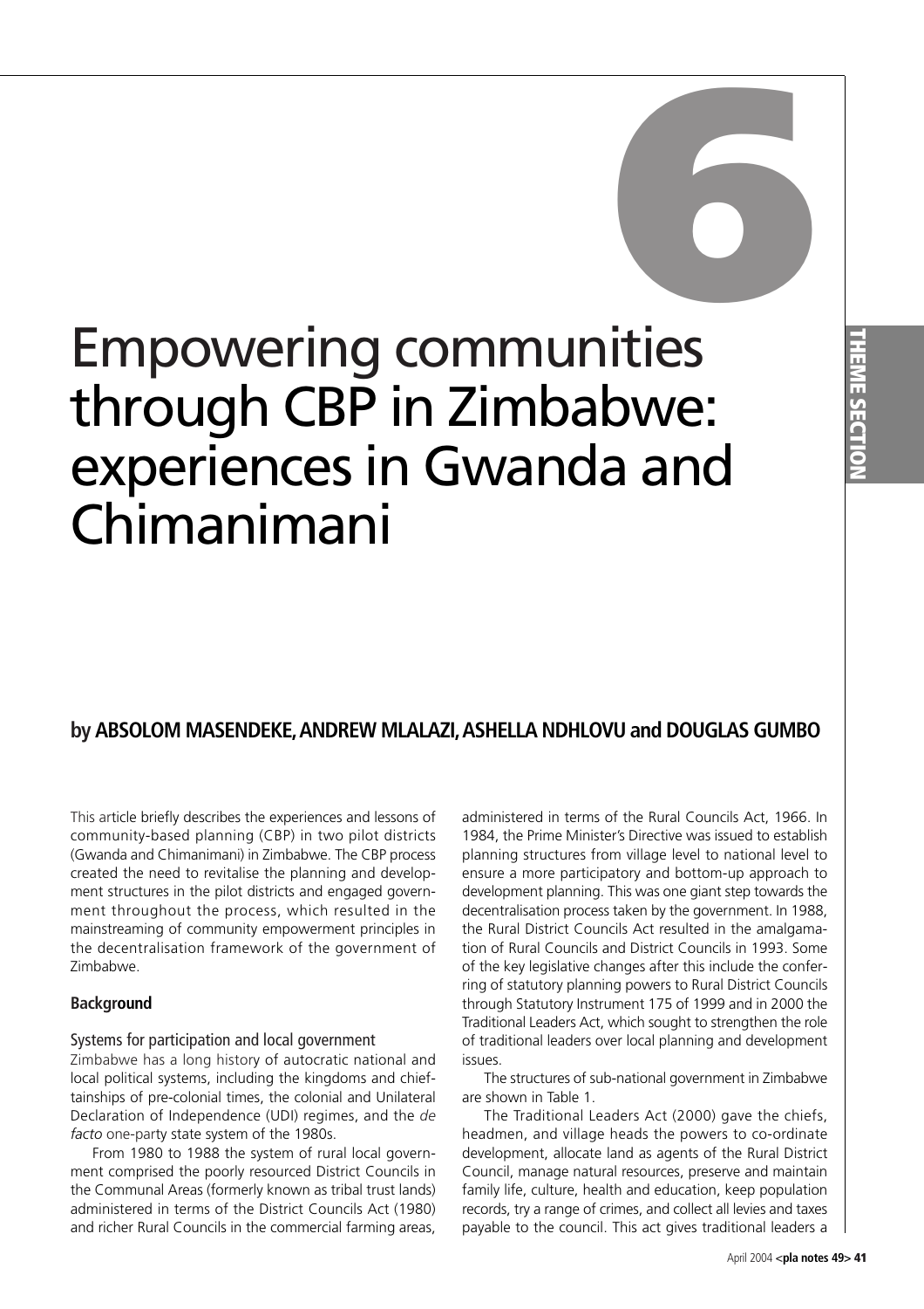# 6

# Empowering communities through CBP in Zimbabwe: experiences in Gwanda and Chimanimani

**by ABSOLOM MASENDEKE, ANDREW MLALAZI, ASHELLA NDHLOVU and DOUGLAS GUMBO**

This article briefly describes the experiences and lessons of community-based planning (CBP) in two pilot districts (Gwanda and Chimanimani) in Zimbabwe. The CBP process created the need to revitalise the planning and development structures in the pilot districts and engaged government throughout the process, which resulted in the mainstreaming of community empowerment principles in the decentralisation framework of the government of Zimbabwe.

## Background

### Systems for participation and local government

Zimbabwe has a long history of autocratic national and local political systems, including the kingdoms and chieftainships of pre-colonial times, the colonial and Unilateral Declaration of Independence (UDI) regimes, and the *de facto* one-party state system of the 1980s.

From 1980 to 1988 the system of rural local government comprised the poorly resourced District Councils in the Communal Areas (formerly known as tribal trust lands) administered in terms of the District Councils Act (1980) and richer Rural Councils in the commercial farming areas, administered in terms of the Rural Councils Act, 1966. In 1984, the Prime Minister's Directive was issued to establish planning structures from village level to national level to ensure a more participatory and bottom-up approach to development planning. This was one giant step towards the decentralisation process taken by the government. In 1988, the Rural District Councils Act resulted in the amalgamation of Rural Councils and District Councils in 1993. Some of the key legislative changes after this include the conferring of statutory planning powers to Rural District Councils through Statutory Instrument 175 of 1999 and in 2000 the Traditional Leaders Act, which sought to strengthen the role of traditional leaders over local planning and development issues.

The structures of sub-national government in Zimbabwe are shown in Table 1.

The Traditional Leaders Act (2000) gave the chiefs, headmen, and village heads the powers to co-ordinate development, allocate land as agents of the Rural District Council, manage natural resources, preserve and maintain family life, culture, health and education, keep population records, try a range of crimes, and collect all levies and taxes payable to the council. This act gives traditional leaders a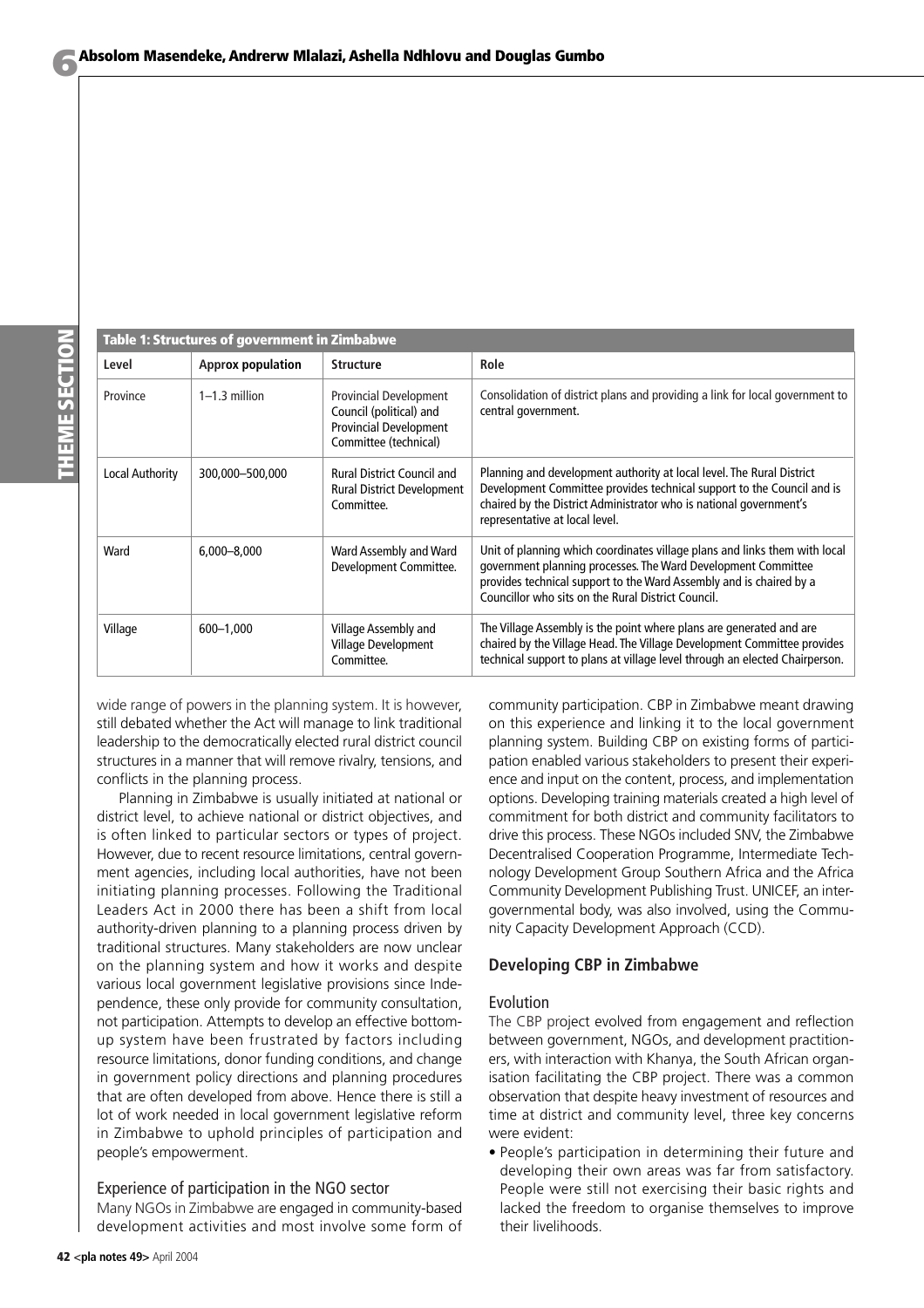**Table 1: Structures of government in Zimbabwe**

| Level | Approx population | Structure | Role |
|---|---|---|---|
| Province | 1–1.3 million | Provincial Development Council (political) and Provincial Development Committee (technical) | Consolidation of district plans and providing a link for local government to central government. |
| Local Authority | 300,000–500,000 | Rural District Council and Rural District Development Committee. | Planning and development authority at local level. The Rural District Development Committee provides technical support to the Council and is chaired by the District Administrator who is national government's representative at local level. |
| Ward | 6,000–8,000 | Ward Assembly and Ward Development Committee. | Unit of planning which coordinates village plans and links them with local government planning processes. The Ward Development Committee provides technical support to the Ward Assembly and is chaired by a Councillor who sits on the Rural District Council. |
| Village | 600–1,000 | Village Assembly and Village Development Committee. | The Village Assembly is the point where plans are generated and are chaired by the Village Head. The Village Development Committee provides technical support to plans at village level through an elected Chairperson. |

wide range of powers in the planning system. It is however, still debated whether the Act will manage to link traditional leadership to the democratically elected rural district council structures in a manner that will remove rivalry, tensions, and conflicts in the planning process.

Planning in Zimbabwe is usually initiated at national or district level, to achieve national or district objectives, and is often linked to particular sectors or types of project. However, due to recent resource limitations, central government agencies, including local authorities, have not been initiating planning processes. Following the Traditional Leaders Act in 2000 there has been a shift from local authority-driven planning to a planning process driven by traditional structures. Many stakeholders are now unclear on the planning system and how it works and despite various local government legislative provisions since Independence, these only provide for community consultation, not participation. Attempts to develop an effective bottom-up system have been frustrated by factors including resource limitations, donor funding conditions, and change in government policy directions and planning procedures that are often developed from above. Hence there is still a lot of work needed in local government legislative reform in Zimbabwe to uphold principles of participation and people's empowerment.

### Experience of participation in the NGO sector

Many NGOs in Zimbabwe are engaged in community-based development activities and most involve some form of community participation. CBP in Zimbabwe meant drawing on this experience and linking it to the local government planning system. Building CBP on existing forms of participation enabled various stakeholders to present their experience and input on the content, process, and implementation options. Developing training materials created a high level of commitment for both district and community facilitators to drive this process. These NGOs included SNV, the Zimbabwe Decentralised Cooperation Programme, Intermediate Technology Development Group Southern Africa and the Africa Community Development Publishing Trust. UNICEF, an inter-governmental body, was also involved, using the Community Capacity Development Approach (CCD).

## Developing CBP in Zimbabwe

### Evolution

The CBP project evolved from engagement and reflection between government, NGOs, and development practitioners, with interaction with Khanya, the South African organisation facilitating the CBP project. There was a common observation that despite heavy investment of resources and time at district and community level, three key concerns were evident:

- People's participation in determining their future and developing their own areas was far from satisfactory. People were still not exercising their basic rights and lacked the freedom to organise themselves to improve their livelihoods.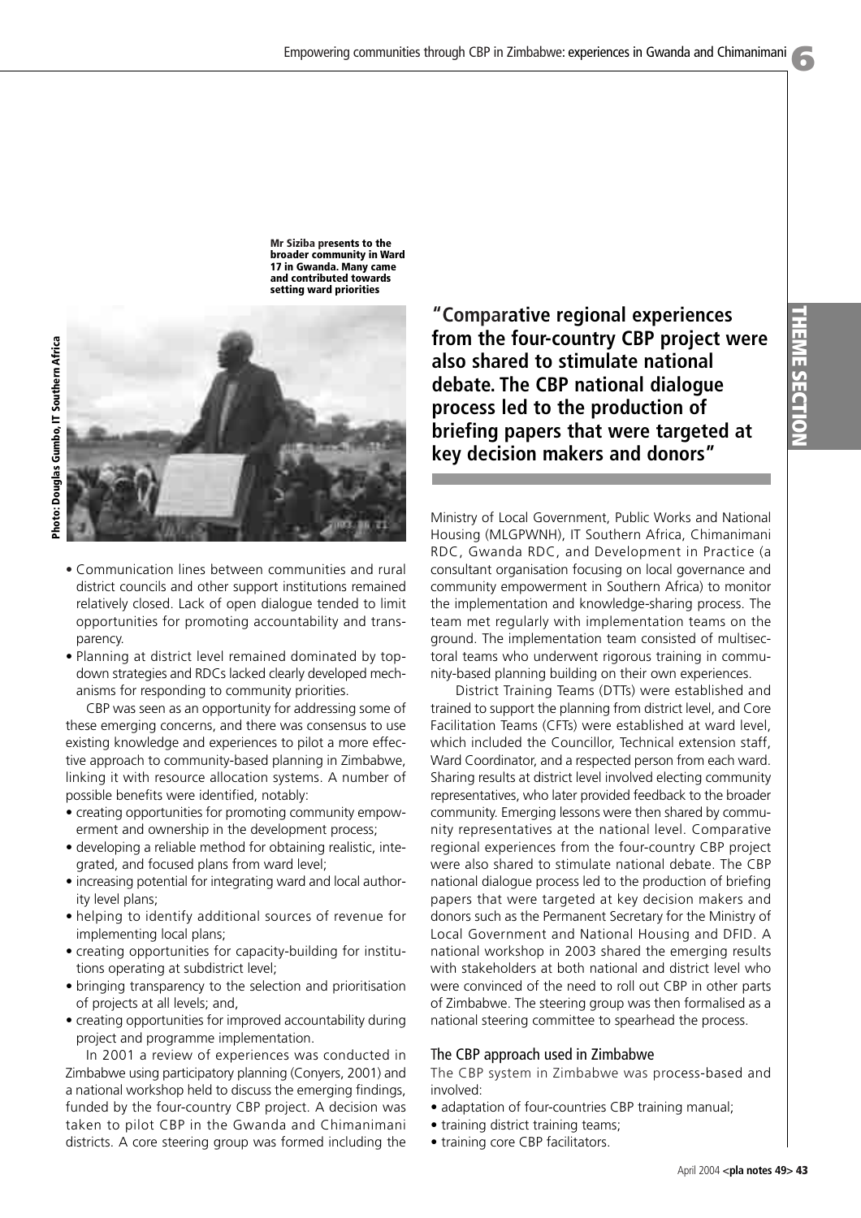Mr Siziba presents to the broader community in Ward 17 in Gwanda. Many came and contributed towards setting ward priorities

Photo: Douglas Gumbo, IT Southern Africa

- Communication lines between communities and rural district councils and other support institutions remained relatively closed. Lack of open dialogue tended to limit opportunities for promoting accountability and transparency.
- Planning at district level remained dominated by top-down strategies and RDCs lacked clearly developed mechanisms for responding to community priorities.

CBP was seen as an opportunity for addressing some of these emerging concerns, and there was consensus to use existing knowledge and experiences to pilot a more effective approach to community-based planning in Zimbabwe, linking it with resource allocation systems. A number of possible benefits were identified, notably:

- creating opportunities for promoting community empowerment and ownership in the development process;
- developing a reliable method for obtaining realistic, integrated, and focused plans from ward level;
- increasing potential for integrating ward and local authority level plans;
- helping to identify additional sources of revenue for implementing local plans;
- creating opportunities for capacity-building for institutions operating at subdistrict level;
- bringing transparency to the selection and prioritisation of projects at all levels; and,
- creating opportunities for improved accountability during project and programme implementation.

In 2001 a review of experiences was conducted in Zimbabwe using participatory planning (Conyers, 2001) and a national workshop held to discuss the emerging findings, funded by the four-country CBP project. A decision was taken to pilot CBP in the Gwanda and Chimanimani districts. A core steering group was formed including the Ministry of Local Government, Public Works and National Housing (MLGPWNH), IT Southern Africa, Chimanimani RDC, Gwanda RDC, and Development in Practice (a consultant organisation focusing on local governance and community empowerment in Southern Africa) to monitor the implementation and knowledge-sharing process. The team met regularly with implementation teams on the ground. The implementation team consisted of multisectoral teams who underwent rigorous training in community-based planning building on their own experiences.

> "Comparative regional experiences from the four-country CBP project were also shared to stimulate national debate. The CBP national dialogue process led to the production of briefing papers that were targeted at key decision makers and donors"

District Training Teams (DTTs) were established and trained to support the planning from district level, and Core Facilitation Teams (CFTs) were established at ward level, which included the Councillor, Technical extension staff, Ward Coordinator, and a respected person from each ward. Sharing results at district level involved electing community representatives, who later provided feedback to the broader community. Emerging lessons were then shared by community representatives at the national level. Comparative regional experiences from the four-country CBP project were also shared to stimulate national debate. The CBP national dialogue process led to the production of briefing papers that were targeted at key decision makers and donors such as the Permanent Secretary for the Ministry of Local Government and National Housing and DFID. A national workshop in 2003 shared the emerging results with stakeholders at both national and district level who were convinced of the need to roll out CBP in other parts of Zimbabwe. The steering group was then formalised as a national steering committee to spearhead the process.

### The CBP approach used in Zimbabwe

The CBP system in Zimbabwe was process-based and involved:

- adaptation of four-countries CBP training manual;
- training district training teams;
- training core CBP facilitators.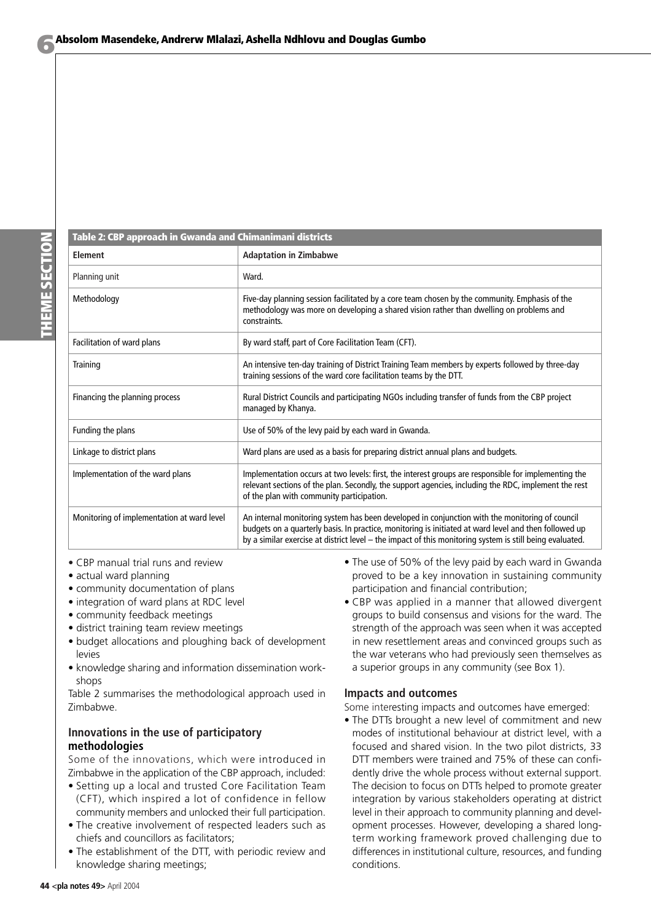**Table 2: CBP approach in Gwanda and Chimanimani districts**

| Element | Adaptation in Zimbabwe |
|---|---|
| Planning unit | Ward. |
| Methodology | Five-day planning session facilitated by a core team chosen by the community. Emphasis of the methodology was more on developing a shared vision rather than dwelling on problems and constraints. |
| Facilitation of ward plans | By ward staff, part of Core Facilitation Team (CFT). |
| Training | An intensive ten-day training of District Training Team members by experts followed by three-day training sessions of the ward core facilitation teams by the DTT. |
| Financing the planning process | Rural District Councils and participating NGOs including transfer of funds from the CBP project managed by Khanya. |
| Funding the plans | Use of 50% of the levy paid by each ward in Gwanda. |
| Linkage to district plans | Ward plans are used as a basis for preparing district annual plans and budgets. |
| Implementation of the ward plans | Implementation occurs at two levels: first, the interest groups are responsible for implementing the relevant sections of the plan. Secondly, the support agencies, including the RDC, implement the rest of the plan with community participation. |
| Monitoring of implementation at ward level | An internal monitoring system has been developed in conjunction with the monitoring of council budgets on a quarterly basis. In practice, monitoring is initiated at ward level and then followed up by a similar exercise at district level – the impact of this monitoring system is still being evaluated. |

- CBP manual trial runs and review
- actual ward planning
- community documentation of plans
- integration of ward plans at RDC level
- community feedback meetings
- district training team review meetings
- budget allocations and ploughing back of development levies
- knowledge sharing and information dissemination workshops

Table 2 summarises the methodological approach used in Zimbabwe.

### Innovations in the use of participatory methodologies

Some of the innovations, which were introduced in Zimbabwe in the application of the CBP approach, included:

- Setting up a local and trusted Core Facilitation Team (CFT), which inspired a lot of confidence in fellow community members and unlocked their full participation.
- The creative involvement of respected leaders such as chiefs and councillors as facilitators;
- The establishment of the DTT, with periodic review and knowledge sharing meetings;
- The use of 50% of the levy paid by each ward in Gwanda proved to be a key innovation in sustaining community participation and financial contribution;
- CBP was applied in a manner that allowed divergent groups to build consensus and visions for the ward. The strength of the approach was seen when it was accepted in new resettlement areas and convinced groups such as the war veterans who had previously seen themselves as a superior groups in any community (see Box 1).

### Impacts and outcomes

Some interesting impacts and outcomes have emerged:

- The DTTs brought a new level of commitment and new modes of institutional behaviour at district level, with a focused and shared vision. In the two pilot districts, 33 DTT members were trained and 75% of these can confidently drive the whole process without external support. The decision to focus on DTTs helped to promote greater integration by various stakeholders operating at district level in their approach to community planning and development processes. However, developing a shared long-term working framework proved challenging due to differences in institutional culture, resources, and funding conditions.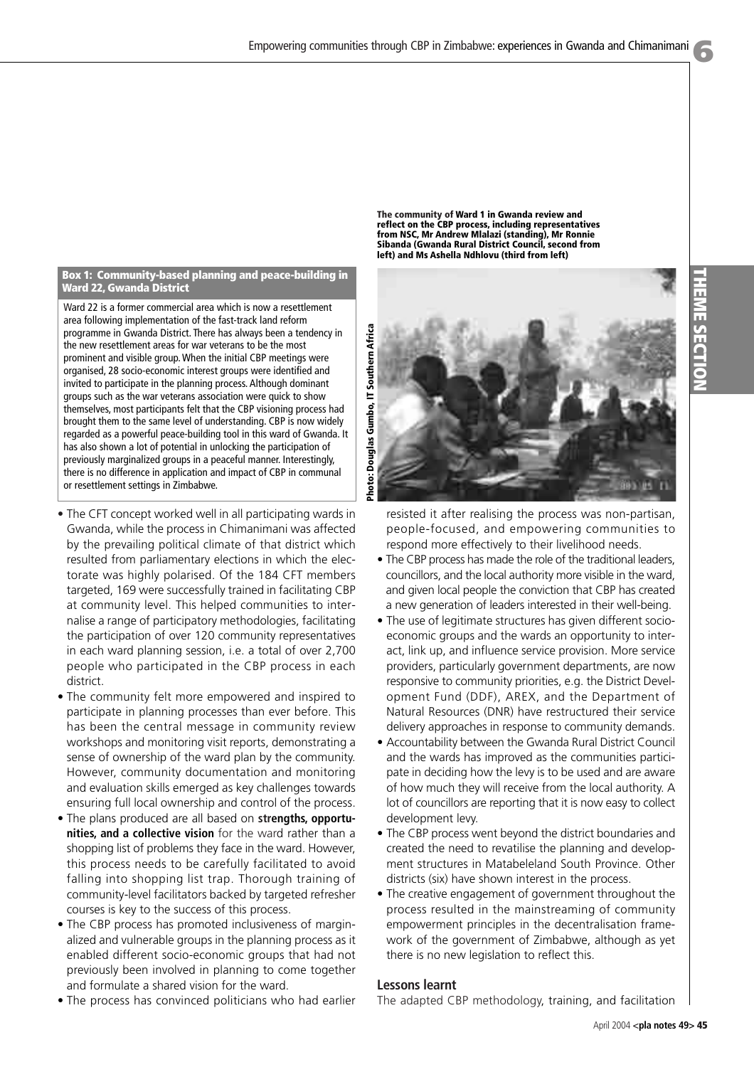**Box 1: Community-based planning and peace-building in Ward 22, Gwanda District**

Ward 22 is a former commercial area which is now a resettlement area following implementation of the fast-track land reform programme in Gwanda District. There has always been a tendency in the new resettlement areas for war veterans to be the most prominent and visible group. When the initial CBP meetings were organised, 28 socio-economic interest groups were identified and invited to participate in the planning process. Although dominant groups such as the war veterans association were quick to show themselves, most participants felt that the CBP visioning process had brought them to the same level of understanding. CBP is now widely regarded as a powerful peace-building tool in this ward of Gwanda. It has also shown a lot of potential in unlocking the participation of previously marginalized groups in a peaceful manner. Interestingly, there is no difference in application and impact of CBP in communal or resettlement settings in Zimbabwe.

- The CFT concept worked well in all participating wards in Gwanda, while the process in Chimanimani was affected by the prevailing political climate of that district which resulted from parliamentary elections in which the electorate was highly polarised. Of the 184 CFT members targeted, 169 were successfully trained in facilitating CBP at community level. This helped communities to internalise a range of participatory methodologies, facilitating the participation of over 120 community representatives in each ward planning session, i.e. a total of over 2,700 people who participated in the CBP process in each district.
- The community felt more empowered and inspired to participate in planning processes than ever before. This has been the central message in community review workshops and monitoring visit reports, demonstrating a sense of ownership of the ward plan by the community. However, community documentation and monitoring and evaluation skills emerged as key challenges towards ensuring full local ownership and control of the process.
- The plans produced are all based on **strengths, opportunities, and a collective vision** for the ward rather than a shopping list of problems they face in the ward. However, this process needs to be carefully facilitated to avoid falling into shopping list trap. Thorough training of community-level facilitators backed by targeted refresher courses is key to the success of this process.
- The CBP process has promoted inclusiveness of marginalized and vulnerable groups in the planning process as it enabled different socio-economic groups that had not previously been involved in planning to come together and formulate a shared vision for the ward.
- The process has convinced politicians who had earlier resisted it after realising the process was non-partisan, people-focused, and empowering communities to respond more effectively to their livelihood needs.

**The community of Ward 1 in Gwanda review and reflect on the CBP process, including representatives from NSC, Mr Andrew Mlalazi (standing), Mr Ronnie Sibanda (Gwanda Rural District Council, second from left) and Ms Ashella Ndhlovu (third from left)**

Photo: Douglas Gumbo, IT Southern Africa

- The CBP process has made the role of the traditional leaders, councillors, and the local authority more visible in the ward, and given local people the conviction that CBP has created a new generation of leaders interested in their well-being.
- The use of legitimate structures has given different socio-economic groups and the wards an opportunity to interact, link up, and influence service provision. More service providers, particularly government departments, are now responsive to community priorities, e.g. the District Development Fund (DDF), AREX, and the Department of Natural Resources (DNR) have restructured their service delivery approaches in response to community demands.
- Accountability between the Gwanda Rural District Council and the wards has improved as the communities participate in deciding how the levy is to be used and are aware of how much they will receive from the local authority. A lot of councillors are reporting that it is now easy to collect development levy.
- The CBP process went beyond the district boundaries and created the need to revatilise the planning and development structures in Matabeleland South Province. Other districts (six) have shown interest in the process.
- The creative engagement of government throughout the process resulted in the mainstreaming of community empowerment principles in the decentralisation framework of the government of Zimbabwe, although as yet there is no new legislation to reflect this.

## Lessons learnt

The adapted CBP methodology, training, and facilitation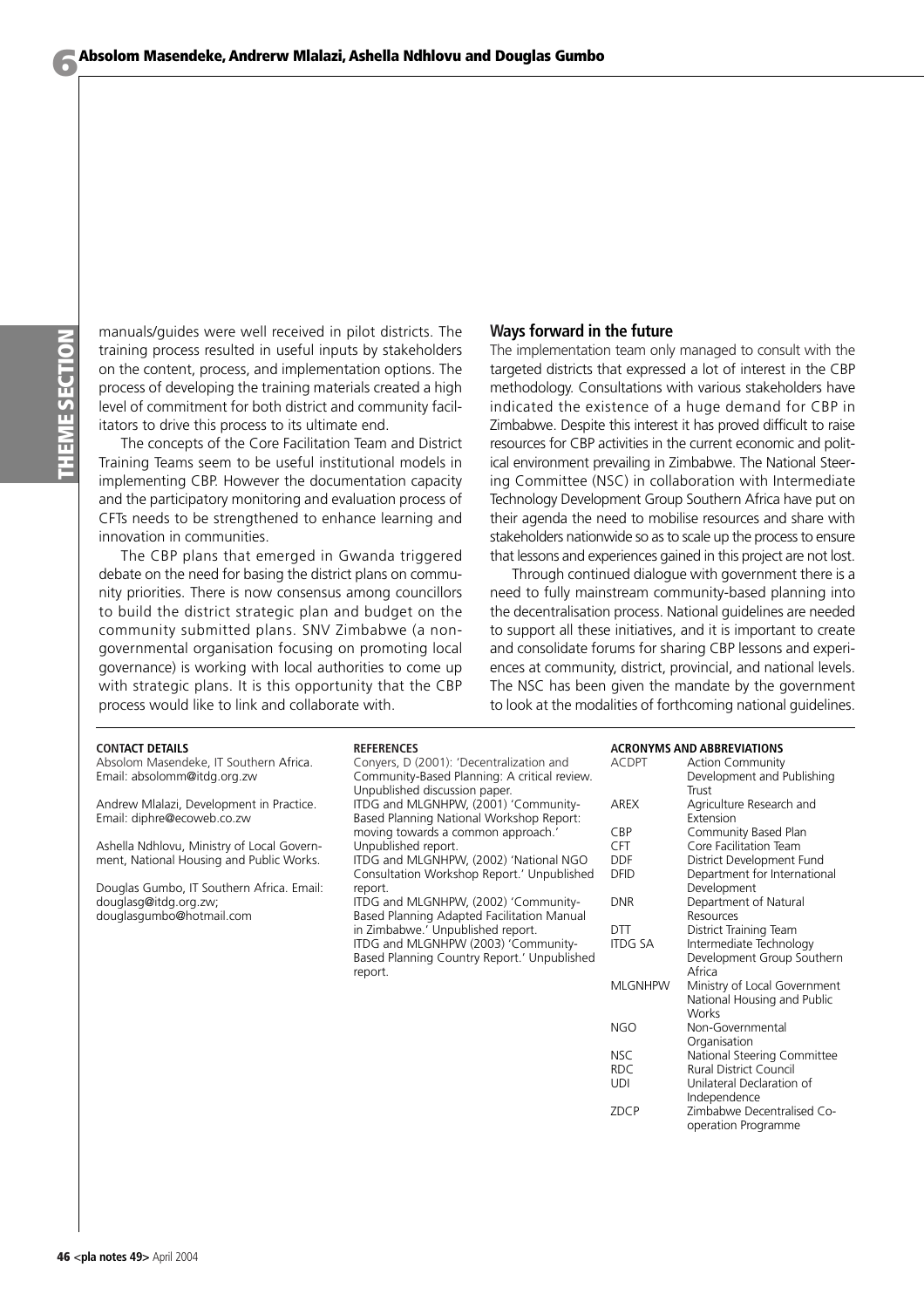manuals/guides were well received in pilot districts. The training process resulted in useful inputs by stakeholders on the content, process, and implementation options. The process of developing the training materials created a high level of commitment for both district and community facilitators to drive this process to its ultimate end.

The concepts of the Core Facilitation Team and District Training Teams seem to be useful institutional models in implementing CBP. However the documentation capacity and the participatory monitoring and evaluation process of CFTs needs to be strengthened to enhance learning and innovation in communities.

The CBP plans that emerged in Gwanda triggered debate on the need for basing the district plans on community priorities. There is now consensus among councillors to build the district strategic plan and budget on the community submitted plans. SNV Zimbabwe (a non-governmental organisation focusing on promoting local governance) is working with local authorities to come up with strategic plans. It is this opportunity that the CBP process would like to link and collaborate with.

## Ways forward in the future

The implementation team only managed to consult with the targeted districts that expressed a lot of interest in the CBP methodology. Consultations with various stakeholders have indicated the existence of a huge demand for CBP in Zimbabwe. Despite this interest it has proved difficult to raise resources for CBP activities in the current economic and political environment prevailing in Zimbabwe. The National Steering Committee (NSC) in collaboration with Intermediate Technology Development Group Southern Africa have put on their agenda the need to mobilise resources and share with stakeholders nationwide so as to scale up the process to ensure that lessons and experiences gained in this project are not lost.

Through continued dialogue with government there is a need to fully mainstream community-based planning into the decentralisation process. National guidelines are needed to support all these initiatives, and it is important to create and consolidate forums for sharing CBP lessons and experiences at community, district, provincial, and national levels. The NSC has been given the mandate by the government to look at the modalities of forthcoming national guidelines.

**CONTACT DETAILS**

Absolom Masendeke, IT Southern Africa. Email: absolomm@itdg.org.zw

Andrew Mlalazi, Development in Practice. Email: diphre@ecoweb.co.zw

Ashella Ndhlovu, Ministry of Local Government, National Housing and Public Works.

Douglas Gumbo, IT Southern Africa. Email: douglasg@itdg.org.zw; douglasgumbo@hotmail.com

**REFERENCES**

Conyers, D (2001): 'Decentralization and Community-Based Planning: A critical review. Unpublished discussion paper.

ITDG and MLGNHPW, (2001) 'Community-Based Planning National Workshop Report: moving towards a common approach.' Unpublished report.

ITDG and MLGNHPW, (2002) 'National NGO Consultation Workshop Report.' Unpublished report.

ITDG and MLGNHPW, (2002) 'Community-Based Planning Adapted Facilitation Manual in Zimbabwe.' Unpublished report.

ITDG and MLGNHPW (2003) 'Community-Based Planning Country Report.' Unpublished report.

**ACRONYMS AND ABBREVIATIONS**

| | |
|---|---|
| ACDPT | Action Community Development and Publishing Trust |
| AREX | Agriculture Research and Extension |
| CBP | Community Based Plan |
| CFT | Core Facilitation Team |
| DDF | District Development Fund |
| DFID | Department for International Development |
| DNR | Department of Natural Resources |
| DTT | District Training Team |
| ITDG SA | Intermediate Technology Development Group Southern Africa |
| MLGNHPW | Ministry of Local Government National Housing and Public Works |
| NGO | Non-Governmental Organisation |
| NSC | National Steering Committee |
| RDC | Rural District Council |
| UDI | Unilateral Declaration of Independence |
| ZDCP | Zimbabwe Decentralised Co-operation Programme |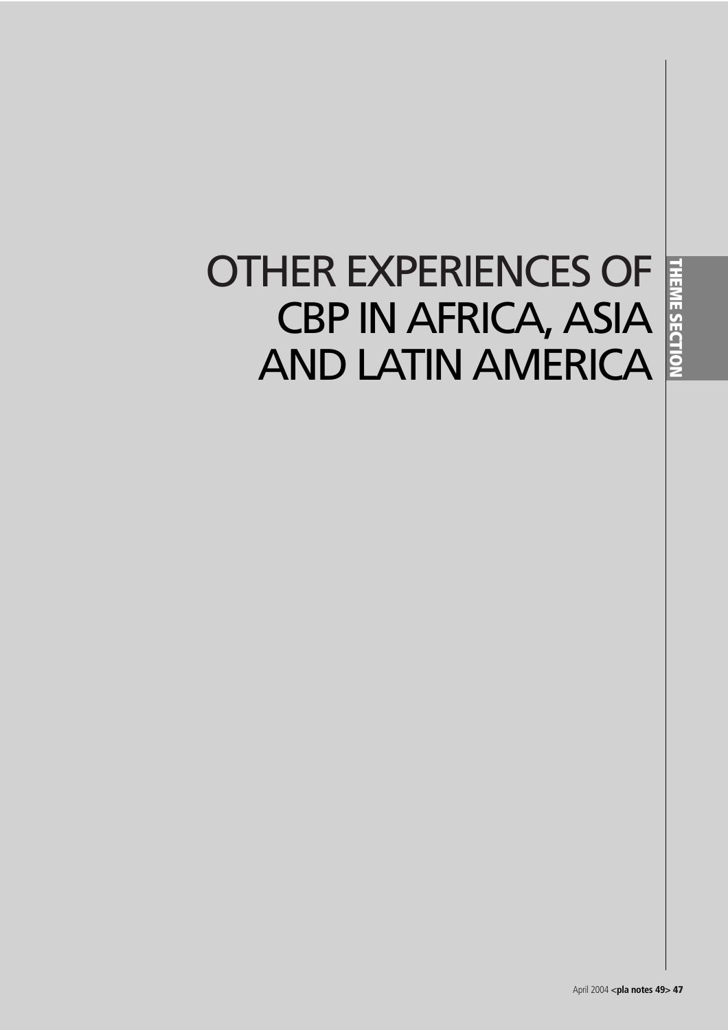# OTHER EXPERIENCES OF CBP IN AFRICA, ASIA AND LATIN AMERICA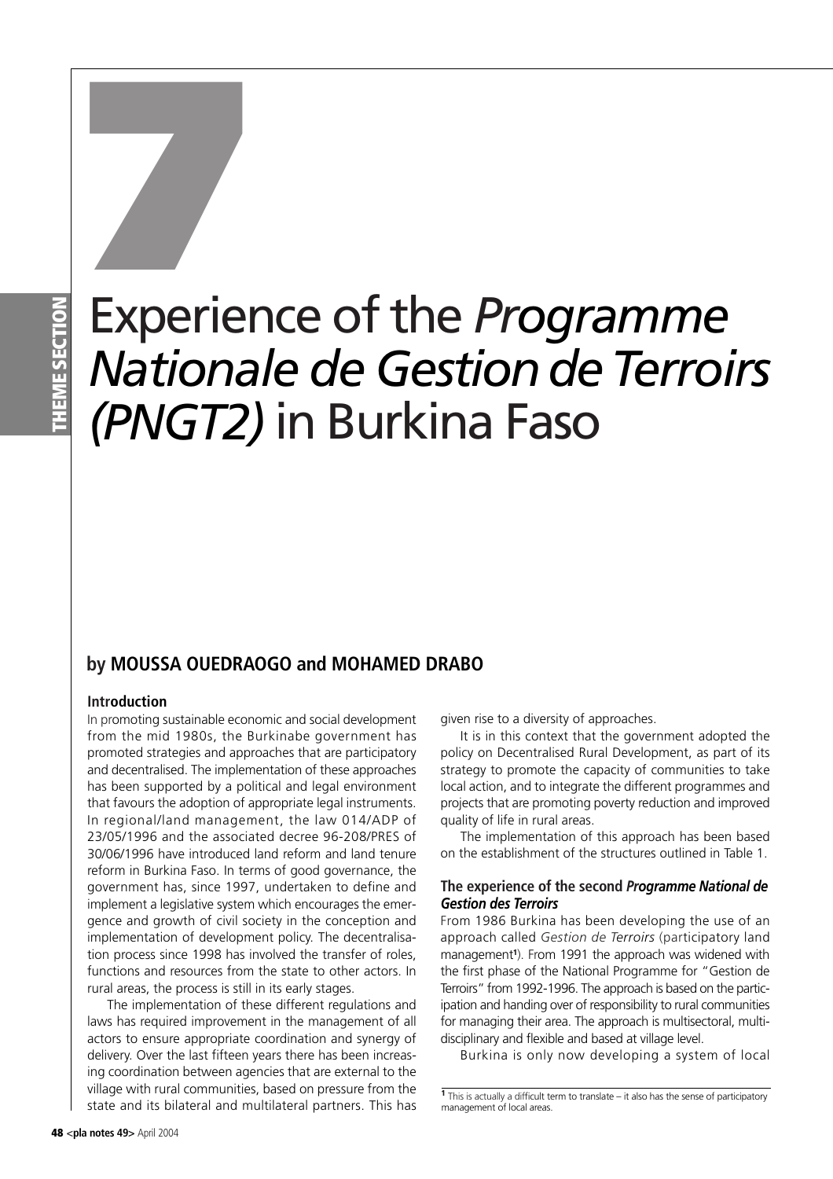# 7

# Experience of the *Programme Nationale de Gestion de Terroirs (PNGT2)* in Burkina Faso

## by MOUSSA OUEDRAOGO and MOHAMED DRABO

### Introduction

In promoting sustainable economic and social development from the mid 1980s, the Burkinabe government has promoted strategies and approaches that are participatory and decentralised. The implementation of these approaches has been supported by a political and legal environment that favours the adoption of appropriate legal instruments. In regional/land management, the law 014/ADP of 23/05/1996 and the associated decree 96-208/PRES of 30/06/1996 have introduced land reform and land tenure reform in Burkina Faso. In terms of good governance, the government has, since 1997, undertaken to define and implement a legislative system which encourages the emergence and growth of civil society in the conception and implementation of development policy. The decentralisation process since 1998 has involved the transfer of roles, functions and resources from the state to other actors. In rural areas, the process is still in its early stages.

The implementation of these different regulations and laws has required improvement in the management of all actors to ensure appropriate coordination and synergy of delivery. Over the last fifteen years there has been increasing coordination between agencies that are external to the village with rural communities, based on pressure from the state and its bilateral and multilateral partners. This has given rise to a diversity of approaches.

It is in this context that the government adopted the policy on Decentralised Rural Development, as part of its strategy to promote the capacity of communities to take local action, and to integrate the different programmes and projects that are promoting poverty reduction and improved quality of life in rural areas.

The implementation of this approach has been based on the establishment of the structures outlined in Table 1.

### The experience of the second *Programme National de Gestion des Terroirs*

From 1986 Burkina has been developing the use of an approach called *Gestion de Terroirs* (participatory land management[1]). From 1991 the approach was widened with the first phase of the National Programme for "Gestion de Terroirs" from 1992-1996. The approach is based on the participation and handing over of responsibility to rural communities for managing their area. The approach is multisectoral, multidisciplinary and flexible and based at village level.

Burkina is only now developing a system of local

[1] This is actually a difficult term to translate – it also has the sense of participatory management of local areas.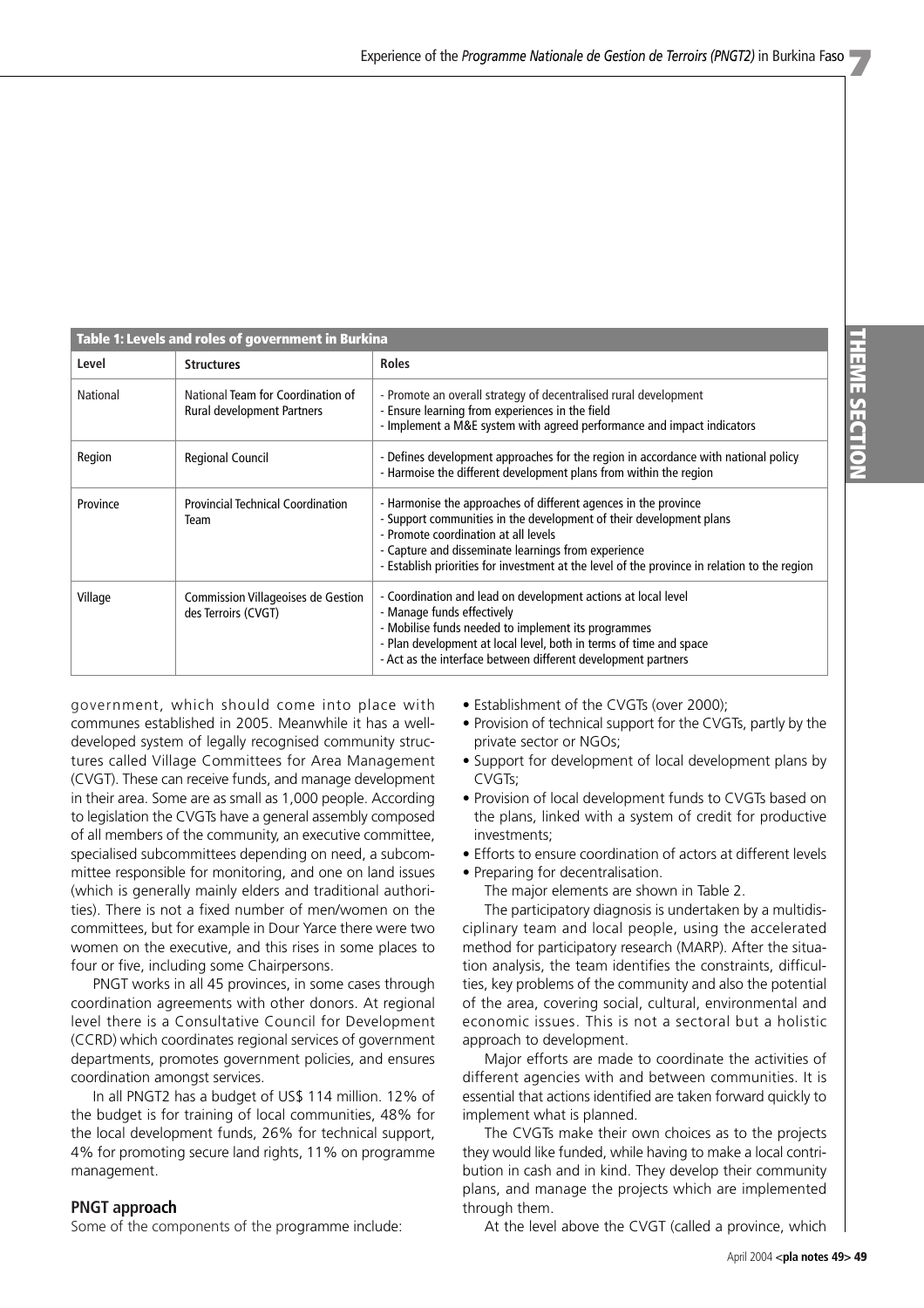**Table 1: Levels and roles of government in Burkina**

| Level | Structures | Roles |
|---|---|---|
| National | National Team for Coordination of Rural development Partners | - Promote an overall strategy of decentralised rural development<br>- Ensure learning from experiences in the field<br>- Implement a M&E system with agreed performance and impact indicators |
| Region | Regional Council | - Defines development approaches for the region in accordance with national policy<br>- Harmoise the different development plans from within the region |
| Province | Provincial Technical Coordination Team | - Harmonise the approaches of different agences in the province<br>- Support communities in the development of their development plans<br>- Promote coordination at all levels<br>- Capture and disseminate learnings from experience<br>- Establish priorities for investment at the level of the province in relation to the region |
| Village | Commission Villageoises de Gestion des Terroirs (CVGT) | - Coordination and lead on development actions at local level<br>- Manage funds effectively<br>- Mobilise funds needed to implement its programmes<br>- Plan development at local level, both in terms of time and space<br>- Act as the interface between different development partners |

government, which should come into place with communes established in 2005. Meanwhile it has a well-developed system of legally recognised community structures called Village Committees for Area Management (CVGT). These can receive funds, and manage development in their area. Some are as small as 1,000 people. According to legislation the CVGTs have a general assembly composed of all members of the community, an executive committee, specialised subcommittees depending on need, a subcommittee responsible for monitoring, and one on land issues (which is generally mainly elders and traditional authorities). There is not a fixed number of men/women on the committees, but for example in Dour Yarce there were two women on the executive, and this rises in some places to four or five, including some Chairpersons.

PNGT works in all 45 provinces, in some cases through coordination agreements with other donors. At regional level there is a Consultative Council for Development (CCRD) which coordinates regional services of government departments, promotes government policies, and ensures coordination amongst services.

In all PNGT2 has a budget of US$ 114 million. 12% of the budget is for training of local communities, 48% for the local development funds, 26% for technical support, 4% for promoting secure land rights, 11% on programme management.

## PNGT approach

Some of the components of the programme include:

- Establishment of the CVGTs (over 2000);
- Provision of technical support for the CVGTs, partly by the private sector or NGOs;
- Support for development of local development plans by CVGTs;
- Provision of local development funds to CVGTs based on the plans, linked with a system of credit for productive investments;
- Efforts to ensure coordination of actors at different levels
- Preparing for decentralisation.

The major elements are shown in Table 2.

The participatory diagnosis is undertaken by a multidisciplinary team and local people, using the accelerated method for participatory research (MARP). After the situation analysis, the team identifies the constraints, difficulties, key problems of the community and also the potential of the area, covering social, cultural, environmental and economic issues. This is not a sectoral but a holistic approach to development.

Major efforts are made to coordinate the activities of different agencies with and between communities. It is essential that actions identified are taken forward quickly to implement what is planned.

The CVGTs make their own choices as to the projects they would like funded, while having to make a local contribution in cash and in kind. They develop their community plans, and manage the projects which are implemented through them.

At the level above the CVGT (called a province, which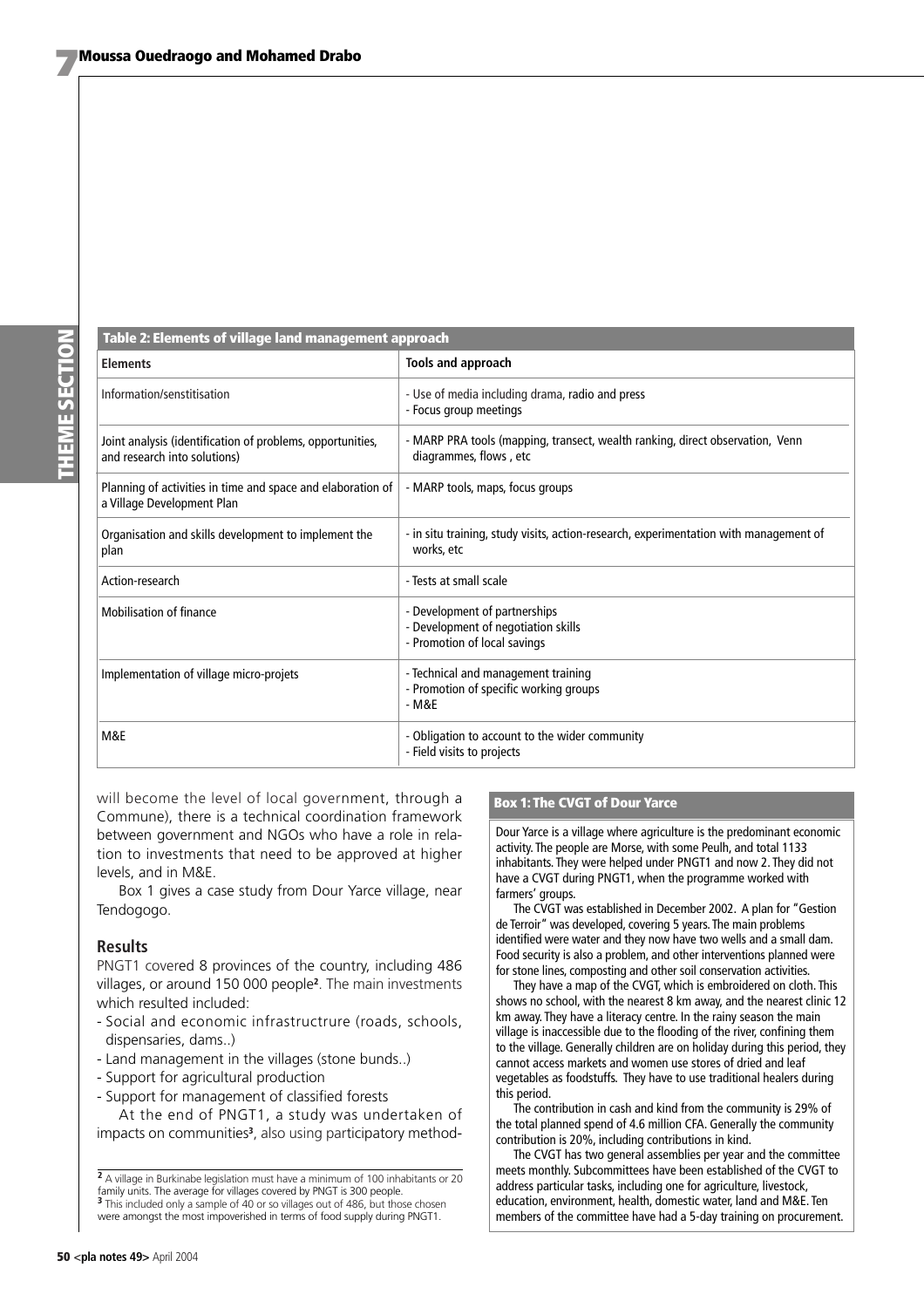**Table 2: Elements of village land management approach**

| Elements | Tools and approach |
|---|---|
| Information/senstitisation | - Use of media including drama, radio and press<br>- Focus group meetings |
| Joint analysis (identification of problems, opportunities, and research into solutions) | - MARP PRA tools (mapping, transect, wealth ranking, direct observation, Venn diagrammes, flows , etc |
| Planning of activities in time and space and elaboration of a Village Development Plan | - MARP tools, maps, focus groups |
| Organisation and skills development to implement the plan | - in situ training, study visits, action-research, experimentation with management of works, etc |
| Action-research | - Tests at small scale |
| Mobilisation of finance | - Development of partnerships<br>- Development of negotiation skills<br>- Promotion of local savings |
| Implementation of village micro-projets | - Technical and management training<br>- Promotion of specific working groups<br>- M&E |
| M&E | - Obligation to account to the wider community<br>- Field visits to projects |

will become the level of local government, through a Commune), there is a technical coordination framework between government and NGOs who have a role in relation to investments that need to be approved at higher levels, and in M&E.

Box 1 gives a case study from Dour Yarce village, near Tendogogo.

## Results

PNGT1 covered 8 provinces of the country, including 486 villages, or around 150 000 people[2]. The main investments which resulted included:

- Social and economic infrastructrure (roads, schools, dispensaries, dams..)
- Land management in the villages (stone bunds..)
- Support for agricultural production
- Support for management of classified forests

At the end of PNGT1, a study was undertaken of impacts on communities[3], also using participatory method-

[2] A village in Burkinabe legislation must have a minimum of 100 inhabitants or 20 family units. The average for villages covered by PNGT is 300 people.
[3] This included only a sample of 40 or so villages out of 486, but those chosen were amongst the most impoverished in terms of food supply during PNGT1.

**Box 1: The CVGT of Dour Yarce**

Dour Yarce is a village where agriculture is the predominant economic activity. The people are Morse, with some Peulh, and total 1133 inhabitants. They were helped under PNGT1 and now 2. They did not have a CVGT during PNGT1, when the programme worked with farmers' groups.

The CVGT was established in December 2002. A plan for "Gestion de Terroir" was developed, covering 5 years. The main problems identified were water and they now have two wells and a small dam. Food security is also a problem, and other interventions planned were for stone lines, composting and other soil conservation activities.

They have a map of the CVGT, which is embroidered on cloth. This shows no school, with the nearest 8 km away, and the nearest clinic 12 km away. They have a literacy centre. In the rainy season the main village is inaccessible due to the flooding of the river, confining them to the village. Generally children are on holiday during this period, they cannot access markets and women use stores of dried and leaf vegetables as foodstuffs. They have to use traditional healers during this period.

The contribution in cash and kind from the community is 29% of the total planned spend of 4.6 million CFA. Generally the community contribution is 20%, including contributions in kind.

The CVGT has two general assemblies per year and the committee meets monthly. Subcommittees have been established of the CVGT to address particular tasks, including one for agriculture, livestock, education, environment, health, domestic water, land and M&E. Ten members of the committee have had a 5-day training on procurement.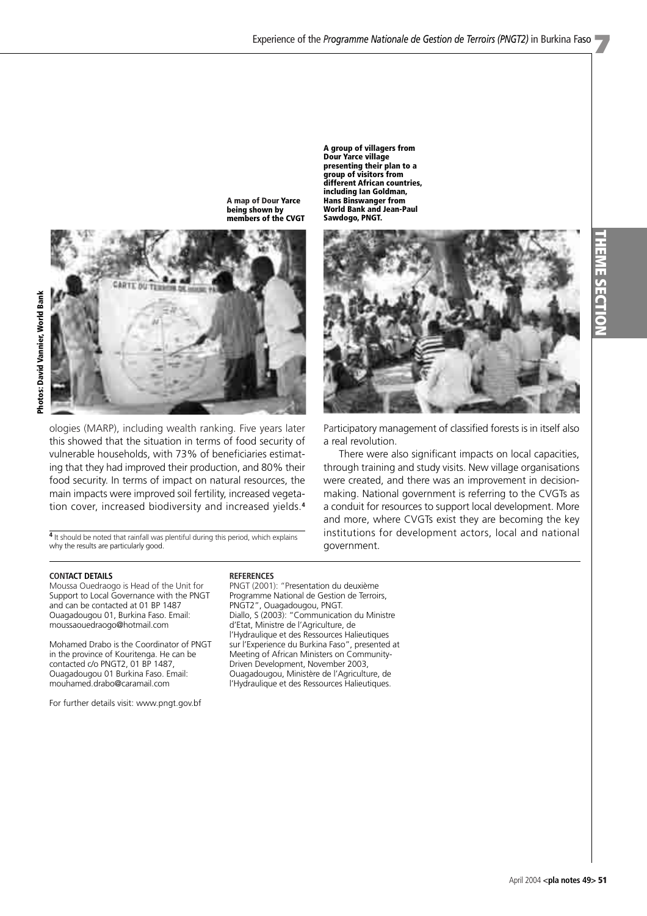A map of Dour Yarce being shown by members of the CVGT

A group of villagers from Dour Yarce village presenting their plan to a group of visitors from different African countries, including Ian Goldman, Hans Binswanger from World Bank and Jean-Paul Sawdogo, PNGT.

Photos: David Vannier, World Bank

ologies (MARP), including wealth ranking. Five years later this showed that the situation in terms of food security of vulnerable households, with 73% of beneficiaries estimating that they had improved their production, and 80% their food security. In terms of impact on natural resources, the main impacts were improved soil fertility, increased vegetation cover, increased biodiversity and increased yields.[4]

[4] It should be noted that rainfall was plentiful during this period, which explains why the results are particularly good.

Participatory management of classified forests is in itself also a real revolution.

There were also significant impacts on local capacities, through training and study visits. New village organisations were created, and there was an improvement in decision-making. National government is referring to the CVGTs as a conduit for resources to support local development. More and more, where CVGTs exist they are becoming the key institutions for development actors, local and national government.

**CONTACT DETAILS**

Moussa Ouedraogo is Head of the Unit for Support to Local Governance with the PNGT and can be contacted at 01 BP 1487 Ouagadougou 01, Burkina Faso. Email: moussaouedraogo@hotmail.com

Mohamed Drabo is the Coordinator of PNGT in the province of Kouritenga. He can be contacted c/o PNGT2, 01 BP 1487, Ouagadougou 01 Burkina Faso. Email: mouhamed.drabo@caramail.com

For further details visit: www.pngt.gov.bf

**REFERENCES**

PNGT (2001): "Presentation du deuxième Programme National de Gestion de Terroirs, PNGT2", Ouagadougou, PNGT.

Diallo, S (2003): "Communication du Ministre d'Etat, Ministre de l'Agriculture, de l'Hydraulique et des Ressources Halieutiques sur l'Experience du Burkina Faso", presented at Meeting of African Ministers on Community-Driven Development, November 2003, Ouagadougou, Ministère de l'Agriculture, de l'Hydraulique et des Ressources Halieutiques.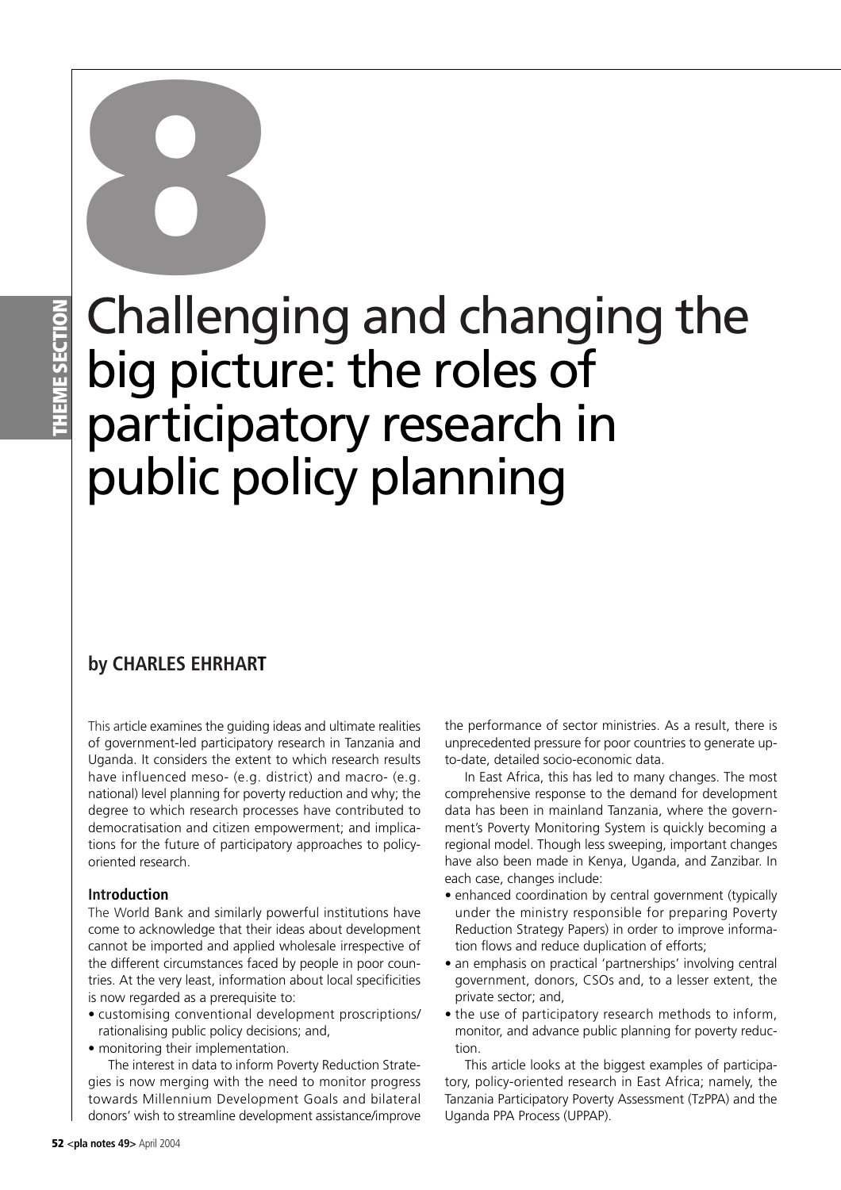# 8

# Challenging and changing the big picture: the roles of participatory research in public policy planning

### by CHARLES EHRHART

This article examines the guiding ideas and ultimate realities of government-led participatory research in Tanzania and Uganda. It considers the extent to which research results have influenced meso- (e.g. district) and macro- (e.g. national) level planning for poverty reduction and why; the degree to which research processes have contributed to democratisation and citizen empowerment; and implications for the future of participatory approaches to policy-oriented research.

### Introduction

The World Bank and similarly powerful institutions have come to acknowledge that their ideas about development cannot be imported and applied wholesale irrespective of the different circumstances faced by people in poor countries. At the very least, information about local specificities is now regarded as a prerequisite to:

- customising conventional development proscriptions/rationalising public policy decisions; and,
- monitoring their implementation.

The interest in data to inform Poverty Reduction Strategies is now merging with the need to monitor progress towards Millennium Development Goals and bilateral donors' wish to streamline development assistance/improve the performance of sector ministries. As a result, there is unprecedented pressure for poor countries to generate up-to-date, detailed socio-economic data.

In East Africa, this has led to many changes. The most comprehensive response to the demand for development data has been in mainland Tanzania, where the government's Poverty Monitoring System is quickly becoming a regional model. Though less sweeping, important changes have also been made in Kenya, Uganda, and Zanzibar. In each case, changes include:

- enhanced coordination by central government (typically under the ministry responsible for preparing Poverty Reduction Strategy Papers) in order to improve information flows and reduce duplication of efforts;
- an emphasis on practical 'partnerships' involving central government, donors, CSOs and, to a lesser extent, the private sector; and,
- the use of participatory research methods to inform, monitor, and advance public planning for poverty reduction.

This article looks at the biggest examples of participatory, policy-oriented research in East Africa; namely, the Tanzania Participatory Poverty Assessment (TzPPA) and the Uganda PPA Process (UPPAP).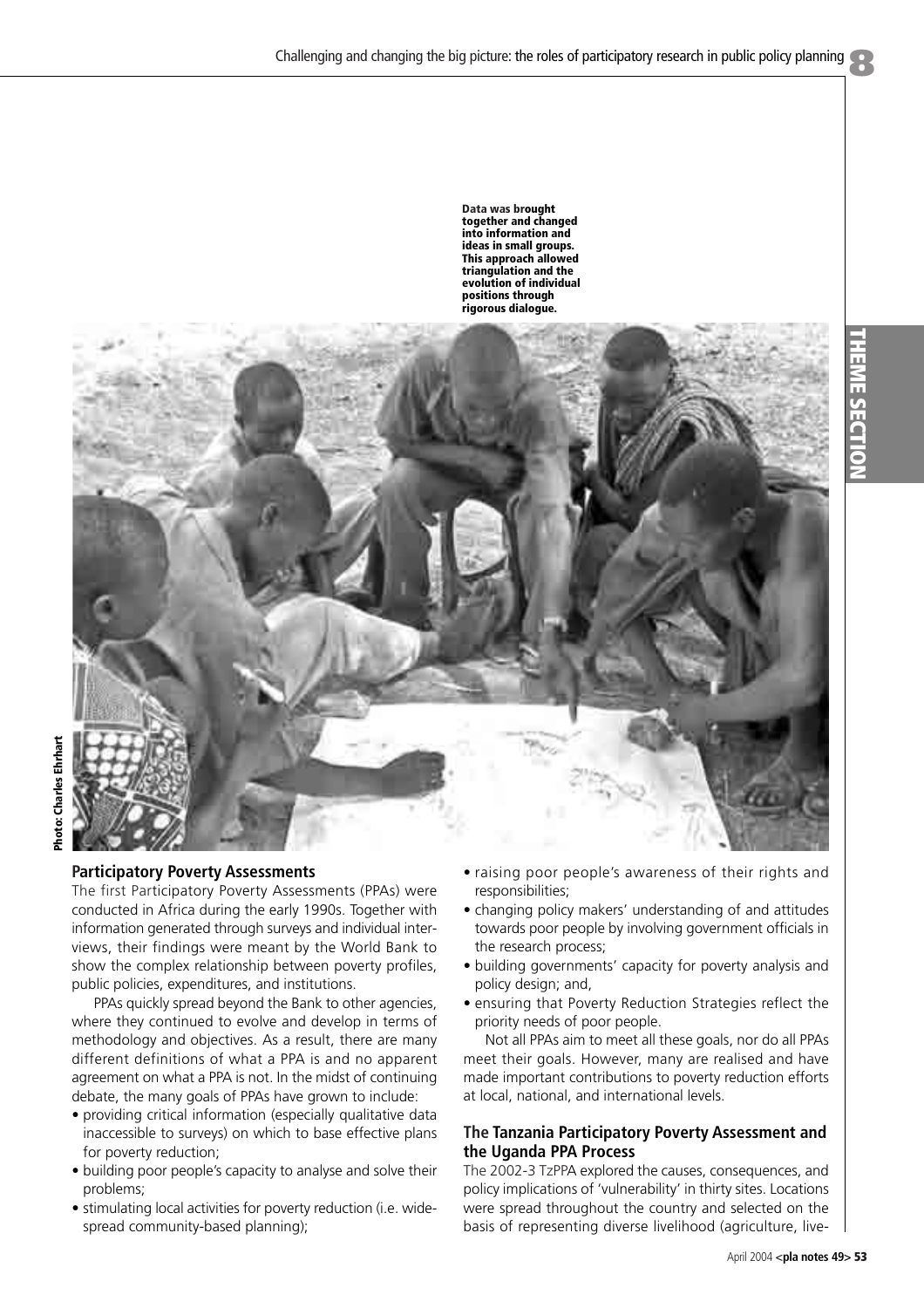Data was brought together and changed into information and ideas in small groups. This approach allowed triangulation and the evolution of individual positions through rigorous dialogue.

Photo: Charles Ehrhart

## Participatory Poverty Assessments

The first Participatory Poverty Assessments (PPAs) were conducted in Africa during the early 1990s. Together with information generated through surveys and individual interviews, their findings were meant by the World Bank to show the complex relationship between poverty profiles, public policies, expenditures, and institutions.

PPAs quickly spread beyond the Bank to other agencies, where they continued to evolve and develop in terms of methodology and objectives. As a result, there are many different definitions of what a PPA is and no apparent agreement on what a PPA is not. In the midst of continuing debate, the many goals of PPAs have grown to include:

- providing critical information (especially qualitative data inaccessible to surveys) on which to base effective plans for poverty reduction;
- building poor people's capacity to analyse and solve their problems;
- stimulating local activities for poverty reduction (i.e. widespread community-based planning);
- raising poor people's awareness of their rights and responsibilities;
- changing policy makers' understanding of and attitudes towards poor people by involving government officials in the research process;
- building governments' capacity for poverty analysis and policy design; and,
- ensuring that Poverty Reduction Strategies reflect the priority needs of poor people.

Not all PPAs aim to meet all these goals, nor do all PPAs meet their goals. However, many are realised and have made important contributions to poverty reduction efforts at local, national, and international levels.

## The Tanzania Participatory Poverty Assessment and the Uganda PPA Process

The 2002-3 TzPPA explored the causes, consequences, and policy implications of 'vulnerability' in thirty sites. Locations were spread throughout the country and selected on the basis of representing diverse livelihood (agriculture, live-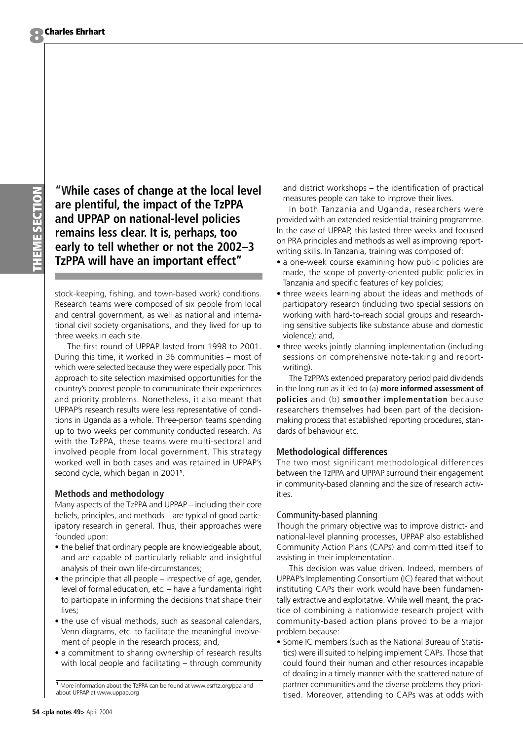**"While cases of change at the local level are plentiful, the impact of the TzPPA and UPPAP on national-level policies remains less clear. It is, perhaps, too early to tell whether or not the 2002–3 TzPPA will have an important effect"**

stock-keeping, fishing, and town-based work) conditions. Research teams were composed of six people from local and central government, as well as national and international civil society organisations, and they lived for up to three weeks in each site.

The first round of UPPAP lasted from 1998 to 2001. During this time, it worked in 36 communities – most of which were selected because they were especially poor. This approach to site selection maximised opportunities for the country's poorest people to communicate their experiences and priority problems. Nonetheless, it also meant that UPPAP's research results were less representative of conditions in Uganda as a whole. Three-person teams spending up to two weeks per community conducted research. As with the TzPPA, these teams were multi-sectoral and involved people from local government. This strategy worked well in both cases and was retained in UPPAP's second cycle, which began in 2001[1].

### Methods and methodology

Many aspects of the TzPPA and UPPAP – including their core beliefs, principles, and methods – are typical of good participatory research in general. Thus, their approaches were founded upon:

- the belief that ordinary people are knowledgeable about, and are capable of particularly reliable and insightful analysis of their own life-circumstances;
- the principle that all people – irrespective of age, gender, level of formal education, etc. – have a fundamental right to participate in informing the decisions that shape their lives;
- the use of visual methods, such as seasonal calendars, Venn diagrams, etc. to facilitate the meaningful involvement of people in the research process; and,
- a commitment to sharing ownership of research results with local people and facilitating – through community and district workshops – the identification of practical measures people can take to improve their lives.

In both Tanzania and Uganda, researchers were provided with an extended residential training programme. In the case of UPPAP, this lasted three weeks and focused on PRA principles and methods as well as improving report-writing skills. In Tanzania, training was composed of:

- a one-week course examining how public policies are made, the scope of poverty-oriented public policies in Tanzania and specific features of key policies;
- three weeks learning about the ideas and methods of participatory research (including two special sessions on working with hard-to-reach social groups and researching sensitive subjects like substance abuse and domestic violence); and,
- three weeks jointly planning implementation (including sessions on comprehensive note-taking and report-writing).

The TzPPA's extended preparatory period paid dividends in the long run as it led to (a) **more informed assessment of policies** and (b) **smoother implementation** because researchers themselves had been part of the decision-making process that established reporting procedures, standards of behaviour etc.

### Methodological differences

The two most significant methodological differences between the TzPPA and UPPAP surround their engagement in community-based planning and the size of research activities.

#### Community-based planning

Though the primary objective was to improve district- and national-level planning processes, UPPAP also established Community Action Plans (CAPs) and committed itself to assisting in their implementation.

This decision was value driven. Indeed, members of UPPAP's Implementing Consortium (IC) feared that without instituting CAPs their work would have been fundamentally extractive and exploitative. While well meant, the practice of combining a nationwide research project with community-based action plans proved to be a major problem because:

- Some IC members (such as the National Bureau of Statistics) were ill suited to helping implement CAPs. Those that could found their human and other resources incapable of dealing in a timely manner with the scattered nature of partner communities and the diverse problems they prioritised. Moreover, attending to CAPs was at odds with

[1] More information about the TzPPA can be found at www.esrftz.org/ppa and about UPPAP at www.uppap.org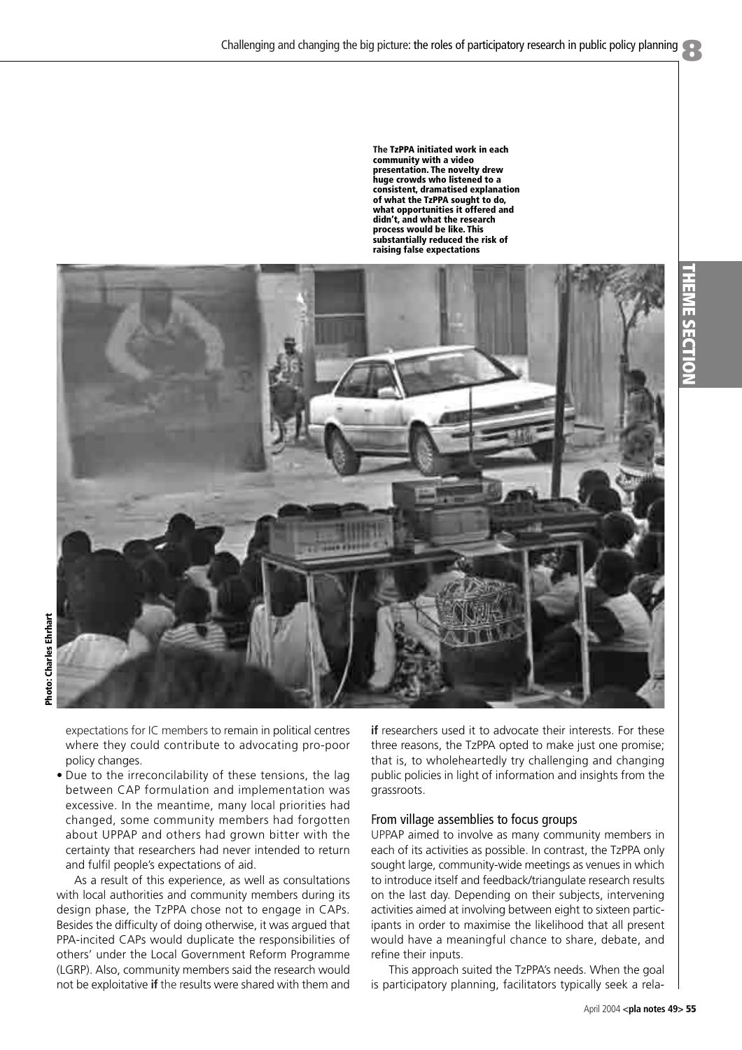The TzPPA initiated work in each community with a video presentation. The novelty drew huge crowds who listened to a consistent, dramatised explanation of what the TzPPA sought to do, what opportunities it offered and didn't, and what the research process would be like. This substantially reduced the risk of raising false expectations

Photo: Charles Ehrhart

expectations for IC members to remain in political centres where they could contribute to advocating pro-poor policy changes.

- Due to the irreconcilability of these tensions, the lag between CAP formulation and implementation was excessive. In the meantime, many local priorities had changed, some community members had forgotten about UPPAP and others had grown bitter with the certainty that researchers had never intended to return and fulfil people's expectations of aid.

As a result of this experience, as well as consultations with local authorities and community members during its design phase, the TzPPA chose not to engage in CAPs. Besides the difficulty of doing otherwise, it was argued that PPA-incited CAPs would duplicate the responsibilities of others' under the Local Government Reform Programme (LGRP). Also, community members said the research would not be exploitative **if** the results were shared with them and **if** researchers used it to advocate their interests. For these three reasons, the TzPPA opted to make just one promise; that is, to wholeheartedly try challenging and changing public policies in light of information and insights from the grassroots.

## From village assemblies to focus groups

UPPAP aimed to involve as many community members in each of its activities as possible. In contrast, the TzPPA only sought large, community-wide meetings as venues in which to introduce itself and feedback/triangulate research results on the last day. Depending on their subjects, intervening activities aimed at involving between eight to sixteen participants in order to maximise the likelihood that all present would have a meaningful chance to share, debate, and refine their inputs.

This approach suited the TzPPA's needs. When the goal is participatory planning, facilitators typically seek a rela-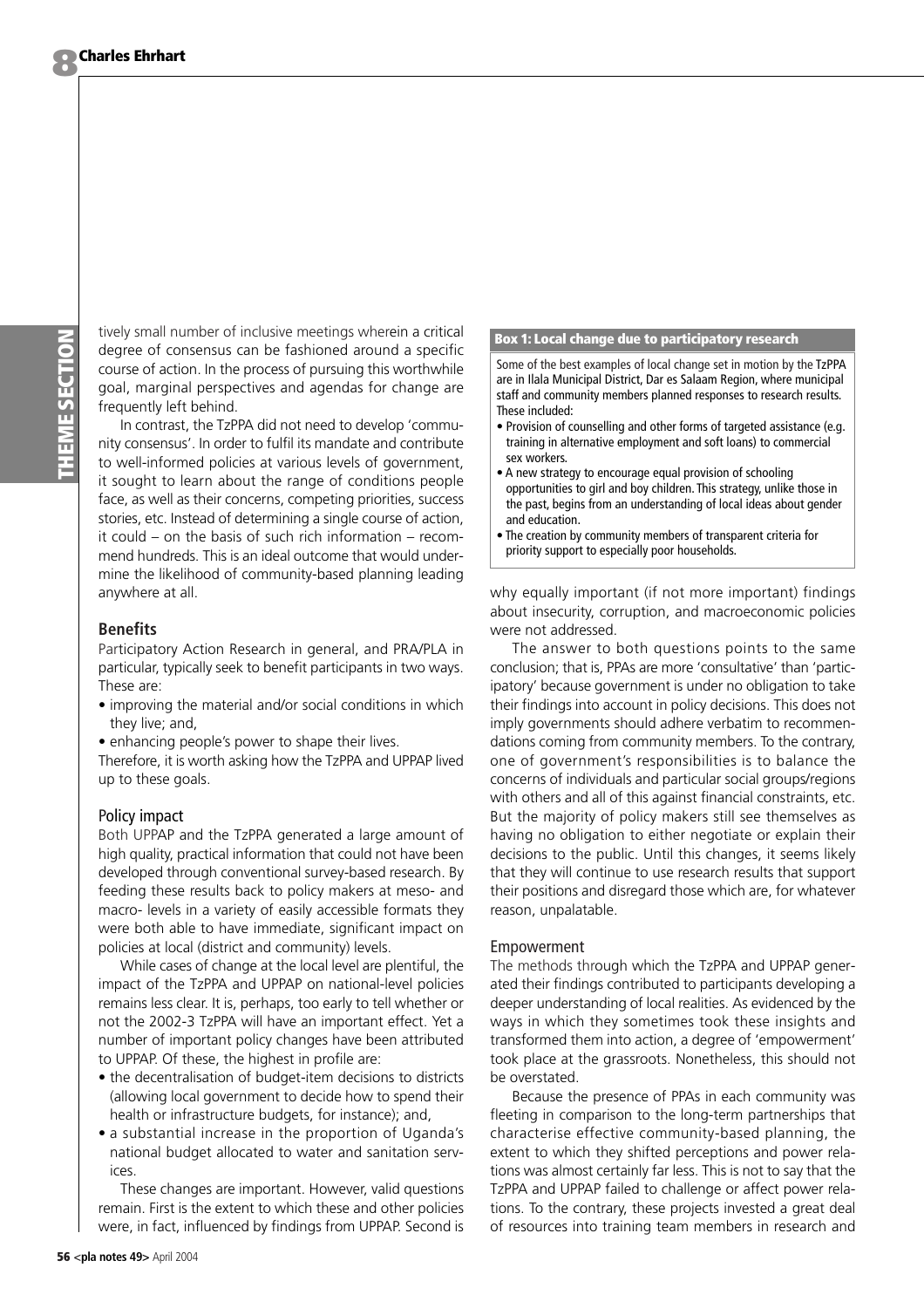tively small number of inclusive meetings wherein a critical degree of consensus can be fashioned around a specific course of action. In the process of pursuing this worthwhile goal, marginal perspectives and agendas for change are frequently left behind.

In contrast, the TzPPA did not need to develop 'community consensus'. In order to fulfil its mandate and contribute to well-informed policies at various levels of government, it sought to learn about the range of conditions people face, as well as their concerns, competing priorities, success stories, etc. Instead of determining a single course of action, it could – on the basis of such rich information – recommend hundreds. This is an ideal outcome that would undermine the likelihood of community-based planning leading anywhere at all.

## Benefits

Participatory Action Research in general, and PRA/PLA in particular, typically seek to benefit participants in two ways. These are:

- improving the material and/or social conditions in which they live; and,
- enhancing people's power to shape their lives.

Therefore, it is worth asking how the TzPPA and UPPAP lived up to these goals.

### Policy impact

Both UPPAP and the TzPPA generated a large amount of high quality, practical information that could not have been developed through conventional survey-based research. By feeding these results back to policy makers at meso- and macro- levels in a variety of easily accessible formats they were both able to have immediate, significant impact on policies at local (district and community) levels.

While cases of change at the local level are plentiful, the impact of the TzPPA and UPPAP on national-level policies remains less clear. It is, perhaps, too early to tell whether or not the 2002-3 TzPPA will have an important effect. Yet a number of important policy changes have been attributed to UPPAP. Of these, the highest in profile are:

- the decentralisation of budget-item decisions to districts (allowing local government to decide how to spend their health or infrastructure budgets, for instance); and,
- a substantial increase in the proportion of Uganda's national budget allocated to water and sanitation services.

These changes are important. However, valid questions remain. First is the extent to which these and other policies were, in fact, influenced by findings from UPPAP. Second is why equally important (if not more important) findings about insecurity, corruption, and macroeconomic policies were not addressed.

> **Box 1: Local change due to participatory research**
>
> Some of the best examples of local change set in motion by the TzPPA are in Ilala Municipal District, Dar es Salaam Region, where municipal staff and community members planned responses to research results. These included:
>
> - Provision of counselling and other forms of targeted assistance (e.g. training in alternative employment and soft loans) to commercial sex workers.
> - A new strategy to encourage equal provision of schooling opportunities to girl and boy children. This strategy, unlike those in the past, begins from an understanding of local ideas about gender and education.
> - The creation by community members of transparent criteria for priority support to especially poor households.

The answer to both questions points to the same conclusion; that is, PPAs are more 'consultative' than 'participatory' because government is under no obligation to take their findings into account in policy decisions. This does not imply governments should adhere verbatim to recommendations coming from community members. To the contrary, one of government's responsibilities is to balance the concerns of individuals and particular social groups/regions with others and all of this against financial constraints, etc. But the majority of policy makers still see themselves as having no obligation to either negotiate or explain their decisions to the public. Until this changes, it seems likely that they will continue to use research results that support their positions and disregard those which are, for whatever reason, unpalatable.

### Empowerment

The methods through which the TzPPA and UPPAP generated their findings contributed to participants developing a deeper understanding of local realities. As evidenced by the ways in which they sometimes took these insights and transformed them into action, a degree of 'empowerment' took place at the grassroots. Nonetheless, this should not be overstated.

Because the presence of PPAs in each community was fleeting in comparison to the long-term partnerships that characterise effective community-based planning, the extent to which they shifted perceptions and power relations was almost certainly far less. This is not to say that the TzPPA and UPPAP failed to challenge or affect power relations. To the contrary, these projects invested a great deal of resources into training team members in research and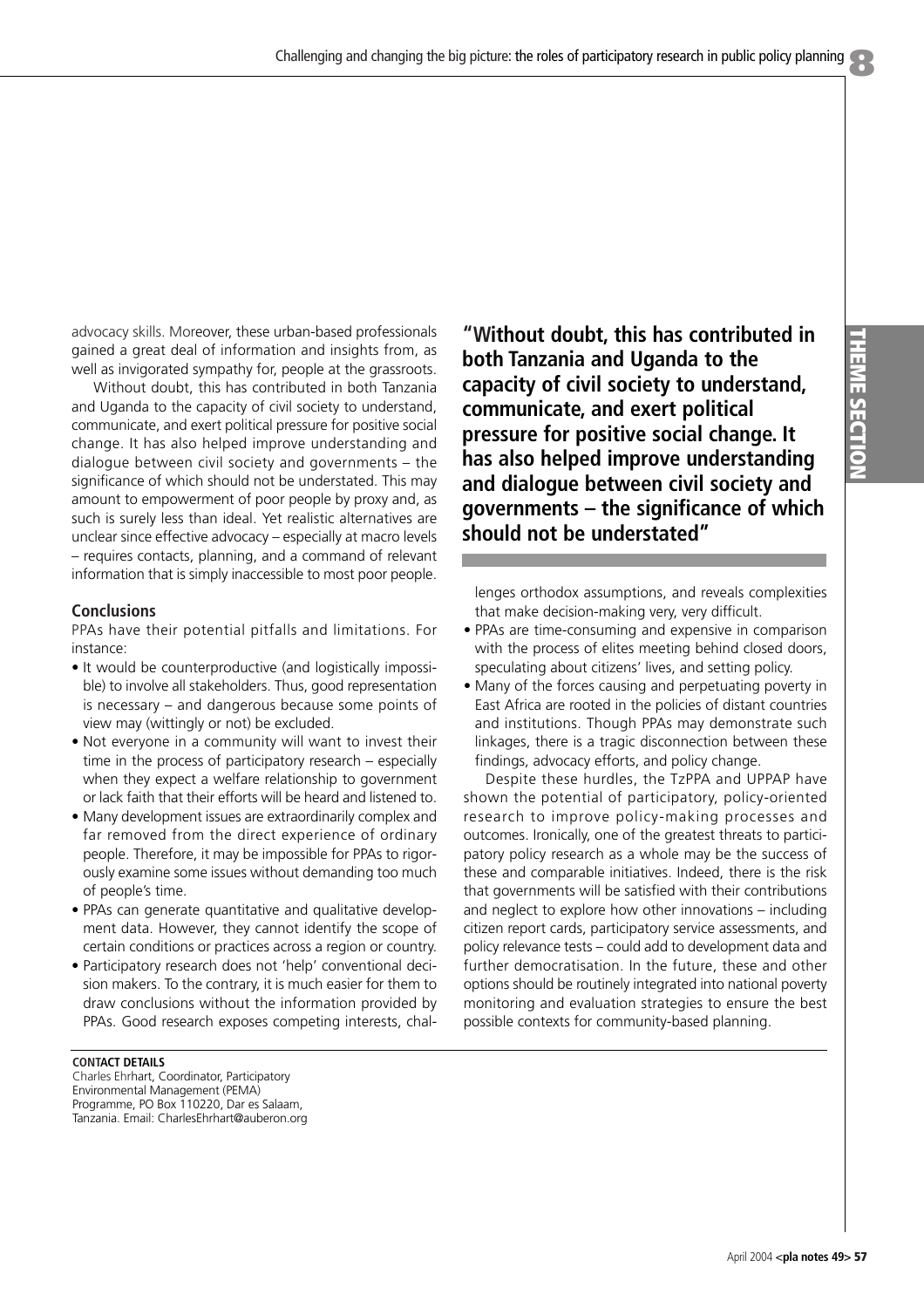advocacy skills. Moreover, these urban-based professionals gained a great deal of information and insights from, as well as invigorated sympathy for, people at the grassroots.

Without doubt, this has contributed in both Tanzania and Uganda to the capacity of civil society to understand, communicate, and exert political pressure for positive social change. It has also helped improve understanding and dialogue between civil society and governments – the significance of which should not be understated. This may amount to empowerment of poor people by proxy and, as such is surely less than ideal. Yet realistic alternatives are unclear since effective advocacy – especially at macro levels – requires contacts, planning, and a command of relevant information that is simply inaccessible to most poor people.

**"Without doubt, this has contributed in both Tanzania and Uganda to the capacity of civil society to understand, communicate, and exert political pressure for positive social change. It has also helped improve understanding and dialogue between civil society and governments – the significance of which should not be understated"**

### Conclusions

PPAs have their potential pitfalls and limitations. For instance:

- It would be counterproductive (and logistically impossible) to involve all stakeholders. Thus, good representation is necessary – and dangerous because some points of view may (wittingly or not) be excluded.
- Not everyone in a community will want to invest their time in the process of participatory research – especially when they expect a welfare relationship to government or lack faith that their efforts will be heard and listened to.
- Many development issues are extraordinarily complex and far removed from the direct experience of ordinary people. Therefore, it may be impossible for PPAs to rigorously examine some issues without demanding too much of people's time.
- PPAs can generate quantitative and qualitative development data. However, they cannot identify the scope of certain conditions or practices across a region or country.
- Participatory research does not 'help' conventional decision makers. To the contrary, it is much easier for them to draw conclusions without the information provided by PPAs. Good research exposes competing interests, challenges orthodox assumptions, and reveals complexities that make decision-making very, very difficult.
- PPAs are time-consuming and expensive in comparison with the process of elites meeting behind closed doors, speculating about citizens' lives, and setting policy.
- Many of the forces causing and perpetuating poverty in East Africa are rooted in the policies of distant countries and institutions. Though PPAs may demonstrate such linkages, there is a tragic disconnection between these findings, advocacy efforts, and policy change.

Despite these hurdles, the TzPPA and UPPAP have shown the potential of participatory, policy-oriented research to improve policy-making processes and outcomes. Ironically, one of the greatest threats to participatory policy research as a whole may be the success of these and comparable initiatives. Indeed, there is the risk that governments will be satisfied with their contributions and neglect to explore how other innovations – including citizen report cards, participatory service assessments, and policy relevance tests – could add to development data and further democratisation. In the future, these and other options should be routinely integrated into national poverty monitoring and evaluation strategies to ensure the best possible contexts for community-based planning.

**CONTACT DETAILS**
Charles Ehrhart, Coordinator, Participatory Environmental Management (PEMA) Programme, PO Box 110220, Dar es Salaam, Tanzania. Email: CharlesEhrhart@auberon.org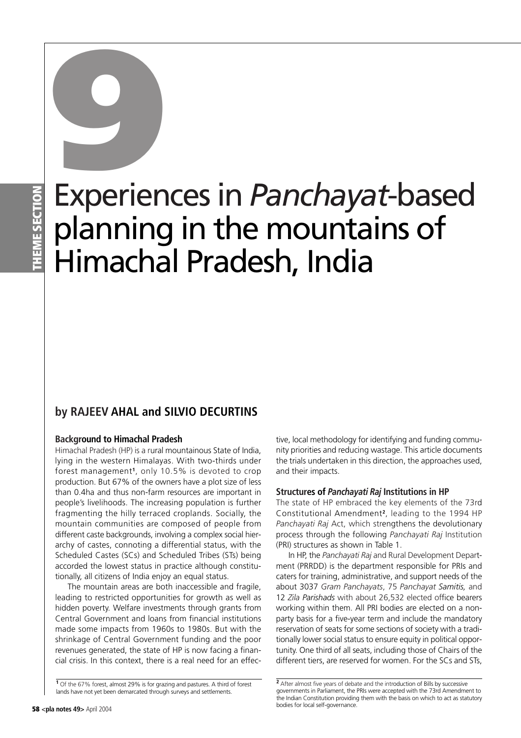# 9

# Experiences in *Panchayat*-based planning in the mountains of Himachal Pradesh, India

## by RAJEEV AHAL and SILVIO DECURTINS

### Background to Himachal Pradesh

Himachal Pradesh (HP) is a rural mountainous State of India, lying in the western Himalayas. With two-thirds under forest management[1], only 10.5% is devoted to crop production. But 67% of the owners have a plot size of less than 0.4ha and thus non-farm resources are important in people's livelihoods. The increasing population is further fragmenting the hilly terraced croplands. Socially, the mountain communities are composed of people from different caste backgrounds, involving a complex social hierarchy of castes, connoting a differential status, with the Scheduled Castes (SCs) and Scheduled Tribes (STs) being accorded the lowest status in practice although constitutionally, all citizens of India enjoy an equal status.

The mountain areas are both inaccessible and fragile, leading to restricted opportunities for growth as well as hidden poverty. Welfare investments through grants from Central Government and loans from financial institutions made some impacts from 1960s to 1980s. But with the shrinkage of Central Government funding and the poor revenues generated, the state of HP is now facing a financial crisis. In this context, there is a real need for an effective, local methodology for identifying and funding community priorities and reducing wastage. This article documents the trials undertaken in this direction, the approaches used, and their impacts.

### Structures of *Panchayati Raj* Institutions in HP

The state of HP embraced the key elements of the 73rd Constitutional Amendment[2], leading to the 1994 HP *Panchayati Raj* Act, which strengthens the devolutionary process through the following *Panchayati Raj* Institution (PRI) structures as shown in Table 1.

In HP, the *Panchayati Raj* and Rural Development Department (PRRDD) is the department responsible for PRIs and caters for training, administrative, and support needs of the about 3037 *Gram Panchayats*, 75 *Panchayat Samitis,* and 12 *Zila Parishads* with about 26,532 elected office bearers working within them. All PRI bodies are elected on a non-party basis for a five-year term and include the mandatory reservation of seats for some sections of society with a traditionally lower social status to ensure equity in political opportunity. One third of all seats, including those of Chairs of the different tiers, are reserved for women. For the SCs and STs,

[1] Of the 67% forest, almost 29% is for grazing and pastures. A third of forest lands have not yet been demarcated through surveys and settlements.

[2] After almost five years of debate and the introduction of Bills by successive governments in Parliament, the PRIs were accepted with the 73rd Amendment to the Indian Constitution providing them with the basis on which to act as statutory bodies for local self-governance.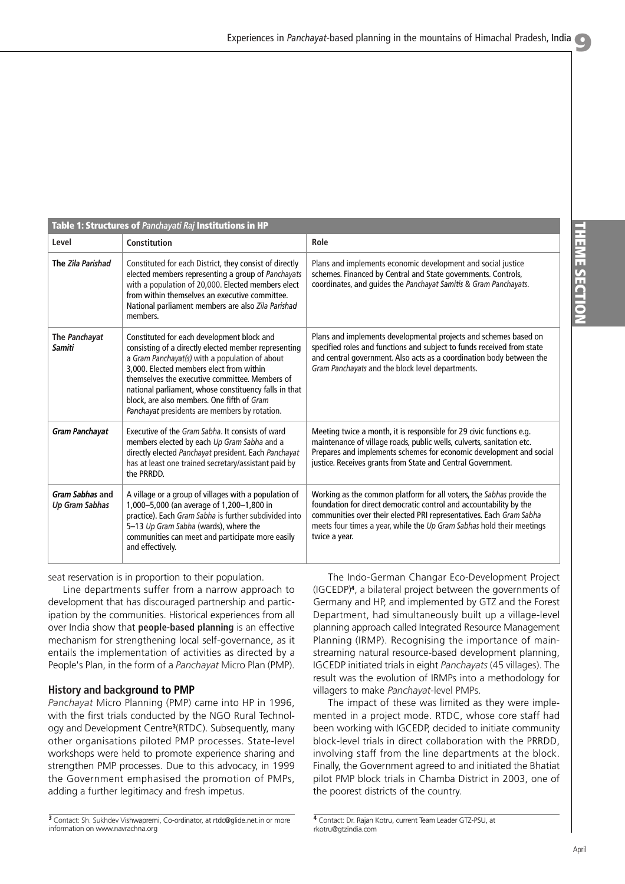**Table 1: Structures of *Panchayati Raj* Institutions in HP**

| Level | Constitution | Role |
|---|---|---|
| **The *Zila Parishad*** | Constituted for each District, they consist of directly elected members representing a group of *Panchayats* with a population of 20,000. Elected members elect from within themselves an executive committee. National parliament members are also *Zila Parishad* members. | Plans and implements economic development and social justice schemes. Financed by Central and State governments. Controls, coordinates, and guides the *Panchayat Samitis* & *Gram Panchayats*. |
| **The *Panchayat Samiti*** | Constituted for each development block and consisting of a directly elected member representing a *Gram Panchayat(s)* with a population of about 3,000. Elected members elect from within themselves the executive committee. Members of national parliament, whose constituency falls in that block, are also members. One fifth of *Gram Panchayat* presidents are members by rotation. | Plans and implements developmental projects and schemes based on specified roles and functions and subject to funds received from state and central government. Also acts as a coordination body between the *Gram Panchayats* and the block level departments. |
| ***Gram Panchayat*** | Executive of the *Gram Sabha*. It consists of ward members elected by each *Up Gram Sabha* and a directly elected *Panchayat* president. Each *Panchayat* has at least one trained secretary/assistant paid by the PRRDD. | Meeting twice a month, it is responsible for 29 civic functions e.g. maintenance of village roads, public wells, culverts, sanitation etc. Prepares and implements schemes for economic development and social justice. Receives grants from State and Central Government. |
| ***Gram Sabhas* and *Up Gram Sabhas*** | A village or a group of villages with a population of 1,000–5,000 (an average of 1,200–1,800 in practice). Each *Gram Sabha* is further subdivided into 5–13 *Up Gram Sabha* (wards), where the communities can meet and participate more easily and effectively. | Working as the common platform for all voters, the *Sabhas* provide the foundation for direct democratic control and accountability by the communities over their elected PRI representatives. Each *Gram Sabha* meets four times a year, while the *Up Gram Sabhas* hold their meetings twice a year. |

seat reservation is in proportion to their population.

Line departments suffer from a narrow approach to development that has discouraged partnership and participation by the communities. Historical experiences from all over India show that **people-based planning** is an effective mechanism for strengthening local self-governance, as it entails the implementation of activities as directed by a People's Plan, in the form of a *Panchayat* Micro Plan (PMP).

### History and background to PMP

*Panchayat* Micro Planning (PMP) came into HP in 1996, with the first trials conducted by the NGO Rural Technology and Development Centre[3](RTDC). Subsequently, many other organisations piloted PMP processes. State-level workshops were held to promote experience sharing and strengthen PMP processes. Due to this advocacy, in 1999 the Government emphasised the promotion of PMPs, adding a further legitimacy and fresh impetus.

The Indo-German Changar Eco-Development Project (IGCEDP)[4], a bilateral project between the governments of Germany and HP, and implemented by GTZ and the Forest Department, had simultaneously built up a village-level planning approach called Integrated Resource Management Planning (IRMP). Recognising the importance of mainstreaming natural resource-based development planning, IGCEDP initiated trials in eight *Panchayats* (45 villages). The result was the evolution of IRMPs into a methodology for villagers to make *Panchayat*-level PMPs.

The impact of these was limited as they were implemented in a project mode. RTDC, whose core staff had been working with IGCEDP, decided to initiate community block-level trials in direct collaboration with the PRRDD, involving staff from the line departments at the block. Finally, the Government agreed to and initiated the Bhatiat pilot PMP block trials in Chamba District in 2003, one of the poorest districts of the country.

[3] Contact: Sh. Sukhdev Vishwapremi, Co-ordinator, at rtdc@glide.net.in or more information on www.navrachna.org

[4] Contact: Dr. Rajan Kotru, current Team Leader GTZ-PSU, at rkotru@gtzindia.com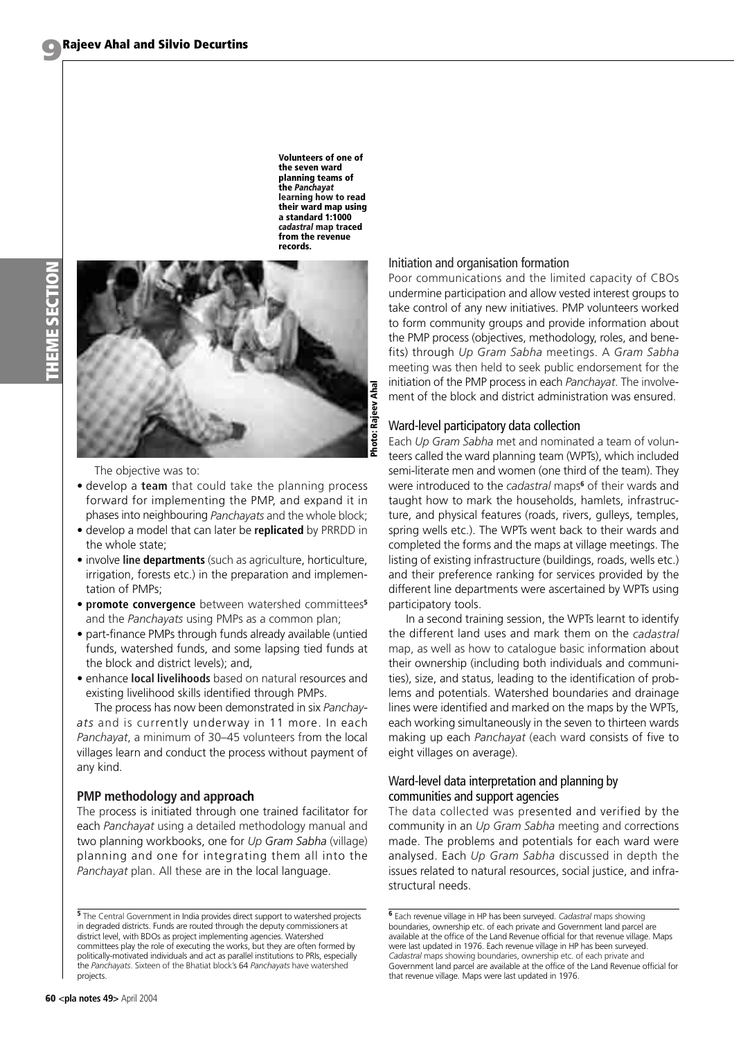Volunteers of one of the seven ward planning teams of the *Panchayat* learning how to read their ward map using a standard 1:1000 *cadastral* map traced from the revenue records.

Photo: Rajeev Ahal

The objective was to:

- develop a **team** that could take the planning process forward for implementing the PMP, and expand it in phases into neighbouring *Panchayats* and the whole block;
- develop a model that can later be **replicated** by PRRDD in the whole state;
- involve **line departments** (such as agriculture, horticulture, irrigation, forests etc.) in the preparation and implementation of PMPs;
- **promote convergence** between watershed committees[5] and the *Panchayats* using PMPs as a common plan;
- part-finance PMPs through funds already available (untied funds, watershed funds, and some lapsing tied funds at the block and district levels); and,
- enhance **local livelihoods** based on natural resources and existing livelihood skills identified through PMPs.

The process has now been demonstrated in six *Panchayats* and is currently underway in 11 more. In each *Panchayat*, a minimum of 30–45 volunteers from the local villages learn and conduct the process without payment of any kind.

## PMP methodology and approach

The process is initiated through one trained facilitator for each *Panchayat* using a detailed methodology manual and two planning workbooks, one for *Up Gram Sabha* (village) planning and one for integrating them all into the *Panchayat* plan. All these are in the local language.

### Initiation and organisation formation

Poor communications and the limited capacity of CBOs undermine participation and allow vested interest groups to take control of any new initiatives. PMP volunteers worked to form community groups and provide information about the PMP process (objectives, methodology, roles, and benefits) through *Up Gram Sabha* meetings. A *Gram Sabha* meeting was then held to seek public endorsement for the initiation of the PMP process in each *Panchayat*. The involvement of the block and district administration was ensured.

### Ward-level participatory data collection

Each *Up Gram Sabha* met and nominated a team of volunteers called the ward planning team (WPTs), which included semi-literate men and women (one third of the team). They were introduced to the *cadastral* maps[6] of their wards and taught how to mark the households, hamlets, infrastructure, and physical features (roads, rivers, gulleys, temples, spring wells etc.). The WPTs went back to their wards and completed the forms and the maps at village meetings. The listing of existing infrastructure (buildings, roads, wells etc.) and their preference ranking for services provided by the different line departments were ascertained by WPTs using participatory tools.

In a second training session, the WPTs learnt to identify the different land uses and mark them on the *cadastral* map, as well as how to catalogue basic information about their ownership (including both individuals and communities), size, and status, leading to the identification of problems and potentials. Watershed boundaries and drainage lines were identified and marked on the maps by the WPTs, each working simultaneously in the seven to thirteen wards making up each *Panchayat* (each ward consists of five to eight villages on average).

### Ward-level data interpretation and planning by communities and support agencies

The data collected was presented and verified by the community in an *Up Gram Sabha* meeting and corrections made. The problems and potentials for each ward were analysed. Each *Up Gram Sabha* discussed in depth the issues related to natural resources, social justice, and infrastructural needs.

---

[5] The Central Government in India provides direct support to watershed projects in degraded districts. Funds are routed through the deputy commissioners at district level, with BDOs as project implementing agencies. Watershed committees play the role of executing the works, but they are often formed by politically-motivated individuals and act as parallel institutions to PRIs, especially the *Panchayats*. Sixteen of the Bhatiat block's 64 *Panchayats* have watershed projects.

[6] Each revenue village in HP has been surveyed. *Cadastral* maps showing boundaries, ownership etc. of each private and Government land parcel are available at the office of the Land Revenue official for that revenue village. Maps were last updated in 1976. Each revenue village in HP has been surveyed. *Cadastral* maps showing boundaries, ownership etc. of each private and Government land parcel are available at the office of the Land Revenue official for that revenue village. Maps were last updated in 1976.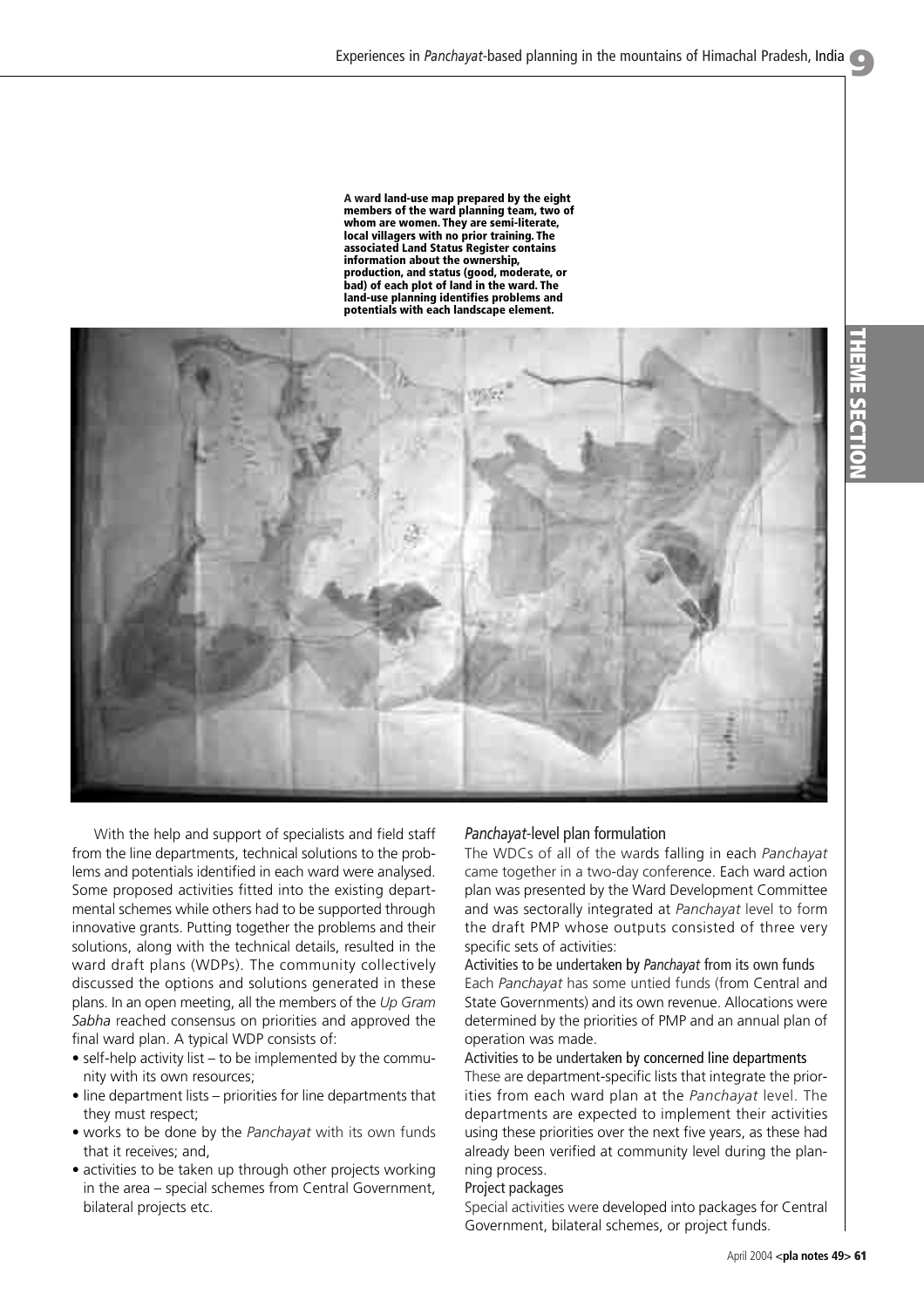**A ward land-use map prepared by the eight members of the ward planning team, two of whom are women. They are semi-literate, local villagers with no prior training. The associated Land Status Register contains information about the ownership, production, and status (good, moderate, or bad) of each plot of land in the ward. The land-use planning identifies problems and potentials with each landscape element.**

With the help and support of specialists and field staff from the line departments, technical solutions to the problems and potentials identified in each ward were analysed. Some proposed activities fitted into the existing departmental schemes while others had to be supported through innovative grants. Putting together the problems and their solutions, along with the technical details, resulted in the ward draft plans (WDPs). The community collectively discussed the options and solutions generated in these plans. In an open meeting, all the members of the *Up Gram Sabha* reached consensus on priorities and approved the final ward plan. A typical WDP consists of:

- self-help activity list – to be implemented by the community with its own resources;
- line department lists – priorities for line departments that they must respect;
- works to be done by the *Panchayat* with its own funds that it receives; and,
- activities to be taken up through other projects working in the area – special schemes from Central Government, bilateral projects etc.

### *Panchayat*-level plan formulation

The WDCs of all of the wards falling in each *Panchayat* came together in a two-day conference. Each ward action plan was presented by the Ward Development Committee and was sectorally integrated at *Panchayat* level to form the draft PMP whose outputs consisted of three very specific sets of activities:

#### Activities to be undertaken by *Panchayat* from its own funds

Each *Panchayat* has some untied funds (from Central and State Governments) and its own revenue. Allocations were determined by the priorities of PMP and an annual plan of operation was made.

#### Activities to be undertaken by concerned line departments

These are department-specific lists that integrate the priorities from each ward plan at the *Panchayat* level. The departments are expected to implement their activities using these priorities over the next five years, as these had already been verified at community level during the planning process.

#### Project packages

Special activities were developed into packages for Central Government, bilateral schemes, or project funds.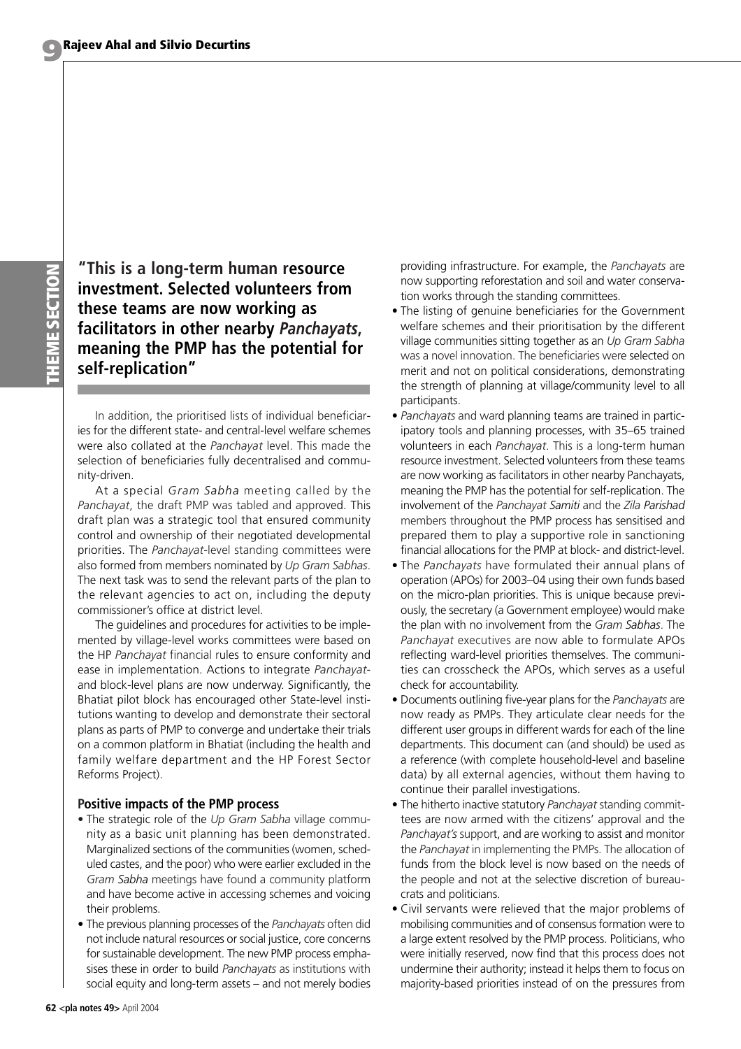> **"This is a long-term human resource investment. Selected volunteers from these teams are now working as facilitators in other nearby *Panchayats*, meaning the PMP has the potential for self-replication"**

In addition, the prioritised lists of individual beneficiaries for the different state- and central-level welfare schemes were also collated at the *Panchayat* level. This made the selection of beneficiaries fully decentralised and community-driven.

At a special *Gram Sabha* meeting called by the *Panchayat*, the draft PMP was tabled and approved. This draft plan was a strategic tool that ensured community control and ownership of their negotiated developmental priorities. The *Panchayat*-level standing committees were also formed from members nominated by *Up Gram Sabhas*. The next task was to send the relevant parts of the plan to the relevant agencies to act on, including the deputy commissioner's office at district level.

The guidelines and procedures for activities to be implemented by village-level works committees were based on the HP *Panchayat* financial rules to ensure conformity and ease in implementation. Actions to integrate *Panchayat*- and block-level plans are now underway. Significantly, the Bhatiat pilot block has encouraged other State-level institutions wanting to develop and demonstrate their sectoral plans as parts of PMP to converge and undertake their trials on a common platform in Bhatiat (including the health and family welfare department and the HP Forest Sector Reforms Project).

### Positive impacts of the PMP process

- The strategic role of the *Up Gram Sabha* village community as a basic unit planning has been demonstrated. Marginalized sections of the communities (women, scheduled castes, and the poor) who were earlier excluded in the *Gram Sabha* meetings have found a community platform and have become active in accessing schemes and voicing their problems.
- The previous planning processes of the *Panchayats* often did not include natural resources or social justice, core concerns for sustainable development. The new PMP process emphasises these in order to build *Panchayats* as institutions with social equity and long-term assets – and not merely bodies providing infrastructure. For example, the *Panchayats* are now supporting reforestation and soil and water conservation works through the standing committees.
- The listing of genuine beneficiaries for the Government welfare schemes and their prioritisation by the different village communities sitting together as an *Up Gram Sabha* was a novel innovation. The beneficiaries were selected on merit and not on political considerations, demonstrating the strength of planning at village/community level to all participants.
- *Panchayats* and ward planning teams are trained in participatory tools and planning processes, with 35–65 trained volunteers in each *Panchayat*. This is a long-term human resource investment. Selected volunteers from these teams are now working as facilitators in other nearby Panchayats, meaning the PMP has the potential for self-replication. The involvement of the *Panchayat Samiti* and the *Zila Parishad* members throughout the PMP process has sensitised and prepared them to play a supportive role in sanctioning financial allocations for the PMP at block- and district-level.
- The *Panchayats* have formulated their annual plans of operation (APOs) for 2003–04 using their own funds based on the micro-plan priorities. This is unique because previously, the secretary (a Government employee) would make the plan with no involvement from the *Gram Sabhas*. The *Panchayat* executives are now able to formulate APOs reflecting ward-level priorities themselves. The communities can crosscheck the APOs, which serves as a useful check for accountability.
- Documents outlining five-year plans for the *Panchayats* are now ready as PMPs. They articulate clear needs for the different user groups in different wards for each of the line departments. This document can (and should) be used as a reference (with complete household-level and baseline data) by all external agencies, without them having to continue their parallel investigations.
- The hitherto inactive statutory *Panchayat* standing committees are now armed with the citizens' approval and the *Panchayat's* support, and are working to assist and monitor the *Panchayat* in implementing the PMPs. The allocation of funds from the block level is now based on the needs of the people and not at the selective discretion of bureaucrats and politicians.
- Civil servants were relieved that the major problems of mobilising communities and of consensus formation were to a large extent resolved by the PMP process. Politicians, who were initially reserved, now find that this process does not undermine their authority; instead it helps them to focus on majority-based priorities instead of on the pressures from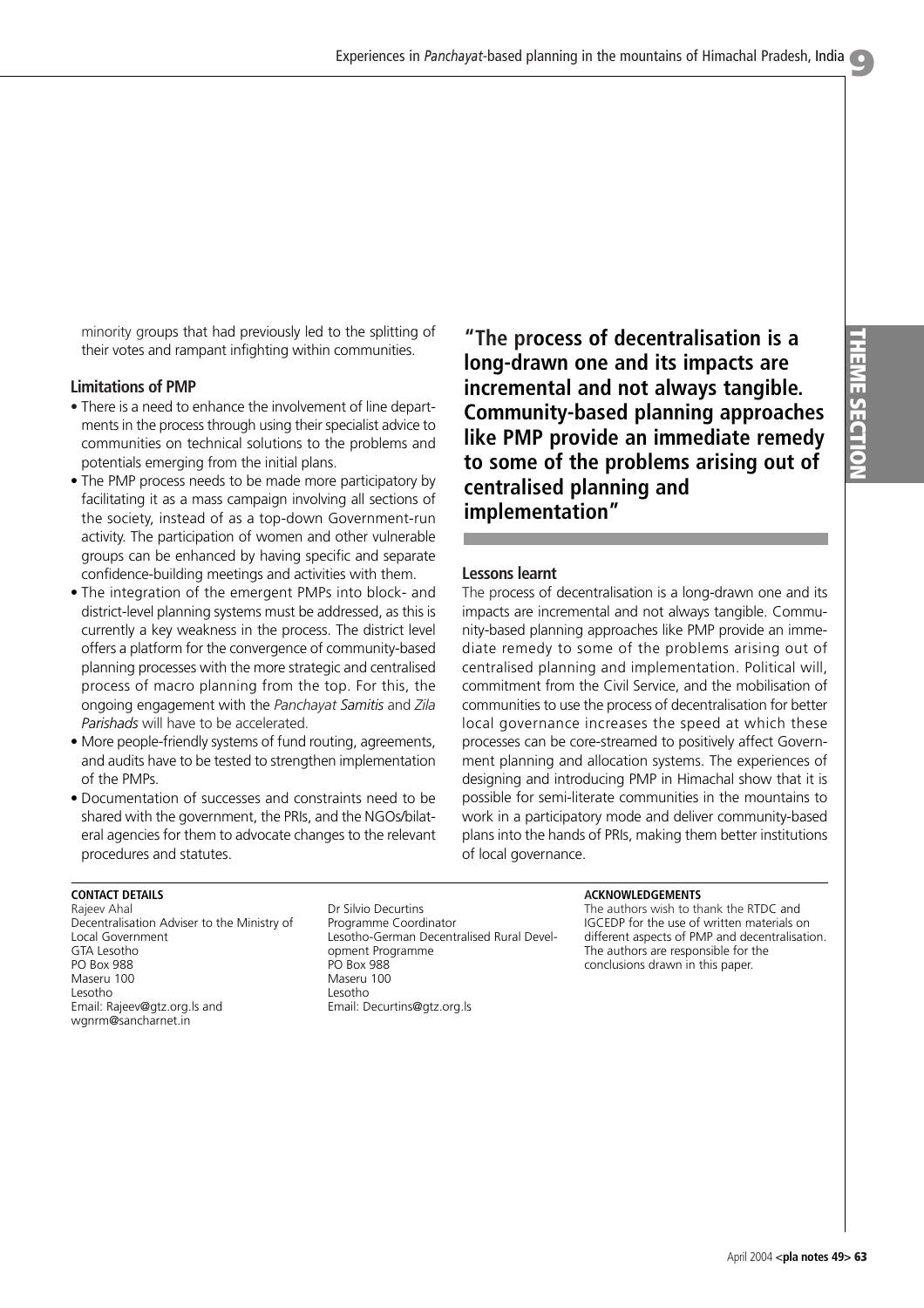minority groups that had previously led to the splitting of their votes and rampant infighting within communities.

### Limitations of PMP

- There is a need to enhance the involvement of line departments in the process through using their specialist advice to communities on technical solutions to the problems and potentials emerging from the initial plans.
- The PMP process needs to be made more participatory by facilitating it as a mass campaign involving all sections of the society, instead of as a top-down Government-run activity. The participation of women and other vulnerable groups can be enhanced by having specific and separate confidence-building meetings and activities with them.
- The integration of the emergent PMPs into block- and district-level planning systems must be addressed, as this is currently a key weakness in the process. The district level offers a platform for the convergence of community-based planning processes with the more strategic and centralised process of macro planning from the top. For this, the ongoing engagement with the *Panchayat Samitis* and *Zila Parishads* will have to be accelerated.
- More people-friendly systems of fund routing, agreements, and audits have to be tested to strengthen implementation of the PMPs.
- Documentation of successes and constraints need to be shared with the government, the PRIs, and the NGOs/bilateral agencies for them to advocate changes to the relevant procedures and statutes.

**"The process of decentralisation is a long-drawn one and its impacts are incremental and not always tangible. Community-based planning approaches like PMP provide an immediate remedy to some of the problems arising out of centralised planning and implementation"**

### Lessons learnt

The process of decentralisation is a long-drawn one and its impacts are incremental and not always tangible. Community-based planning approaches like PMP provide an immediate remedy to some of the problems arising out of centralised planning and implementation. Political will, commitment from the Civil Service, and the mobilisation of communities to use the process of decentralisation for better local governance increases the speed at which these processes can be core-streamed to positively affect Government planning and allocation systems. The experiences of designing and introducing PMP in Himachal show that it is possible for semi-literate communities in the mountains to work in a participatory mode and deliver community-based plans into the hands of PRIs, making them better institutions of local governance.

**CONTACT DETAILS**

Rajeev Ahal
Decentralisation Adviser to the Ministry of Local Government
GTA Lesotho
PO Box 988
Maseru 100
Lesotho
Email: Rajeev@gtz.org.ls and wgnrm@sancharnet.in

Dr Silvio Decurtins
Programme Coordinator
Lesotho-German Decentralised Rural Development Programme
PO Box 988
Maseru 100
Lesotho
Email: Decurtins@gtz.org.ls

**ACKNOWLEDGEMENTS**

The authors wish to thank the RTDC and IGCEDP for the use of written materials on different aspects of PMP and decentralisation. The authors are responsible for the conclusions drawn in this paper.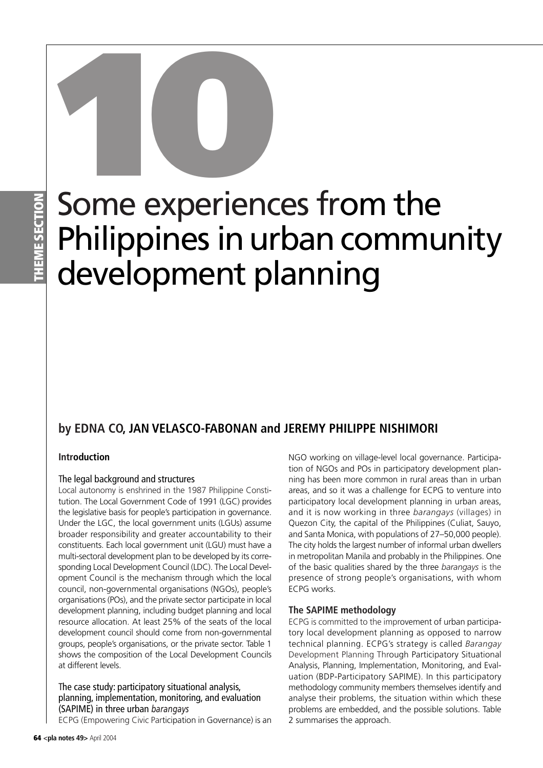# 10

# Some experiences from the Philippines in urban community development planning

**by EDNA CO, JAN VELASCO-FABONAN and JEREMY PHILIPPE NISHIMORI**

## Introduction

### The legal background and structures

Local autonomy is enshrined in the 1987 Philippine Constitution. The Local Government Code of 1991 (LGC) provides the legislative basis for people's participation in governance. Under the LGC, the local government units (LGUs) assume broader responsibility and greater accountability to their constituents. Each local government unit (LGU) must have a multi-sectoral development plan to be developed by its corresponding Local Development Council (LDC). The Local Development Council is the mechanism through which the local council, non-governmental organisations (NGOs), people's organisations (POs), and the private sector participate in local development planning, including budget planning and local resource allocation. At least 25% of the seats of the local development council should come from non-governmental groups, people's organisations, or the private sector. Table 1 shows the composition of the Local Development Councils at different levels.

### The case study: participatory situational analysis, planning, implementation, monitoring, and evaluation (SAPIME) in three urban *barangays*

ECPG (Empowering Civic Participation in Governance) is an NGO working on village-level local governance. Participation of NGOs and POs in participatory development planning has been more common in rural areas than in urban areas, and so it was a challenge for ECPG to venture into participatory local development planning in urban areas, and it is now working in three *barangays* (villages) in Quezon City, the capital of the Philippines (Culiat, Sauyo, and Santa Monica, with populations of 27–50,000 people). The city holds the largest number of informal urban dwellers in metropolitan Manila and probably in the Philippines. One of the basic qualities shared by the three *barangays* is the presence of strong people's organisations, with whom ECPG works.

## The SAPIME methodology

ECPG is committed to the improvement of urban participatory local development planning as opposed to narrow technical planning. ECPG's strategy is called *Barangay* Development Planning Through Participatory Situational Analysis, Planning, Implementation, Monitoring, and Evaluation (BDP-Participatory SAPIME). In this participatory methodology community members themselves identify and analyse their problems, the situation within which these problems are embedded, and the possible solutions. Table 2 summarises the approach.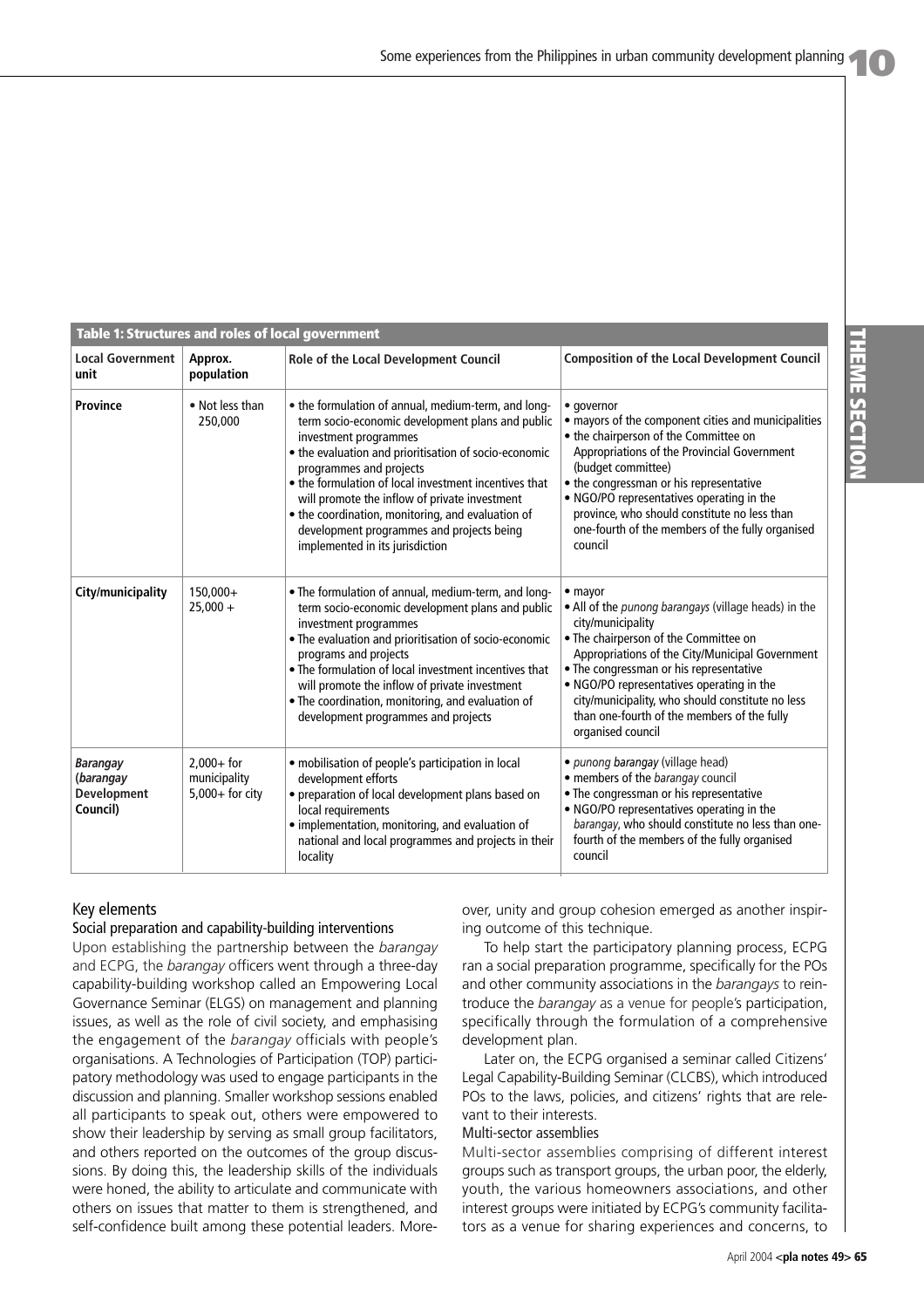**Table 1: Structures and roles of local government**

| Local Government unit | Approx. population | Role of the Local Development Council | Composition of the Local Development Council |
|---|---|---|---|
| **Province** | • Not less than 250,000 | • the formulation of annual, medium-term, and long-term socio-economic development plans and public investment programmes<br>• the evaluation and prioritisation of socio-economic programmes and projects<br>• the formulation of local investment incentives that will promote the inflow of private investment<br>• the coordination, monitoring, and evaluation of development programmes and projects being implemented in its jurisdiction | • governor<br>• mayors of the component cities and municipalities<br>• the chairperson of the Committee on Appropriations of the Provincial Government (budget committee)<br>• the congressman or his representative<br>• NGO/PO representatives operating in the province, who should constitute no less than one-fourth of the members of the fully organised council |
| **City/municipality** | 150,000+<br>25,000 + | • The formulation of annual, medium-term, and long-term socio-economic development plans and public investment programmes<br>• The evaluation and prioritisation of socio-economic programs and projects<br>• The formulation of local investment incentives that will promote the inflow of private investment<br>• The coordination, monitoring, and evaluation of development programmes and projects | • mayor<br>• All of the *punong barangays* (village heads) in the city/municipality<br>• The chairperson of the Committee on Appropriations of the City/Municipal Government<br>• The congressman or his representative<br>• NGO/PO representatives operating in the city/municipality, who should constitute no less than one-fourth of the members of the fully organised council |
| ***Barangay* (*barangay* Development Council)** | 2,000+ for municipality<br>5,000+ for city | • mobilisation of people's participation in local development efforts<br>• preparation of local development plans based on local requirements<br>• implementation, monitoring, and evaluation of national and local programmes and projects in their locality | • *punong barangay* (village head)<br>• members of the *barangay* council<br>• The congressman or his representative<br>• NGO/PO representatives operating in the *barangay*, who should constitute no less than one-fourth of the members of the fully organised council |

## Key elements

### Social preparation and capability-building interventions

Upon establishing the partnership between the *barangay* and ECPG, the *barangay* officers went through a three-day capability-building workshop called an Empowering Local Governance Seminar (ELGS) on management and planning issues, as well as the role of civil society, and emphasising the engagement of the *barangay* officials with people's organisations. A Technologies of Participation (TOP) participatory methodology was used to engage participants in the discussion and planning. Smaller workshop sessions enabled all participants to speak out, others were empowered to show their leadership by serving as small group facilitators, and others reported on the outcomes of the group discussions. By doing this, the leadership skills of the individuals were honed, the ability to articulate and communicate with others on issues that matter to them is strengthened, and self-confidence built among these potential leaders. Moreover, unity and group cohesion emerged as another inspiring outcome of this technique.

To help start the participatory planning process, ECPG ran a social preparation programme, specifically for the POs and other community associations in the *barangays* to reintroduce the *barangay* as a venue for people's participation, specifically through the formulation of a comprehensive development plan.

Later on, the ECPG organised a seminar called Citizens' Legal Capability-Building Seminar (CLCBS), which introduced POs to the laws, policies, and citizens' rights that are relevant to their interests.

### Multi-sector assemblies

Multi-sector assemblies comprising of different interest groups such as transport groups, the urban poor, the elderly, youth, the various homeowners associations, and other interest groups were initiated by ECPG's community facilitators as a venue for sharing experiences and concerns, to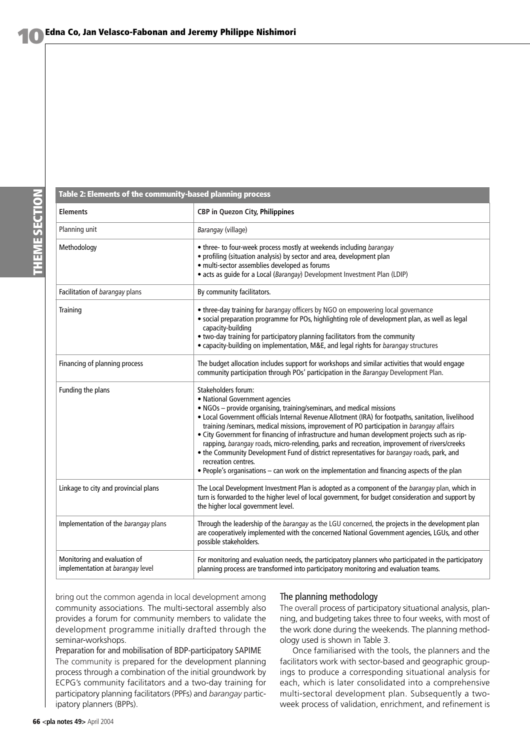**Table 2: Elements of the community-based planning process**

| Elements | CBP in Quezon City, Philippines |
| --- | --- |
| Planning unit | *Barangay* (village) |
| Methodology | • three- to four-week process mostly at weekends including *barangay*<br>• profiling (situation analysis) by sector and area, development plan<br>• multi-sector assemblies developed as forums<br>• acts as guide for a Local (*Barangay*) Development Investment Plan (LDIP) |
| Facilitation of *barangay* plans | By community facilitators. |
| Training | • three-day training for *barangay* officers by NGO on empowering local governance<br>• social preparation programme for POs, highlighting role of development plan, as well as legal capacity-building<br>• two-day training for participatory planning facilitators from the community<br>• capacity-building on implementation, M&E, and legal rights for *barangay* structures |
| Financing of planning process | The budget allocation includes support for workshops and similar activities that would engage community participation through POs' participation in the *Barangay* Development Plan. |
| Funding the plans | Stakeholders forum:<br>• National Government agencies<br>• NGOs – provide organising, training/seminars, and medical missions<br>• Local Government officials Internal Revenue Allotment (IRA) for footpaths, sanitation, livelihood training /seminars, medical missions, improvement of PO participation in *barangay* affairs<br>• City Government for financing of infrastructure and human development projects such as rip-rapping, *barangay* roads, micro-relending, parks and recreation, improvement of rivers/creeks<br>• the Community Development Fund of district representatives for *barangay* roads, park, and recreation centres.<br>• People's organisations – can work on the implementation and financing aspects of the plan |
| Linkage to city and provincial plans | The Local Development Investment Plan is adopted as a component of the *barangay* plan, which in turn is forwarded to the higher level of local government, for budget consideration and support by the higher local government level. |
| Implementation of the *barangay* plans | Through the leadership of the *barangay* as the LGU concerned, the projects in the development plan are cooperatively implemented with the concerned National Government agencies, LGUs, and other possible stakeholders. |
| Monitoring and evaluation of implementation at *barangay* level | For monitoring and evaluation needs, the participatory planners who participated in the participatory planning process are transformed into participatory monitoring and evaluation teams. |

bring out the common agenda in local development among community associations. The multi-sectoral assembly also provides a forum for community members to validate the development programme initially drafted through the seminar-workshops.

### Preparation for and mobilisation of BDP-participatory SAPIME

The community is prepared for the development planning process through a combination of the initial groundwork by ECPG's community facilitators and a two-day training for participatory planning facilitators (PPFs) and *barangay* participatory planners (BPPs).

### The planning methodology

The overall process of participatory situational analysis, planning, and budgeting takes three to four weeks, with most of the work done during the weekends. The planning methodology used is shown in Table 3.

Once familiarised with the tools, the planners and the facilitators work with sector-based and geographic groupings to produce a corresponding situational analysis for each, which is later consolidated into a comprehensive multi-sectoral development plan. Subsequently a two-week process of validation, enrichment, and refinement is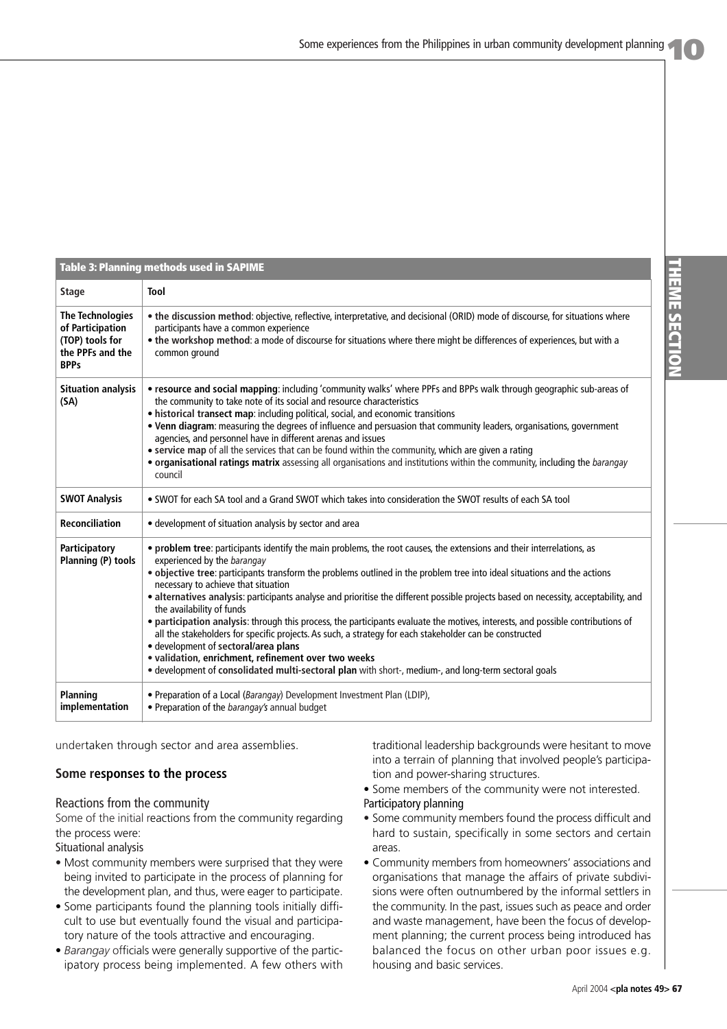**Table 3: Planning methods used in SAPIME**

| Stage | Tool |
|---|---|
| **The Technologies of Participation (TOP) tools for the PPFs and the BPPs** | • **the discussion method**: objective, reflective, interpretative, and decisional (ORID) mode of discourse, for situations where participants have a common experience<br>• **the workshop method**: a mode of discourse for situations where there might be differences of experiences, but with a common ground |
| **Situation analysis (SA)** | • **resource and social mapping**: including 'community walks' where PPFs and BPPs walk through geographic sub-areas of the community to take note of its social and resource characteristics<br>• **historical transect map**: including political, social, and economic transitions<br>• **Venn diagram**: measuring the degrees of influence and persuasion that community leaders, organisations, government agencies, and personnel have in different arenas and issues<br>• **service map** of all the services that can be found within the community, which are given a rating<br>• **organisational ratings matrix** assessing all organisations and institutions within the community, including the *barangay* council |
| **SWOT Analysis** | • SWOT for each SA tool and a Grand SWOT which takes into consideration the SWOT results of each SA tool |
| **Reconciliation** | • development of situation analysis by sector and area |
| **Participatory Planning (P) tools** | • **problem tree**: participants identify the main problems, the root causes, the extensions and their interrelations, as experienced by the *barangay*<br>• **objective tree**: participants transform the problems outlined in the problem tree into ideal situations and the actions necessary to achieve that situation<br>• **alternatives analysis**: participants analyse and prioritise the different possible projects based on necessity, acceptability, and the availability of funds<br>• **participation analysis**: through this process, the participants evaluate the motives, interests, and possible contributions of all the stakeholders for specific projects. As such, a strategy for each stakeholder can be constructed<br>• development of **sectoral/area plans**<br>• **validation, enrichment, refinement over two weeks**<br>• development of **consolidated multi-sectoral plan** with short-, medium-, and long-term sectoral goals |
| **Planning implementation** | • Preparation of a Local (*Barangay*) Development Investment Plan (LDIP),<br>• Preparation of the *barangay's* annual budget |

undertaken through sector and area assemblies.

## Some responses to the process

### Reactions from the community

Some of the initial reactions from the community regarding the process were:

Situational analysis

- Most community members were surprised that they were being invited to participate in the process of planning for the development plan, and thus, were eager to participate.
- Some participants found the planning tools initially difficult to use but eventually found the visual and participatory nature of the tools attractive and encouraging.
- *Barangay* officials were generally supportive of the participatory process being implemented. A few others with traditional leadership backgrounds were hesitant to move into a terrain of planning that involved people's participation and power-sharing structures.
- Some members of the community were not interested.

Participatory planning

- Some community members found the process difficult and hard to sustain, specifically in some sectors and certain areas.
- Community members from homeowners' associations and organisations that manage the affairs of private subdivisions were often outnumbered by the informal settlers in the community. In the past, issues such as peace and order and waste management, have been the focus of development planning; the current process being introduced has balanced the focus on other urban poor issues e.g. housing and basic services.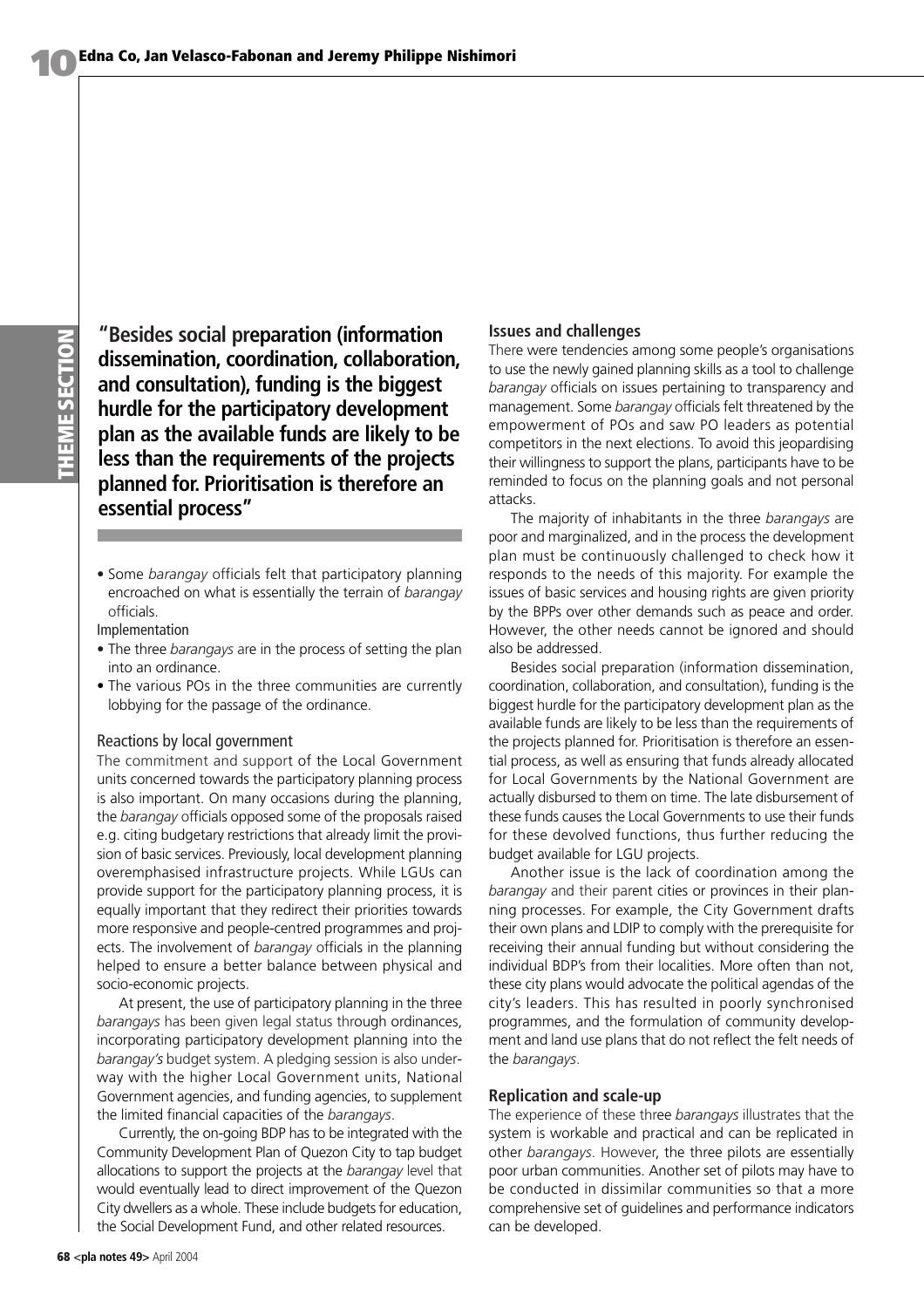"Besides social preparation (information dissemination, coordination, collaboration, and consultation), funding is the biggest hurdle for the participatory development plan as the available funds are likely to be less than the requirements of the projects planned for. Prioritisation is therefore an essential process"

- Some *barangay* officials felt that participatory planning encroached on what is essentially the terrain of *barangay* officials.

Implementation

- The three *barangays* are in the process of setting the plan into an ordinance.
- The various POs in the three communities are currently lobbying for the passage of the ordinance.

Reactions by local government

The commitment and support of the Local Government units concerned towards the participatory planning process is also important. On many occasions during the planning, the *barangay* officials opposed some of the proposals raised e.g. citing budgetary restrictions that already limit the provision of basic services. Previously, local development planning overemphasised infrastructure projects. While LGUs can provide support for the participatory planning process, it is equally important that they redirect their priorities towards more responsive and people-centred programmes and projects. The involvement of *barangay* officials in the planning helped to ensure a better balance between physical and socio-economic projects.

At present, the use of participatory planning in the three *barangays* has been given legal status through ordinances, incorporating participatory development planning into the *barangay's* budget system. A pledging session is also underway with the higher Local Government units, National Government agencies, and funding agencies, to supplement the limited financial capacities of the *barangays*.

Currently, the on-going BDP has to be integrated with the Community Development Plan of Quezon City to tap budget allocations to support the projects at the *barangay* level that would eventually lead to direct improvement of the Quezon City dwellers as a whole. These include budgets for education, the Social Development Fund, and other related resources.

### Issues and challenges

There were tendencies among some people's organisations to use the newly gained planning skills as a tool to challenge *barangay* officials on issues pertaining to transparency and management. Some *barangay* officials felt threatened by the empowerment of POs and saw PO leaders as potential competitors in the next elections. To avoid this jeopardising their willingness to support the plans, participants have to be reminded to focus on the planning goals and not personal attacks.

The majority of inhabitants in the three *barangays* are poor and marginalized, and in the process the development plan must be continuously challenged to check how it responds to the needs of this majority. For example the issues of basic services and housing rights are given priority by the BPPs over other demands such as peace and order. However, the other needs cannot be ignored and should also be addressed.

Besides social preparation (information dissemination, coordination, collaboration, and consultation), funding is the biggest hurdle for the participatory development plan as the available funds are likely to be less than the requirements of the projects planned for. Prioritisation is therefore an essential process, as well as ensuring that funds already allocated for Local Governments by the National Government are actually disbursed to them on time. The late disbursement of these funds causes the Local Governments to use their funds for these devolved functions, thus further reducing the budget available for LGU projects.

Another issue is the lack of coordination among the *barangay* and their parent cities or provinces in their planning processes. For example, the City Government drafts their own plans and LDIP to comply with the prerequisite for receiving their annual funding but without considering the individual BDP's from their localities. More often than not, these city plans would advocate the political agendas of the city's leaders. This has resulted in poorly synchronised programmes, and the formulation of community development and land use plans that do not reflect the felt needs of the *barangays*.

### Replication and scale-up

The experience of these three *barangays* illustrates that the system is workable and practical and can be replicated in other *barangays*. However, the three pilots are essentially poor urban communities. Another set of pilots may have to be conducted in dissimilar communities so that a more comprehensive set of guidelines and performance indicators can be developed.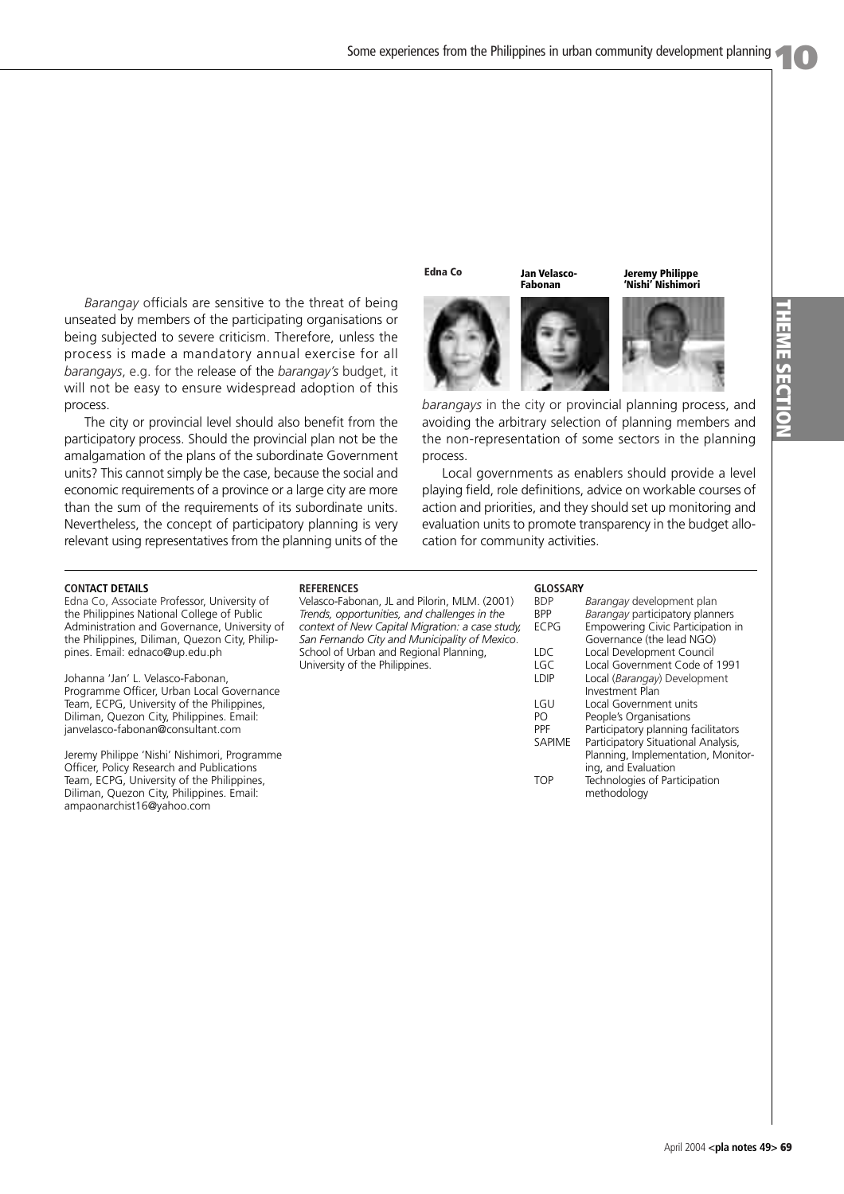*Barangay* officials are sensitive to the threat of being unseated by members of the participating organisations or being subjected to severe criticism. Therefore, unless the process is made a mandatory annual exercise for all *barangays*, e.g. for the release of the *barangay's* budget, it will not be easy to ensure widespread adoption of this process.

The city or provincial level should also benefit from the participatory process. Should the provincial plan not be the amalgamation of the plans of the subordinate Government units? This cannot simply be the case, because the social and economic requirements of a province or a large city are more than the sum of the requirements of its subordinate units. Nevertheless, the concept of participatory planning is very relevant using representatives from the planning units of the *barangays* in the city or provincial planning process, and avoiding the arbitrary selection of planning members and the non-representation of some sectors in the planning process.

Local governments as enablers should provide a level playing field, role definitions, advice on workable courses of action and priorities, and they should set up monitoring and evaluation units to promote transparency in the budget allocation for community activities.

**Edna Co** | **Jan Velasco-Fabonan** | **Jeremy Philippe 'Nishi' Nishimori**

**CONTACT DETAILS**

Edna Co, Associate Professor, University of the Philippines National College of Public Administration and Governance, University of the Philippines, Diliman, Quezon City, Philippines. Email: ednaco@up.edu.ph

Johanna 'Jan' L. Velasco-Fabonan, Programme Officer, Urban Local Governance Team, ECPG, University of the Philippines, Diliman, Quezon City, Philippines. Email: janvelasco-fabonan@consultant.com

Jeremy Philippe 'Nishi' Nishimori, Programme Officer, Policy Research and Publications Team, ECPG, University of the Philippines, Diliman, Quezon City, Philippines. Email: ampaonarchist16@yahoo.com

**REFERENCES**

Velasco-Fabonan, JL and Pilorin, MLM. (2001) *Trends, opportunities, and challenges in the context of New Capital Migration: a case study, San Fernando City and Municipality of Mexico*. School of Urban and Regional Planning, University of the Philippines.

**GLOSSARY**

| | |
|---|---|
| BDP | *Barangay* development plan |
| BPP | *Barangay* participatory planners |
| ECPG | Empowering Civic Participation in Governance (the lead NGO) |
| LDC | Local Development Council |
| LGC | Local Government Code of 1991 |
| LDIP | Local (*Barangay*) Development Investment Plan |
| LGU | Local Government units |
| PO | People's Organisations |
| PPF | Participatory planning facilitators |
| SAPIME | Participatory Situational Analysis, Planning, Implementation, Monitoring, and Evaluation |
| TOP | Technologies of Participation methodology |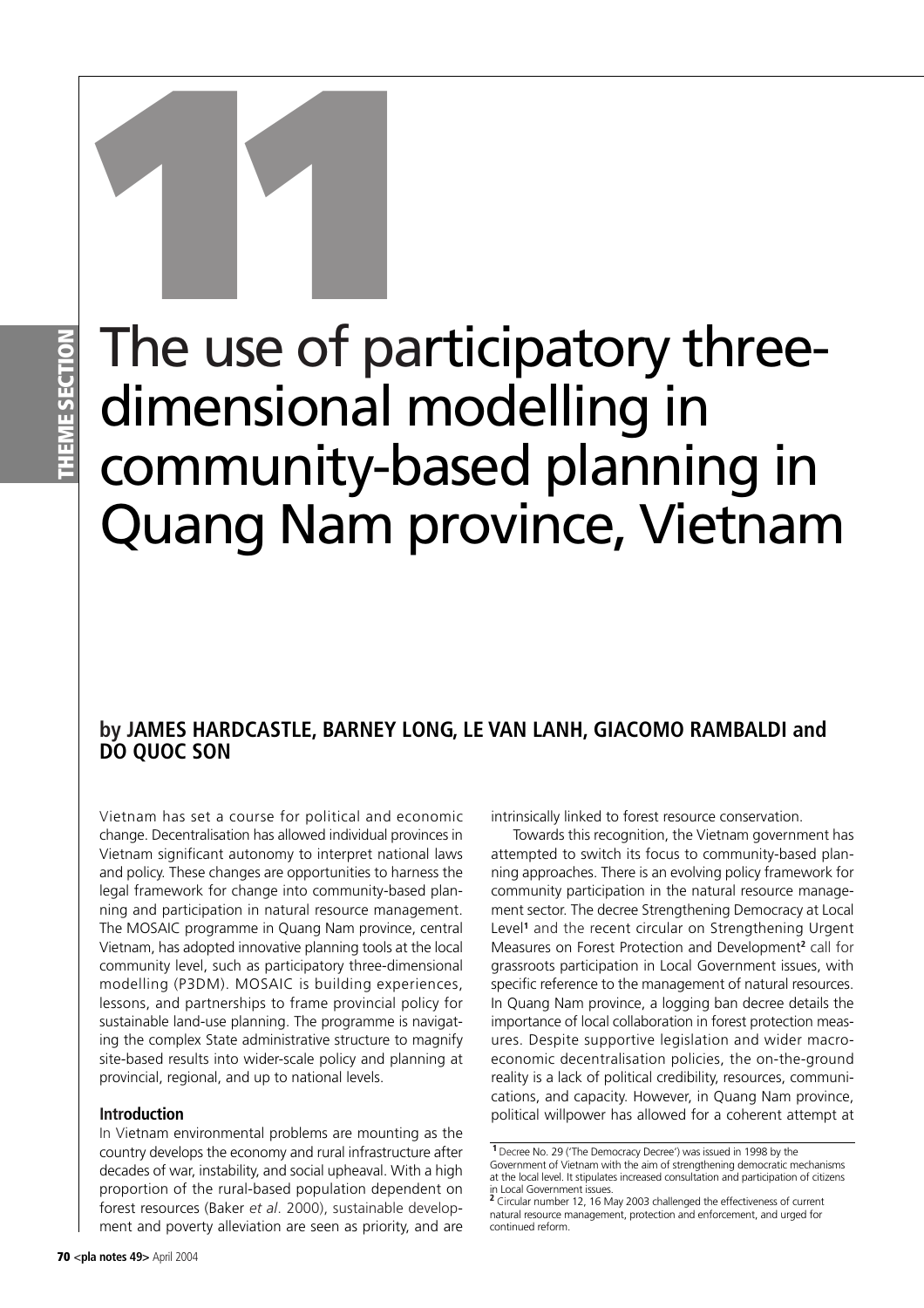# 11

# The use of participatory three-dimensional modelling in community-based planning in Quang Nam province, Vietnam

**by JAMES HARDCASTLE, BARNEY LONG, LE VAN LANH, GIACOMO RAMBALDI and DO QUOC SON**

Vietnam has set a course for political and economic change. Decentralisation has allowed individual provinces in Vietnam significant autonomy to interpret national laws and policy. These changes are opportunities to harness the legal framework for change into community-based planning and participation in natural resource management. The MOSAIC programme in Quang Nam province, central Vietnam, has adopted innovative planning tools at the local community level, such as participatory three-dimensional modelling (P3DM). MOSAIC is building experiences, lessons, and partnerships to frame provincial policy for sustainable land-use planning. The programme is navigating the complex State administrative structure to magnify site-based results into wider-scale policy and planning at provincial, regional, and up to national levels.

## Introduction

In Vietnam environmental problems are mounting as the country develops the economy and rural infrastructure after decades of war, instability, and social upheaval. With a high proportion of the rural-based population dependent on forest resources (Baker *et al*. 2000), sustainable development and poverty alleviation are seen as priority, and are intrinsically linked to forest resource conservation.

Towards this recognition, the Vietnam government has attempted to switch its focus to community-based planning approaches. There is an evolving policy framework for community participation in the natural resource management sector. The decree Strengthening Democracy at Local Level[1] and the recent circular on Strengthening Urgent Measures on Forest Protection and Development[2] call for grassroots participation in Local Government issues, with specific reference to the management of natural resources. In Quang Nam province, a logging ban decree details the importance of local collaboration in forest protection measures. Despite supportive legislation and wider macro-economic decentralisation policies, the on-the-ground reality is a lack of political credibility, resources, communications, and capacity. However, in Quang Nam province, political willpower has allowed for a coherent attempt at

[1] Decree No. 29 ('The Democracy Decree') was issued in 1998 by the Government of Vietnam with the aim of strengthening democratic mechanisms at the local level. It stipulates increased consultation and participation of citizens in Local Government issues.

[2] Circular number 12, 16 May 2003 challenged the effectiveness of current natural resource management, protection and enforcement, and urged for continued reform.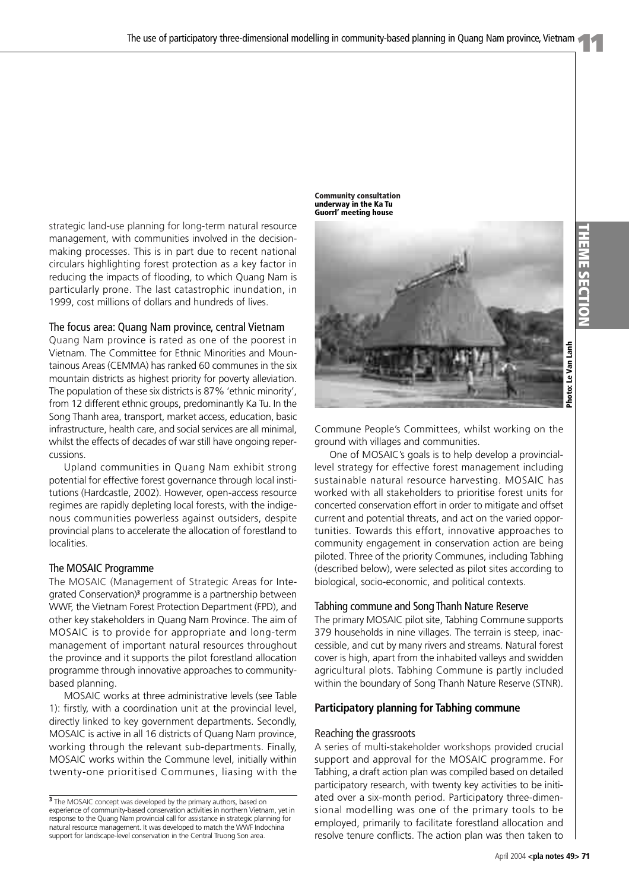strategic land-use planning for long-term natural resource management, with communities involved in the decision-making processes. This is in part due to recent national circulars highlighting forest protection as a key factor in reducing the impacts of flooding, to which Quang Nam is particularly prone. The last catastrophic inundation, in 1999, cost millions of dollars and hundreds of lives.

### The focus area: Quang Nam province, central Vietnam

Quang Nam province is rated as one of the poorest in Vietnam. The Committee for Ethnic Minorities and Mountainous Areas (CEMMA) has ranked 60 communes in the six mountain districts as highest priority for poverty alleviation. The population of these six districts is 87% 'ethnic minority', from 12 different ethnic groups, predominantly Ka Tu. In the Song Thanh area, transport, market access, education, basic infrastructure, health care, and social services are all minimal, whilst the effects of decades of war still have ongoing repercussions.

Upland communities in Quang Nam exhibit strong potential for effective forest governance through local institutions (Hardcastle, 2002). However, open-access resource regimes are rapidly depleting local forests, with the indigenous communities powerless against outsiders, despite provincial plans to accelerate the allocation of forestland to localities.

### The MOSAIC Programme

The MOSAIC (Management of Strategic Areas for Integrated Conservation)[3] programme is a partnership between WWF, the Vietnam Forest Protection Department (FPD), and other key stakeholders in Quang Nam Province. The aim of MOSAIC is to provide for appropriate and long-term management of important natural resources throughout the province and it supports the pilot forestland allocation programme through innovative approaches to community-based planning.

MOSAIC works at three administrative levels (see Table 1): firstly, with a coordination unit at the provincial level, directly linked to key government departments. Secondly, MOSAIC is active in all 16 districts of Quang Nam province, working through the relevant sub-departments. Finally, MOSAIC works within the Commune level, initially within twenty-one prioritised Communes, liasing with the Commune People's Committees, whilst working on the ground with villages and communities.

**Community consultation underway in the Ka Tu Guorrl' meeting house**

Photo: Le Van Lanh

One of MOSAIC's goals is to help develop a provincial-level strategy for effective forest management including sustainable natural resource harvesting. MOSAIC has worked with all stakeholders to prioritise forest units for concerted conservation effort in order to mitigate and offset current and potential threats, and act on the varied opportunities. Towards this effort, innovative approaches to community engagement in conservation action are being piloted. Three of the priority Communes, including Tabhing (described below), were selected as pilot sites according to biological, socio-economic, and political contexts.

### Tabhing commune and Song Thanh Nature Reserve

The primary MOSAIC pilot site, Tabhing Commune supports 379 households in nine villages. The terrain is steep, inaccessible, and cut by many rivers and streams. Natural forest cover is high, apart from the inhabited valleys and swidden agricultural plots. Tabhing Commune is partly included within the boundary of Song Thanh Nature Reserve (STNR).

## Participatory planning for Tabhing commune

### Reaching the grassroots

A series of multi-stakeholder workshops provided crucial support and approval for the MOSAIC programme. For Tabhing, a draft action plan was compiled based on detailed participatory research, with twenty key activities to be initiated over a six-month period. Participatory three-dimensional modelling was one of the primary tools to be employed, primarily to facilitate forestland allocation and resolve tenure conflicts. The action plan was then taken to

[3] The MOSAIC concept was developed by the primary authors, based on experience of community-based conservation activities in northern Vietnam, yet in response to the Quang Nam provincial call for assistance in strategic planning for natural resource management. It was developed to match the WWF Indochina support for landscape-level conservation in the Central Truong Son area.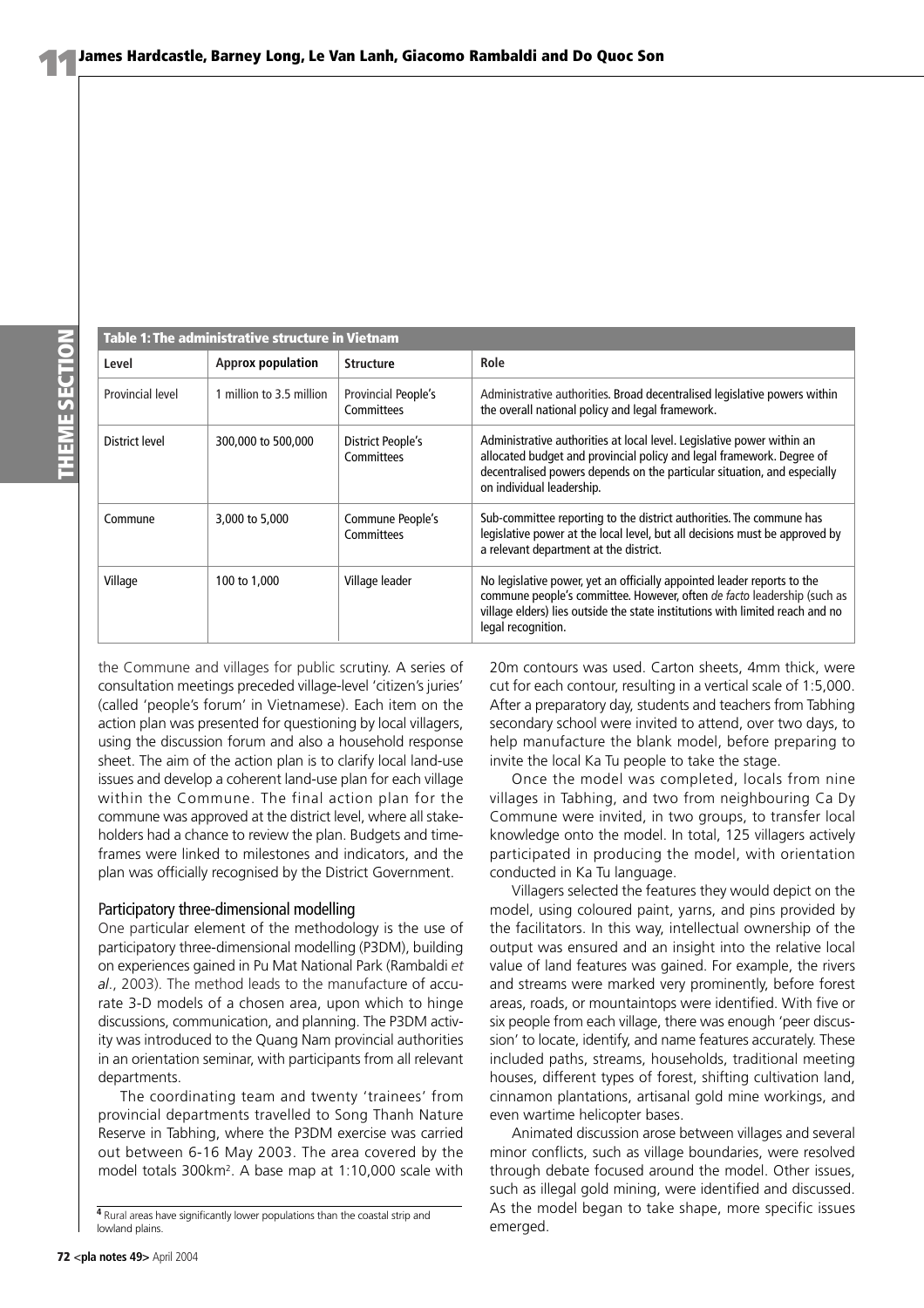**Table 1: The administrative structure in Vietnam**

| Level | Approx population | Structure | Role |
|---|---|---|---|
| Provincial level | 1 million to 3.5 million | Provincial People's Committees | Administrative authorities. Broad decentralised legislative powers within the overall national policy and legal framework. |
| District level | 300,000 to 500,000 | District People's Committees | Administrative authorities at local level. Legislative power within an allocated budget and provincial policy and legal framework. Degree of decentralised powers depends on the particular situation, and especially on individual leadership. |
| Commune | 3,000 to 5,000 | Commune People's Committees | Sub-committee reporting to the district authorities. The commune has legislative power at the local level, but all decisions must be approved by a relevant department at the district. |
| Village | 100 to 1,000 | Village leader | No legislative power, yet an officially appointed leader reports to the commune people's committee. However, often *de facto* leadership (such as village elders) lies outside the state institutions with limited reach and no legal recognition. |

the Commune and villages for public scrutiny. A series of consultation meetings preceded village-level 'citizen's juries' (called 'people's forum' in Vietnamese). Each item on the action plan was presented for questioning by local villagers, using the discussion forum and also a household response sheet. The aim of the action plan is to clarify local land-use issues and develop a coherent land-use plan for each village within the Commune. The final action plan for the commune was approved at the district level, where all stakeholders had a chance to review the plan. Budgets and timeframes were linked to milestones and indicators, and the plan was officially recognised by the District Government.

### Participatory three-dimensional modelling

One particular element of the methodology is the use of participatory three-dimensional modelling (P3DM), building on experiences gained in Pu Mat National Park (Rambaldi *et al*., 2003). The method leads to the manufacture of accurate 3-D models of a chosen area, upon which to hinge discussions, communication, and planning. The P3DM activity was introduced to the Quang Nam provincial authorities in an orientation seminar, with participants from all relevant departments.

The coordinating team and twenty 'trainees' from provincial departments travelled to Song Thanh Nature Reserve in Tabhing, where the P3DM exercise was carried out between 6-16 May 2003. The area covered by the model totals 300km$^2$. A base map at 1:10,000 scale with 20m contours was used. Carton sheets, 4mm thick, were cut for each contour, resulting in a vertical scale of 1:5,000. After a preparatory day, students and teachers from Tabhing secondary school were invited to attend, over two days, to help manufacture the blank model, before preparing to invite the local Ka Tu people to take the stage.

Once the model was completed, locals from nine villages in Tabhing, and two from neighbouring Ca Dy Commune were invited, in two groups, to transfer local knowledge onto the model. In total, 125 villagers actively participated in producing the model, with orientation conducted in Ka Tu language.

Villagers selected the features they would depict on the model, using coloured paint, yarns, and pins provided by the facilitators. In this way, intellectual ownership of the output was ensured and an insight into the relative local value of land features was gained. For example, the rivers and streams were marked very prominently, before forest areas, roads, or mountaintops were identified. With five or six people from each village, there was enough 'peer discussion' to locate, identify, and name features accurately. These included paths, streams, households, traditional meeting houses, different types of forest, shifting cultivation land, cinnamon plantations, artisanal gold mine workings, and even wartime helicopter bases.

Animated discussion arose between villages and several minor conflicts, such as village boundaries, were resolved through debate focused around the model. Other issues, such as illegal gold mining, were identified and discussed. As the model began to take shape, more specific issues emerged.

---

[4] Rural areas have significantly lower populations than the coastal strip and lowland plains.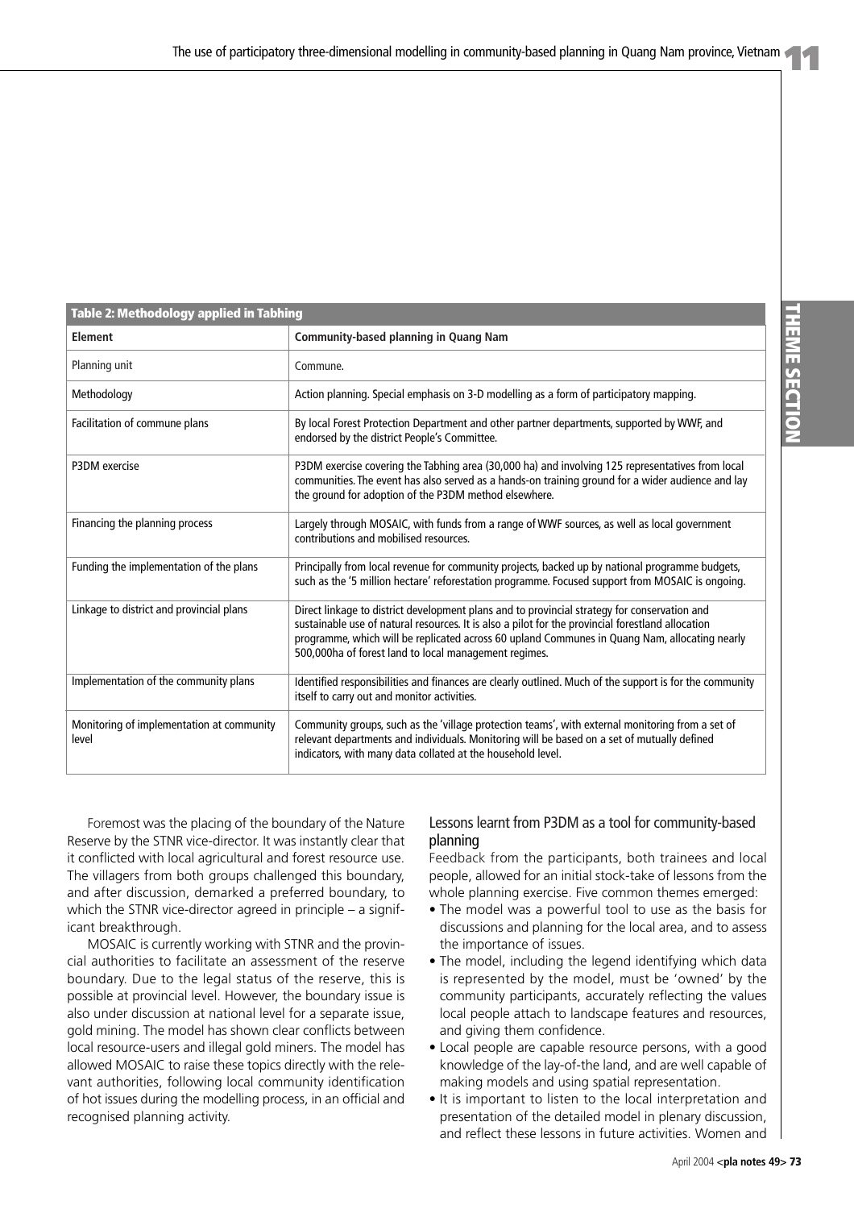**Table 2: Methodology applied in Tabhing**

| Element | Community-based planning in Quang Nam |
|---|---|
| Planning unit | Commune. |
| Methodology | Action planning. Special emphasis on 3-D modelling as a form of participatory mapping. |
| Facilitation of commune plans | By local Forest Protection Department and other partner departments, supported by WWF, and endorsed by the district People's Committee. |
| P3DM exercise | P3DM exercise covering the Tabhing area (30,000 ha) and involving 125 representatives from local communities. The event has also served as a hands-on training ground for a wider audience and lay the ground for adoption of the P3DM method elsewhere. |
| Financing the planning process | Largely through MOSAIC, with funds from a range of WWF sources, as well as local government contributions and mobilised resources. |
| Funding the implementation of the plans | Principally from local revenue for community projects, backed up by national programme budgets, such as the '5 million hectare' reforestation programme. Focused support from MOSAIC is ongoing. |
| Linkage to district and provincial plans | Direct linkage to district development plans and to provincial strategy for conservation and sustainable use of natural resources. It is also a pilot for the provincial forestland allocation programme, which will be replicated across 60 upland Communes in Quang Nam, allocating nearly 500,000ha of forest land to local management regimes. |
| Implementation of the community plans | Identified responsibilities and finances are clearly outlined. Much of the support is for the community itself to carry out and monitor activities. |
| Monitoring of implementation at community level | Community groups, such as the 'village protection teams', with external monitoring from a set of relevant departments and individuals. Monitoring will be based on a set of mutually defined indicators, with many data collated at the household level. |

Foremost was the placing of the boundary of the Nature Reserve by the STNR vice-director. It was instantly clear that it conflicted with local agricultural and forest resource use. The villagers from both groups challenged this boundary, and after discussion, demarked a preferred boundary, to which the STNR vice-director agreed in principle – a significant breakthrough.

MOSAIC is currently working with STNR and the provincial authorities to facilitate an assessment of the reserve boundary. Due to the legal status of the reserve, this is possible at provincial level. However, the boundary issue is also under discussion at national level for a separate issue, gold mining. The model has shown clear conflicts between local resource-users and illegal gold miners. The model has allowed MOSAIC to raise these topics directly with the relevant authorities, following local community identification of hot issues during the modelling process, in an official and recognised planning activity.

## Lessons learnt from P3DM as a tool for community-based planning

Feedback from the participants, both trainees and local people, allowed for an initial stock-take of lessons from the whole planning exercise. Five common themes emerged:

- The model was a powerful tool to use as the basis for discussions and planning for the local area, and to assess the importance of issues.
- The model, including the legend identifying which data is represented by the model, must be 'owned' by the community participants, accurately reflecting the values local people attach to landscape features and resources, and giving them confidence.
- Local people are capable resource persons, with a good knowledge of the lay-of-the-land, and are well capable of making models and using spatial representation.
- It is important to listen to the local interpretation and presentation of the detailed model in plenary discussion, and reflect these lessons in future activities. Women and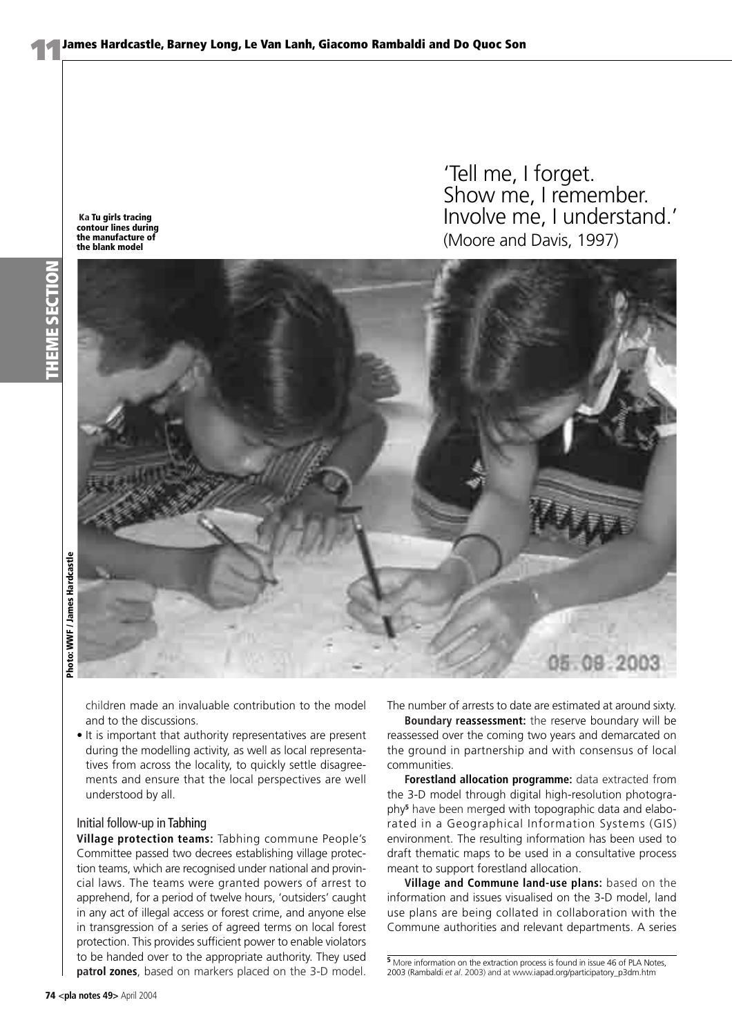Ka Tu girls tracing contour lines during the manufacture of the blank model

Photo: WWF / James Hardcastle

'Tell me, I forget.
Show me, I remember.
Involve me, I understand.'
(Moore and Davis, 1997)

children made an invaluable contribution to the model and to the discussions.

- It is important that authority representatives are present during the modelling activity, as well as local representatives from across the locality, to quickly settle disagreements and ensure that the local perspectives are well understood by all.

### Initial follow-up in Tabhing

**Village protection teams:** Tabhing commune People's Committee passed two decrees establishing village protection teams, which are recognised under national and provincial laws. The teams were granted powers of arrest to apprehend, for a period of twelve hours, 'outsiders' caught in any act of illegal access or forest crime, and anyone else in transgression of a series of agreed terms on local forest protection. This provides sufficient power to enable violators to be handed over to the appropriate authority. They used **patrol zones**, based on markers placed on the 3-D model. The number of arrests to date are estimated at around sixty.

**Boundary reassessment:** the reserve boundary will be reassessed over the coming two years and demarcated on the ground in partnership and with consensus of local communities.

**Forestland allocation programme:** data extracted from the 3-D model through digital high-resolution photography[5] have been merged with topographic data and elaborated in a Geographical Information Systems (GIS) environment. The resulting information has been used to draft thematic maps to be used in a consultative process meant to support forestland allocation.

**Village and Commune land-use plans:** based on the information and issues visualised on the 3-D model, land use plans are being collated in collaboration with the Commune authorities and relevant departments. A series

[5] More information on the extraction process is found in issue 46 of PLA Notes, 2003 (Rambaldi *et al*. 2003) and at www.iapad.org/participatory_p3dm.htm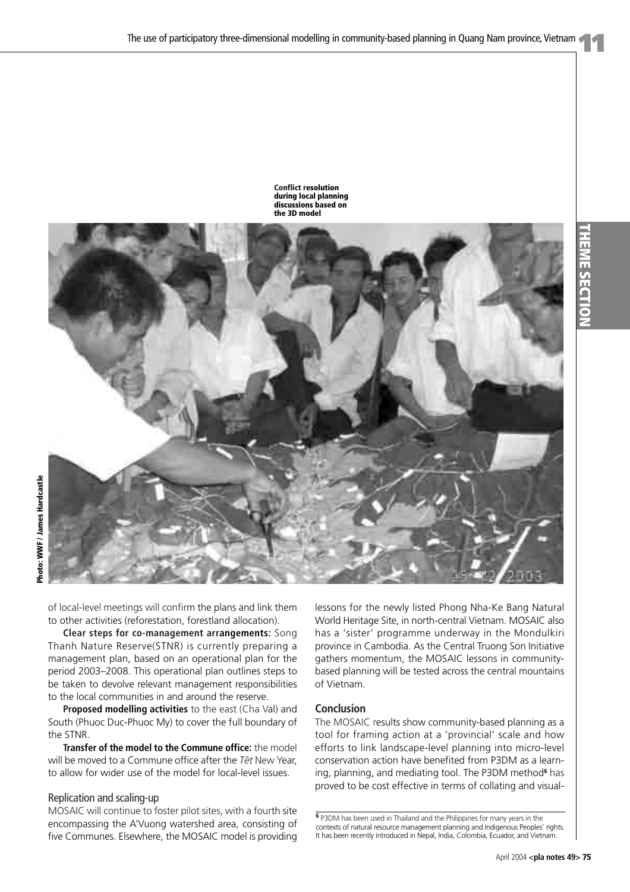Conflict resolution during local planning discussions based on the 3D model

Photo: WWF / James Hardcastle

of local-level meetings will confirm the plans and link them to other activities (reforestation, forestland allocation).

**Clear steps for co-management arrangements:** Song Thanh Nature Reserve(STNR) is currently preparing a management plan, based on an operational plan for the period 2003–2008. This operational plan outlines steps to be taken to devolve relevant management responsibilities to the local communities in and around the reserve.

**Proposed modelling activities** to the east (Cha Val) and South (Phuoc Duc-Phuoc My) to cover the full boundary of the STNR.

**Transfer of the model to the Commune office:** the model will be moved to a Commune office after the *Têt* New Year, to allow for wider use of the model for local-level issues.

### Replication and scaling-up

MOSAIC will continue to foster pilot sites, with a fourth site encompassing the A'Vuong watershed area, consisting of five Communes. Elsewhere, the MOSAIC model is providing lessons for the newly listed Phong Nha-Ke Bang Natural World Heritage Site, in north-central Vietnam. MOSAIC also has a 'sister' programme underway in the Mondulkiri province in Cambodia. As the Central Truong Son Initiative gathers momentum, the MOSAIC lessons in community-based planning will be tested across the central mountains of Vietnam.

## Conclusion

The MOSAIC results show community-based planning as a tool for framing action at a 'provincial' scale and how efforts to link landscape-level planning into micro-level conservation action have benefited from P3DM as a learning, planning, and mediating tool. The P3DM method[6] has proved to be cost effective in terms of collating and visual-

[6] P3DM has been used in Thailand and the Philippines for many years in the contexts of natural resource management planning and Indigenous Peoples' rights. It has been recently introduced in Nepal, India, Colombia, Ecuador, and Vietnam.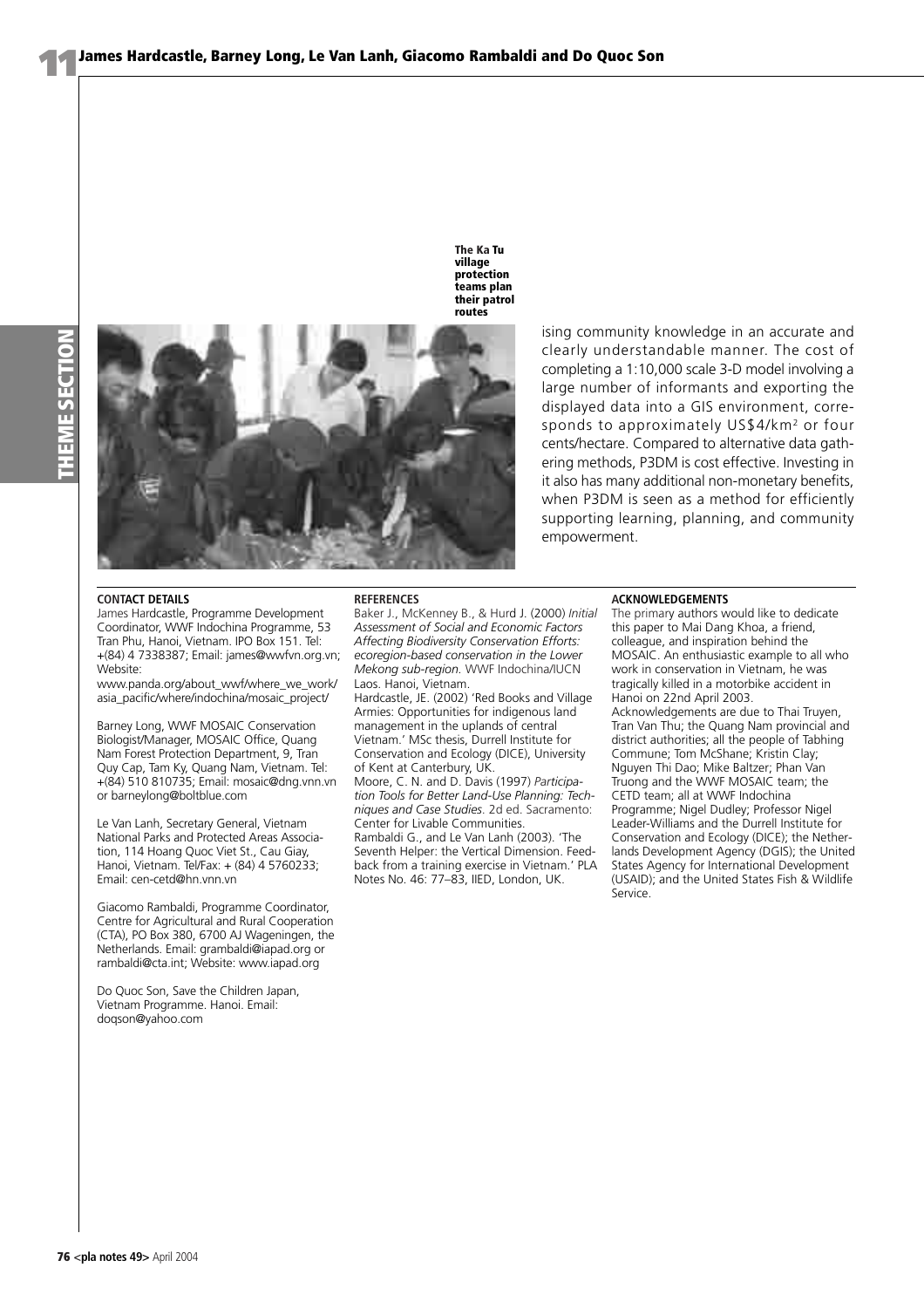The Ka Tu village protection teams plan their patrol routes

ising community knowledge in an accurate and clearly understandable manner. The cost of completing a 1:10,000 scale 3-D model involving a large number of informants and exporting the displayed data into a GIS environment, corresponds to approximately US$4/km² or four cents/hectare. Compared to alternative data gathering methods, P3DM is cost effective. Investing in it also has many additional non-monetary benefits, when P3DM is seen as a method for efficiently supporting learning, planning, and community empowerment.

**CONTACT DETAILS**

James Hardcastle, Programme Development Coordinator, WWF Indochina Programme, 53 Tran Phu, Hanoi, Vietnam. IPO Box 151. Tel: +(84) 4 7338387; Email: james@wwfvn.org.vn; Website: www.panda.org/about_wwf/where_we_work/asia_pacific/where/indochina/mosaic_project/

Barney Long, WWF MOSAIC Conservation Biologist/Manager, MOSAIC Office, Quang Nam Forest Protection Department, 9, Tran Quy Cap, Tam Ky, Quang Nam, Vietnam. Tel: +(84) 510 810735; Email: mosaic@dng.vnn.vn or barneylong@boltblue.com

Le Van Lanh, Secretary General, Vietnam National Parks and Protected Areas Association, 114 Hoang Quoc Viet St., Cau Giay, Hanoi, Vietnam. Tel/Fax: + (84) 4 5760233; Email: cen-cetd@hn.vnn.vn

Giacomo Rambaldi, Programme Coordinator, Centre for Agricultural and Rural Cooperation (CTA), PO Box 380, 6700 AJ Wageningen, the Netherlands. Email: grambaldi@iapad.org or rambaldi@cta.int; Website: www.iapad.org

Do Quoc Son, Save the Children Japan, Vietnam Programme. Hanoi. Email: doqson@yahoo.com

**REFERENCES**

Baker J., McKenney B., & Hurd J. (2000) *Initial Assessment of Social and Economic Factors Affecting Biodiversity Conservation Efforts: ecoregion-based conservation in the Lower Mekong sub-region.* WWF Indochina/IUCN Laos. Hanoi, Vietnam.

Hardcastle, JE. (2002) 'Red Books and Village Armies: Opportunities for indigenous land management in the uplands of central Vietnam.' MSc thesis, Durrell Institute for Conservation and Ecology (DICE), University of Kent at Canterbury, UK.

Moore, C. N. and D. Davis (1997) *Participation Tools for Better Land-Use Planning: Techniques and Case Studies.* 2d ed. Sacramento: Center for Livable Communities.

Rambaldi G., and Le Van Lanh (2003). 'The Seventh Helper: the Vertical Dimension. Feedback from a training exercise in Vietnam.' PLA Notes No. 46: 77–83, IIED, London, UK.

**ACKNOWLEDGEMENTS**

The primary authors would like to dedicate this paper to Mai Dang Khoa, a friend, colleague, and inspiration behind the MOSAIC. An enthusiastic example to all who work in conservation in Vietnam, he was tragically killed in a motorbike accident in Hanoi on 22nd April 2003.

Acknowledgements are due to Thai Truyen, Tran Van Thu; the Quang Nam provincial and district authorities; all the people of Tabhing Commune; Tom McShane; Kristin Clay; Nguyen Thi Dao; Mike Baltzer; Phan Van Truong and the WWF MOSAIC team; the CETD team; all at WWF Indochina Programme; Nigel Dudley; Professor Nigel Leader-Williams and the Durrell Institute for Conservation and Ecology (DICE); the Netherlands Development Agency (DGIS); the United States Agency for International Development (USAID); and the United States Fish & Wildlife Service.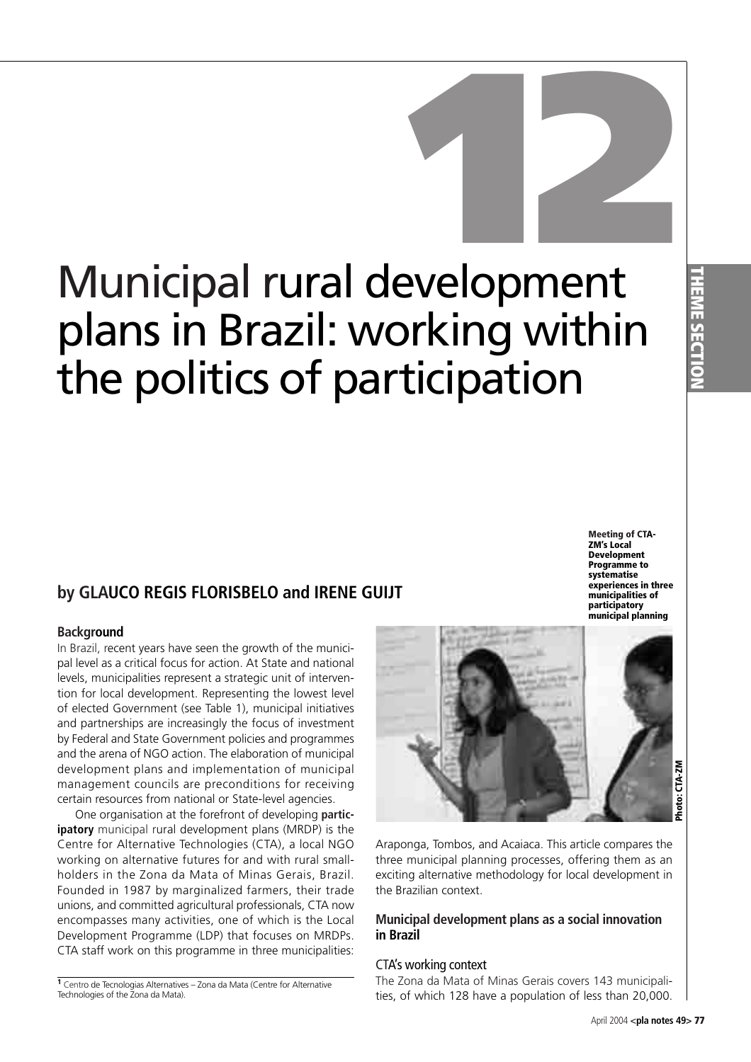# 12

# Municipal rural development plans in Brazil: working within the politics of participation

## by GLAUCO REGIS FLORISBELO and IRENE GUIJT

### Background

In Brazil, recent years have seen the growth of the municipal level as a critical focus for action. At State and national levels, municipalities represent a strategic unit of intervention for local development. Representing the lowest level of elected Government (see Table 1), municipal initiatives and partnerships are increasingly the focus of investment by Federal and State Government policies and programmes and the arena of NGO action. The elaboration of municipal development plans and implementation of municipal management councils are preconditions for receiving certain resources from national or State-level agencies.

One organisation at the forefront of developing **participatory** municipal rural development plans (MRDP) is the Centre for Alternative Technologies (CTA), a local NGO working on alternative futures for and with rural smallholders in the Zona da Mata of Minas Gerais, Brazil. Founded in 1987 by marginalized farmers, their trade unions, and committed agricultural professionals, CTA now encompasses many activities, one of which is the Local Development Programme (LDP) that focuses on MRDPs. CTA staff work on this programme in three municipalities: Araponga, Tombos, and Acaiaca. This article compares the three municipal planning processes, offering them as an exciting alternative methodology for local development in the Brazilian context.

Meeting of CTA-ZM's Local Development Programme to systematise experiences in three municipalities of participatory municipal planning

Photo: CTA-ZM

### Municipal development plans as a social innovation in Brazil

#### CTA's working context

The Zona da Mata of Minas Gerais covers 143 municipalities, of which 128 have a population of less than 20,000.

[1] Centro de Tecnologias Alternatives – Zona da Mata (Centre for Alternative Technologies of the Zona da Mata).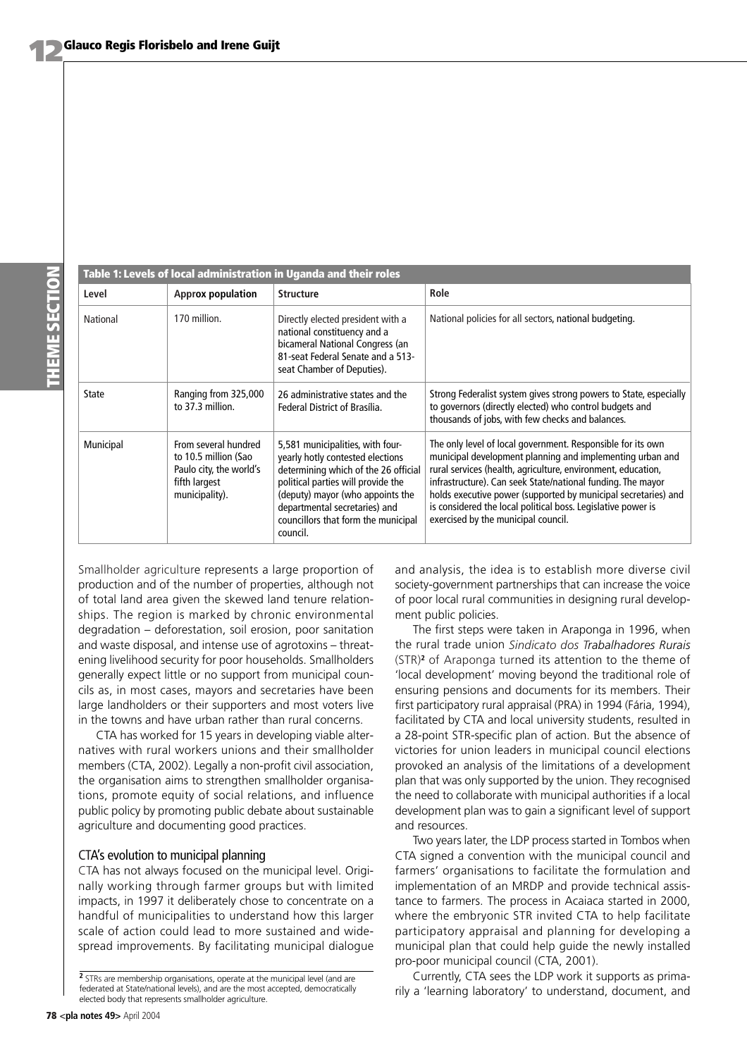**Table 1: Levels of local administration in Uganda and their roles**

| Level | Approx population | Structure | Role |
|---|---|---|---|
| National | 170 million. | Directly elected president with a national constituency and a bicameral National Congress (an 81-seat Federal Senate and a 513-seat Chamber of Deputies). | National policies for all sectors, national budgeting. |
| State | Ranging from 325,000 to 37.3 million. | 26 administrative states and the Federal District of Brasília. | Strong Federalist system gives strong powers to State, especially to governors (directly elected) who control budgets and thousands of jobs, with few checks and balances. |
| Municipal | From several hundred to 10.5 million (Sao Paulo city, the world's fifth largest municipality). | 5,581 municipalities, with four-yearly hotly contested elections determining which of the 26 official political parties will provide the (deputy) mayor (who appoints the departmental secretaries) and councillors that form the municipal council. | The only level of local government. Responsible for its own municipal development planning and implementing urban and rural services (health, agriculture, environment, education, infrastructure). Can seek State/national funding. The mayor holds executive power (supported by municipal secretaries) and is considered the local political boss. Legislative power is exercised by the municipal council. |

Smallholder agriculture represents a large proportion of production and of the number of properties, although not of total land area given the skewed land tenure relationships. The region is marked by chronic environmental degradation – deforestation, soil erosion, poor sanitation and waste disposal, and intense use of agrotoxins – threatening livelihood security for poor households. Smallholders generally expect little or no support from municipal councils as, in most cases, mayors and secretaries have been large landholders or their supporters and most voters live in the towns and have urban rather than rural concerns.

CTA has worked for 15 years in developing viable alternatives with rural workers unions and their smallholder members (CTA, 2002). Legally a non-profit civil association, the organisation aims to strengthen smallholder organisations, promote equity of social relations, and influence public policy by promoting public debate about sustainable agriculture and documenting good practices.

### CTA's evolution to municipal planning

CTA has not always focused on the municipal level. Originally working through farmer groups but with limited impacts, in 1997 it deliberately chose to concentrate on a handful of municipalities to understand how this larger scale of action could lead to more sustained and widespread improvements. By facilitating municipal dialogue and analysis, the idea is to establish more diverse civil society-government partnerships that can increase the voice of poor local rural communities in designing rural development public policies.

The first steps were taken in Araponga in 1996, when the rural trade union *Sindicato dos Trabalhadores Rurais* (STR)[2] of Araponga turned its attention to the theme of 'local development' moving beyond the traditional role of ensuring pensions and documents for its members. Their first participatory rural appraisal (PRA) in 1994 (Fária, 1994), facilitated by CTA and local university students, resulted in a 28-point STR-specific plan of action. But the absence of victories for union leaders in municipal council elections provoked an analysis of the limitations of a development plan that was only supported by the union. They recognised the need to collaborate with municipal authorities if a local development plan was to gain a significant level of support and resources.

Two years later, the LDP process started in Tombos when CTA signed a convention with the municipal council and farmers' organisations to facilitate the formulation and implementation of an MRDP and provide technical assistance to farmers. The process in Acaiaca started in 2000, where the embryonic STR invited CTA to help facilitate participatory appraisal and planning for developing a municipal plan that could help guide the newly installed pro-poor municipal council (CTA, 2001).

Currently, CTA sees the LDP work it supports as primarily a 'learning laboratory' to understand, document, and

[2] STRs are membership organisations, operate at the municipal level (and are federated at State/national levels), and are the most accepted, democratically elected body that represents smallholder agriculture.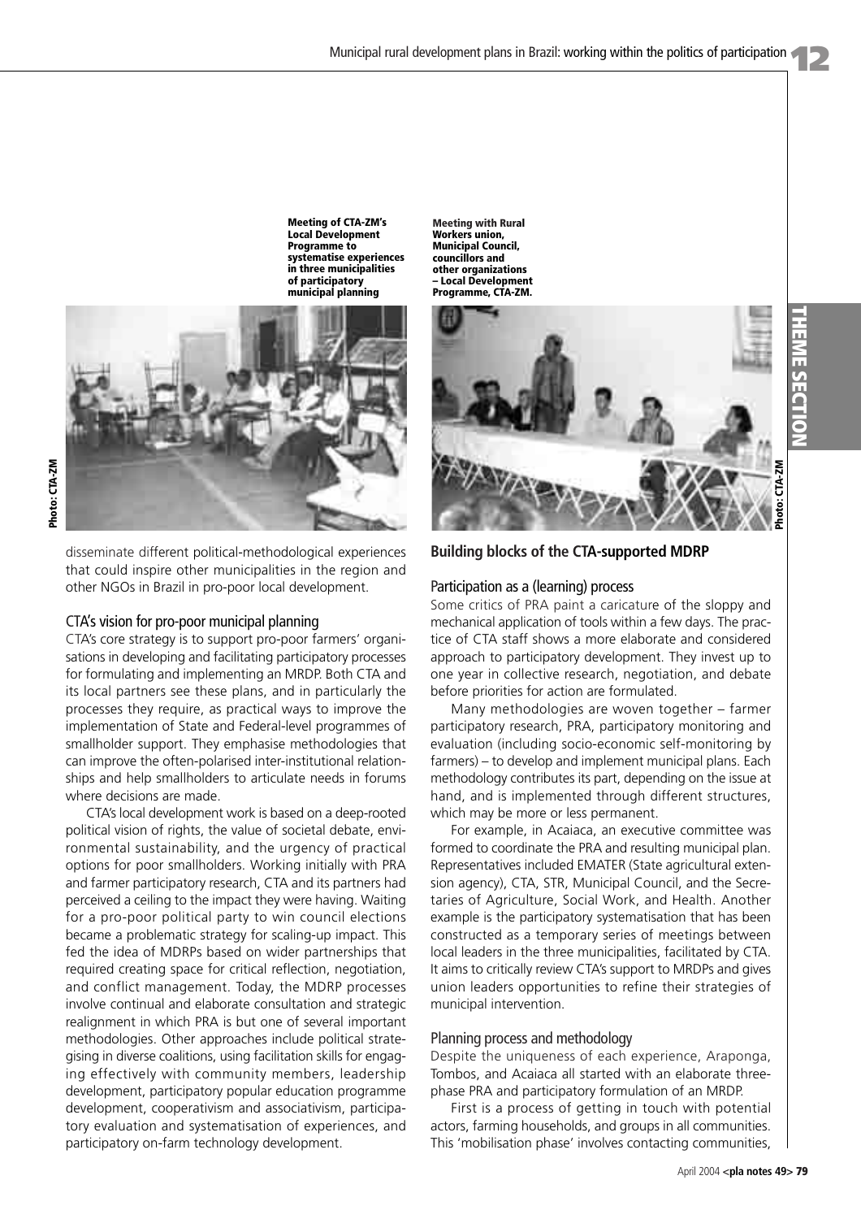Meeting of CTA-ZM's Local Development Programme to systematise experiences in three municipalities of participatory municipal planning

Photo: CTA-ZM

Meeting with Rural Workers union, Municipal Council, councillors and other organizations – Local Development Programme, CTA-ZM.

Photo: CTA-ZM

disseminate different political-methodological experiences that could inspire other municipalities in the region and other NGOs in Brazil in pro-poor local development.

### CTA's vision for pro-poor municipal planning

CTA's core strategy is to support pro-poor farmers' organisations in developing and facilitating participatory processes for formulating and implementing an MRDP. Both CTA and its local partners see these plans, and in particularly the processes they require, as practical ways to improve the implementation of State and Federal-level programmes of smallholder support. They emphasise methodologies that can improve the often-polarised inter-institutional relationships and help smallholders to articulate needs in forums where decisions are made.

CTA's local development work is based on a deep-rooted political vision of rights, the value of societal debate, environmental sustainability, and the urgency of practical options for poor smallholders. Working initially with PRA and farmer participatory research, CTA and its partners had perceived a ceiling to the impact they were having. Waiting for a pro-poor political party to win council elections became a problematic strategy for scaling-up impact. This fed the idea of MDRPs based on wider partnerships that required creating space for critical reflection, negotiation, and conflict management. Today, the MDRP processes involve continual and elaborate consultation and strategic realignment in which PRA is but one of several important methodologies. Other approaches include political strategising in diverse coalitions, using facilitation skills for engaging effectively with community members, leadership development, participatory popular education programme development, cooperativism and associativism, participatory evaluation and systematisation of experiences, and participatory on-farm technology development.

## Building blocks of the CTA-supported MDRP

### Participation as a (learning) process

Some critics of PRA paint a caricature of the sloppy and mechanical application of tools within a few days. The practice of CTA staff shows a more elaborate and considered approach to participatory development. They invest up to one year in collective research, negotiation, and debate before priorities for action are formulated.

Many methodologies are woven together – farmer participatory research, PRA, participatory monitoring and evaluation (including socio-economic self-monitoring by farmers) – to develop and implement municipal plans. Each methodology contributes its part, depending on the issue at hand, and is implemented through different structures, which may be more or less permanent.

For example, in Acaiaca, an executive committee was formed to coordinate the PRA and resulting municipal plan. Representatives included EMATER (State agricultural extension agency), CTA, STR, Municipal Council, and the Secretaries of Agriculture, Social Work, and Health. Another example is the participatory systematisation that has been constructed as a temporary series of meetings between local leaders in the three municipalities, facilitated by CTA. It aims to critically review CTA's support to MRDPs and gives union leaders opportunities to refine their strategies of municipal intervention.

### Planning process and methodology

Despite the uniqueness of each experience, Araponga, Tombos, and Acaiaca all started with an elaborate three-phase PRA and participatory formulation of an MRDP.

First is a process of getting in touch with potential actors, farming households, and groups in all communities. This 'mobilisation phase' involves contacting communities,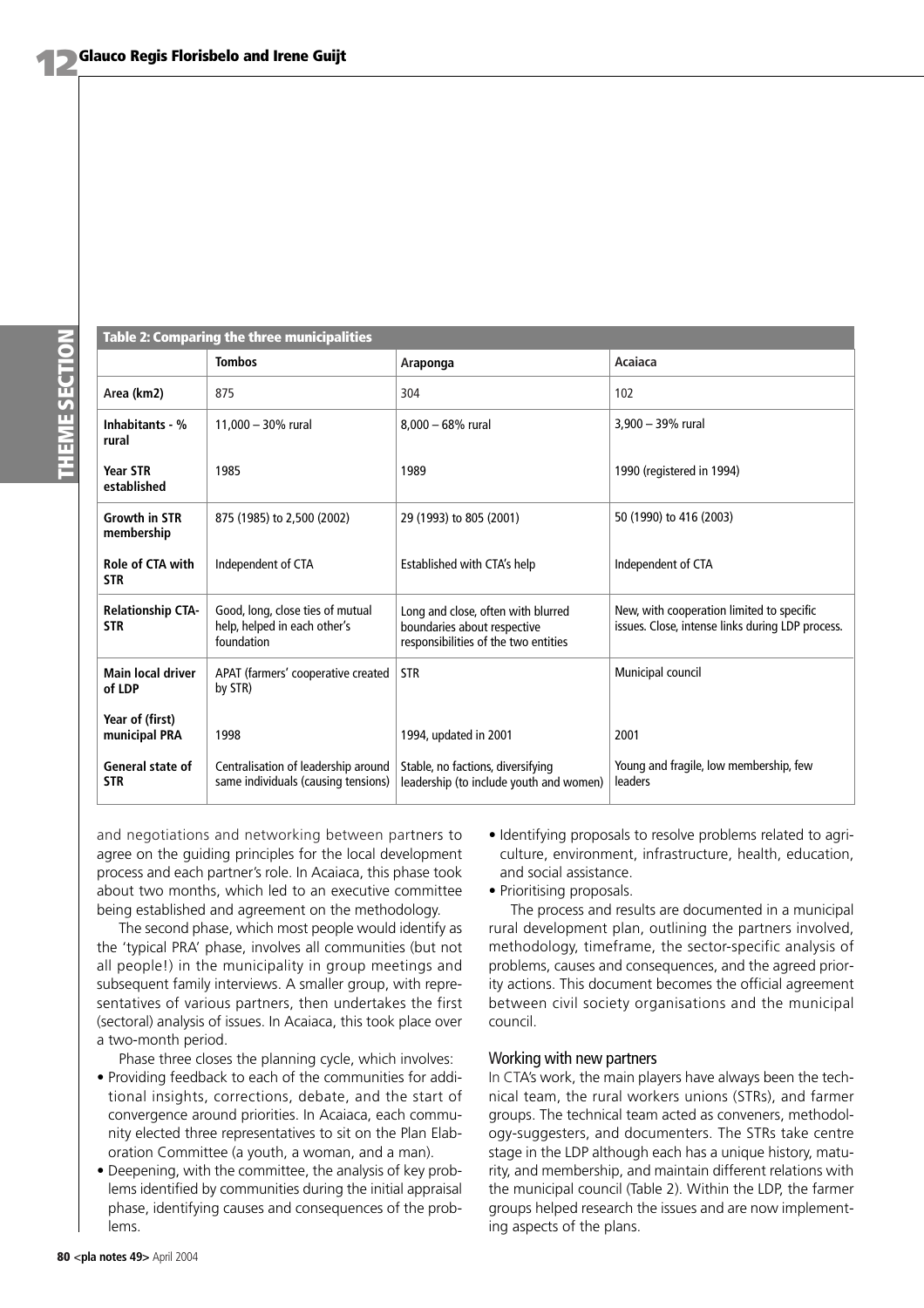**Table 2: Comparing the three municipalities**

| | Tombos | Araponga | Acaiaca |
|---|---|---|---|
| Area (km2) | 875 | 304 | 102 |
| Inhabitants - % rural | 11,000 – 30% rural | 8,000 – 68% rural | 3,900 – 39% rural |
| Year STR established | 1985 | 1989 | 1990 (registered in 1994) |
| Growth in STR membership | 875 (1985) to 2,500 (2002) | 29 (1993) to 805 (2001) | 50 (1990) to 416 (2003) |
| Role of CTA with STR | Independent of CTA | Established with CTA's help | Independent of CTA |
| Relationship CTA-STR | Good, long, close ties of mutual help, helped in each other's foundation | Long and close, often with blurred boundaries about respective responsibilities of the two entities | New, with cooperation limited to specific issues. Close, intense links during LDP process. |
| Main local driver of LDP | APAT (farmers' cooperative created by STR) | STR | Municipal council |
| Year of (first) municipal PRA | 1998 | 1994, updated in 2001 | 2001 |
| General state of STR | Centralisation of leadership around same individuals (causing tensions) | Stable, no factions, diversifying leadership (to include youth and women) | Young and fragile, low membership, few leaders |

and negotiations and networking between partners to agree on the guiding principles for the local development process and each partner's role. In Acaiaca, this phase took about two months, which led to an executive committee being established and agreement on the methodology.

The second phase, which most people would identify as the 'typical PRA' phase, involves all communities (but not all people!) in the municipality in group meetings and subsequent family interviews. A smaller group, with representatives of various partners, then undertakes the first (sectoral) analysis of issues. In Acaiaca, this took place over a two-month period.

Phase three closes the planning cycle, which involves:

- Providing feedback to each of the communities for additional insights, corrections, debate, and the start of convergence around priorities. In Acaiaca, each community elected three representatives to sit on the Plan Elaboration Committee (a youth, a woman, and a man).
- Deepening, with the committee, the analysis of key problems identified by communities during the initial appraisal phase, identifying causes and consequences of the problems.
- Identifying proposals to resolve problems related to agriculture, environment, infrastructure, health, education, and social assistance.
- Prioritising proposals.

The process and results are documented in a municipal rural development plan, outlining the partners involved, methodology, timeframe, the sector-specific analysis of problems, causes and consequences, and the agreed priority actions. This document becomes the official agreement between civil society organisations and the municipal council.

## Working with new partners

In CTA's work, the main players have always been the technical team, the rural workers unions (STRs), and farmer groups. The technical team acted as conveners, methodology-suggesters, and documenters. The STRs take centre stage in the LDP although each has a unique history, maturity, and membership, and maintain different relations with the municipal council (Table 2). Within the LDP, the farmer groups helped research the issues and are now implementing aspects of the plans.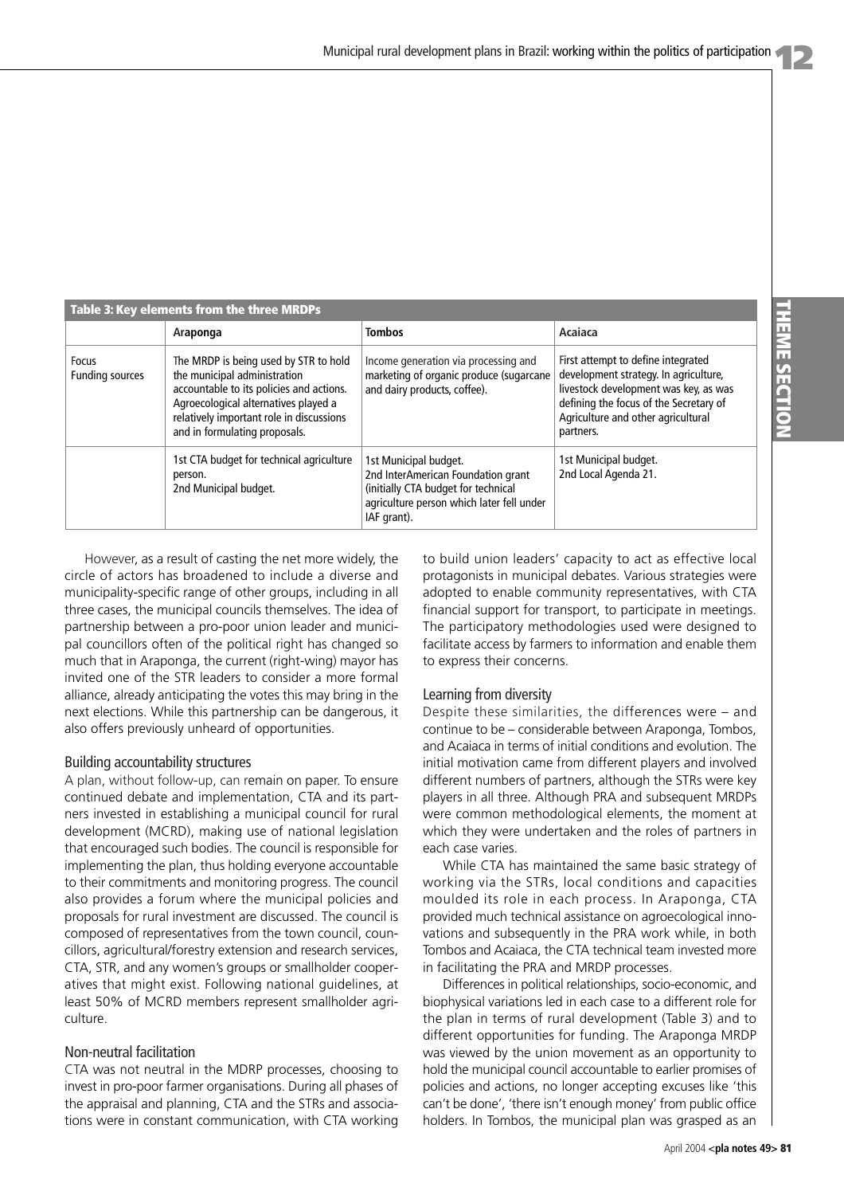**Table 3: Key elements from the three MRDPs**

| | Araponga | Tombos | Acaiaca |
|---|---|---|---|
| Focus<br>Funding sources | The MRDP is being used by STR to hold the municipal administration accountable to its policies and actions. Agroecological alternatives played a relatively important role in discussions and in formulating proposals. | Income generation via processing and marketing of organic produce (sugarcane and dairy products, coffee). | First attempt to define integrated development strategy. In agriculture, livestock development was key, as was defining the focus of the Secretary of Agriculture and other agricultural partners. |
| | 1st CTA budget for technical agriculture person.<br>2nd Municipal budget. | 1st Municipal budget.<br>2nd InterAmerican Foundation grant (initially CTA budget for technical agriculture person which later fell under IAF grant). | 1st Municipal budget.<br>2nd Local Agenda 21. |

However, as a result of casting the net more widely, the circle of actors has broadened to include a diverse and municipality-specific range of other groups, including in all three cases, the municipal councils themselves. The idea of partnership between a pro-poor union leader and municipal councillors often of the political right has changed so much that in Araponga, the current (right-wing) mayor has invited one of the STR leaders to consider a more formal alliance, already anticipating the votes this may bring in the next elections. While this partnership can be dangerous, it also offers previously unheard of opportunities.

### Building accountability structures

A plan, without follow-up, can remain on paper. To ensure continued debate and implementation, CTA and its partners invested in establishing a municipal council for rural development (MCRD), making use of national legislation that encouraged such bodies. The council is responsible for implementing the plan, thus holding everyone accountable to their commitments and monitoring progress. The council also provides a forum where the municipal policies and proposals for rural investment are discussed. The council is composed of representatives from the town council, councillors, agricultural/forestry extension and research services, CTA, STR, and any women's groups or smallholder cooperatives that might exist. Following national guidelines, at least 50% of MCRD members represent smallholder agriculture.

### Non-neutral facilitation

CTA was not neutral in the MDRP processes, choosing to invest in pro-poor farmer organisations. During all phases of the appraisal and planning, CTA and the STRs and associations were in constant communication, with CTA working to build union leaders' capacity to act as effective local protagonists in municipal debates. Various strategies were adopted to enable community representatives, with CTA financial support for transport, to participate in meetings. The participatory methodologies used were designed to facilitate access by farmers to information and enable them to express their concerns.

### Learning from diversity

Despite these similarities, the differences were – and continue to be – considerable between Araponga, Tombos, and Acaiaca in terms of initial conditions and evolution. The initial motivation came from different players and involved different numbers of partners, although the STRs were key players in all three. Although PRA and subsequent MRDPs were common methodological elements, the moment at which they were undertaken and the roles of partners in each case varies.

While CTA has maintained the same basic strategy of working via the STRs, local conditions and capacities moulded its role in each process. In Araponga, CTA provided much technical assistance on agroecological innovations and subsequently in the PRA work while, in both Tombos and Acaiaca, the CTA technical team invested more in facilitating the PRA and MRDP processes.

Differences in political relationships, socio-economic, and biophysical variations led in each case to a different role for the plan in terms of rural development (Table 3) and to different opportunities for funding. The Araponga MRDP was viewed by the union movement as an opportunity to hold the municipal council accountable to earlier promises of policies and actions, no longer accepting excuses like 'this can't be done', 'there isn't enough money' from public office holders. In Tombos, the municipal plan was grasped as an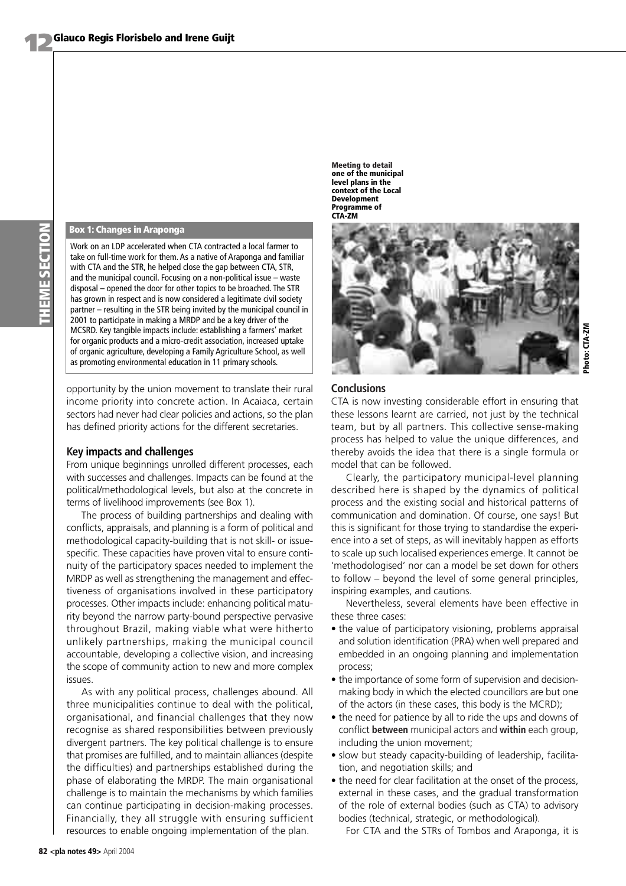**Box 1: Changes in Araponga**

Work on an LDP accelerated when CTA contracted a local farmer to take on full-time work for them. As a native of Araponga and familiar with CTA and the STR, he helped close the gap between CTA, STR, and the municipal council. Focusing on a non-political issue – waste disposal – opened the door for other topics to be broached. The STR has grown in respect and is now considered a legitimate civil society partner – resulting in the STR being invited by the municipal council in 2001 to participate in making a MRDP and be a key driver of the MCSRD. Key tangible impacts include: establishing a farmers' market for organic products and a micro-credit association, increased uptake of organic agriculture, developing a Family Agriculture School, as well as promoting environmental education in 11 primary schools.

opportunity by the union movement to translate their rural income priority into concrete action. In Acaiaca, certain sectors had never had clear policies and actions, so the plan has defined priority actions for the different secretaries.

## Key impacts and challenges

From unique beginnings unrolled different processes, each with successes and challenges. Impacts can be found at the political/methodological levels, but also at the concrete in terms of livelihood improvements (see Box 1).

The process of building partnerships and dealing with conflicts, appraisals, and planning is a form of political and methodological capacity-building that is not skill- or issue-specific. These capacities have proven vital to ensure continuity of the participatory spaces needed to implement the MRDP as well as strengthening the management and effectiveness of organisations involved in these participatory processes. Other impacts include: enhancing political maturity beyond the narrow party-bound perspective pervasive throughout Brazil, making viable what were hitherto unlikely partnerships, making the municipal council accountable, developing a collective vision, and increasing the scope of community action to new and more complex issues.

As with any political process, challenges abound. All three municipalities continue to deal with the political, organisational, and financial challenges that they now recognise as shared responsibilities between previously divergent partners. The key political challenge is to ensure that promises are fulfilled, and to maintain alliances (despite the difficulties) and partnerships established during the phase of elaborating the MRDP. The main organisational challenge is to maintain the mechanisms by which families can continue participating in decision-making processes. Financially, they all struggle with ensuring sufficient resources to enable ongoing implementation of the plan.

Meeting to detail one of the municipal level plans in the context of the Local Development Programme of CTA-ZM

Photo: CTA-ZM

## Conclusions

CTA is now investing considerable effort in ensuring that these lessons learnt are carried, not just by the technical team, but by all partners. This collective sense-making process has helped to value the unique differences, and thereby avoids the idea that there is a single formula or model that can be followed.

Clearly, the participatory municipal-level planning described here is shaped by the dynamics of political process and the existing social and historical patterns of communication and domination. Of course, one says! But this is significant for those trying to standardise the experience into a set of steps, as will inevitably happen as efforts to scale up such localised experiences emerge. It cannot be 'methodologised' nor can a model be set down for others to follow – beyond the level of some general principles, inspiring examples, and cautions.

Nevertheless, several elements have been effective in these three cases:

- the value of participatory visioning, problems appraisal and solution identification (PRA) when well prepared and embedded in an ongoing planning and implementation process;
- the importance of some form of supervision and decision-making body in which the elected councillors are but one of the actors (in these cases, this body is the MCRD);
- the need for patience by all to ride the ups and downs of conflict **between** municipal actors and **within** each group, including the union movement;
- slow but steady capacity-building of leadership, facilitation, and negotiation skills; and
- the need for clear facilitation at the onset of the process, external in these cases, and the gradual transformation of the role of external bodies (such as CTA) to advisory bodies (technical, strategic, or methodological).

For CTA and the STRs of Tombos and Araponga, it is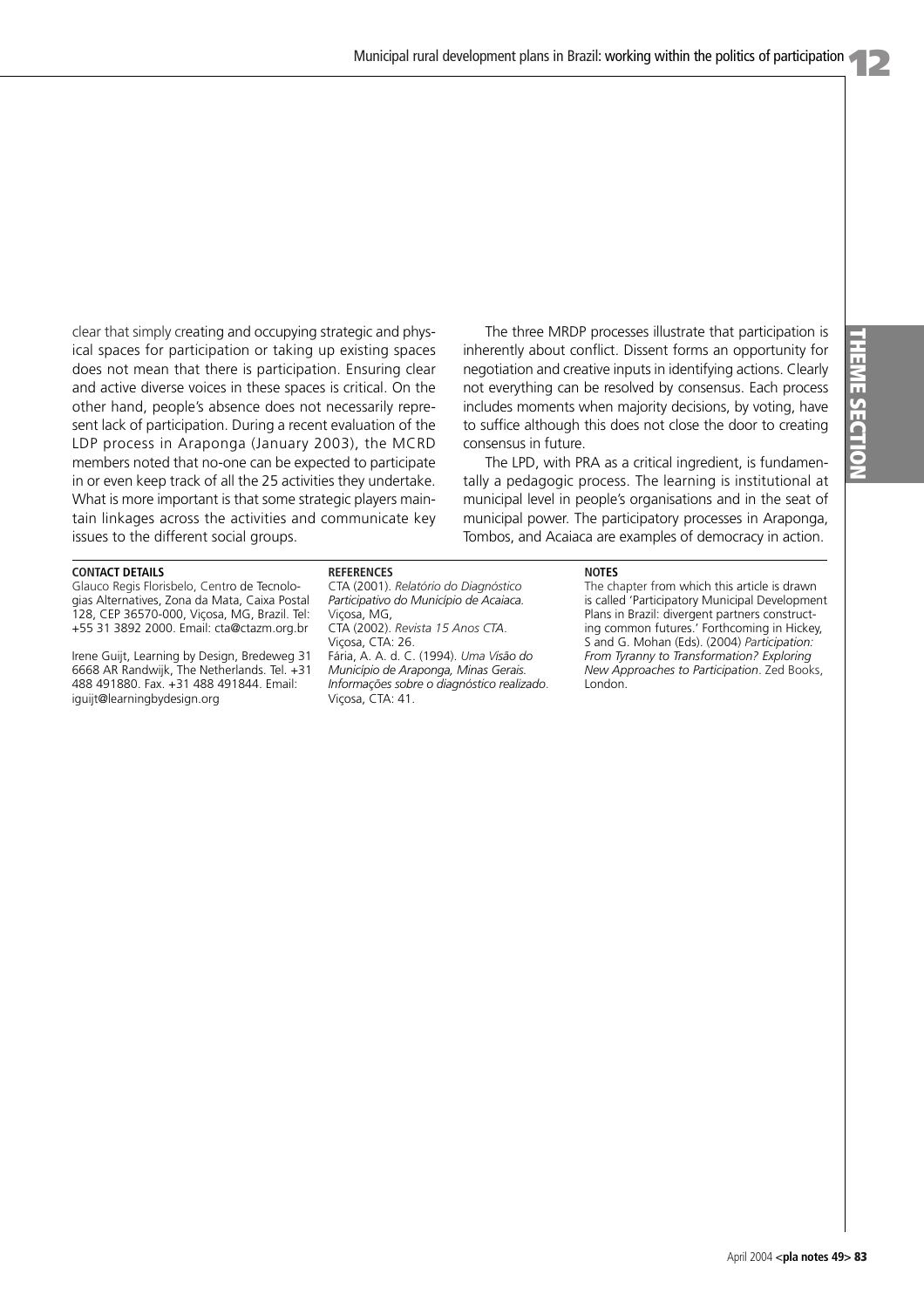clear that simply creating and occupying strategic and physical spaces for participation or taking up existing spaces does not mean that there is participation. Ensuring clear and active diverse voices in these spaces is critical. On the other hand, people's absence does not necessarily represent lack of participation. During a recent evaluation of the LDP process in Araponga (January 2003), the MCRD members noted that no-one can be expected to participate in or even keep track of all the 25 activities they undertake. What is more important is that some strategic players maintain linkages across the activities and communicate key issues to the different social groups.

The three MRDP processes illustrate that participation is inherently about conflict. Dissent forms an opportunity for negotiation and creative inputs in identifying actions. Clearly not everything can be resolved by consensus. Each process includes moments when majority decisions, by voting, have to suffice although this does not close the door to creating consensus in future.

The LPD, with PRA as a critical ingredient, is fundamentally a pedagogic process. The learning is institutional at municipal level in people's organisations and in the seat of municipal power. The participatory processes in Araponga, Tombos, and Acaiaca are examples of democracy in action.

**CONTACT DETAILS**

Glauco Regis Florisbelo, Centro de Tecnologias Alternatives, Zona da Mata, Caixa Postal 128, CEP 36570-000, Viçosa, MG, Brazil. Tel: +55 31 3892 2000. Email: cta@ctazm.org.br

Irene Guijt, Learning by Design, Bredeweg 31 6668 AR Randwijk, The Netherlands. Tel. +31 488 491880. Fax. +31 488 491844. Email: iguijt@learningbydesign.org

**REFERENCES**

CTA (2001). *Relatório do Diagnóstico Participativo do Município de Acaiaca.* Viçosa, MG,

CTA (2002). *Revista 15 Anos CTA.* Viçosa, CTA: 26.

Fária, A. A. d. C. (1994). *Uma Visão do Município de Araponga, Minas Gerais. Informações sobre o diagnóstico realizado.* Viçosa, CTA: 41.

**NOTES**

The chapter from which this article is drawn is called 'Participatory Municipal Development Plans in Brazil: divergent partners constructing common futures.' Forthcoming in Hickey, S and G. Mohan (Eds). (2004) *Participation: From Tyranny to Transformation? Exploring New Approaches to Participation*. Zed Books, London.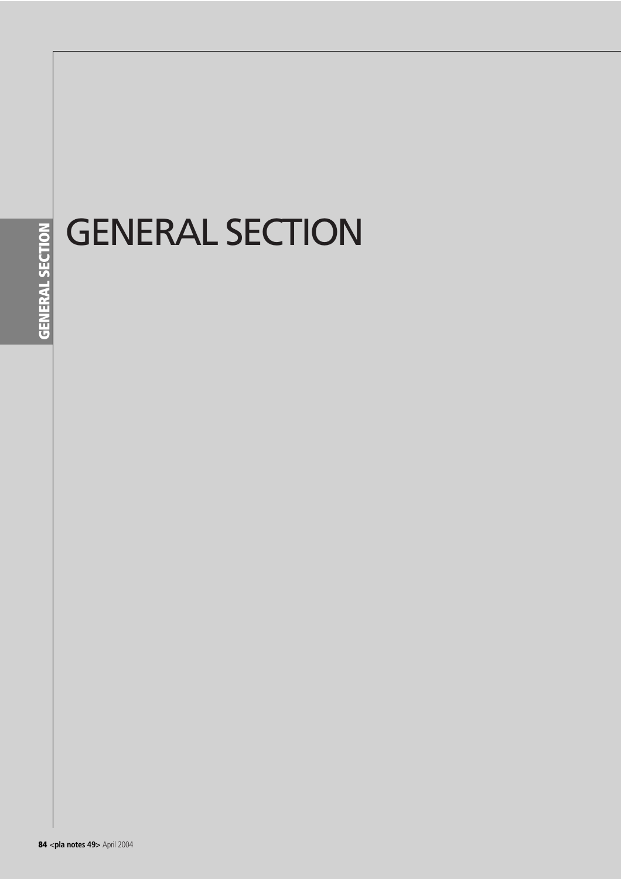# GENERAL SECTION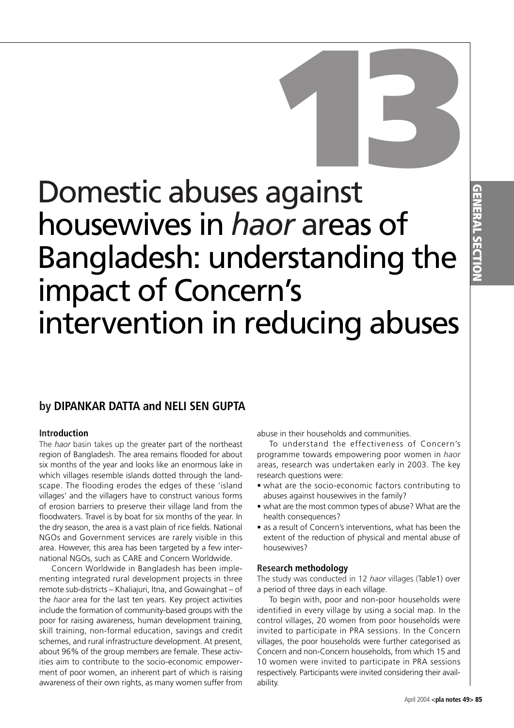# Domestic abuses against housewives in *haor* areas of Bangladesh: understanding the impact of Concern's intervention in reducing abuses

**by DIPANKAR DATTA and NELI SEN GUPTA**

### Introduction

The *haor* basin takes up the greater part of the northeast region of Bangladesh. The area remains flooded for about six months of the year and looks like an enormous lake in which villages resemble islands dotted through the landscape. The flooding erodes the edges of these 'island villages' and the villagers have to construct various forms of erosion barriers to preserve their village land from the floodwaters. Travel is by boat for six months of the year. In the dry season, the area is a vast plain of rice fields. National NGOs and Government services are rarely visible in this area. However, this area has been targeted by a few international NGOs, such as CARE and Concern Worldwide.

Concern Worldwide in Bangladesh has been implementing integrated rural development projects in three remote sub-districts – Khaliajuri, Itna, and Gowainghat – of the *haor* area for the last ten years. Key project activities include the formation of community-based groups with the poor for raising awareness, human development training, skill training, non-formal education, savings and credit schemes, and rural infrastructure development. At present, about 96% of the group members are female. These activities aim to contribute to the socio-economic empowerment of poor women, an inherent part of which is raising awareness of their own rights, as many women suffer from abuse in their households and communities.

To understand the effectiveness of Concern's programme towards empowering poor women in *haor* areas, research was undertaken early in 2003. The key research questions were:

- what are the socio-economic factors contributing to abuses against housewives in the family?
- what are the most common types of abuse? What are the health consequences?
- as a result of Concern's interventions, what has been the extent of the reduction of physical and mental abuse of housewives?

### Research methodology

The study was conducted in 12 *haor* villages (Table1) over a period of three days in each village.

To begin with, poor and non-poor households were identified in every village by using a social map. In the control villages, 20 women from poor households were invited to participate in PRA sessions. In the Concern villages, the poor households were further categorised as Concern and non-Concern households, from which 15 and 10 women were invited to participate in PRA sessions respectively. Participants were invited considering their availability.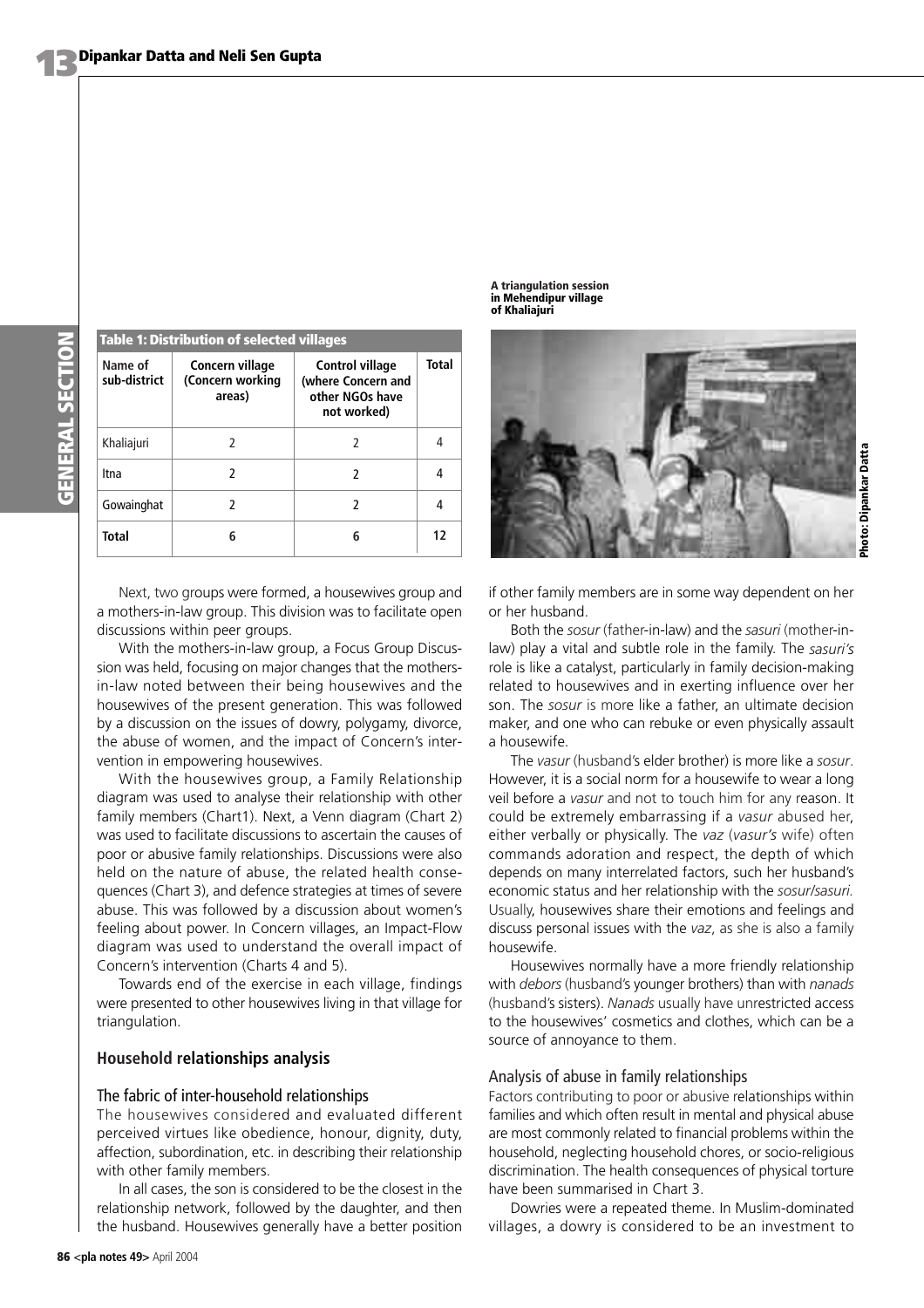**Table 1: Distribution of selected villages**

| Name of sub-district | Concern village (Concern working areas) | Control village (where Concern and other NGOs have not worked) | Total |
|---|---|---|---|
| Khaliajuri | 2 | 2 | 4 |
| Itna | 2 | 2 | 4 |
| Gowainghat | 2 | 2 | 4 |
| **Total** | **6** | **6** | **12** |

A triangulation session in Mehendipur village of Khaliajuri

Photo: Dipankar Datta

Next, two groups were formed, a housewives group and a mothers-in-law group. This division was to facilitate open discussions within peer groups.

With the mothers-in-law group, a Focus Group Discussion was held, focusing on major changes that the mothers-in-law noted between their being housewives and the housewives of the present generation. This was followed by a discussion on the issues of dowry, polygamy, divorce, the abuse of women, and the impact of Concern's intervention in empowering housewives.

With the housewives group, a Family Relationship diagram was used to analyse their relationship with other family members (Chart1). Next, a Venn diagram (Chart 2) was used to facilitate discussions to ascertain the causes of poor or abusive family relationships. Discussions were also held on the nature of abuse, the related health consequences (Chart 3), and defence strategies at times of severe abuse. This was followed by a discussion about women's feeling about power. In Concern villages, an Impact-Flow diagram was used to understand the overall impact of Concern's intervention (Charts 4 and 5).

Towards end of the exercise in each village, findings were presented to other housewives living in that village for triangulation.

## Household relationships analysis

### The fabric of inter-household relationships

The housewives considered and evaluated different perceived virtues like obedience, honour, dignity, duty, affection, subordination, etc. in describing their relationship with other family members.

In all cases, the son is considered to be the closest in the relationship network, followed by the daughter, and then the husband. Housewives generally have a better position if other family members are in some way dependent on her or her husband.

Both the *sosur* (father-in-law) and the *sasuri* (mother-in-law) play a vital and subtle role in the family. The *sasuri's* role is like a catalyst, particularly in family decision-making related to housewives and in exerting influence over her son. The *sosur* is more like a father, an ultimate decision maker, and one who can rebuke or even physically assault a housewife.

The *vasur* (husband's elder brother) is more like a *sosur*. However, it is a social norm for a housewife to wear a long veil before a *vasur* and not to touch him for any reason. It could be extremely embarrassing if a *vasur* abused her, either verbally or physically. The *vaz* (*vasur's* wife) often commands adoration and respect, the depth of which depends on many interrelated factors, such her husband's economic status and her relationship with the *sosur/sasuri*. Usually, housewives share their emotions and feelings and discuss personal issues with the *vaz*, as she is also a family housewife.

Housewives normally have a more friendly relationship with *debors* (husband's younger brothers) than with *nanads* (husband's sisters). *Nanads* usually have unrestricted access to the housewives' cosmetics and clothes, which can be a source of annoyance to them.

### Analysis of abuse in family relationships

Factors contributing to poor or abusive relationships within families and which often result in mental and physical abuse are most commonly related to financial problems within the household, neglecting household chores, or socio-religious discrimination. The health consequences of physical torture have been summarised in Chart 3.

Dowries were a repeated theme. In Muslim-dominated villages, a dowry is considered to be an investment to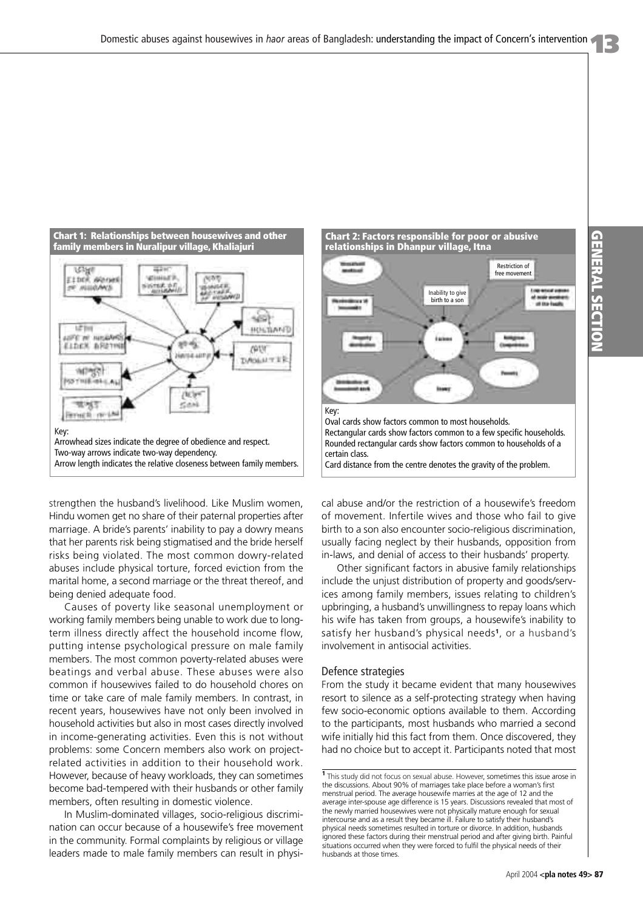**Chart 1: Relationships between housewives and other family members in Nuralipur village, Khaliajuri**

Key:
Arrowhead sizes indicate the degree of obedience and respect.
Two-way arrows indicate two-way dependency.
Arrow length indicates the relative closeness between family members.

**Chart 2: Factors responsible for poor or abusive relationships in Dhanpur village, Itna**

Key:
Oval cards show factors common to most households.
Rectangular cards show factors common to a few specific households.
Rounded rectangular cards show factors common to households of a certain class.
Card distance from the centre denotes the gravity of the problem.

strengthen the husband's livelihood. Like Muslim women, Hindu women get no share of their paternal properties after marriage. A bride's parents' inability to pay a dowry means that her parents risk being stigmatised and the bride herself risks being violated. The most common dowry-related abuses include physical torture, forced eviction from the marital home, a second marriage or the threat thereof, and being denied adequate food.

Causes of poverty like seasonal unemployment or working family members being unable to work due to long-term illness directly affect the household income flow, putting intense psychological pressure on male family members. The most common poverty-related abuses were beatings and verbal abuse. These abuses were also common if housewives failed to do household chores on time or take care of male family members. In contrast, in recent years, housewives have not only been involved in household activities but also in most cases directly involved in income-generating activities. Even this is not without problems: some Concern members also work on project-related activities in addition to their household work. However, because of heavy workloads, they can sometimes become bad-tempered with their husbands or other family members, often resulting in domestic violence.

In Muslim-dominated villages, socio-religious discrimination can occur because of a housewife's free movement in the community. Formal complaints by religious or village leaders made to male family members can result in physical abuse and/or the restriction of a housewife's freedom of movement. Infertile wives and those who fail to give birth to a son also encounter socio-religious discrimination, usually facing neglect by their husbands, opposition from in-laws, and denial of access to their husbands' property.

Other significant factors in abusive family relationships include the unjust distribution of property and goods/services among family members, issues relating to children's upbringing, a husband's unwillingness to repay loans which his wife has taken from groups, a housewife's inability to satisfy her husband's physical needs[1], or a husband's involvement in antisocial activities.

## Defence strategies

From the study it became evident that many housewives resort to silence as a self-protecting strategy when having few socio-economic options available to them. According to the participants, most husbands who married a second wife initially hid this fact from them. Once discovered, they had no choice but to accept it. Participants noted that most

[1] This study did not focus on sexual abuse. However, sometimes this issue arose in the discussions. About 90% of marriages take place before a woman's first menstrual period. The average housewife marries at the age of 12 and the average inter-spouse age difference is 15 years. Discussions revealed that most of the newly married housewives were not physically mature enough for sexual intercourse and as a result they became ill. Failure to satisfy their husband's physical needs sometimes resulted in torture or divorce. In addition, husbands ignored these factors during their menstrual period and after giving birth. Painful situations occurred when they were forced to fulfil the physical needs of their husbands at those times.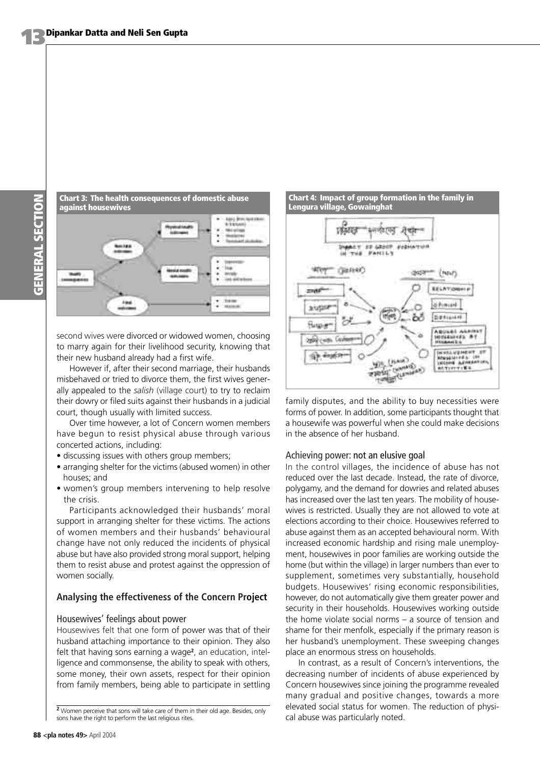**Chart 3: The health consequences of domestic abuse against housewives**

**Chart 4: Impact of group formation in the family in Lengura village, Gowainghat**

second wives were divorced or widowed women, choosing to marry again for their livelihood security, knowing that their new husband already had a first wife.

However if, after their second marriage, their husbands misbehaved or tried to divorce them, the first wives generally appealed to the *salish* (village court) to try to reclaim their dowry or filed suits against their husbands in a judicial court, though usually with limited success.

Over time however, a lot of Concern women members have begun to resist physical abuse through various concerted actions, including:

- discussing issues with others group members;
- arranging shelter for the victims (abused women) in other houses; and
- women's group members intervening to help resolve the crisis.

Participants acknowledged their husbands' moral support in arranging shelter for these victims. The actions of women members and their husbands' behavioural change have not only reduced the incidents of physical abuse but have also provided strong moral support, helping them to resist abuse and protest against the oppression of women socially.

## Analysing the effectiveness of the Concern Project

### Housewives' feelings about power

Housewives felt that one form of power was that of their husband attaching importance to their opinion. They also felt that having sons earning a wage[2], an education, intelligence and commonsense, the ability to speak with others, some money, their own assets, respect for their opinion from family members, being able to participate in settling family disputes, and the ability to buy necessities were forms of power. In addition, some participants thought that a housewife was powerful when she could make decisions in the absence of her husband.

### Achieving power: not an elusive goal

In the control villages, the incidence of abuse has not reduced over the last decade. Instead, the rate of divorce, polygamy, and the demand for dowries and related abuses has increased over the last ten years. The mobility of housewives is restricted. Usually they are not allowed to vote at elections according to their choice. Housewives referred to abuse against them as an accepted behavioural norm. With increased economic hardship and rising male unemployment, housewives in poor families are working outside the home (but within the village) in larger numbers than ever to supplement, sometimes very substantially, household budgets. Housewives' rising economic responsibilities, however, do not automatically give them greater power and security in their households. Housewives working outside the home violate social norms – a source of tension and shame for their menfolk, especially if the primary reason is her husband's unemployment. These sweeping changes place an enormous stress on households.

In contrast, as a result of Concern's interventions, the decreasing number of incidents of abuse experienced by Concern housewives since joining the programme revealed many gradual and positive changes, towards a more elevated social status for women. The reduction of physical abuse was particularly noted.

[2] Women perceive that sons will take care of them in their old age. Besides, only sons have the right to perform the last religious rites.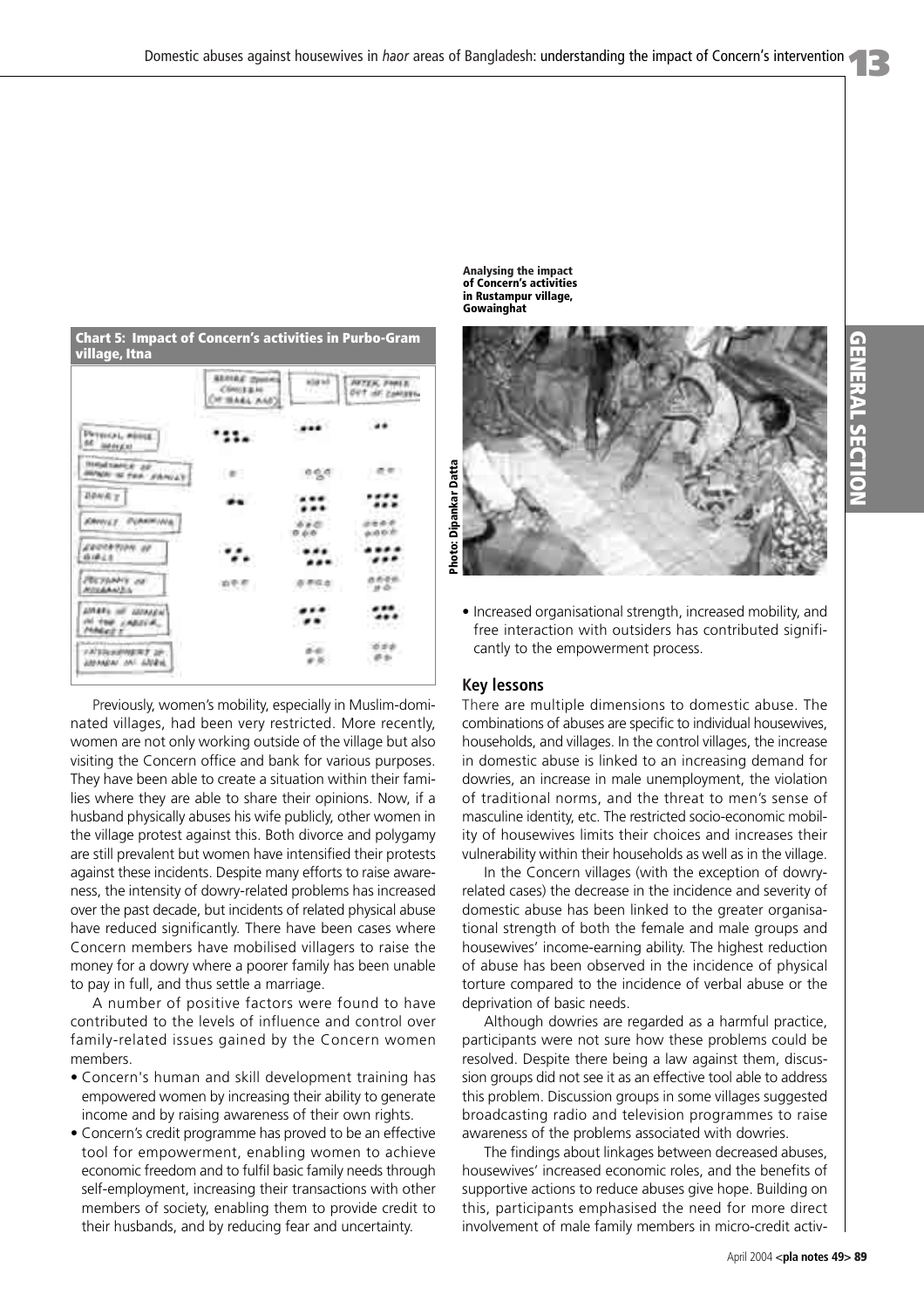**Chart 5: Impact of Concern's activities in Purbo-Gram village, Itna**

| | BEFORE JOINING CONCERN (IN BAAL AAD) | NOW | AFTER PHASE OUT OF CONCERN |
|---|---|---|---|
| PHYSICAL ABUSE OF WOMEN | | | |
| IMPORTANCE OF WOMEN IN THE FAMILY | | | |
| DOWRY | | | |
| FAMILY PLANNING | | | |
| EDUCATION OF GIRLS | | | |
| POLYGAMY OF HUSBANDS | | | |
| SHARE OF WOMEN IN THE LABOUR MARKET | | | |
| INVOLVEMENT OF WOMEN IN WORK | | | |

Previously, women's mobility, especially in Muslim-dominated villages, had been very restricted. More recently, women are not only working outside of the village but also visiting the Concern office and bank for various purposes. They have been able to create a situation within their families where they are able to share their opinions. Now, if a husband physically abuses his wife publicly, other women in the village protest against this. Both divorce and polygamy are still prevalent but women have intensified their protests against these incidents. Despite many efforts to raise awareness, the intensity of dowry-related problems has increased over the past decade, but incidents of related physical abuse have reduced significantly. There have been cases where Concern members have mobilised villagers to raise the money for a dowry where a poorer family has been unable to pay in full, and thus settle a marriage.

A number of positive factors were found to have contributed to the levels of influence and control over family-related issues gained by the Concern women members.

- Concern's human and skill development training has empowered women by increasing their ability to generate income and by raising awareness of their own rights.
- Concern's credit programme has proved to be an effective tool for empowerment, enabling women to achieve economic freedom and to fulfil basic family needs through self-employment, increasing their transactions with other members of society, enabling them to provide credit to their husbands, and by reducing fear and uncertainty.

**Analysing the impact of Concern's activities in Rustampur village, Gowainghat**

Photo: Dipankar Datta

- Increased organisational strength, increased mobility, and free interaction with outsiders has contributed significantly to the empowerment process.

## Key lessons

There are multiple dimensions to domestic abuse. The combinations of abuses are specific to individual housewives, households, and villages. In the control villages, the increase in domestic abuse is linked to an increasing demand for dowries, an increase in male unemployment, the violation of traditional norms, and the threat to men's sense of masculine identity, etc. The restricted socio-economic mobility of housewives limits their choices and increases their vulnerability within their households as well as in the village.

In the Concern villages (with the exception of dowry-related cases) the decrease in the incidence and severity of domestic abuse has been linked to the greater organisational strength of both the female and male groups and housewives' income-earning ability. The highest reduction of abuse has been observed in the incidence of physical torture compared to the incidence of verbal abuse or the deprivation of basic needs.

Although dowries are regarded as a harmful practice, participants were not sure how these problems could be resolved. Despite there being a law against them, discussion groups did not see it as an effective tool able to address this problem. Discussion groups in some villages suggested broadcasting radio and television programmes to raise awareness of the problems associated with dowries.

The findings about linkages between decreased abuses, housewives' increased economic roles, and the benefits of supportive actions to reduce abuses give hope. Building on this, participants emphasised the need for more direct involvement of male family members in micro-credit activ-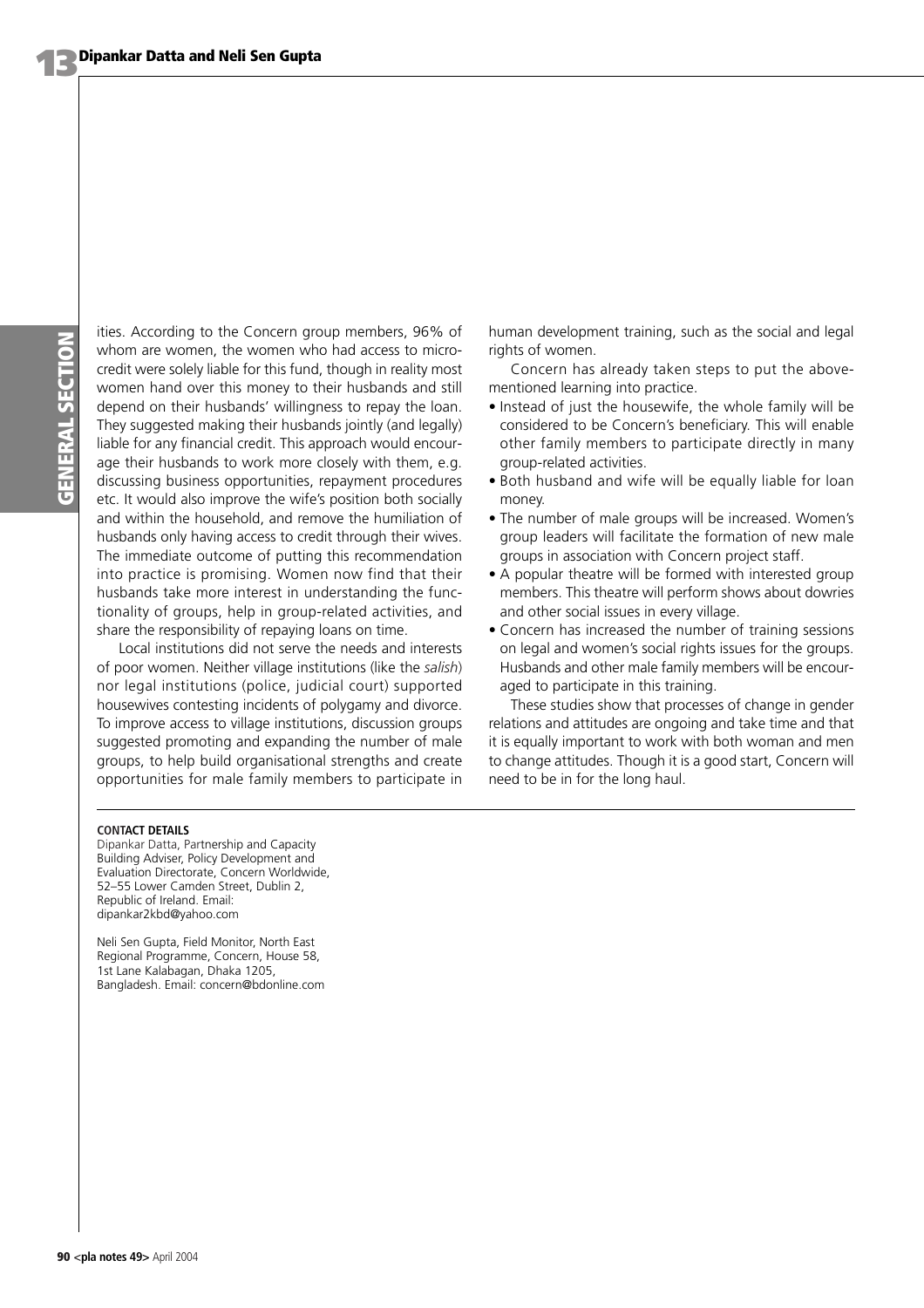ities. According to the Concern group members, 96% of whom are women, the women who had access to microcredit were solely liable for this fund, though in reality most women hand over this money to their husbands and still depend on their husbands' willingness to repay the loan. They suggested making their husbands jointly (and legally) liable for any financial credit. This approach would encourage their husbands to work more closely with them, e.g. discussing business opportunities, repayment procedures etc. It would also improve the wife's position both socially and within the household, and remove the humiliation of husbands only having access to credit through their wives. The immediate outcome of putting this recommendation into practice is promising. Women now find that their husbands take more interest in understanding the functionality of groups, help in group-related activities, and share the responsibility of repaying loans on time.

Local institutions did not serve the needs and interests of poor women. Neither village institutions (like the *salish*) nor legal institutions (police, judicial court) supported housewives contesting incidents of polygamy and divorce. To improve access to village institutions, discussion groups suggested promoting and expanding the number of male groups, to help build organisational strengths and create opportunities for male family members to participate in human development training, such as the social and legal rights of women.

Concern has already taken steps to put the above-mentioned learning into practice.

- Instead of just the housewife, the whole family will be considered to be Concern's beneficiary. This will enable other family members to participate directly in many group-related activities.
- Both husband and wife will be equally liable for loan money.
- The number of male groups will be increased. Women's group leaders will facilitate the formation of new male groups in association with Concern project staff.
- A popular theatre will be formed with interested group members. This theatre will perform shows about dowries and other social issues in every village.
- Concern has increased the number of training sessions on legal and women's social rights issues for the groups. Husbands and other male family members will be encouraged to participate in this training.

These studies show that processes of change in gender relations and attitudes are ongoing and take time and that it is equally important to work with both woman and men to change attitudes. Though it is a good start, Concern will need to be in for the long haul.

**CONTACT DETAILS**

Dipankar Datta, Partnership and Capacity Building Adviser, Policy Development and Evaluation Directorate, Concern Worldwide, 52–55 Lower Camden Street, Dublin 2, Republic of Ireland. Email: dipankar2kbd@yahoo.com

Neli Sen Gupta, Field Monitor, North East Regional Programme, Concern, House 58, 1st Lane Kalabagan, Dhaka 1205, Bangladesh. Email: concern@bdonline.com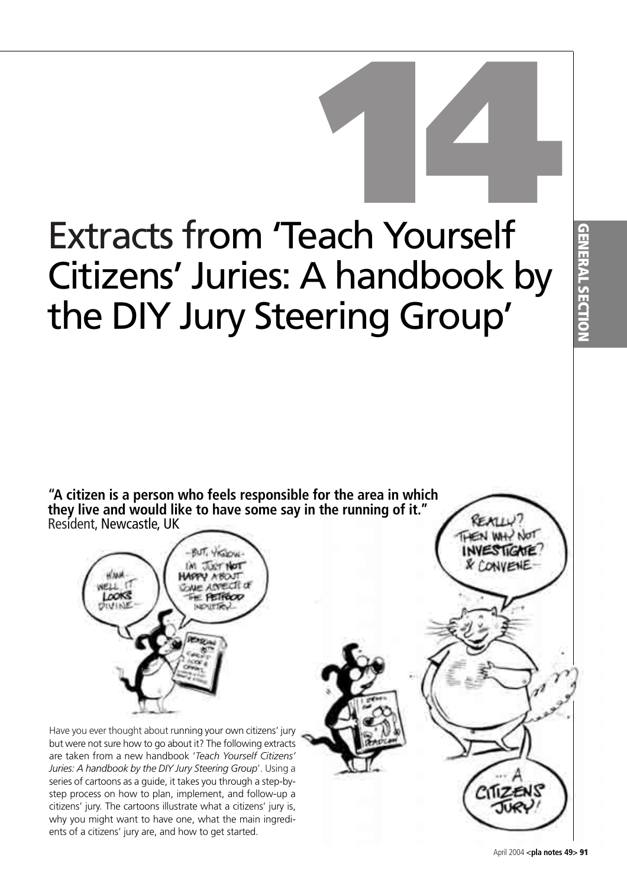14

# Extracts from 'Teach Yourself Citizens' Juries: A handbook by the DIY Jury Steering Group'

**"A citizen is a person who feels responsible for the area in which they live and would like to have some say in the running of it."**
Resident, Newcastle, UK

Have you ever thought about running your own citizens' jury but were not sure how to go about it? The following extracts are taken from a new handbook '*Teach Yourself Citizens' Juries: A handbook by the DIY Jury Steering Group*'. Using a series of cartoons as a guide, it takes you through a step-by-step process on how to plan, implement, and follow-up a citizens' jury. The cartoons illustrate what a citizens' jury is, why you might want to have one, what the main ingredients of a citizens' jury are, and how to get started.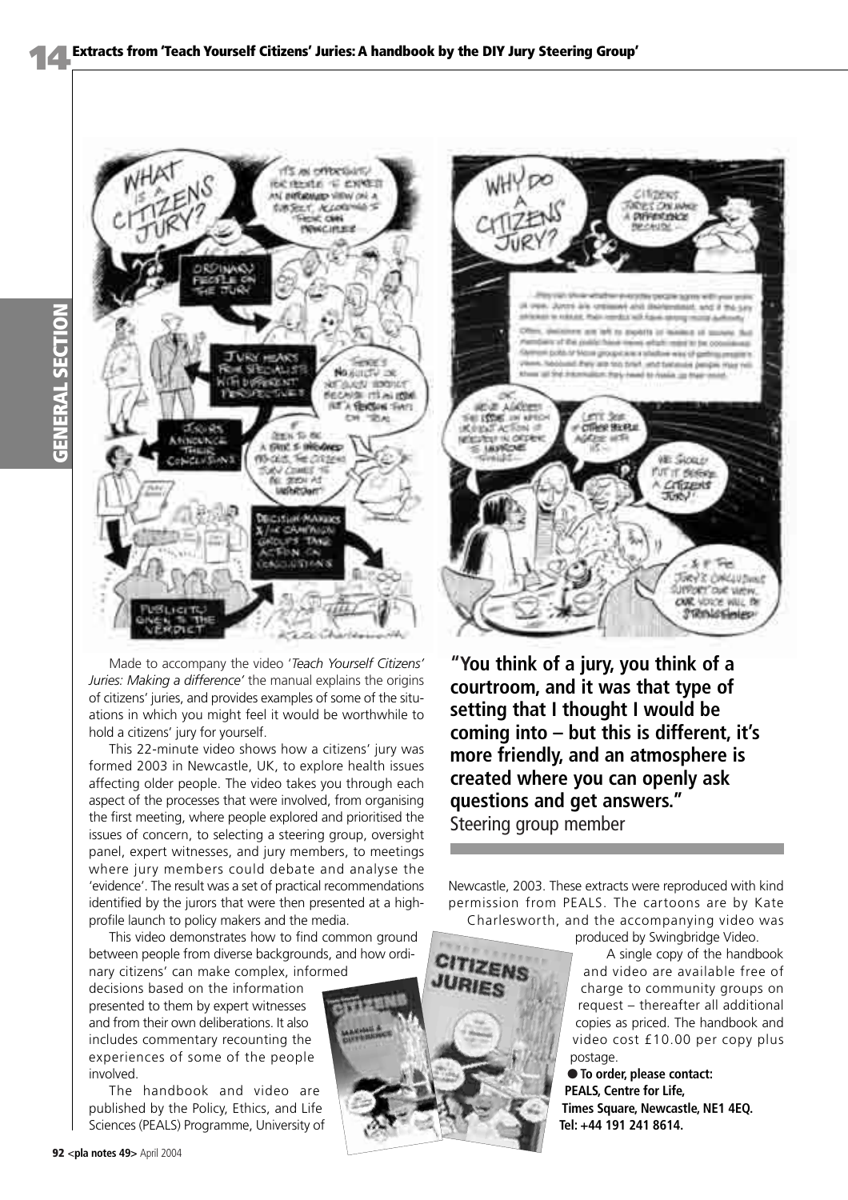## Extracts from 'Teach Yourself Citizens' Juries: A handbook by the DIY Jury Steering Group'

Made to accompany the video '*Teach Yourself Citizens' Juries: Making a difference*' the manual explains the origins of citizens' juries, and provides examples of some of the situations in which you might feel it would be worthwhile to hold a citizens' jury for yourself.

This 22-minute video shows how a citizens' jury was formed 2003 in Newcastle, UK, to explore health issues affecting older people. The video takes you through each aspect of the processes that were involved, from organising the first meeting, where people explored and prioritised the issues of concern, to selecting a steering group, oversight panel, expert witnesses, and jury members, to meetings where jury members could debate and analyse the 'evidence'. The result was a set of practical recommendations identified by the jurors that were then presented at a high-profile launch to policy makers and the media.

This video demonstrates how to find common ground between people from diverse backgrounds, and how ordinary citizens' can make complex, informed decisions based on the information presented to them by expert witnesses and from their own deliberations. It also includes commentary recounting the experiences of some of the people involved.

The handbook and video are published by the Policy, Ethics, and Life Sciences (PEALS) Programme, University of Newcastle, 2003. These extracts were reproduced with kind permission from PEALS. The cartoons are by Kate Charlesworth, and the accompanying video was produced by Swingbridge Video.

**"You think of a jury, you think of a courtroom, and it was that type of setting that I thought I would be coming into – but this is different, it's more friendly, and an atmosphere is created where you can openly ask questions and get answers."**
Steering group member

A single copy of the handbook and video are available free of charge to community groups on request – thereafter all additional copies as priced. The handbook and video cost £10.00 per copy plus postage.

● **To order, please contact:**
**PEALS, Centre for Life,**
**Times Square, Newcastle, NE1 4EQ.**
**Tel: +44 191 241 8614.**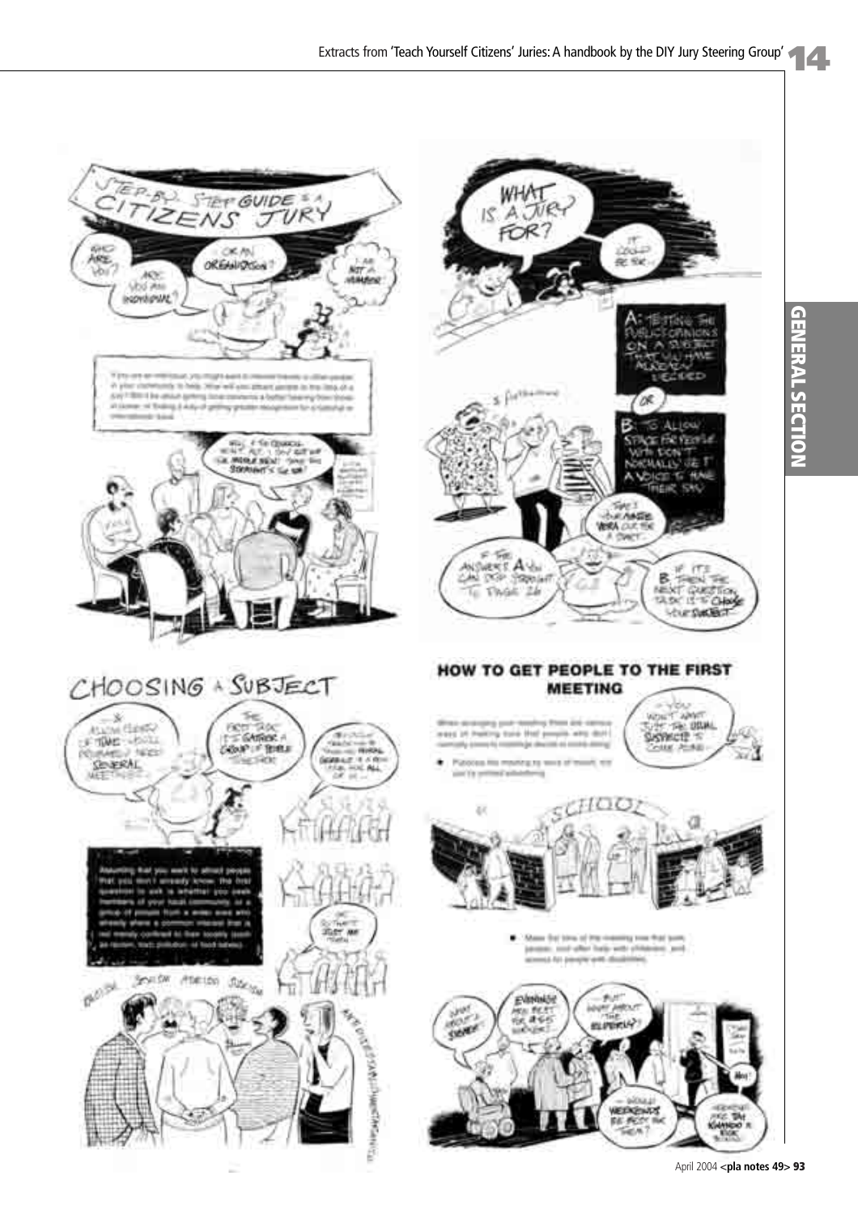STEP-BY-STEP GUIDE TO A CITIZENS JURY

WHAT IS A JURY FOR?

A: TESTING THE PUBLIC OPINIONS ON A SUBJECT THAT YOU HAVE ALREADY DECIDED

OR

B: TO ALLOW SPACE FOR PEOPLE WHO DON'T NORMALLY GET A VOICE TO HAVE THEIR SAY

IF THE ANSWER'S A YOU CAN SKIP STRAIGHT TO PAGE 26

IF IT'S B THEN THE NEXT QUESTION TASK IS TO CHOOSE YOUR SUBJECT

CHOOSING A SUBJECT

## HOW TO GET PEOPLE TO THE FIRST MEETING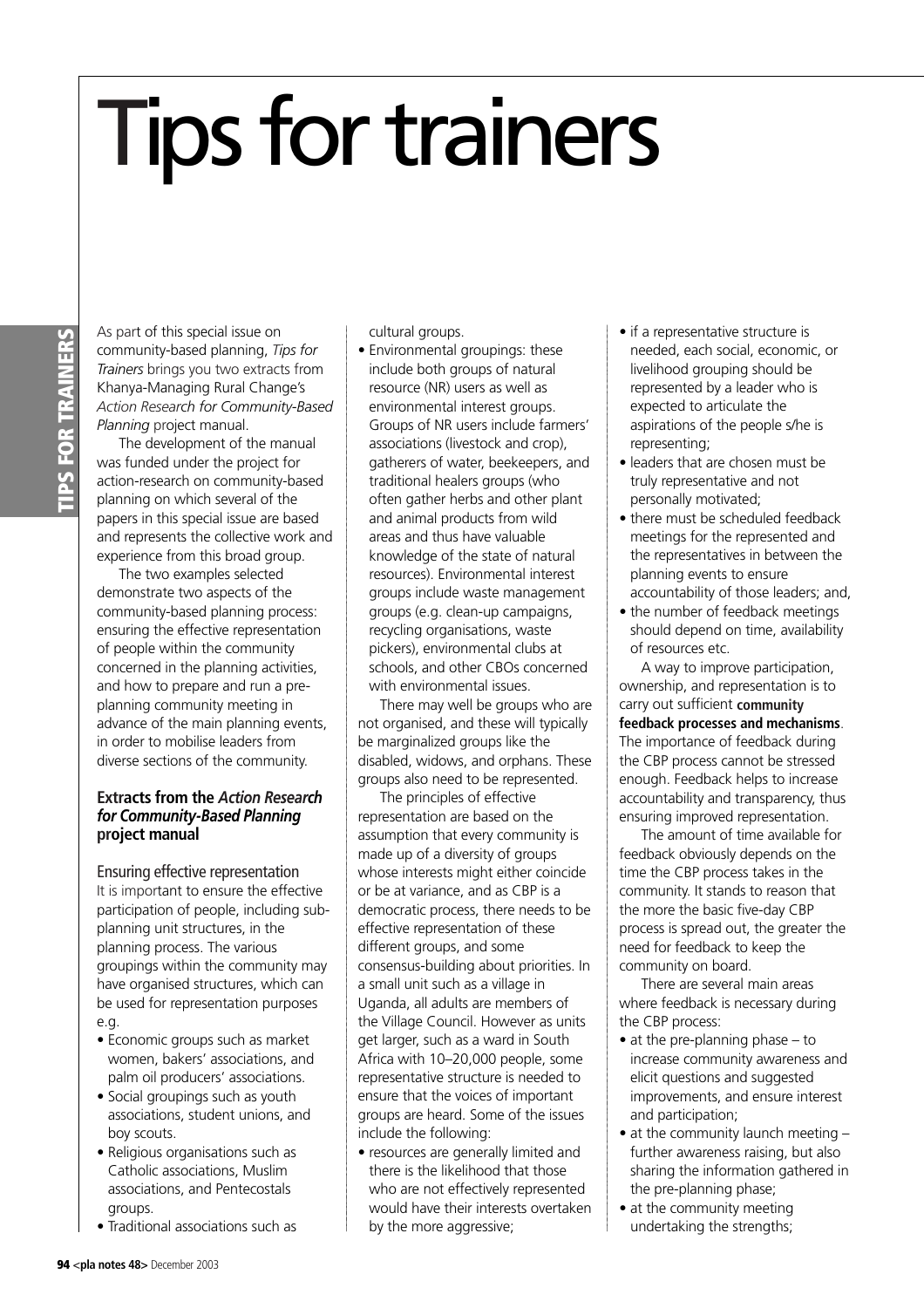# Tips for trainers

As part of this special issue on community-based planning, *Tips for Trainers* brings you two extracts from Khanya-Managing Rural Change's *Action Research for Community-Based Planning* project manual.

The development of the manual was funded under the project for action-research on community-based planning on which several of the papers in this special issue are based and represents the collective work and experience from this broad group.

The two examples selected demonstrate two aspects of the community-based planning process: ensuring the effective representation of people within the community concerned in the planning activities, and how to prepare and run a pre-planning community meeting in advance of the main planning events, in order to mobilise leaders from diverse sections of the community.

## Extracts from the *Action Research for Community-Based Planning* project manual

### Ensuring effective representation

It is important to ensure the effective participation of people, including sub-planning unit structures, in the planning process. The various groupings within the community may have organised structures, which can be used for representation purposes e.g.

- Economic groups such as market women, bakers' associations, and palm oil producers' associations.
- Social groupings such as youth associations, student unions, and boy scouts.
- Religious organisations such as Catholic associations, Muslim associations, and Pentecostals groups.
- Traditional associations such as cultural groups.
- Environmental groupings: these include both groups of natural resource (NR) users as well as environmental interest groups. Groups of NR users include farmers' associations (livestock and crop), gatherers of water, beekeepers, and traditional healers groups (who often gather herbs and other plant and animal products from wild areas and thus have valuable knowledge of the state of natural resources). Environmental interest groups include waste management groups (e.g. clean-up campaigns, recycling organisations, waste pickers), environmental clubs at schools, and other CBOs concerned with environmental issues.

There may well be groups who are not organised, and these will typically be marginalized groups like the disabled, widows, and orphans. These groups also need to be represented.

The principles of effective representation are based on the assumption that every community is made up of a diversity of groups whose interests might either coincide or be at variance, and as CBP is a democratic process, there needs to be effective representation of these different groups, and some consensus-building about priorities. In a small unit such as a village in Uganda, all adults are members of the Village Council. However as units get larger, such as a ward in South Africa with 10–20,000 people, some representative structure is needed to ensure that the voices of important groups are heard. Some of the issues include the following:

- resources are generally limited and there is the likelihood that those who are not effectively represented would have their interests overtaken by the more aggressive;
- if a representative structure is needed, each social, economic, or livelihood grouping should be represented by a leader who is expected to articulate the aspirations of the people s/he is representing;
- leaders that are chosen must be truly representative and not personally motivated;
- there must be scheduled feedback meetings for the represented and the representatives in between the planning events to ensure accountability of those leaders; and,
- the number of feedback meetings should depend on time, availability of resources etc.

A way to improve participation, ownership, and representation is to carry out sufficient **community feedback processes and mechanisms**. The importance of feedback during the CBP process cannot be stressed enough. Feedback helps to increase accountability and transparency, thus ensuring improved representation.

The amount of time available for feedback obviously depends on the time the CBP process takes in the community. It stands to reason that the more the basic five-day CBP process is spread out, the greater the need for feedback to keep the community on board.

There are several main areas where feedback is necessary during the CBP process:

- at the pre-planning phase – to increase community awareness and elicit questions and suggested improvements, and ensure interest and participation;
- at the community launch meeting – further awareness raising, but also sharing the information gathered in the pre-planning phase;
- at the community meeting undertaking the strengths;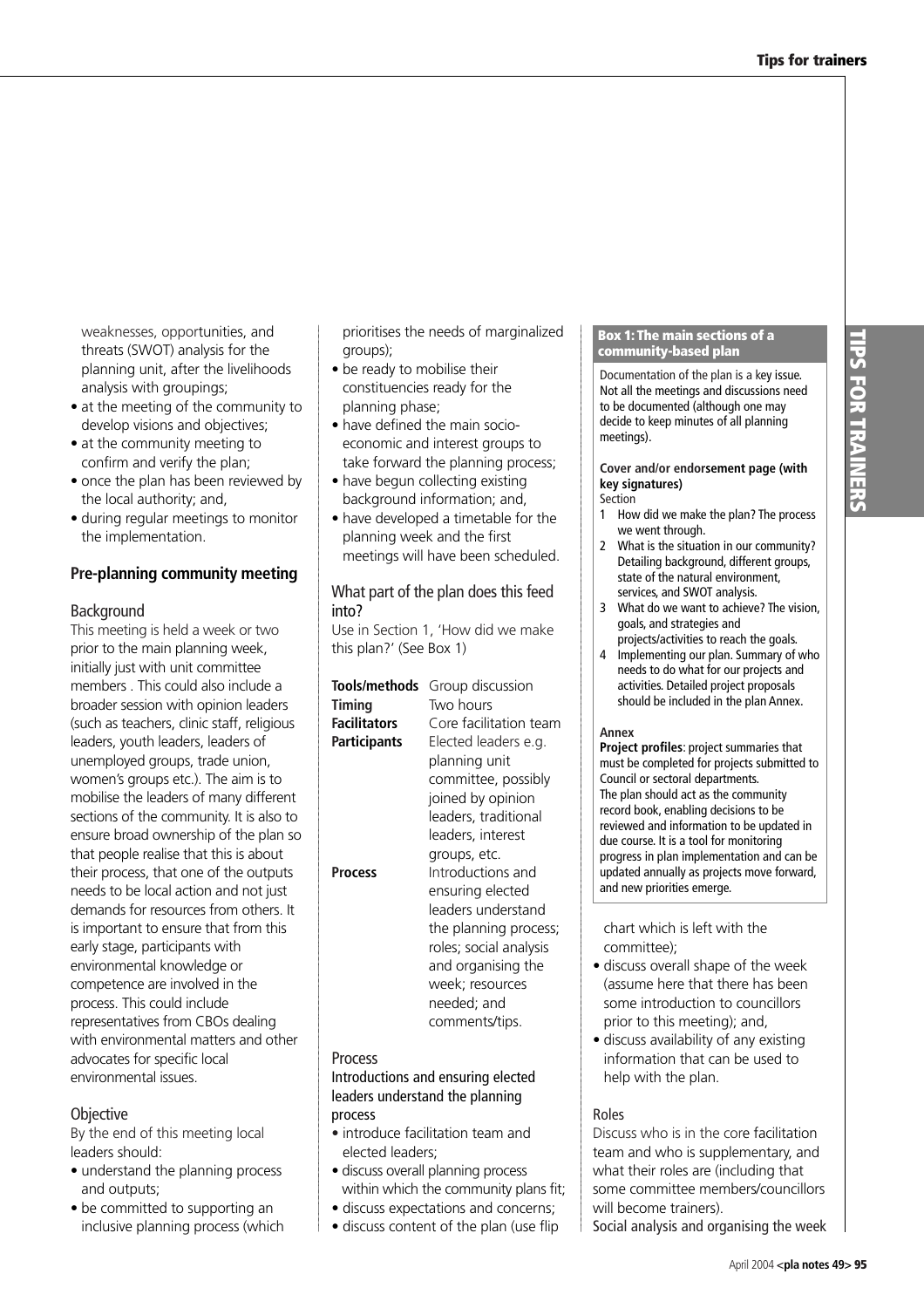weaknesses, opportunities, and threats (SWOT) analysis for the planning unit, after the livelihoods analysis with groupings;
- at the meeting of the community to develop visions and objectives;
- at the community meeting to confirm and verify the plan;
- once the plan has been reviewed by the local authority; and,
- during regular meetings to monitor the implementation.

## Pre-planning community meeting

### Background

This meeting is held a week or two prior to the main planning week, initially just with unit committee members . This could also include a broader session with opinion leaders (such as teachers, clinic staff, religious leaders, youth leaders, leaders of unemployed groups, trade union, women's groups etc.). The aim is to mobilise the leaders of many different sections of the community. It is also to ensure broad ownership of the plan so that people realise that this is about their process, that one of the outputs needs to be local action and not just demands for resources from others. It is important to ensure that from this early stage, participants with environmental knowledge or competence are involved in the process. This could include representatives from CBOs dealing with environmental matters and other advocates for specific local environmental issues.

### Objective

By the end of this meeting local leaders should:
- understand the planning process and outputs;
- be committed to supporting an inclusive planning process (which prioritises the needs of marginalized groups);
- be ready to mobilise their constituencies ready for the planning phase;
- have defined the main socio-economic and interest groups to take forward the planning process;
- have begun collecting existing background information; and,
- have developed a timetable for the planning week and the first meetings will have been scheduled.

### What part of the plan does this feed into?

Use in Section 1, 'How did we make this plan?' (See Box 1)

| | |
|---|---|
| **Tools/methods** | Group discussion |
| **Timing** | Two hours |
| **Facilitators** | Core facilitation team |
| **Participants** | Elected leaders e.g. planning unit committee, possibly joined by opinion leaders, traditional leaders, interest groups, etc. |
| **Process** | Introductions and ensuring elected leaders understand the planning process; roles; social analysis and organising the week; resources needed; and comments/tips. |

### Process

#### Introductions and ensuring elected leaders understand the planning process

- introduce facilitation team and elected leaders;
- discuss overall planning process within which the community plans fit;
- discuss expectations and concerns;
- discuss content of the plan (use flip chart which is left with the committee);
- discuss overall shape of the week (assume here that there has been some introduction to councillors prior to this meeting); and,
- discuss availability of any existing information that can be used to help with the plan.

> **Box 1: The main sections of a community-based plan**
>
> Documentation of the plan is a key issue. Not all the meetings and discussions need to be documented (although one may decide to keep minutes of all planning meetings).
>
> **Cover and/or endorsement page (with key signatures)**
>
> Section
> 1. How did we make the plan? The process we went through.
> 2. What is the situation in our community? Detailing background, different groups, state of the natural environment, services, and SWOT analysis.
> 3. What do we want to achieve? The vision, goals, and strategies and projects/activities to reach the goals.
> 4. Implementing our plan. Summary of who needs to do what for our projects and activities. Detailed project proposals should be included in the plan Annex.
>
> **Annex**
>
> **Project profiles**: project summaries that must be completed for projects submitted to Council or sectoral departments.
>
> The plan should act as the community record book, enabling decisions to be reviewed and information to be updated in due course. It is a tool for monitoring progress in plan implementation and can be updated annually as projects move forward, and new priorities emerge.

#### Roles

Discuss who is in the core facilitation team and who is supplementary, and what their roles are (including that some committee members/councillors will become trainers).

Social analysis and organising the week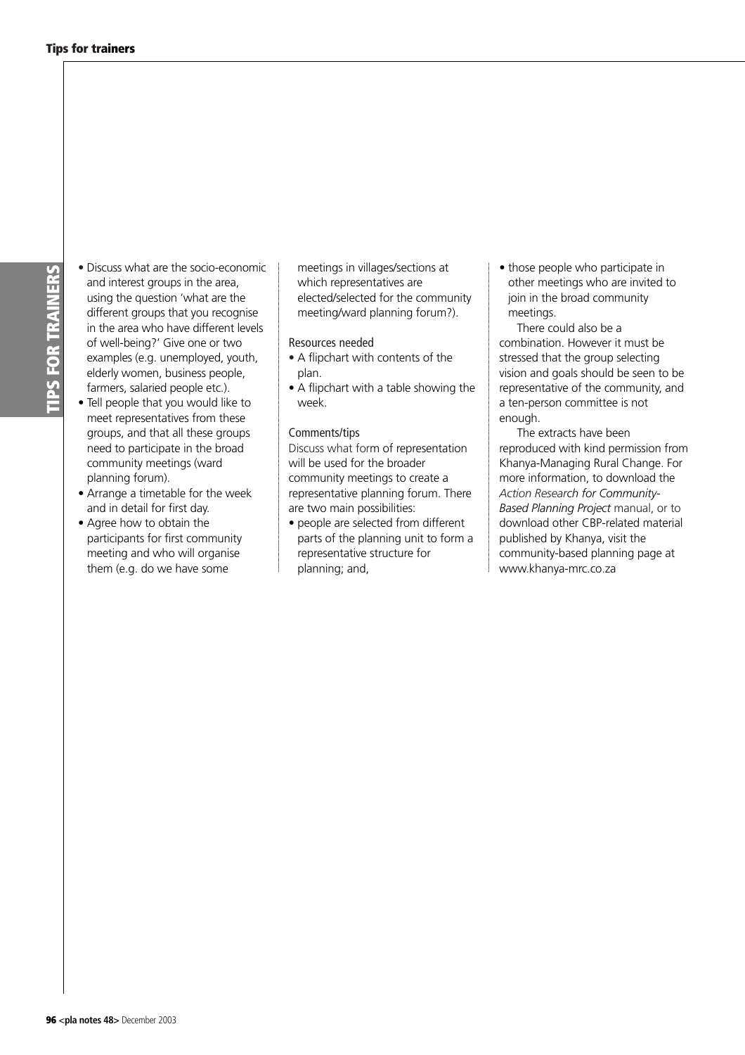- Discuss what are the socio-economic and interest groups in the area, using the question 'what are the different groups that you recognise in the area who have different levels of well-being?' Give one or two examples (e.g. unemployed, youth, elderly women, business people, farmers, salaried people etc.).
- Tell people that you would like to meet representatives from these groups, and that all these groups need to participate in the broad community meetings (ward planning forum).
- Arrange a timetable for the week and in detail for first day.
- Agree how to obtain the participants for first community meeting and who will organise them (e.g. do we have some meetings in villages/sections at which representatives are elected/selected for the community meeting/ward planning forum?).

Resources needed

- A flipchart with contents of the plan.
- A flipchart with a table showing the week.

Comments/tips

Discuss what form of representation will be used for the broader community meetings to create a representative planning forum. There are two main possibilities:

- people are selected from different parts of the planning unit to form a representative structure for planning; and,
- those people who participate in other meetings who are invited to join in the broad community meetings.

There could also be a combination. However it must be stressed that the group selecting vision and goals should be seen to be representative of the community, and a ten-person committee is not enough.

The extracts have been reproduced with kind permission from Khanya-Managing Rural Change. For more information, to download the *Action Research for Community-Based Planning Project* manual, or to download other CBP-related material published by Khanya, visit the community-based planning page at www.khanya-mrc.co.za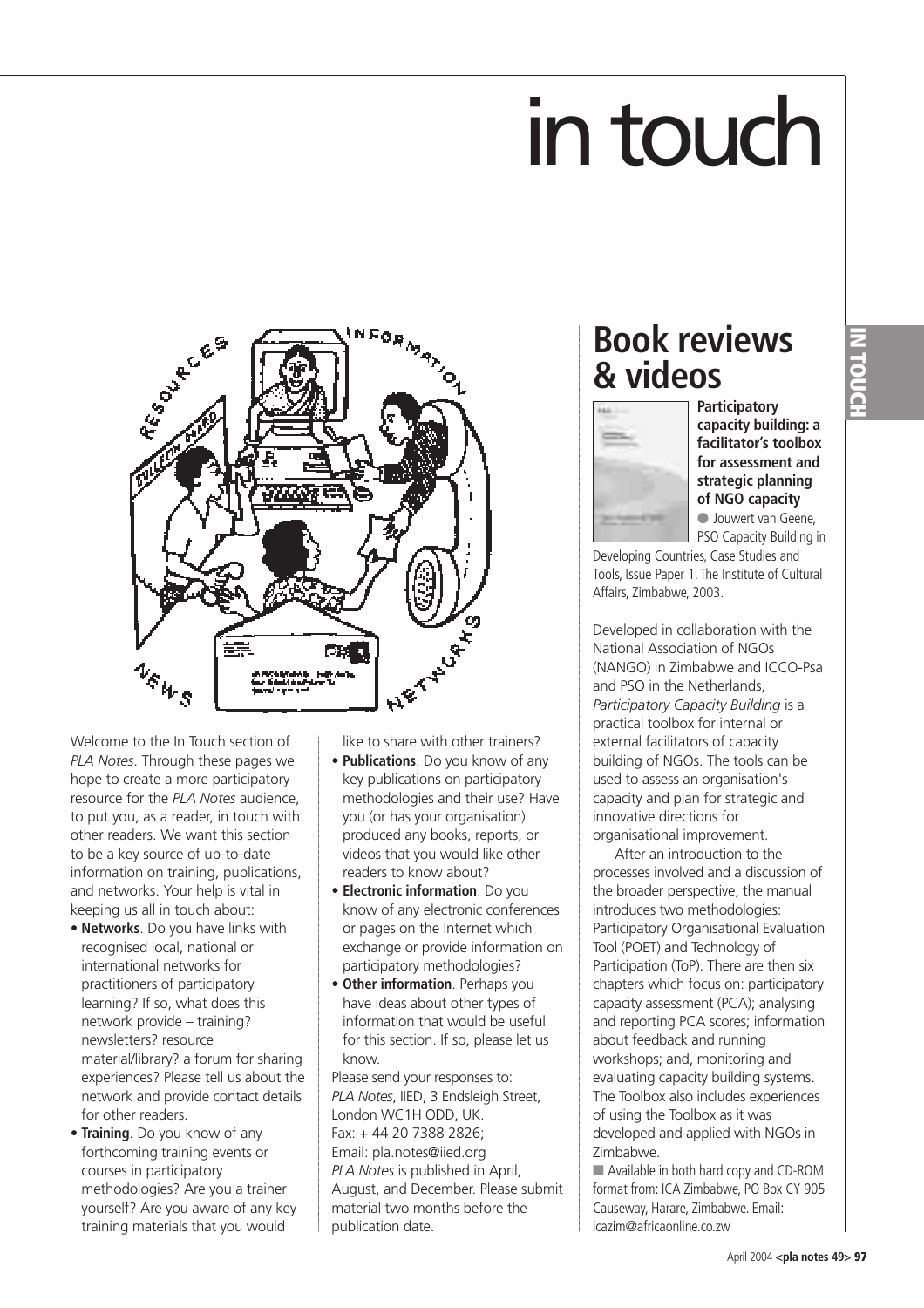# in touch

Welcome to the In Touch section of *PLA Notes*. Through these pages we hope to create a more participatory resource for the *PLA Notes* audience, to put you, as a reader, in touch with other readers. We want this section to be a key source of up-to-date information on training, publications, and networks. Your help is vital in keeping us all in touch about:

- **Networks**. Do you have links with recognised local, national or international networks for practitioners of participatory learning? If so, what does this network provide – training? newsletters? resource material/library? a forum for sharing experiences? Please tell us about the network and provide contact details for other readers.
- **Training**. Do you know of any forthcoming training events or courses in participatory methodologies? Are you a trainer yourself? Are you aware of any key training materials that you would like to share with other trainers?
- **Publications**. Do you know of any key publications on participatory methodologies and their use? Have you (or has your organisation) produced any books, reports, or videos that you would like other readers to know about?
- **Electronic information**. Do you know of any electronic conferences or pages on the Internet which exchange or provide information on participatory methodologies?
- **Other information**. Perhaps you have ideas about other types of information that would be useful for this section. If so, please let us know.

Please send your responses to:
*PLA Notes*, IIED, 3 Endsleigh Street, London WC1H ODD, UK.
Fax: + 44 20 7388 2826;
Email: pla.notes@iied.org
*PLA Notes* is published in April, August, and December. Please submit material two months before the publication date.

## Book reviews & videos

**Participatory capacity building: a facilitator's toolbox for assessment and strategic planning of NGO capacity**
● Jouwert van Geene, PSO Capacity Building in Developing Countries, Case Studies and Tools, Issue Paper 1. The Institute of Cultural Affairs, Zimbabwe, 2003.

Developed in collaboration with the National Association of NGOs (NANGO) in Zimbabwe and ICCO-Psa and PSO in the Netherlands, *Participatory Capacity Building* is a practical toolbox for internal or external facilitators of capacity building of NGOs. The tools can be used to assess an organisation's capacity and plan for strategic and innovative directions for organisational improvement.

After an introduction to the processes involved and a discussion of the broader perspective, the manual introduces two methodologies: Participatory Organisational Evaluation Tool (POET) and Technology of Participation (ToP). There are then six chapters which focus on: participatory capacity assessment (PCA); analysing and reporting PCA scores; information about feedback and running workshops; and, monitoring and evaluating capacity building systems. The Toolbox also includes experiences of using the Toolbox as it was developed and applied with NGOs in Zimbabwe.

■ Available in both hard copy and CD-ROM format from: ICA Zimbabwe, PO Box CY 905 Causeway, Harare, Zimbabwe. Email: icazim@africaonline.co.zw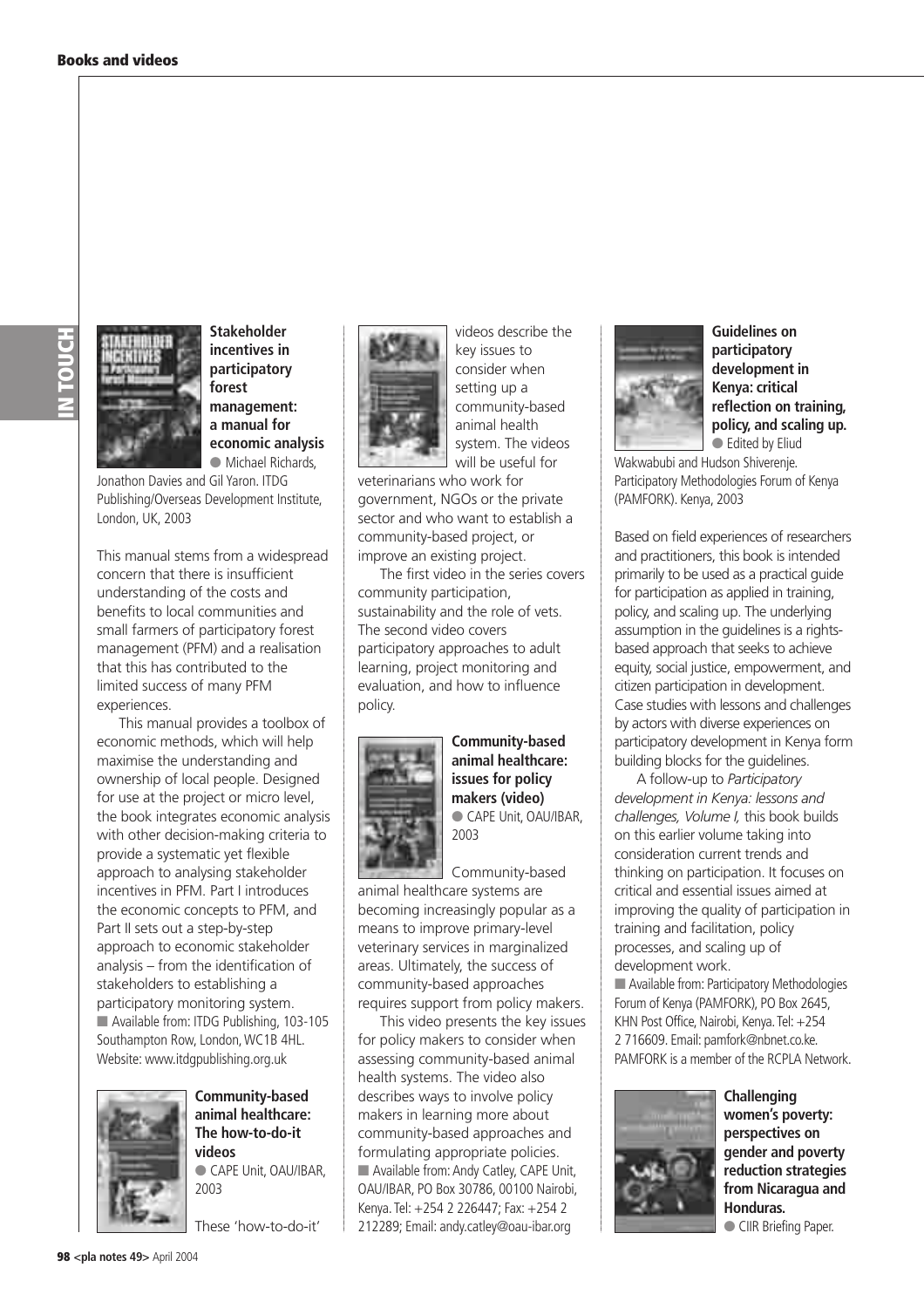### Stakeholder incentives in participatory forest management: a manual for economic analysis

● Michael Richards, Jonathon Davies and Gil Yaron. ITDG Publishing/Overseas Development Institute, London, UK, 2003

This manual stems from a widespread concern that there is insufficient understanding of the costs and benefits to local communities and small farmers of participatory forest management (PFM) and a realisation that this has contributed to the limited success of many PFM experiences.

This manual provides a toolbox of economic methods, which will help maximise the understanding and ownership of local people. Designed for use at the project or micro level, the book integrates economic analysis with other decision-making criteria to provide a systematic yet flexible approach to analysing stakeholder incentives in PFM. Part I introduces the economic concepts to PFM, and Part II sets out a step-by-step approach to economic stakeholder analysis – from the identification of stakeholders to establishing a participatory monitoring system.

■ Available from: ITDG Publishing, 103-105 Southampton Row, London, WC1B 4HL. Website: www.itdgpublishing.org.uk

### Community-based animal healthcare: The how-to-do-it videos

● CAPE Unit, OAU/IBAR, 2003

These 'how-to-do-it' videos describe the key issues to consider when setting up a community-based animal health system. The videos will be useful for veterinarians who work for government, NGOs or the private sector and who want to establish a community-based project, or improve an existing project.

The first video in the series covers community participation, sustainability and the role of vets. The second video covers participatory approaches to adult learning, project monitoring and evaluation, and how to influence policy.

### Community-based animal healthcare: issues for policy makers (video)

● CAPE Unit, OAU/IBAR, 2003

Community-based animal healthcare systems are becoming increasingly popular as a means to improve primary-level veterinary services in marginalized areas. Ultimately, the success of community-based approaches requires support from policy makers.

This video presents the key issues for policy makers to consider when assessing community-based animal health systems. The video also describes ways to involve policy makers in learning more about community-based approaches and formulating appropriate policies.

■ Available from: Andy Catley, CAPE Unit, OAU/IBAR, PO Box 30786, 00100 Nairobi, Kenya. Tel: +254 2 226447; Fax: +254 2 212289; Email: andy.catley@oau-ibar.org

### Guidelines on participatory development in Kenya: critical reflection on training, policy, and scaling up.

● Edited by Eliud Wakwabubi and Hudson Shiverenje. Participatory Methodologies Forum of Kenya (PAMFORK). Kenya, 2003

Based on field experiences of researchers and practitioners, this book is intended primarily to be used as a practical guide for participation as applied in training, policy, and scaling up. The underlying assumption in the guidelines is a rights-based approach that seeks to achieve equity, social justice, empowerment, and citizen participation in development. Case studies with lessons and challenges by actors with diverse experiences on participatory development in Kenya form building blocks for the guidelines.

A follow-up to *Participatory development in Kenya: lessons and challenges, Volume I,* this book builds on this earlier volume taking into consideration current trends and thinking on participation. It focuses on critical and essential issues aimed at improving the quality of participation in training and facilitation, policy processes, and scaling up of development work.

■ Available from: Participatory Methodologies Forum of Kenya (PAMFORK), PO Box 2645, KHN Post Office, Nairobi, Kenya. Tel: +254 2 716609. Email: pamfork@nbnet.co.ke. PAMFORK is a member of the RCPLA Network.

### Challenging women's poverty: perspectives on gender and poverty reduction strategies from Nicaragua and Honduras.

● CIIR Briefing Paper.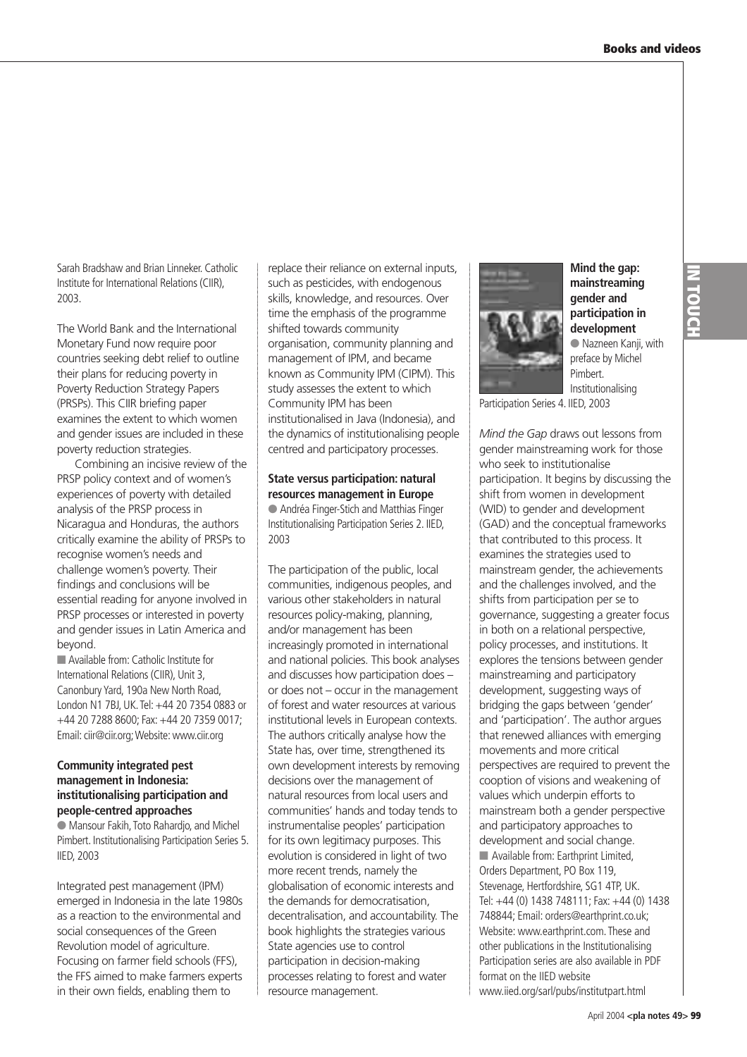Sarah Bradshaw and Brian Linneker. Catholic Institute for International Relations (CIIR), 2003.

The World Bank and the International Monetary Fund now require poor countries seeking debt relief to outline their plans for reducing poverty in Poverty Reduction Strategy Papers (PRSPs). This CIIR briefing paper examines the extent to which women and gender issues are included in these poverty reduction strategies.

Combining an incisive review of the PRSP policy context and of women's experiences of poverty with detailed analysis of the PRSP process in Nicaragua and Honduras, the authors critically examine the ability of PRSPs to recognise women's needs and challenge women's poverty. Their findings and conclusions will be essential reading for anyone involved in PRSP processes or interested in poverty and gender issues in Latin America and beyond.

■ Available from: Catholic Institute for International Relations (CIIR), Unit 3, Canonbury Yard, 190a New North Road, London N1 7BJ, UK. Tel: +44 20 7354 0883 or +44 20 7288 8600; Fax: +44 20 7359 0017; Email: ciir@ciir.org; Website: www.ciir.org

### Community integrated pest management in Indonesia: institutionalising participation and people-centred approaches

● Mansour Fakih, Toto Rahardjo, and Michel Pimbert. Institutionalising Participation Series 5. IIED, 2003

Integrated pest management (IPM) emerged in Indonesia in the late 1980s as a reaction to the environmental and social consequences of the Green Revolution model of agriculture. Focusing on farmer field schools (FFS), the FFS aimed to make farmers experts in their own fields, enabling them to replace their reliance on external inputs, such as pesticides, with endogenous skills, knowledge, and resources. Over time the emphasis of the programme shifted towards community organisation, community planning and management of IPM, and became known as Community IPM (CIPM). This study assesses the extent to which Community IPM has been institutionalised in Java (Indonesia), and the dynamics of institutionalising people centred and participatory processes.

### State versus participation: natural resources management in Europe

● Andréa Finger-Stich and Matthias Finger Institutionalising Participation Series 2. IIED, 2003

The participation of the public, local communities, indigenous peoples, and various other stakeholders in natural resources policy-making, planning, and/or management has been increasingly promoted in international and national policies. This book analyses and discusses how participation does – or does not – occur in the management of forest and water resources at various institutional levels in European contexts. The authors critically analyse how the State has, over time, strengthened its own development interests by removing decisions over the management of natural resources from local users and communities' hands and today tends to instrumentalise peoples' participation for its own legitimacy purposes. This evolution is considered in light of two more recent trends, namely the globalisation of economic interests and the demands for democratisation, decentralisation, and accountability. The book highlights the strategies various State agencies use to control participation in decision-making processes relating to forest and water resource management.

### Mind the gap: mainstreaming gender and participation in development

● Nazneen Kanji, with preface by Michel Pimbert. Institutionalising Participation Series 4. IIED, 2003

*Mind the Gap* draws out lessons from gender mainstreaming work for those who seek to institutionalise participation. It begins by discussing the shift from women in development (WID) to gender and development (GAD) and the conceptual frameworks that contributed to this process. It examines the strategies used to mainstream gender, the achievements and the challenges involved, and the shifts from participation per se to governance, suggesting a greater focus in both on a relational perspective, policy processes, and institutions. It explores the tensions between gender mainstreaming and participatory development, suggesting ways of bridging the gaps between 'gender' and 'participation'. The author argues that renewed alliances with emerging movements and more critical perspectives are required to prevent the cooption of visions and weakening of values which underpin efforts to mainstream both a gender perspective and participatory approaches to development and social change.

■ Available from: Earthprint Limited, Orders Department, PO Box 119, Stevenage, Hertfordshire, SG1 4TP, UK. Tel: +44 (0) 1438 748111; Fax: +44 (0) 1438 748844; Email: orders@earthprint.co.uk; Website: www.earthprint.com. These and other publications in the Institutionalising Participation series are also available in PDF format on the IIED website www.iied.org/sarl/pubs/institutpart.html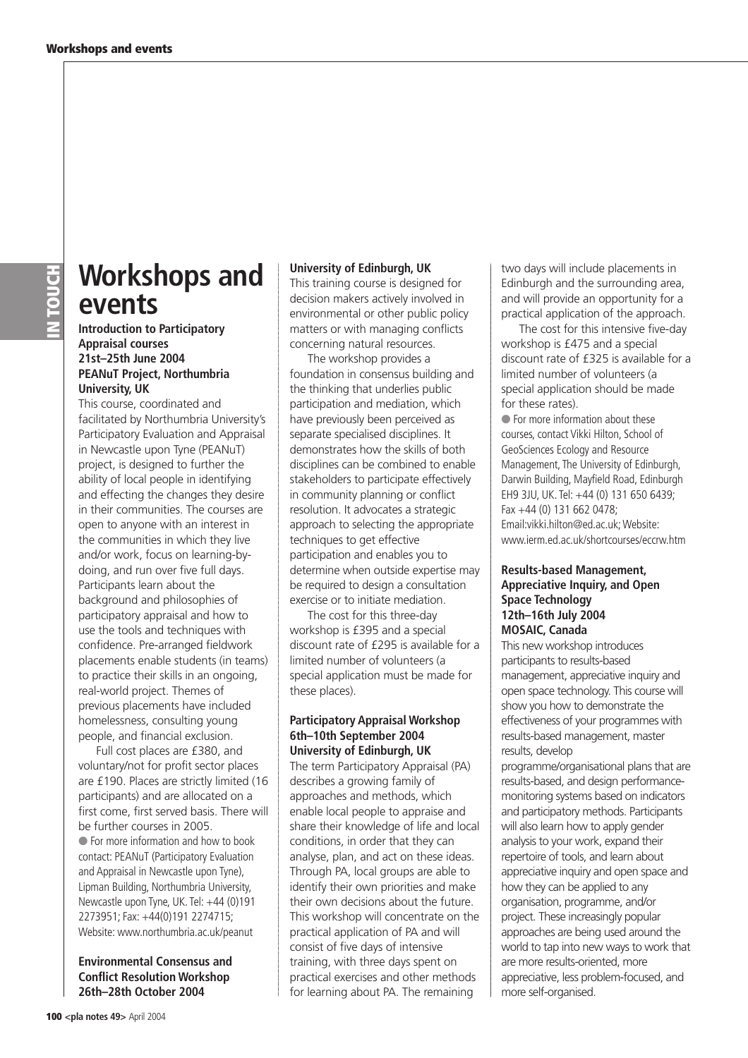# Workshops and events

### Introduction to Participatory Appraisal courses
### 21st–25th June 2004
### PEANuT Project, Northumbria University, UK

This course, coordinated and facilitated by Northumbria University's Participatory Evaluation and Appraisal in Newcastle upon Tyne (PEANuT) project, is designed to further the ability of local people in identifying and effecting the changes they desire in their communities. The courses are open to anyone with an interest in the communities in which they live and/or work, focus on learning-by-doing, and run over five full days. Participants learn about the background and philosophies of participatory appraisal and how to use the tools and techniques with confidence. Pre-arranged fieldwork placements enable students (in teams) to practice their skills in an ongoing, real-world project. Themes of previous placements have included homelessness, consulting young people, and financial exclusion.

Full cost places are £380, and voluntary/not for profit sector places are £190. Places are strictly limited (16 participants) and are allocated on a first come, first served basis. There will be further courses in 2005.

● For more information and how to book contact: PEANuT (Participatory Evaluation and Appraisal in Newcastle upon Tyne), Lipman Building, Northumbria University, Newcastle upon Tyne, UK. Tel: +44 (0)191 2273951; Fax: +44(0)191 2274715; Website: www.northumbria.ac.uk/peanut

### Environmental Consensus and Conflict Resolution Workshop
### 26th–28th October 2004
### University of Edinburgh, UK

This training course is designed for decision makers actively involved in environmental or other public policy matters or with managing conflicts concerning natural resources.

The workshop provides a foundation in consensus building and the thinking that underlies public participation and mediation, which have previously been perceived as separate specialised disciplines. It demonstrates how the skills of both disciplines can be combined to enable stakeholders to participate effectively in community planning or conflict resolution. It advocates a strategic approach to selecting the appropriate techniques to get effective participation and enables you to determine when outside expertise may be required to design a consultation exercise or to initiate mediation.

The cost for this three-day workshop is £395 and a special discount rate of £295 is available for a limited number of volunteers (a special application must be made for these places).

### Participatory Appraisal Workshop
### 6th–10th September 2004
### University of Edinburgh, UK

The term Participatory Appraisal (PA) describes a growing family of approaches and methods, which enable local people to appraise and share their knowledge of life and local conditions, in order that they can analyse, plan, and act on these ideas. Through PA, local groups are able to identify their own priorities and make their own decisions about the future. This workshop will concentrate on the practical application of PA and will consist of five days of intensive training, with three days spent on practical exercises and other methods for learning about PA. The remaining two days will include placements in Edinburgh and the surrounding area, and will provide an opportunity for a practical application of the approach.

The cost for this intensive five-day workshop is £475 and a special discount rate of £325 is available for a limited number of volunteers (a special application should be made for these rates).

● For more information about these courses, contact Vikki Hilton, School of GeoSciences Ecology and Resource Management, The University of Edinburgh, Darwin Building, Mayfield Road, Edinburgh EH9 3JU, UK. Tel: +44 (0) 131 650 6439; Fax +44 (0) 131 662 0478; Email:vikki.hilton@ed.ac.uk; Website: www.ierm.ed.ac.uk/shortcourses/eccrw.htm

### Results-based Management, Appreciative Inquiry, and Open Space Technology
### 12th–16th July 2004
### MOSAIC, Canada

This new workshop introduces participants to results-based management, appreciative inquiry and open space technology. This course will show you how to demonstrate the effectiveness of your programmes with results-based management, master results, develop programme/organisational plans that are results-based, and design performance-monitoring systems based on indicators and participatory methods. Participants will also learn how to apply gender analysis to your work, expand their repertoire of tools, and learn about appreciative inquiry and open space and how they can be applied to any organisation, programme, and/or project. These increasingly popular approaches are being used around the world to tap into new ways to work that are more results-oriented, more appreciative, less problem-focused, and more self-organised.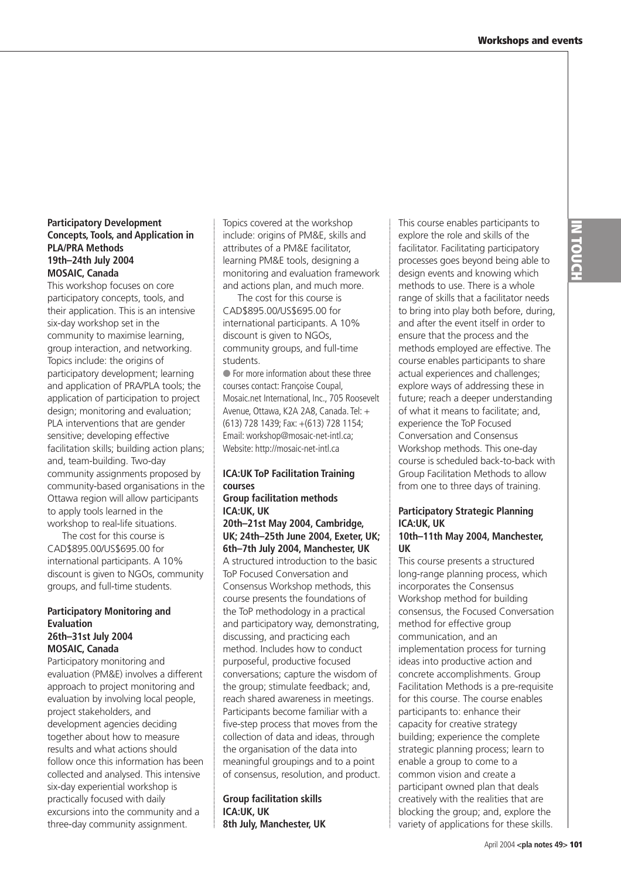**Participatory Development Concepts, Tools, and Application in PLA/PRA Methods**
**19th–24th July 2004**
**MOSAIC, Canada**

This workshop focuses on core participatory concepts, tools, and their application. This is an intensive six-day workshop set in the community to maximise learning, group interaction, and networking. Topics include: the origins of participatory development; learning and application of PRA/PLA tools; the application of participation to project design; monitoring and evaluation; PLA interventions that are gender sensitive; developing effective facilitation skills; building action plans; and, team-building. Two-day community assignments proposed by community-based organisations in the Ottawa region will allow participants to apply tools learned in the workshop to real-life situations.

The cost for this course is CAD$895.00/US$695.00 for international participants. A 10% discount is given to NGOs, community groups, and full-time students.

**Participatory Monitoring and Evaluation**
**26th–31st July 2004**
**MOSAIC, Canada**

Participatory monitoring and evaluation (PM&E) involves a different approach to project monitoring and evaluation by involving local people, project stakeholders, and development agencies deciding together about how to measure results and what actions should follow once this information has been collected and analysed. This intensive six-day experiential workshop is practically focused with daily excursions into the community and a three-day community assignment.

Topics covered at the workshop include: origins of PM&E, skills and attributes of a PM&E facilitator, learning PM&E tools, designing a monitoring and evaluation framework and actions plan, and much more.

The cost for this course is CAD$895.00/US$695.00 for international participants. A 10% discount is given to NGOs, community groups, and full-time students.

● For more information about these three courses contact: Françoise Coupal, Mosaic.net International, Inc., 705 Roosevelt Avenue, Ottawa, K2A 2A8, Canada. Tel: +(613) 728 1439; Fax: +(613) 728 1154; Email: workshop@mosaic-net-intl.ca; Website: http://mosaic-net-intl.ca

**ICA:UK ToP Facilitation Training courses**

**Group facilitation methods**
**ICA:UK, UK**
**20th–21st May 2004, Cambridge, UK; 24th–25th June 2004, Exeter, UK; 6th–7th July 2004, Manchester, UK**

A structured introduction to the basic ToP Focused Conversation and Consensus Workshop methods, this course presents the foundations of the ToP methodology in a practical and participatory way, demonstrating, discussing, and practicing each method. Includes how to conduct purposeful, productive focused conversations; capture the wisdom of the group; stimulate feedback; and, reach shared awareness in meetings. Participants become familiar with a five-step process that moves from the collection of data and ideas, through the organisation of the data into meaningful groupings and to a point of consensus, resolution, and product.

**Group facilitation skills**
**ICA:UK, UK**
**8th July, Manchester, UK**

This course enables participants to explore the role and skills of the facilitator. Facilitating participatory processes goes beyond being able to design events and knowing which methods to use. There is a whole range of skills that a facilitator needs to bring into play both before, during, and after the event itself in order to ensure that the process and the methods employed are effective. The course enables participants to share actual experiences and challenges; explore ways of addressing these in future; reach a deeper understanding of what it means to facilitate; and, experience the ToP Focused Conversation and Consensus Workshop methods. This one-day course is scheduled back-to-back with Group Facilitation Methods to allow from one to three days of training.

**Participatory Strategic Planning**
**ICA:UK, UK**
**10th–11th May 2004, Manchester, UK**

This course presents a structured long-range planning process, which incorporates the Consensus Workshop method for building consensus, the Focused Conversation method for effective group communication, and an implementation process for turning ideas into productive action and concrete accomplishments. Group Facilitation Methods is a pre-requisite for this course. The course enables participants to: enhance their capacity for creative strategy building; experience the complete strategic planning process; learn to enable a group to come to a common vision and create a participant owned plan that deals creatively with the realities that are blocking the group; and, explore the variety of applications for these skills.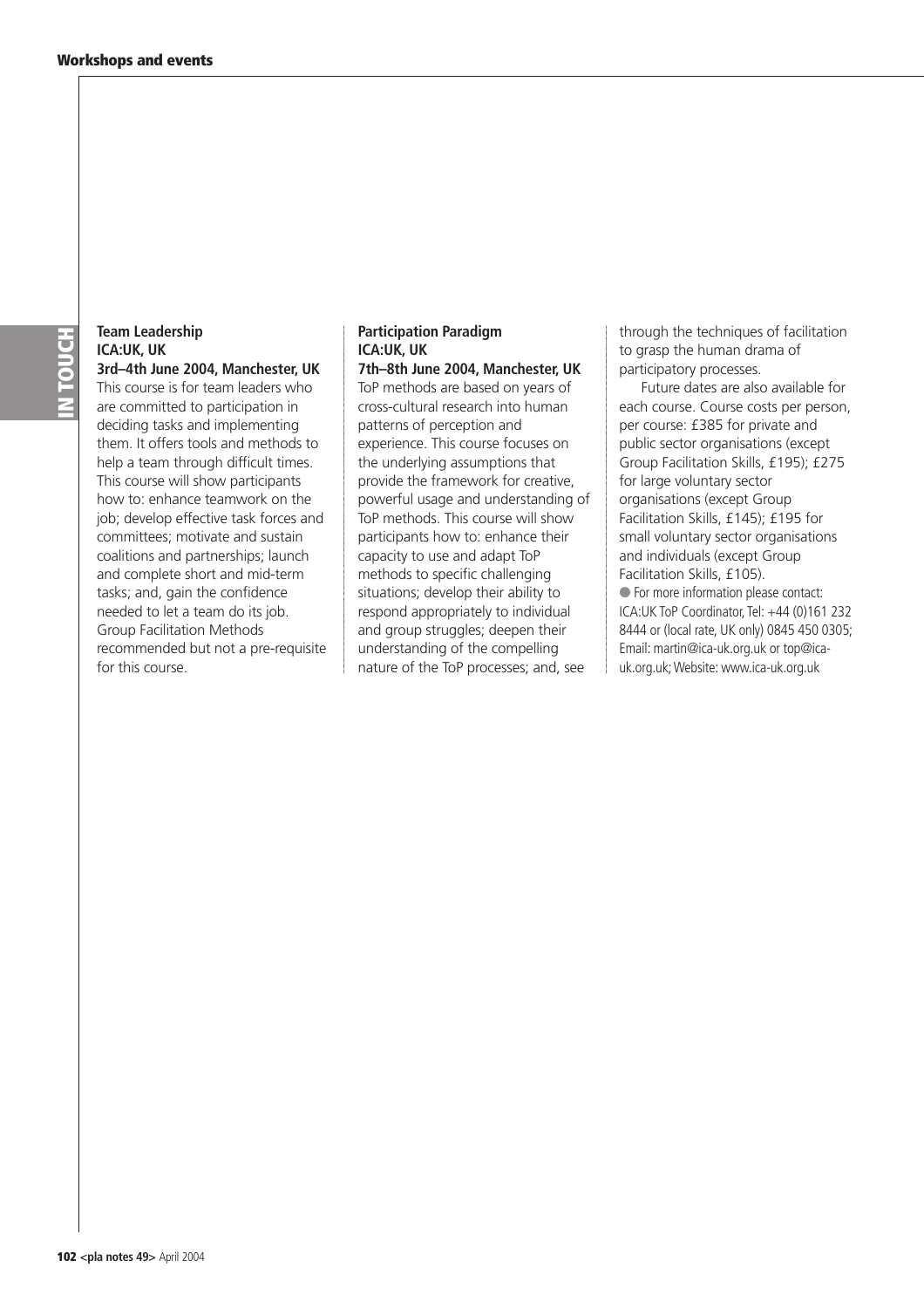### Team Leadership
**ICA:UK, UK**
**3rd–4th June 2004, Manchester, UK**

This course is for team leaders who are committed to participation in deciding tasks and implementing them. It offers tools and methods to help a team through difficult times. This course will show participants how to: enhance teamwork on the job; develop effective task forces and committees; motivate and sustain coalitions and partnerships; launch and complete short and mid-term tasks; and, gain the confidence needed to let a team do its job. Group Facilitation Methods recommended but not a pre-requisite for this course.

### Participation Paradigm
**ICA:UK, UK**
**7th–8th June 2004, Manchester, UK**

ToP methods are based on years of cross-cultural research into human patterns of perception and experience. This course focuses on the underlying assumptions that provide the framework for creative, powerful usage and understanding of ToP methods. This course will show participants how to: enhance their capacity to use and adapt ToP methods to specific challenging situations; develop their ability to respond appropriately to individual and group struggles; deepen their understanding of the compelling nature of the ToP processes; and, see through the techniques of facilitation to grasp the human drama of participatory processes.

Future dates are also available for each course. Course costs per person, per course: £385 for private and public sector organisations (except Group Facilitation Skills, £195); £275 for large voluntary sector organisations (except Group Facilitation Skills, £145); £195 for small voluntary sector organisations and individuals (except Group Facilitation Skills, £105).

● For more information please contact: ICA:UK ToP Coordinator, Tel: +44 (0)161 232 8444 or (local rate, UK only) 0845 450 0305; Email: martin@ica-uk.org.uk or top@ica-uk.org.uk; Website: www.ica-uk.org.uk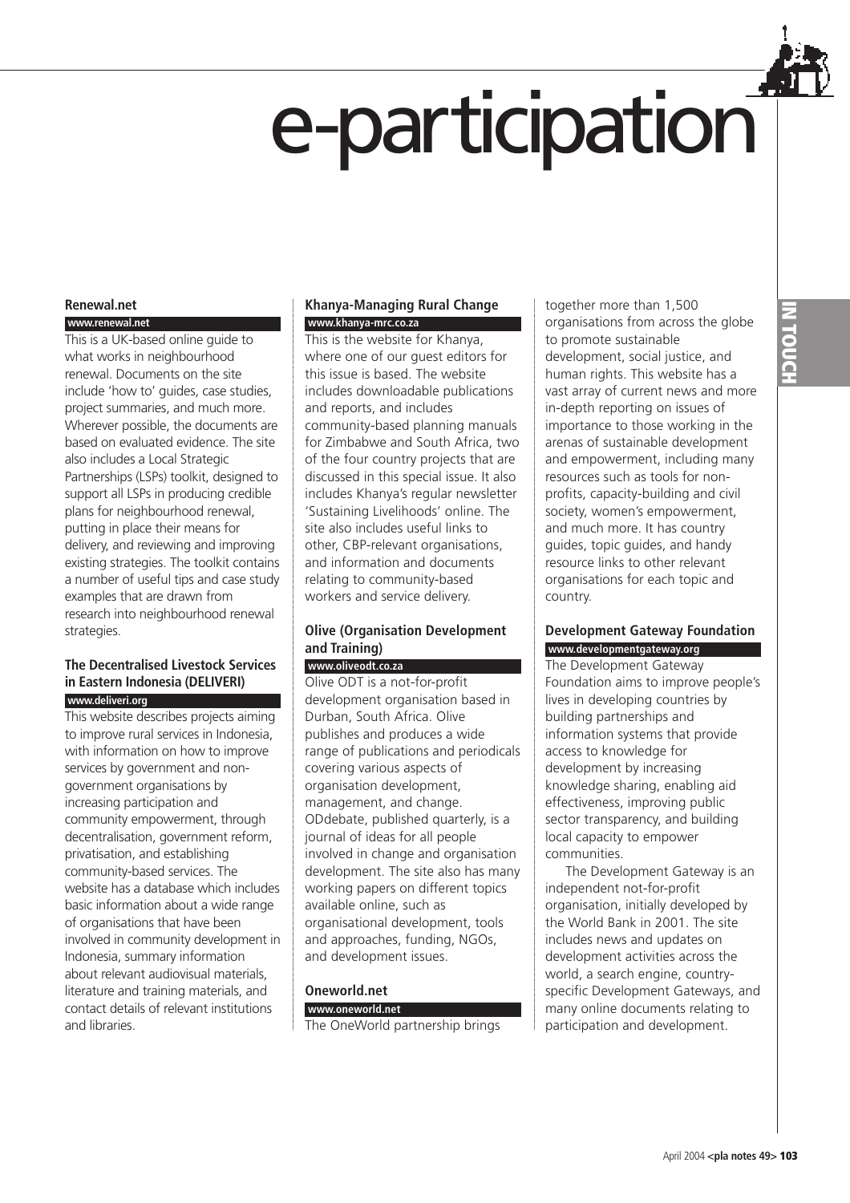# e-participation

### Renewal.net

**www.renewal.net**

This is a UK-based online guide to what works in neighbourhood renewal. Documents on the site include 'how to' guides, case studies, project summaries, and much more. Wherever possible, the documents are based on evaluated evidence. The site also includes a Local Strategic Partnerships (LSPs) toolkit, designed to support all LSPs in producing credible plans for neighbourhood renewal, putting in place their means for delivery, and reviewing and improving existing strategies. The toolkit contains a number of useful tips and case study examples that are drawn from research into neighbourhood renewal strategies.

### The Decentralised Livestock Services in Eastern Indonesia (DELIVERI)

**www.deliveri.org**

This website describes projects aiming to improve rural services in Indonesia, with information on how to improve services by government and non-government organisations by increasing participation and community empowerment, through decentralisation, government reform, privatisation, and establishing community-based services. The website has a database which includes basic information about a wide range of organisations that have been involved in community development in Indonesia, summary information about relevant audiovisual materials, literature and training materials, and contact details of relevant institutions and libraries.

### Khanya-Managing Rural Change

**www.khanya-mrc.co.za**

This is the website for Khanya, where one of our guest editors for this issue is based. The website includes downloadable publications and reports, and includes community-based planning manuals for Zimbabwe and South Africa, two of the four country projects that are discussed in this special issue. It also includes Khanya's regular newsletter 'Sustaining Livelihoods' online. The site also includes useful links to other, CBP-relevant organisations, and information and documents relating to community-based workers and service delivery.

### Olive (Organisation Development and Training)

**www.oliveodt.co.za**

Olive ODT is a not-for-profit development organisation based in Durban, South Africa. Olive publishes and produces a wide range of publications and periodicals covering various aspects of organisation development, management, and change. ODdebate, published quarterly, is a journal of ideas for all people involved in change and organisation development. The site also has many working papers on different topics available online, such as organisational development, tools and approaches, funding, NGOs, and development issues.

### Oneworld.net

**www.oneworld.net**

The OneWorld partnership brings together more than 1,500 organisations from across the globe to promote sustainable development, social justice, and human rights. This website has a vast array of current news and more in-depth reporting on issues of importance to those working in the arenas of sustainable development and empowerment, including many resources such as tools for non-profits, capacity-building and civil society, women's empowerment, and much more. It has country guides, topic guides, and handy resource links to other relevant organisations for each topic and country.

### Development Gateway Foundation

**www.developmentgateway.org**

The Development Gateway Foundation aims to improve people's lives in developing countries by building partnerships and information systems that provide access to knowledge for development by increasing knowledge sharing, enabling aid effectiveness, improving public sector transparency, and building local capacity to empower communities.

The Development Gateway is an independent not-for-profit organisation, initially developed by the World Bank in 2001. The site includes news and updates on development activities across the world, a search engine, country-specific Development Gateways, and many online documents relating to participation and development.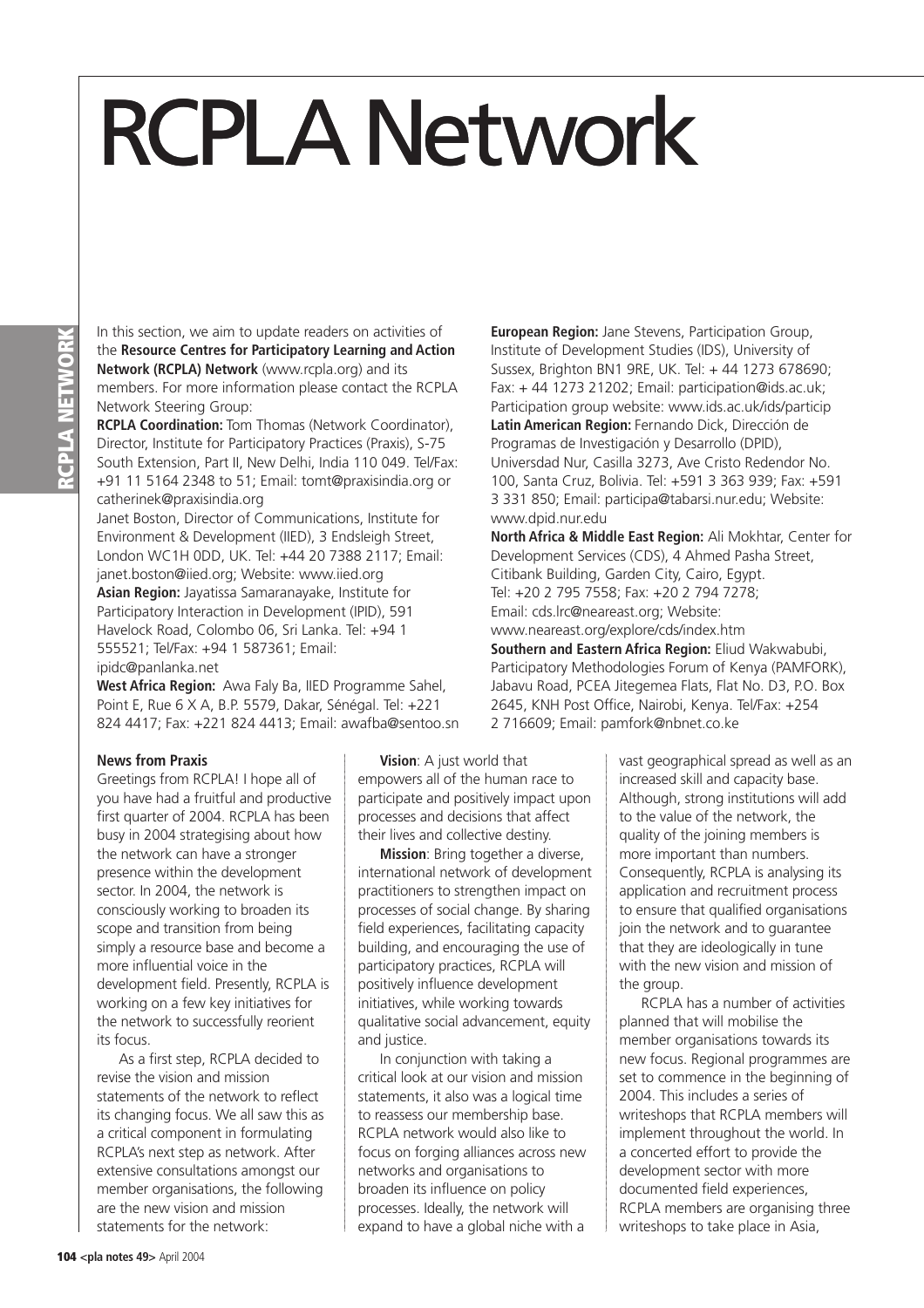# RCPLA Network

In this section, we aim to update readers on activities of the **Resource Centres for Participatory Learning and Action Network (RCPLA) Network** (www.rcpla.org) and its members. For more information please contact the RCPLA Network Steering Group:

**RCPLA Coordination:** Tom Thomas (Network Coordinator), Director, Institute for Participatory Practices (Praxis), S-75 South Extension, Part II, New Delhi, India 110 049. Tel/Fax: +91 11 5164 2348 to 51; Email: tomt@praxisindia.org or catherinek@praxisindia.org

Janet Boston, Director of Communications, Institute for Environment & Development (IIED), 3 Endsleigh Street, London WC1H 0DD, UK. Tel: +44 20 7388 2117; Email: janet.boston@iied.org; Website: www.iied.org

**Asian Region:** Jayatissa Samaranayake, Institute for Participatory Interaction in Development (IPID), 591 Havelock Road, Colombo 06, Sri Lanka. Tel: +94 1 555521; Tel/Fax: +94 1 587361; Email: ipidc@panlanka.net

**West Africa Region:** Awa Faly Ba, IIED Programme Sahel, Point E, Rue 6 X A, B.P. 5579, Dakar, Sénégal. Tel: +221 824 4417; Fax: +221 824 4413; Email: awafba@sentoo.sn

**European Region:** Jane Stevens, Participation Group, Institute of Development Studies (IDS), University of Sussex, Brighton BN1 9RE, UK. Tel: + 44 1273 678690; Fax: + 44 1273 21202; Email: participation@ids.ac.uk; Participation group website: www.ids.ac.uk/ids/particip

**Latin American Region:** Fernando Dick, Dirección de Programas de Investigación y Desarrollo (DPID), Universdad Nur, Casilla 3273, Ave Cristo Redendor No. 100, Santa Cruz, Bolivia. Tel: +591 3 363 939; Fax: +591 3 331 850; Email: participa@tabarsi.nur.edu; Website: www.dpid.nur.edu

**North Africa & Middle East Region:** Ali Mokhtar, Center for Development Services (CDS), 4 Ahmed Pasha Street, Citibank Building, Garden City, Cairo, Egypt. Tel: +20 2 795 7558; Fax: +20 2 794 7278; Email: cds.lrc@neareast.org; Website: www.neareast.org/explore/cds/index.htm

**Southern and Eastern Africa Region:** Eliud Wakwabubi, Participatory Methodologies Forum of Kenya (PAMFORK), Jabavu Road, PCEA Jitegemea Flats, Flat No. D3, P.O. Box 2645, KNH Post Office, Nairobi, Kenya. Tel/Fax: +254 2 716609; Email: pamfork@nbnet.co.ke

### News from Praxis

Greetings from RCPLA! I hope all of you have had a fruitful and productive first quarter of 2004. RCPLA has been busy in 2004 strategising about how the network can have a stronger presence within the development sector. In 2004, the network is consciously working to broaden its scope and transition from being simply a resource base and become a more influential voice in the development field. Presently, RCPLA is working on a few key initiatives for the network to successfully reorient its focus.

As a first step, RCPLA decided to revise the vision and mission statements of the network to reflect its changing focus. We all saw this as a critical component in formulating RCPLA's next step as network. After extensive consultations amongst our member organisations, the following are the new vision and mission statements for the network:

**Vision**: A just world that empowers all of the human race to participate and positively impact upon processes and decisions that affect their lives and collective destiny.

**Mission**: Bring together a diverse, international network of development practitioners to strengthen impact on processes of social change. By sharing field experiences, facilitating capacity building, and encouraging the use of participatory practices, RCPLA will positively influence development initiatives, while working towards qualitative social advancement, equity and justice.

In conjunction with taking a critical look at our vision and mission statements, it also was a logical time to reassess our membership base. RCPLA network would also like to focus on forging alliances across new networks and organisations to broaden its influence on policy processes. Ideally, the network will expand to have a global niche with a vast geographical spread as well as an increased skill and capacity base. Although, strong institutions will add to the value of the network, the quality of the joining members is more important than numbers. Consequently, RCPLA is analysing its application and recruitment process to ensure that qualified organisations join the network and to guarantee that they are ideologically in tune with the new vision and mission of the group.

RCPLA has a number of activities planned that will mobilise the member organisations towards its new focus. Regional programmes are set to commence in the beginning of 2004. This includes a series of writeshops that RCPLA members will implement throughout the world. In a concerted effort to provide the development sector with more documented field experiences, RCPLA members are organising three writeshops to take place in Asia,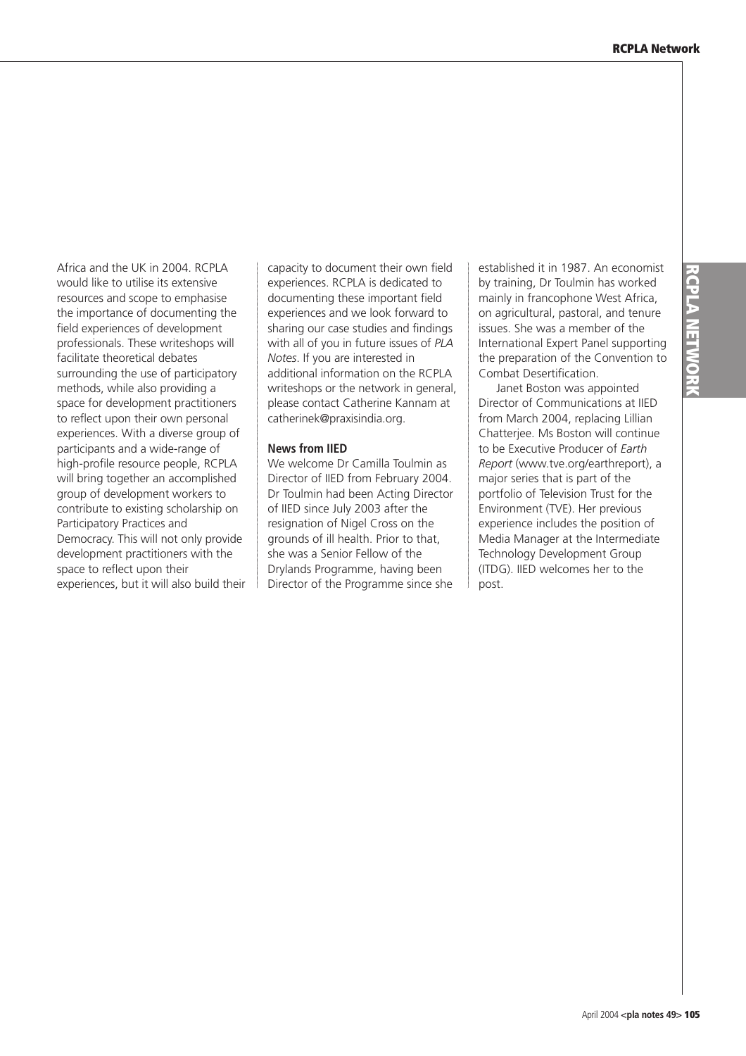Africa and the UK in 2004. RCPLA would like to utilise its extensive resources and scope to emphasise the importance of documenting the field experiences of development professionals. These writeshops will facilitate theoretical debates surrounding the use of participatory methods, while also providing a space for development practitioners to reflect upon their own personal experiences. With a diverse group of participants and a wide-range of high-profile resource people, RCPLA will bring together an accomplished group of development workers to contribute to existing scholarship on Participatory Practices and Democracy. This will not only provide development practitioners with the space to reflect upon their experiences, but it will also build their capacity to document their own field experiences. RCPLA is dedicated to documenting these important field experiences and we look forward to sharing our case studies and findings with all of you in future issues of *PLA Notes*. If you are interested in additional information on the RCPLA writeshops or the network in general, please contact Catherine Kannam at catherinek@praxisindia.org.

**News from IIED**

We welcome Dr Camilla Toulmin as Director of IIED from February 2004. Dr Toulmin had been Acting Director of IIED since July 2003 after the resignation of Nigel Cross on the grounds of ill health. Prior to that, she was a Senior Fellow of the Drylands Programme, having been Director of the Programme since she established it in 1987. An economist by training, Dr Toulmin has worked mainly in francophone West Africa, on agricultural, pastoral, and tenure issues. She was a member of the International Expert Panel supporting the preparation of the Convention to Combat Desertification.

Janet Boston was appointed Director of Communications at IIED from March 2004, replacing Lillian Chatterjee. Ms Boston will continue to be Executive Producer of *Earth Report* (www.tve.org/earthreport), a major series that is part of the portfolio of Television Trust for the Environment (TVE). Her previous experience includes the position of Media Manager at the Intermediate Technology Development Group (ITDG). IIED welcomes her to the post.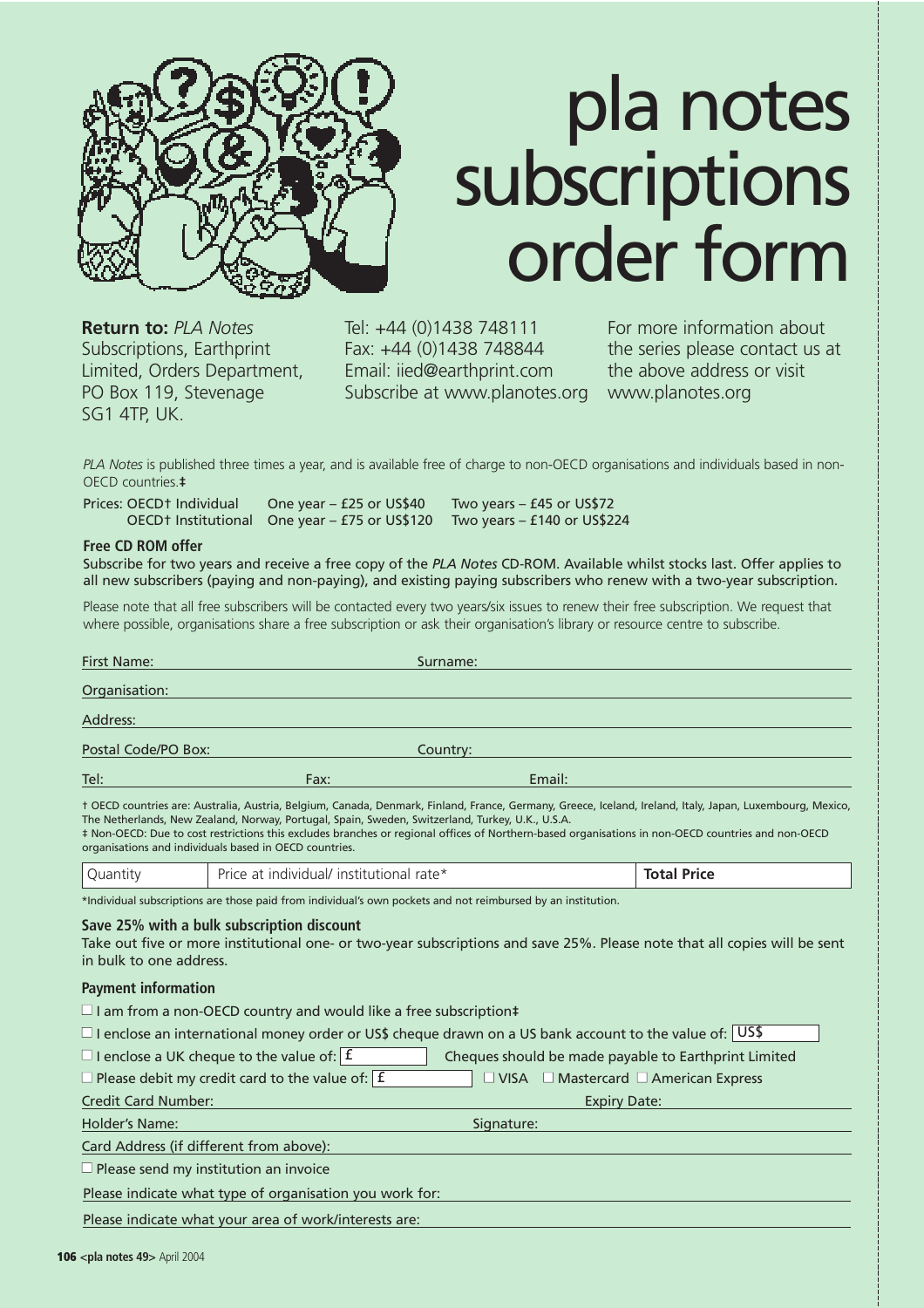# pla notes subscriptions order form

**Return to:** *PLA Notes* Subscriptions, Earthprint Limited, Orders Department, PO Box 119, Stevenage SG1 4TP, UK.

Tel: +44 (0)1438 748111
Fax: +44 (0)1438 748844
Email: iied@earthprint.com
Subscribe at www.planotes.org

For more information about the series please contact us at the above address or visit www.planotes.org

*PLA Notes* is published three times a year, and is available free of charge to non-OECD organisations and individuals based in non-OECD countries.‡

Prices: OECD† Individual — One year – £25 or US$40 — Two years – £45 or US$72
OECD† Institutional — One year – £75 or US$120 — Two years – £140 or US$224

**Free CD ROM offer**

Subscribe for two years and receive a free copy of the *PLA Notes* CD-ROM. Available whilst stocks last. Offer applies to all new subscribers (paying and non-paying), and existing paying subscribers who renew with a two-year subscription.

Please note that all free subscribers will be contacted every two years/six issues to renew their free subscription. We request that where possible, organisations share a free subscription or ask their organisation's library or resource centre to subscribe.

First Name: ______ Surname: ______

Organisation: ______

Address: ______

Postal Code/PO Box: ______ Country: ______

Tel: ______ Fax: ______ Email: ______

† OECD countries are: Australia, Austria, Belgium, Canada, Denmark, Finland, France, Germany, Greece, Iceland, Ireland, Italy, Japan, Luxembourg, Mexico, The Netherlands, New Zealand, Norway, Portugal, Spain, Sweden, Switzerland, Turkey, U.K., U.S.A.
‡ Non-OECD: Due to cost restrictions this excludes branches or regional offices of Northern-based organisations in non-OECD countries and non-OECD organisations and individuals based in OECD countries.

| Quantity | Price at individual/ institutional rate* | **Total Price** |
|---|---|---|

*Individual subscriptions are those paid from individual's own pockets and not reimbursed by an institution.

**Save 25% with a bulk subscription discount**

Take out five or more institutional one- or two-year subscriptions and save 25%. Please note that all copies will be sent in bulk to one address.

**Payment information**

☐ I am from a non-OECD country and would like a free subscription‡

☐ I enclose an international money order or US$ cheque drawn on a US bank account to the value of: US$ ______

☐ I enclose a UK cheque to the value of: £ ______ Cheques should be made payable to Earthprint Limited

☐ Please debit my credit card to the value of: £ ______ ☐ VISA ☐ Mastercard ☐ American Express

Credit Card Number: ______ Expiry Date: ______

Holder's Name: ______ Signature: ______

Card Address (if different from above): ______

☐ Please send my institution an invoice

Please indicate what type of organisation you work for: ______

Please indicate what your area of work/interests are: ______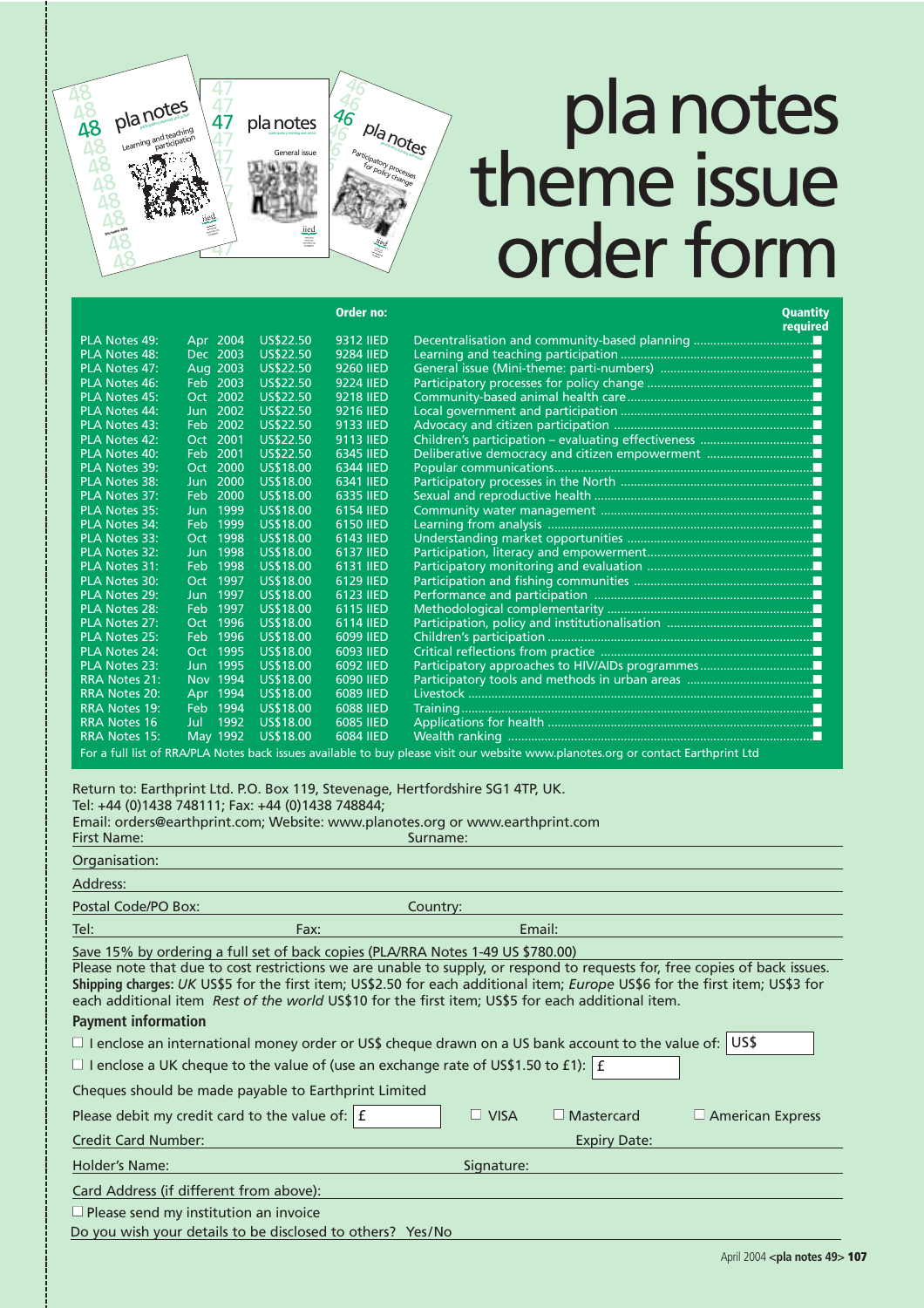# pla notes theme issue order form

| | | | Order no: | | Quantity required |
|---|---|---|---|---|---|
| PLA Notes 49: | Apr 2004 | US$22.50 | 9312 IIED | Decentralisation and community-based planning | ■ |
| PLA Notes 48: | Dec 2003 | US$22.50 | 9284 IIED | Learning and teaching participation | ■ |
| PLA Notes 47: | Aug 2003 | US$22.50 | 9260 IIED | General issue (Mini-theme: parti-numbers) | ■ |
| PLA Notes 46: | Feb 2003 | US$22.50 | 9224 IIED | Participatory processes for policy change | ■ |
| PLA Notes 45: | Oct 2002 | US$22.50 | 9218 IIED | Community-based animal health care | ■ |
| PLA Notes 44: | Jun 2002 | US$22.50 | 9216 IIED | Local government and participation | ■ |
| PLA Notes 43: | Feb 2002 | US$22.50 | 9133 IIED | Advocacy and citizen participation | ■ |
| PLA Notes 42: | Oct 2001 | US$22.50 | 9113 IIED | Children's participation – evaluating effectiveness | ■ |
| PLA Notes 40: | Feb 2001 | US$22.50 | 6345 IIED | Deliberative democracy and citizen empowerment | ■ |
| PLA Notes 39: | Oct 2000 | US$18.00 | 6344 IIED | Popular communications | ■ |
| PLA Notes 38: | Jun 2000 | US$18.00 | 6341 IIED | Participatory processes in the North | ■ |
| PLA Notes 37: | Feb 2000 | US$18.00 | 6335 IIED | Sexual and reproductive health | ■ |
| PLA Notes 35: | Jun 1999 | US$18.00 | 6154 IIED | Community water management | ■ |
| PLA Notes 34: | Feb 1999 | US$18.00 | 6150 IIED | Learning from analysis | ■ |
| PLA Notes 33: | Oct 1998 | US$18.00 | 6143 IIED | Understanding market opportunities | ■ |
| PLA Notes 32: | Jun 1998 | US$18.00 | 6137 IIED | Participation, literacy and empowerment | ■ |
| PLA Notes 31: | Feb 1998 | US$18.00 | 6131 IIED | Participatory monitoring and evaluation | ■ |
| PLA Notes 30: | Oct 1997 | US$18.00 | 6129 IIED | Participation and fishing communities | ■ |
| PLA Notes 29: | Jun 1997 | US$18.00 | 6123 IIED | Performance and participation | ■ |
| PLA Notes 28: | Feb 1997 | US$18.00 | 6115 IIED | Methodological complementarity | ■ |
| PLA Notes 27: | Oct 1996 | US$18.00 | 6114 IIED | Participation, policy and institutionalisation | ■ |
| PLA Notes 25: | Feb 1996 | US$18.00 | 6099 IIED | Children's participation | ■ |
| PLA Notes 24: | Oct 1995 | US$18.00 | 6093 IIED | Critical reflections from practice | ■ |
| PLA Notes 23: | Jun 1995 | US$18.00 | 6092 IIED | Participatory approaches to HIV/AIDs programmes | ■ |
| RRA Notes 21: | Nov 1994 | US$18.00 | 6090 IIED | Participatory tools and methods in urban areas | ■ |
| RRA Notes 20: | Apr 1994 | US$18.00 | 6089 IIED | Livestock | ■ |
| RRA Notes 19: | Feb 1994 | US$18.00 | 6088 IIED | Training | ■ |
| RRA Notes 16 | Jul 1992 | US$18.00 | 6085 IIED | Applications for health | ■ |
| RRA Notes 15: | May 1992 | US$18.00 | 6084 IIED | Wealth ranking | ■ |

For a full list of RRA/PLA Notes back issues available to buy please visit our website www.planotes.org or contact Earthprint Ltd

Return to: Earthprint Ltd. P.O. Box 119, Stevenage, Hertfordshire SG1 4TP, UK.
Tel: +44 (0)1438 748111; Fax: +44 (0)1438 748844;
Email: orders@earthprint.com; Website: www.planotes.org or www.earthprint.com

First Name: Surname:

Organisation:

Address:

Postal Code/PO Box: Country:

Tel: Fax: Email:

Save 15% by ordering a full set of back copies (PLA/RRA Notes 1-49 US $780.00)

Please note that due to cost restrictions we are unable to supply, or respond to requests for, free copies of back issues.
**Shipping charges:** *UK* US$5 for the first item; US$2.50 for each additional item; *Europe* US$6 for the first item; US$3 for each additional item *Rest of the world* US$10 for the first item; US$5 for each additional item.

**Payment information**

☐ I enclose an international money order or US$ cheque drawn on a US bank account to the value of: US$

☐ I enclose a UK cheque to the value of (use an exchange rate of US$1.50 to £1): £

Cheques should be made payable to Earthprint Limited

Please debit my credit card to the value of: £ ☐ VISA ☐ Mastercard ☐ American Express

Credit Card Number: Expiry Date:

Holder's Name: Signature:

Card Address (if different from above):

☐ Please send my institution an invoice

Do you wish your details to be disclosed to others? Yes/No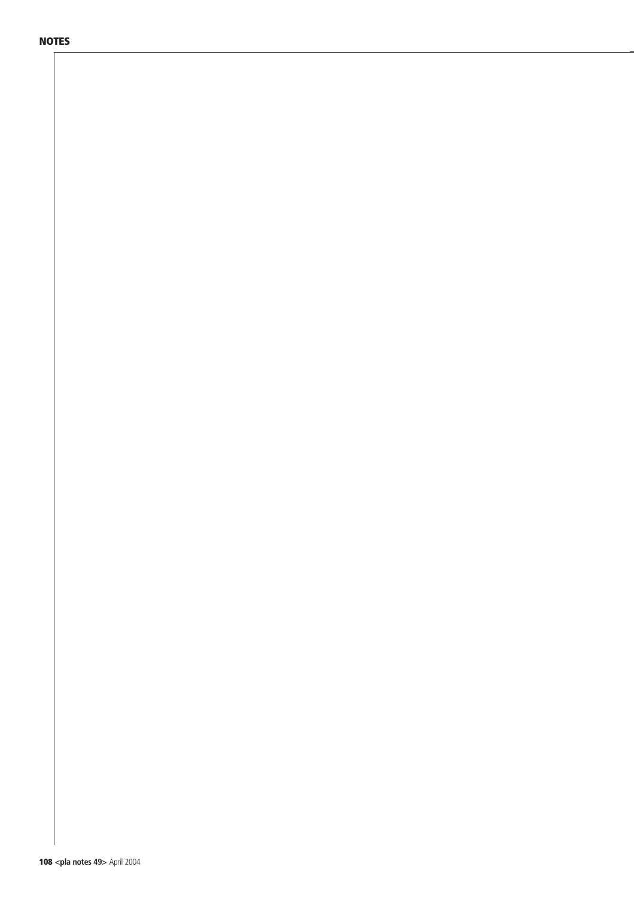**NOTES**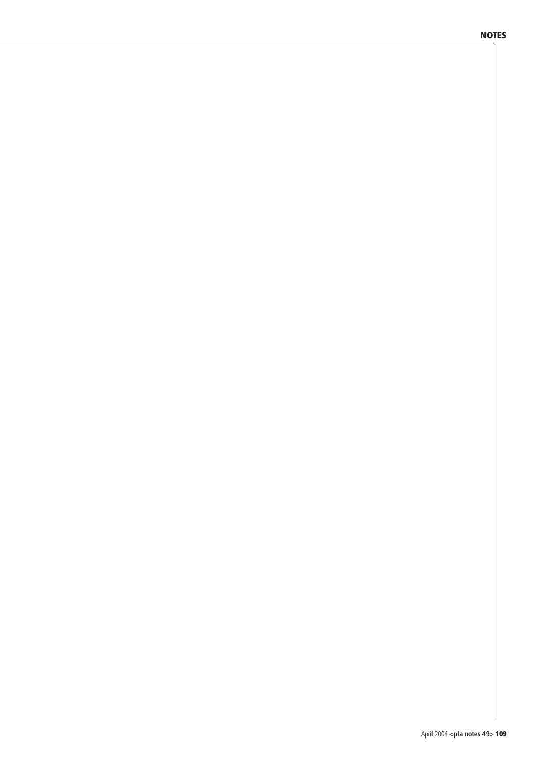# NOTES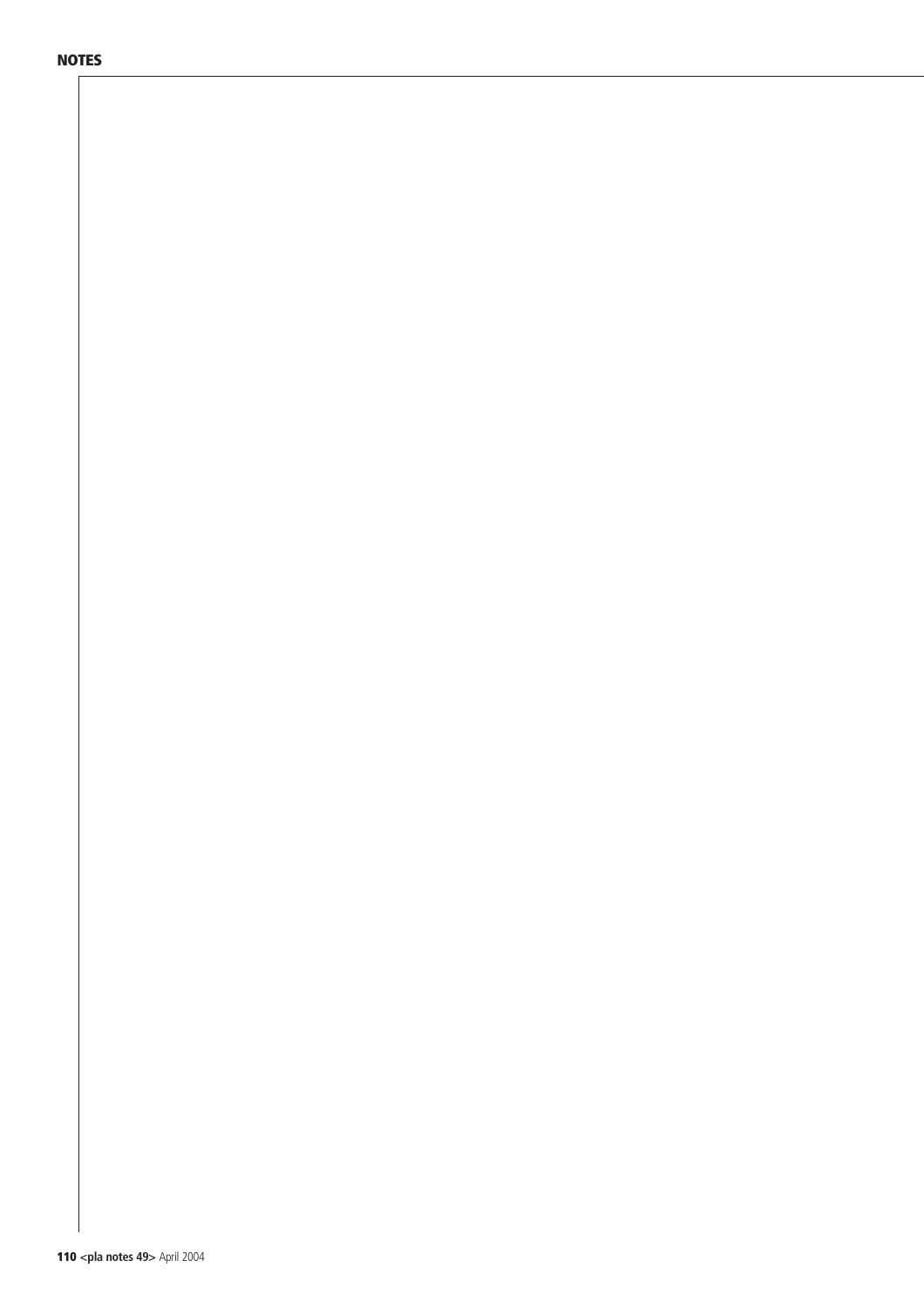# NOTES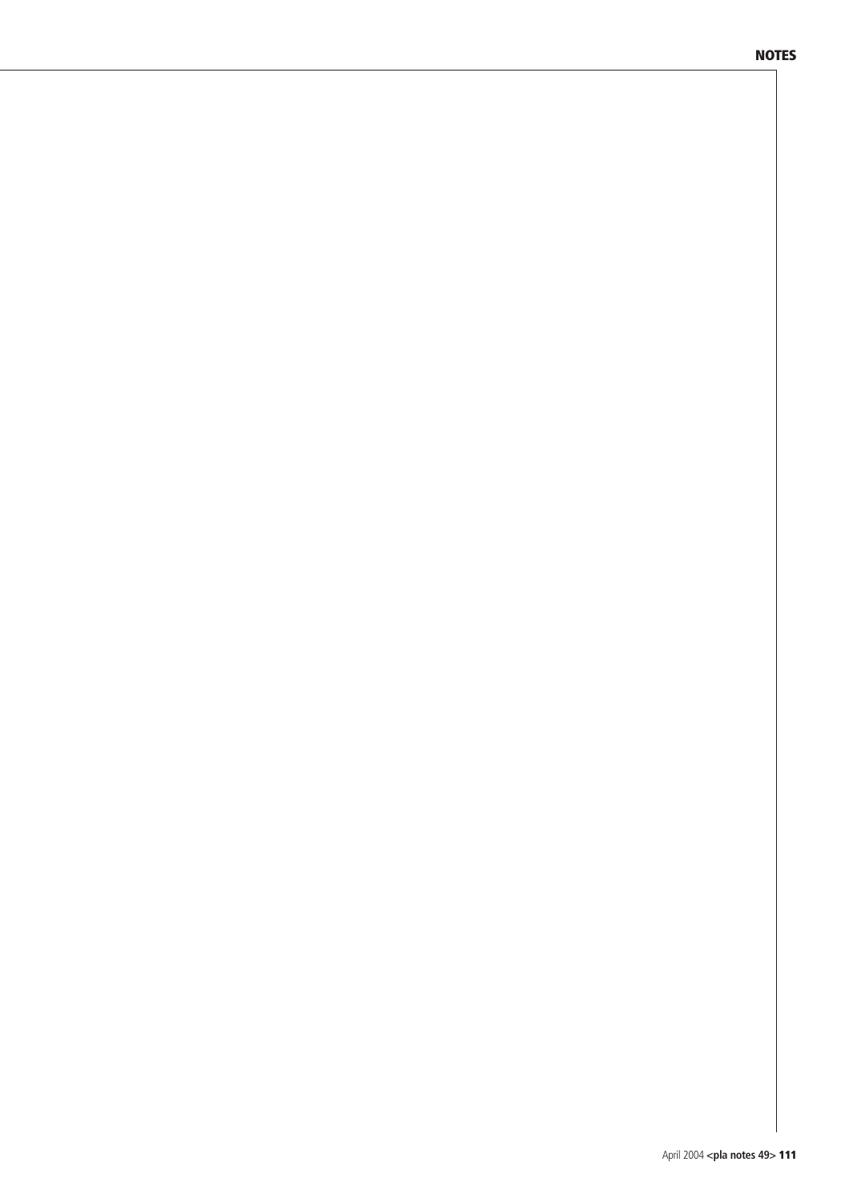# NOTES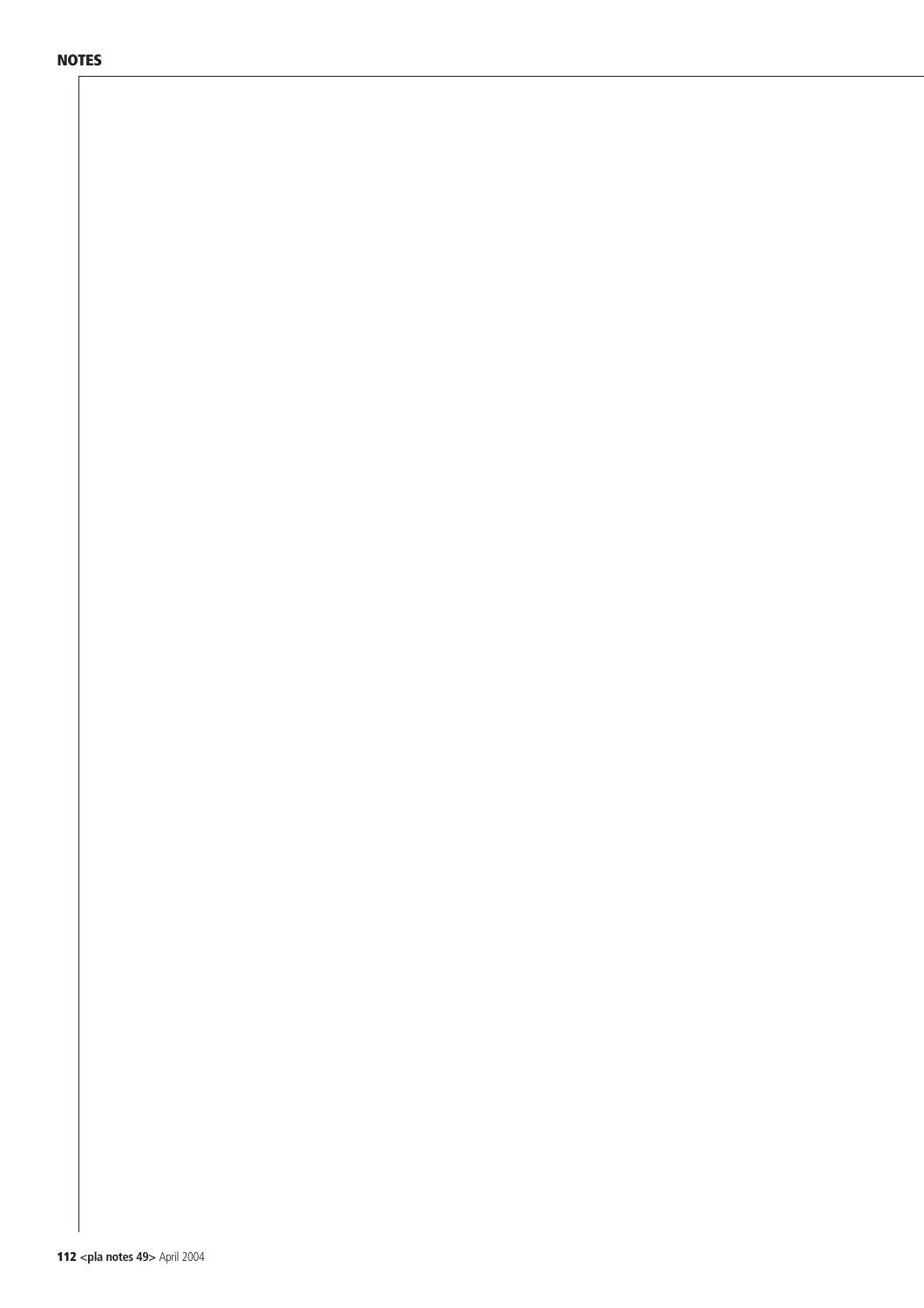## NOTES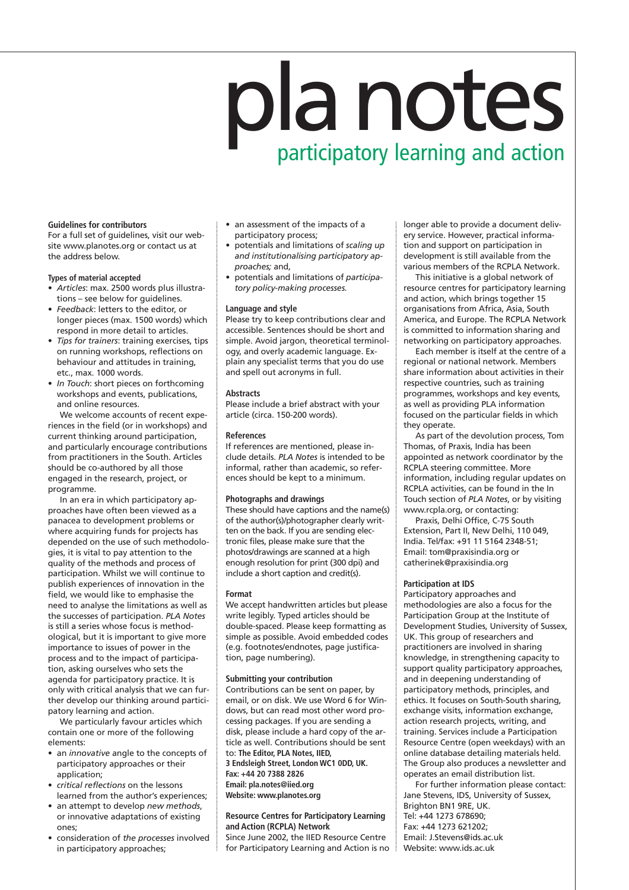# pla notes

## participatory learning and action

### Guidelines for contributors

For a full set of guidelines, visit our website www.planotes.org or contact us at the address below.

#### Types of material accepted

- *Articles*: max. 2500 words plus illustrations – see below for guidelines.
- *Feedback*: letters to the editor, or longer pieces (max. 1500 words) which respond in more detail to articles.
- *Tips for trainers*: training exercises, tips on running workshops, reflections on behaviour and attitudes in training, etc., max. 1000 words.
- *In Touch*: short pieces on forthcoming workshops and events, publications, and online resources.

We welcome accounts of recent experiences in the field (or in workshops) and current thinking around participation, and particularly encourage contributions from practitioners in the South. Articles should be co-authored by all those engaged in the research, project, or programme.

In an era in which participatory approaches have often been viewed as a panacea to development problems or where acquiring funds for projects has depended on the use of such methodologies, it is vital to pay attention to the quality of the methods and process of participation. Whilst we will continue to publish experiences of innovation in the field, we would like to emphasise the need to analyse the limitations as well as the successes of participation. *PLA Notes* is still a series whose focus is methodological, but it is important to give more importance to issues of power in the process and to the impact of participation, asking ourselves who sets the agenda for participatory practice. It is only with critical analysis that we can further develop our thinking around participatory learning and action.

We particularly favour articles which contain one or more of the following elements:

- an *innovative* angle to the concepts of participatory approaches or their application;
- *critical reflections* on the lessons learned from the author's experiences;
- an attempt to develop *new methods*, or innovative adaptations of existing ones;
- consideration of *the processes* involved in participatory approaches;
- an assessment of the impacts of a participatory process;
- potentials and limitations of *scaling up and institutionalising participatory approaches;* and,
- potentials and limitations of *participatory policy-making processes.*

#### Language and style

Please try to keep contributions clear and accessible. Sentences should be short and simple. Avoid jargon, theoretical terminology, and overly academic language. Explain any specialist terms that you do use and spell out acronyms in full.

#### Abstracts

Please include a brief abstract with your article (circa. 150-200 words).

#### References

If references are mentioned, please include details. *PLA Notes* is intended to be informal, rather than academic, so references should be kept to a minimum.

#### Photographs and drawings

These should have captions and the name(s) of the author(s)/photographer clearly written on the back. If you are sending electronic files, please make sure that the photos/drawings are scanned at a high enough resolution for print (300 dpi) and include a short caption and credit(s).

#### Format

We accept handwritten articles but please write legibly. Typed articles should be double-spaced. Please keep formatting as simple as possible. Avoid embedded codes (e.g. footnotes/endnotes, page justification, page numbering).

#### Submitting your contribution

Contributions can be sent on paper, by email, or on disk. We use Word 6 for Windows, but can read most other word processing packages. If you are sending a disk, please include a hard copy of the article as well. Contributions should be sent to: **The Editor, PLA Notes, IIED, 3 Endsleigh Street, London WC1 0DD, UK. Fax: +44 20 7388 2826 Email: pla.notes@iied.org Website: www.planotes.org**

#### Resource Centres for Participatory Learning and Action (RCPLA) Network

Since June 2002, the IIED Resource Centre for Participatory Learning and Action is no longer able to provide a document delivery service. However, practical information and support on participation in development is still available from the various members of the RCPLA Network.

This initiative is a global network of resource centres for participatory learning and action, which brings together 15 organisations from Africa, Asia, South America, and Europe. The RCPLA Network is committed to information sharing and networking on participatory approaches.

Each member is itself at the centre of a regional or national network. Members share information about activities in their respective countries, such as training programmes, workshops and key events, as well as providing PLA information focused on the particular fields in which they operate.

As part of the devolution process, Tom Thomas, of Praxis, India has been appointed as network coordinator by the RCPLA steering committee. More information, including regular updates on RCPLA activities, can be found in the In Touch section of *PLA Notes*, or by visiting www.rcpla.org, or contacting:

Praxis, Delhi Office, C-75 South Extension, Part II, New Delhi, 110 049, India. Tel/fax: +91 11 5164 2348-51; Email: tom@praxisindia.org or catherinek@praxisindia.org

#### Participation at IDS

Participatory approaches and methodologies are also a focus for the Participation Group at the Institute of Development Studies, University of Sussex, UK. This group of researchers and practitioners are involved in sharing knowledge, in strengthening capacity to support quality participatory approaches, and in deepening understanding of participatory methods, principles, and ethics. It focuses on South-South sharing, exchange visits, information exchange, action research projects, writing, and training. Services include a Participation Resource Centre (open weekdays) with an online database detailing materials held. The Group also produces a newsletter and operates an email distribution list.

For further information please contact: Jane Stevens, IDS, University of Sussex, Brighton BN1 9RE, UK.
Tel: +44 1273 678690;
Fax: +44 1273 621202;
Email: J.Stevens@ids.ac.uk
Website: www.ids.ac.uk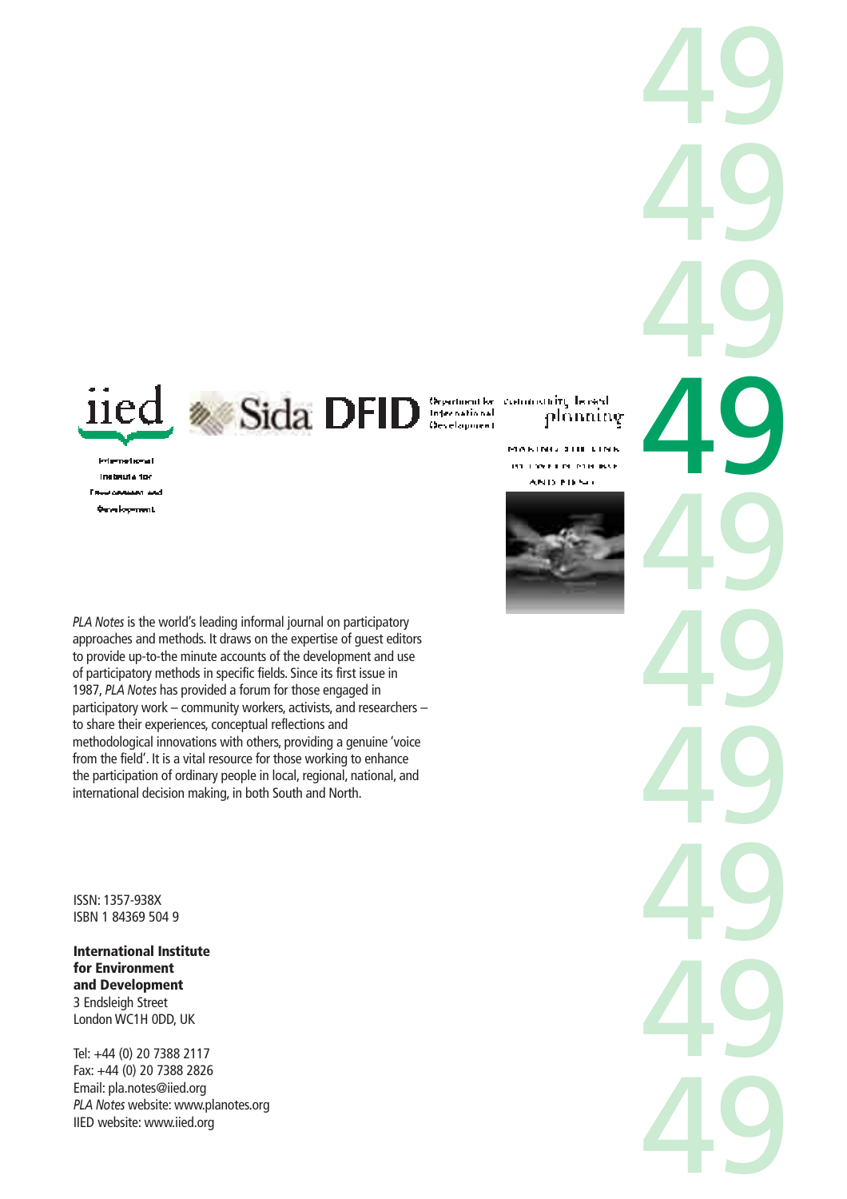iied

International Institute for Environment and Development

Sida DFID Department for International Development

community based planning

MAKING THE LINK BETWEEN POLICY AND PRACTICE

49

*PLA Notes* is the world's leading informal journal on participatory approaches and methods. It draws on the expertise of guest editors to provide up-to-the minute accounts of the development and use of participatory methods in specific fields. Since its first issue in 1987, *PLA Notes* has provided a forum for those engaged in participatory work – community workers, activists, and researchers – to share their experiences, conceptual reflections and methodological innovations with others, providing a genuine 'voice from the field'. It is a vital resource for those working to enhance the participation of ordinary people in local, regional, national, and international decision making, in both South and North.

ISSN: 1357-938X
ISBN 1 84369 504 9

**International Institute for Environment and Development**
3 Endsleigh Street
London WC1H 0DD, UK

Tel: +44 (0) 20 7388 2117
Fax: +44 (0) 20 7388 2826
Email: pla.notes@iied.org
*PLA Notes* website: www.planotes.org
IIED website: www.iied.org